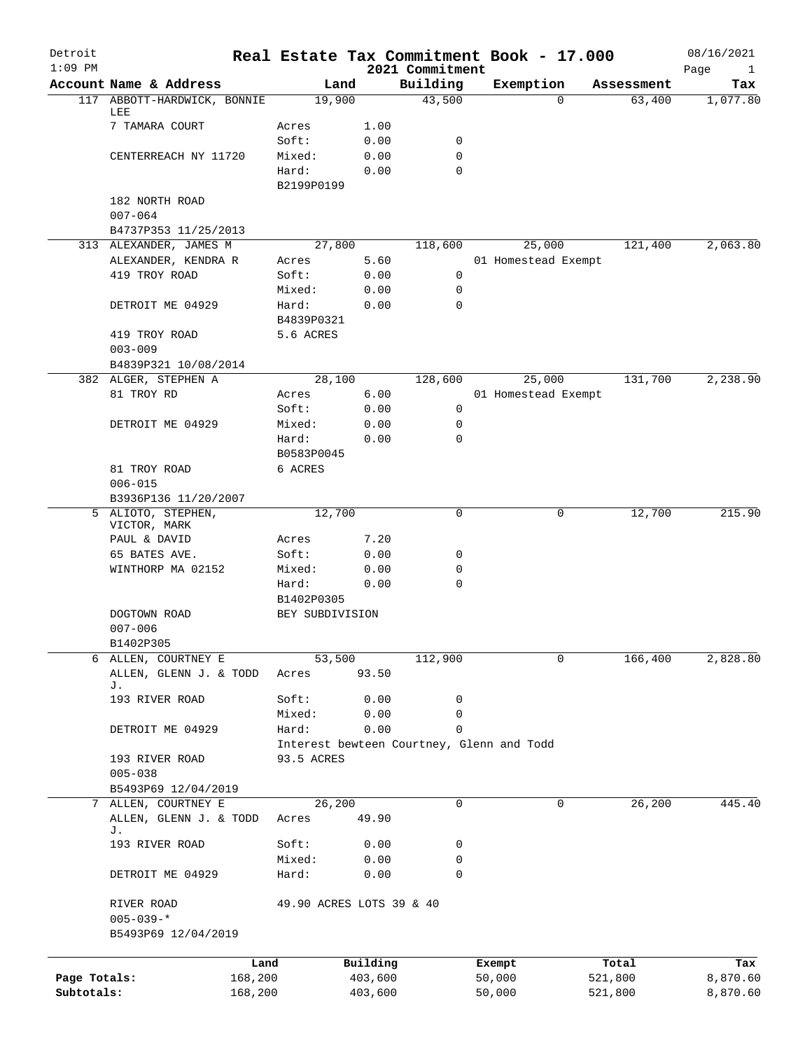# Detroit Real Estate Tax Commitment Book - 17.000

2021 Commitment

1:09 PM — 08/16/2021

| Account Name & Address | Land | | Building | Exemption | Assessment | Tax |
|---|---|---|---|---|---|---|
| 117 ABBOTT-HARDWICK, BONNIE LEE | 19,900 | | 43,500 | 0 | 63,400 | 1,077.80 |
| 7 TAMARA COURT | Acres | 1.00 | | | | |
| | Soft: | 0.00 | 0 | | | |
| CENTERREACH NY 11720 | Mixed: | 0.00 | 0 | | | |
| | Hard: | 0.00 | 0 | | | |
| | B2199P0199 | | | | | |
| 182 NORTH ROAD | | | | | | |
| 007-064 | | | | | | |
| B4737P353 11/25/2013 | | | | | | |
| 313 ALEXANDER, JAMES M | 27,800 | | 118,600 | 25,000 | 121,400 | 2,063.80 |
| ALEXANDER, KENDRA R | Acres | 5.60 | | 01 Homestead Exempt | | |
| 419 TROY ROAD | Soft: | 0.00 | 0 | | | |
| | Mixed: | 0.00 | 0 | | | |
| DETROIT ME 04929 | Hard: | 0.00 | 0 | | | |
| | B4839P0321 | | | | | |
| 419 TROY ROAD | 5.6 ACRES | | | | | |
| 003-009 | | | | | | |
| B4839P321 10/08/2014 | | | | | | |
| 382 ALGER, STEPHEN A | 28,100 | | 128,600 | 25,000 | 131,700 | 2,238.90 |
| 81 TROY RD | Acres | 6.00 | | 01 Homestead Exempt | | |
| | Soft: | 0.00 | 0 | | | |
| DETROIT ME 04929 | Mixed: | 0.00 | 0 | | | |
| | Hard: | 0.00 | 0 | | | |
| | B0583P0045 | | | | | |
| 81 TROY ROAD | 6 ACRES | | | | | |
| 006-015 | | | | | | |
| B3936P136 11/20/2007 | | | | | | |
| 5 ALIOTO, STEPHEN, VICTOR, MARK | 12,700 | | 0 | 0 | 12,700 | 215.90 |
| PAUL & DAVID | Acres | 7.20 | | | | |
| 65 BATES AVE. | Soft: | 0.00 | 0 | | | |
| WINTHORP MA 02152 | Mixed: | 0.00 | 0 | | | |
| | Hard: | 0.00 | 0 | | | |
| | B1402P0305 | | | | | |
| DOGTOWN ROAD | BEY SUBDIVISION | | | | | |
| 007-006 | | | | | | |
| B1402P305 | | | | | | |
| 6 ALLEN, COURTNEY E | 53,500 | | 112,900 | 0 | 166,400 | 2,828.80 |
| ALLEN, GLENN J. & TODD J. | Acres | 93.50 | | | | |
| 193 RIVER ROAD | Soft: | 0.00 | 0 | | | |
| | Mixed: | 0.00 | 0 | | | |
| DETROIT ME 04929 | Hard: | 0.00 | 0 | | | |
| | Interest bewteen Courtney, Glenn and Todd | | | | | |
| 193 RIVER ROAD | 93.5 ACRES | | | | | |
| 005-038 | | | | | | |
| B5493P69 12/04/2019 | | | | | | |
| 7 ALLEN, COURTNEY E | 26,200 | | 0 | 0 | 26,200 | 445.40 |
| ALLEN, GLENN J. & TODD J. | Acres | 49.90 | | | | |
| 193 RIVER ROAD | Soft: | 0.00 | 0 | | | |
| | Mixed: | 0.00 | 0 | | | |
| DETROIT ME 04929 | Hard: | 0.00 | 0 | | | |
| RIVER ROAD | 49.90 ACRES LOTS 39 & 40 | | | | | |
| 005-039-* | | | | | | |
| B5493P69 12/04/2019 | | | | | | |

| | Land | Building | Exempt | Total | Tax |
|---|---|---|---|---|---|
| Page Totals: | 168,200 | 403,600 | 50,000 | 521,800 | 8,870.60 |
| Subtotals: | 168,200 | 403,600 | 50,000 | 521,800 | 8,870.60 |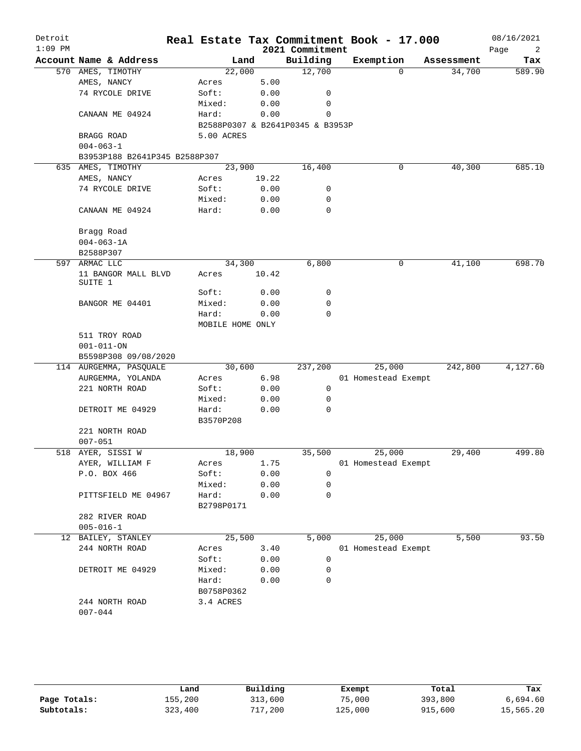# Real Estate Tax Commitment Book - 17.000

Detroit
2021 Commitment
08/16/2021
1:09 PM

| Account | Name & Address | Land | | Building | Exemption | Assessment | Tax |
|---|---|---|---|---|---|---|---|
| 570 | AMES, TIMOTHY | 22,000 | | 12,700 | 0 | 34,700 | 589.90 |
| | AMES, NANCY | Acres | 5.00 | | | | |
| | 74 RYCOLE DRIVE | Soft: | 0.00 | 0 | | | |
| | | Mixed: | 0.00 | 0 | | | |
| | CANAAN ME 04924 | Hard: | 0.00 | 0 | | | |
| | | B2588P0307 & B2641P0345 & B3953P | | | | | |
| | BRAGG ROAD | 5.00 ACRES | | | | | |
| | 004-063-1 | | | | | | |
| | B3953P188 B2641P345 B2588P307 | | | | | | |
| 635 | AMES, TIMOTHY | 23,900 | | 16,400 | 0 | 40,300 | 685.10 |
| | AMES, NANCY | Acres | 19.22 | | | | |
| | 74 RYCOLE DRIVE | Soft: | 0.00 | 0 | | | |
| | | Mixed: | 0.00 | 0 | | | |
| | CANAAN ME 04924 | Hard: | 0.00 | 0 | | | |
| | Bragg Road | | | | | | |
| | 004-063-1A | | | | | | |
| | B2588P307 | | | | | | |
| 597 | ARMAC LLC | 34,300 | | 6,800 | 0 | 41,100 | 698.70 |
| | 11 BANGOR MALL BLVD SUITE 1 | Acres | 10.42 | | | | |
| | | Soft: | 0.00 | 0 | | | |
| | BANGOR ME 04401 | Mixed: | 0.00 | 0 | | | |
| | | Hard: | 0.00 | 0 | | | |
| | | MOBILE HOME ONLY | | | | | |
| | 511 TROY ROAD | | | | | | |
| | 001-011-ON | | | | | | |
| | B5598P308 09/08/2020 | | | | | | |
| 114 | AURGEMMA, PASQUALE | 30,600 | | 237,200 | 25,000 | 242,800 | 4,127.60 |
| | AURGEMMA, YOLANDA | Acres | 6.98 | | 01 Homestead Exempt | | |
| | 221 NORTH ROAD | Soft: | 0.00 | 0 | | | |
| | | Mixed: | 0.00 | 0 | | | |
| | DETROIT ME 04929 | Hard: | 0.00 | 0 | | | |
| | | B3570P208 | | | | | |
| | 221 NORTH ROAD | | | | | | |
| | 007-051 | | | | | | |
| 518 | AYER, SISSI W | 18,900 | | 35,500 | 25,000 | 29,400 | 499.80 |
| | AYER, WILLIAM F | Acres | 1.75 | | 01 Homestead Exempt | | |
| | P.O. BOX 466 | Soft: | 0.00 | 0 | | | |
| | | Mixed: | 0.00 | 0 | | | |
| | PITTSFIELD ME 04967 | Hard: | 0.00 | 0 | | | |
| | | B2798P0171 | | | | | |
| | 282 RIVER ROAD | | | | | | |
| | 005-016-1 | | | | | | |
| 12 | BAILEY, STANLEY | 25,500 | | 5,000 | 25,000 | 5,500 | 93.50 |
| | 244 NORTH ROAD | Acres | 3.40 | | 01 Homestead Exempt | | |
| | | Soft: | 0.00 | 0 | | | |
| | DETROIT ME 04929 | Mixed: | 0.00 | 0 | | | |
| | | Hard: | 0.00 | 0 | | | |
| | | B0758P0362 | | | | | |
| | 244 NORTH ROAD | 3.4 ACRES | | | | | |
| | 007-044 | | | | | | |

| | Land | Building | Exempt | Total | Tax |
|---|---|---|---|---|---|
| Page Totals: | 155,200 | 313,600 | 75,000 | 393,800 | 6,694.60 |
| Subtotals: | 323,400 | 717,200 | 125,000 | 915,600 | 15,565.20 |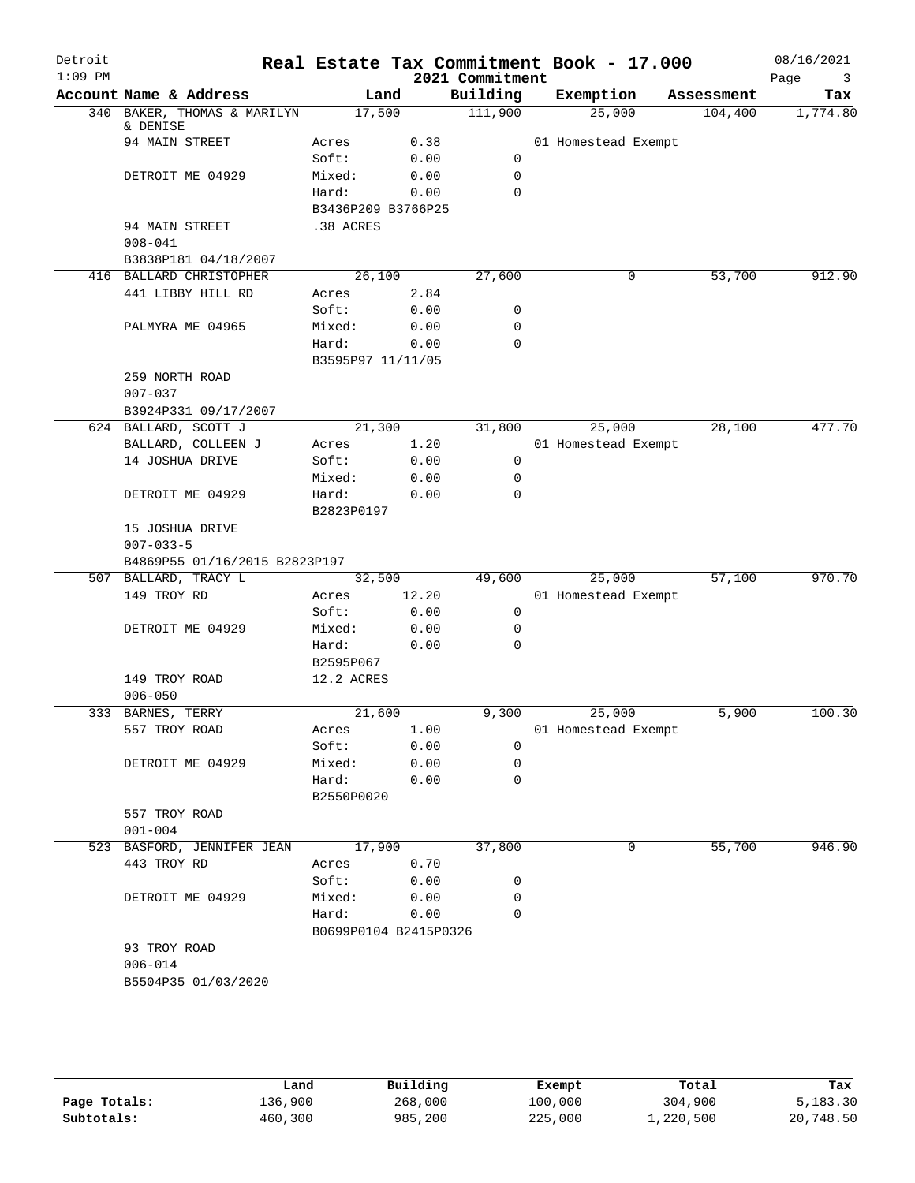# Real Estate Tax Commitment Book - 17.000

Detroit
1:09 PM

2021 Commitment

08/16/2021

| Account Name & Address | Land | | Building | Exemption | Assessment | Tax |
|---|---|---|---|---|---|---|
| 340 BAKER, THOMAS & MARILYN & DENISE | 17,500 | | 111,900 | 25,000 | 104,400 | 1,774.80 |
| 94 MAIN STREET | Acres | 0.38 | | 01 Homestead Exempt | | |
| | Soft: | 0.00 | 0 | | | |
| DETROIT ME 04929 | Mixed: | 0.00 | 0 | | | |
| | Hard: | 0.00 | 0 | | | |
| | B3436P209 B3766P25 | | | | | |
| 94 MAIN STREET | .38 ACRES | | | | | |
| 008-041 | | | | | | |
| B3838P181 04/18/2007 | | | | | | |
| 416 BALLARD CHRISTOPHER | 26,100 | | 27,600 | 0 | 53,700 | 912.90 |
| 441 LIBBY HILL RD | Acres | 2.84 | | | | |
| | Soft: | 0.00 | 0 | | | |
| PALMYRA ME 04965 | Mixed: | 0.00 | 0 | | | |
| | Hard: | 0.00 | 0 | | | |
| | B3595P97 11/11/05 | | | | | |
| 259 NORTH ROAD | | | | | | |
| 007-037 | | | | | | |
| B3924P331 09/17/2007 | | | | | | |
| 624 BALLARD, SCOTT J | 21,300 | | 31,800 | 25,000 | 28,100 | 477.70 |
| BALLARD, COLLEEN J | Acres | 1.20 | | 01 Homestead Exempt | | |
| 14 JOSHUA DRIVE | Soft: | 0.00 | 0 | | | |
| | Mixed: | 0.00 | 0 | | | |
| DETROIT ME 04929 | Hard: | 0.00 | 0 | | | |
| | B2823P0197 | | | | | |
| 15 JOSHUA DRIVE | | | | | | |
| 007-033-5 | | | | | | |
| B4869P55 01/16/2015 B2823P197 | | | | | | |
| 507 BALLARD, TRACY L | 32,500 | | 49,600 | 25,000 | 57,100 | 970.70 |
| 149 TROY RD | Acres | 12.20 | | 01 Homestead Exempt | | |
| | Soft: | 0.00 | 0 | | | |
| DETROIT ME 04929 | Mixed: | 0.00 | 0 | | | |
| | Hard: | 0.00 | 0 | | | |
| | B2595P067 | | | | | |
| 149 TROY ROAD | 12.2 ACRES | | | | | |
| 006-050 | | | | | | |
| 333 BARNES, TERRY | 21,600 | | 9,300 | 25,000 | 5,900 | 100.30 |
| 557 TROY ROAD | Acres | 1.00 | | 01 Homestead Exempt | | |
| | Soft: | 0.00 | 0 | | | |
| DETROIT ME 04929 | Mixed: | 0.00 | 0 | | | |
| | Hard: | 0.00 | 0 | | | |
| | B2550P0020 | | | | | |
| 557 TROY ROAD | | | | | | |
| 001-004 | | | | | | |
| 523 BASFORD, JENNIFER JEAN | 17,900 | | 37,800 | 0 | 55,700 | 946.90 |
| 443 TROY RD | Acres | 0.70 | | | | |
| | Soft: | 0.00 | 0 | | | |
| DETROIT ME 04929 | Mixed: | 0.00 | 0 | | | |
| | Hard: | 0.00 | 0 | | | |
| | B0699P0104 B2415P0326 | | | | | |
| 93 TROY ROAD | | | | | | |
| 006-014 | | | | | | |
| B5504P35 01/03/2020 | | | | | | |

| | Land | Building | Exempt | Total | Tax |
|---|---|---|---|---|---|
| Page Totals: | 136,900 | 268,000 | 100,000 | 304,900 | 5,183.30 |
| Subtotals: | 460,300 | 985,200 | 225,000 | 1,220,500 | 20,748.50 |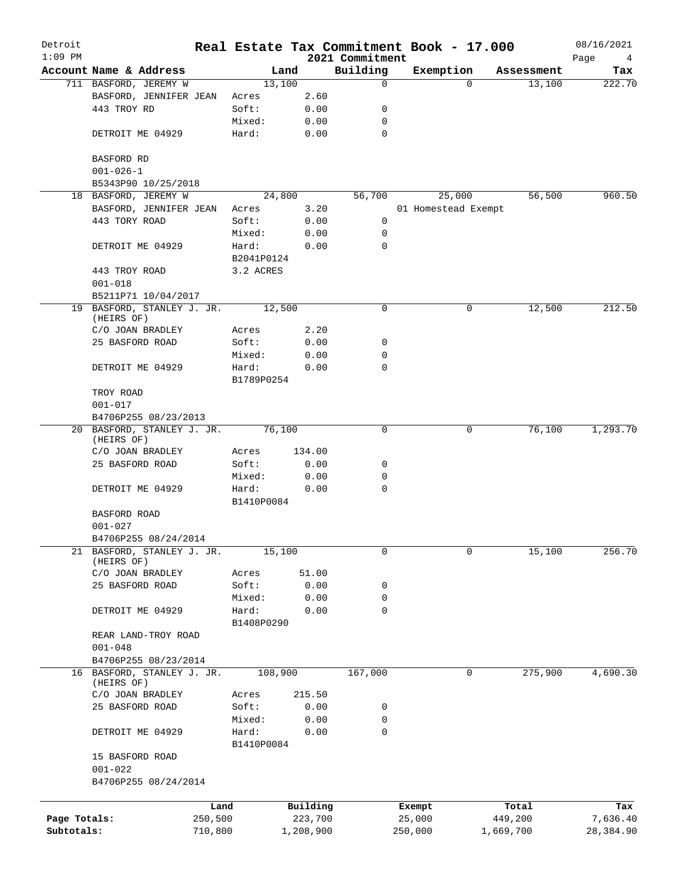Detroit
1:09 PM

# Real Estate Tax Commitment Book - 17.000

2021 Commitment

08/16/2021

| Account | Name & Address | Land | | Building | Exemption | Assessment | Tax |
|---|---|---|---|---|---|---|---|
| 711 | BASFORD, JEREMY W | 13,100 | | 0 | 0 | 13,100 | 222.70 |
| | BASFORD, JENNIFER JEAN | Acres | 2.60 | | | | |
| | 443 TROY RD | Soft: | 0.00 | 0 | | | |
| | | Mixed: | 0.00 | 0 | | | |
| | DETROIT ME 04929 | Hard: | 0.00 | 0 | | | |
| | BASFORD RD | | | | | | |
| | 001-026-1 | | | | | | |
| | B5343P90 10/25/2018 | | | | | | |
| 18 | BASFORD, JEREMY W | 24,800 | | 56,700 | 25,000 | 56,500 | 960.50 |
| | BASFORD, JENNIFER JEAN | Acres | 3.20 | | 01 Homestead Exempt | | |
| | 443 TORY ROAD | Soft: | 0.00 | 0 | | | |
| | | Mixed: | 0.00 | 0 | | | |
| | DETROIT ME 04929 | Hard: | 0.00 | 0 | | | |
| | | B2041P0124 | | | | | |
| | 443 TROY ROAD | 3.2 ACRES | | | | | |
| | 001-018 | | | | | | |
| | B5211P71 10/04/2017 | | | | | | |
| 19 | BASFORD, STANLEY J. JR. (HEIRS OF) | 12,500 | | 0 | 0 | 12,500 | 212.50 |
| | C/O JOAN BRADLEY | Acres | 2.20 | | | | |
| | 25 BASFORD ROAD | Soft: | 0.00 | 0 | | | |
| | | Mixed: | 0.00 | 0 | | | |
| | DETROIT ME 04929 | Hard: | 0.00 | 0 | | | |
| | | B1789P0254 | | | | | |
| | TROY ROAD | | | | | | |
| | 001-017 | | | | | | |
| | B4706P255 08/23/2013 | | | | | | |
| 20 | BASFORD, STANLEY J. JR. (HEIRS OF) | 76,100 | | 0 | 0 | 76,100 | 1,293.70 |
| | C/O JOAN BRADLEY | Acres | 134.00 | | | | |
| | 25 BASFORD ROAD | Soft: | 0.00 | 0 | | | |
| | | Mixed: | 0.00 | 0 | | | |
| | DETROIT ME 04929 | Hard: | 0.00 | 0 | | | |
| | | B1410P0084 | | | | | |
| | BASFORD ROAD | | | | | | |
| | 001-027 | | | | | | |
| | B4706P255 08/24/2014 | | | | | | |
| 21 | BASFORD, STANLEY J. JR. (HEIRS OF) | 15,100 | | 0 | 0 | 15,100 | 256.70 |
| | C/O JOAN BRADLEY | Acres | 51.00 | | | | |
| | 25 BASFORD ROAD | Soft: | 0.00 | 0 | | | |
| | | Mixed: | 0.00 | 0 | | | |
| | DETROIT ME 04929 | Hard: | 0.00 | 0 | | | |
| | | B1408P0290 | | | | | |
| | REAR LAND-TROY ROAD | | | | | | |
| | 001-048 | | | | | | |
| | B4706P255 08/23/2014 | | | | | | |
| 16 | BASFORD, STANLEY J. JR. (HEIRS OF) | 108,900 | | 167,000 | 0 | 275,900 | 4,690.30 |
| | C/O JOAN BRADLEY | Acres | 215.50 | | | | |
| | 25 BASFORD ROAD | Soft: | 0.00 | 0 | | | |
| | | Mixed: | 0.00 | 0 | | | |
| | DETROIT ME 04929 | Hard: | 0.00 | 0 | | | |
| | | B1410P0084 | | | | | |
| | 15 BASFORD ROAD | | | | | | |
| | 001-022 | | | | | | |
| | B4706P255 08/24/2014 | | | | | | |

| | Land | Building | Exempt | Total | Tax |
|---|---|---|---|---|---|
| Page Totals: | 250,500 | 223,700 | 25,000 | 449,200 | 7,636.40 |
| Subtotals: | 710,800 | 1,208,900 | 250,000 | 1,669,700 | 28,384.90 |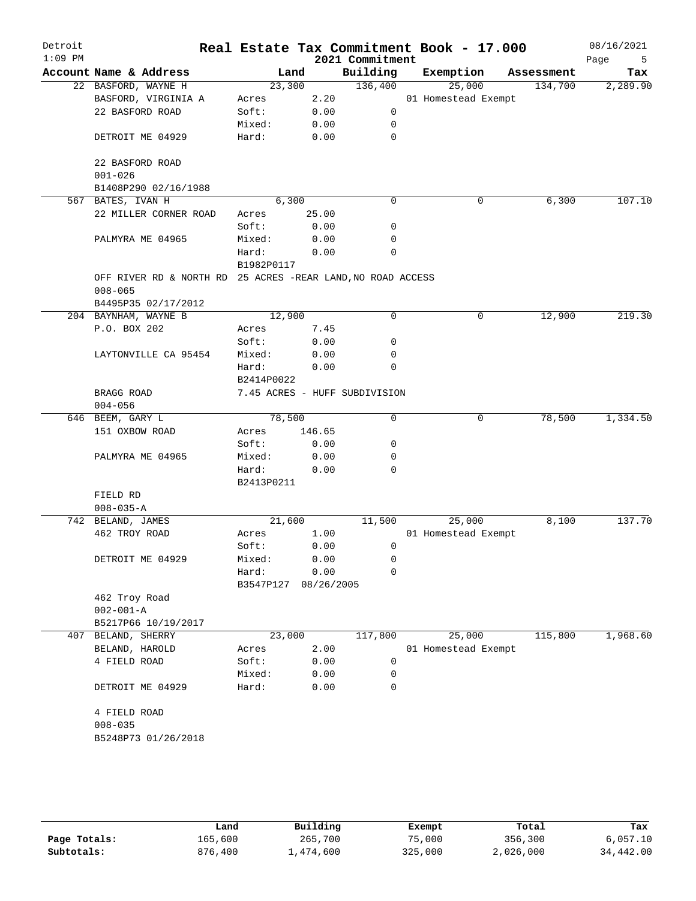# Real Estate Tax Commitment Book - 17.000

Detroit
1:09 PM

2021 Commitment

08/16/2021

| Account Name & Address | Land | | Building | Exemption | Assessment | Tax |
|---|---|---|---|---|---|---|
| 22 BASFORD, WAYNE H | 23,300 | | 136,400 | 25,000 | 134,700 | 2,289.90 |
| BASFORD, VIRGINIA A | Acres | 2.20 | | 01 Homestead Exempt | | |
| 22 BASFORD ROAD | Soft: | 0.00 | 0 | | | |
| | Mixed: | 0.00 | 0 | | | |
| DETROIT ME 04929 | Hard: | 0.00 | 0 | | | |
| 22 BASFORD ROAD | | | | | | |
| 001-026 | | | | | | |
| B1408P290 02/16/1988 | | | | | | |
| 567 BATES, IVAN H | 6,300 | | 0 | 0 | 6,300 | 107.10 |
| 22 MILLER CORNER ROAD | Acres | 25.00 | | | | |
| | Soft: | 0.00 | 0 | | | |
| PALMYRA ME 04965 | Mixed: | 0.00 | 0 | | | |
| | Hard: | 0.00 | 0 | | | |
| | B1982P0117 | | | | | |
| OFF RIVER RD & NORTH RD | 25 ACRES -REAR LAND,NO ROAD ACCESS | | | | | |
| 008-065 | | | | | | |
| B4495P35 02/17/2012 | | | | | | |
| 204 BAYNHAM, WAYNE B | 12,900 | | 0 | 0 | 12,900 | 219.30 |
| P.O. BOX 202 | Acres | 7.45 | | | | |
| | Soft: | 0.00 | 0 | | | |
| LAYTONVILLE CA 95454 | Mixed: | 0.00 | 0 | | | |
| | Hard: | 0.00 | 0 | | | |
| | B2414P0022 | | | | | |
| BRAGG ROAD | 7.45 ACRES - HUFF SUBDIVISION | | | | | |
| 004-056 | | | | | | |
| 646 BEEM, GARY L | 78,500 | | 0 | 0 | 78,500 | 1,334.50 |
| 151 OXBOW ROAD | Acres | 146.65 | | | | |
| | Soft: | 0.00 | 0 | | | |
| PALMYRA ME 04965 | Mixed: | 0.00 | 0 | | | |
| | Hard: | 0.00 | 0 | | | |
| | B2413P0211 | | | | | |
| FIELD RD | | | | | | |
| 008-035-A | | | | | | |
| 742 BELAND, JAMES | 21,600 | | 11,500 | 25,000 | 8,100 | 137.70 |
| 462 TROY ROAD | Acres | 1.00 | | 01 Homestead Exempt | | |
| | Soft: | 0.00 | 0 | | | |
| DETROIT ME 04929 | Mixed: | 0.00 | 0 | | | |
| | Hard: | 0.00 | 0 | | | |
| | B3547P127 | 08/26/2005 | | | | |
| 462 Troy Road | | | | | | |
| 002-001-A | | | | | | |
| B5217P66 10/19/2017 | | | | | | |
| 407 BELAND, SHERRY | 23,000 | | 117,800 | 25,000 | 115,800 | 1,968.60 |
| BELAND, HAROLD | Acres | 2.00 | | 01 Homestead Exempt | | |
| 4 FIELD ROAD | Soft: | 0.00 | 0 | | | |
| | Mixed: | 0.00 | 0 | | | |
| DETROIT ME 04929 | Hard: | 0.00 | 0 | | | |
| 4 FIELD ROAD | | | | | | |
| 008-035 | | | | | | |
| B5248P73 01/26/2018 | | | | | | |

| | Land | Building | Exempt | Total | Tax |
|---|---|---|---|---|---|
| Page Totals: | 165,600 | 265,700 | 75,000 | 356,300 | 6,057.10 |
| Subtotals: | 876,400 | 1,474,600 | 325,000 | 2,026,000 | 34,442.00 |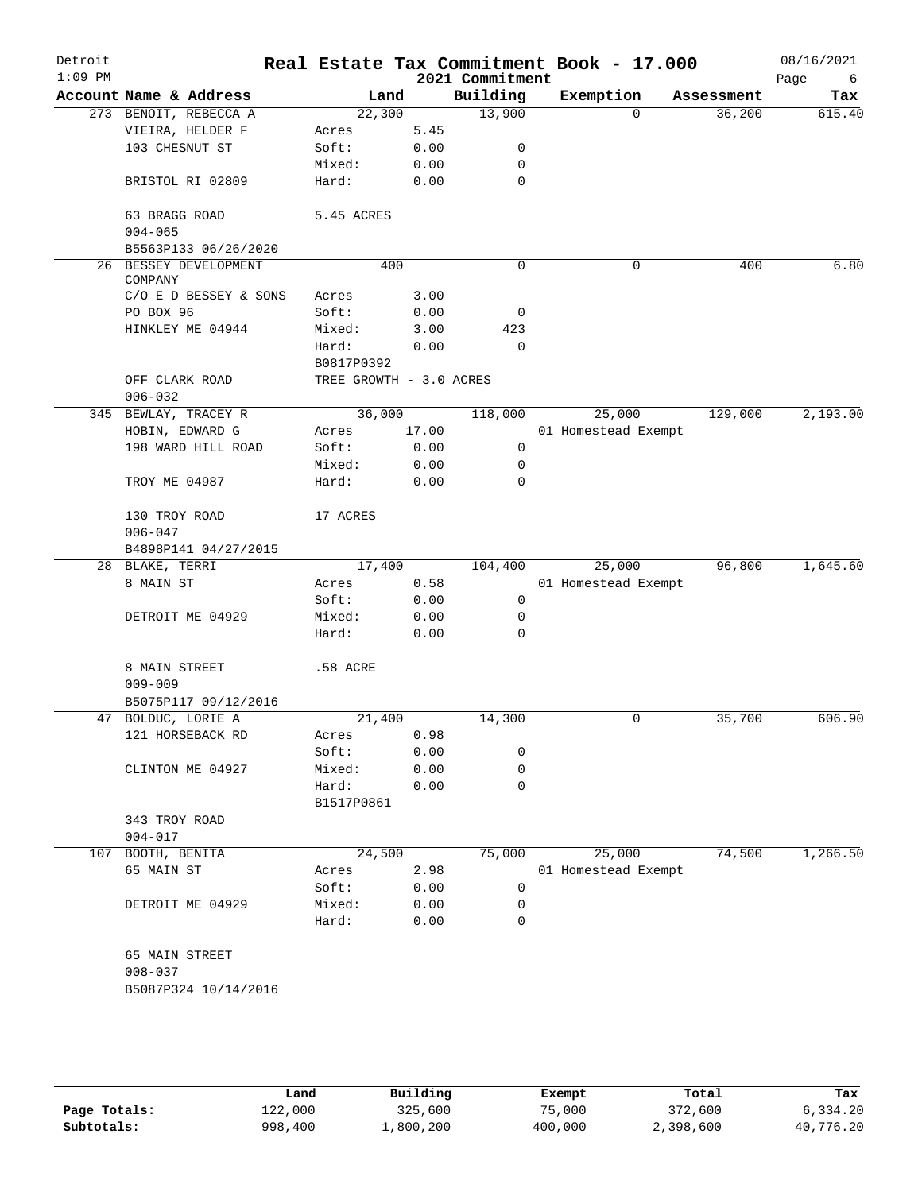# Real Estate Tax Commitment Book - 17.000

Detroit
2021 Commitment

| Account | Name & Address | Land | | Building | Exemption | Assessment | Tax |
|---|---|---|---|---|---|---|---|
| 273 | BENOIT, REBECCA A | 22,300 | | 13,900 | 0 | 36,200 | 615.40 |
| | VIEIRA, HELDER F | Acres | 5.45 | | | | |
| | 103 CHESNUT ST | Soft: | 0.00 | 0 | | | |
| | | Mixed: | 0.00 | 0 | | | |
| | BRISTOL RI 02809 | Hard: | 0.00 | 0 | | | |
| | 63 BRAGG ROAD | 5.45 ACRES | | | | | |
| | 004-065 | | | | | | |
| | B5563P133 06/26/2020 | | | | | | |
| 26 | BESSEY DEVELOPMENT COMPANY | 400 | | 0 | 0 | 400 | 6.80 |
| | C/O E D BESSEY & SONS | Acres | 3.00 | | | | |
| | PO BOX 96 | Soft: | 0.00 | 0 | | | |
| | HINKLEY ME 04944 | Mixed: | 3.00 | 423 | | | |
| | | Hard: | 0.00 | 0 | | | |
| | | B0817P0392 | | | | | |
| | OFF CLARK ROAD | TREE GROWTH - 3.0 ACRES | | | | | |
| | 006-032 | | | | | | |
| 345 | BEWLAY, TRACEY R | 36,000 | | 118,000 | 25,000 | 129,000 | 2,193.00 |
| | HOBIN, EDWARD G | Acres | 17.00 | | 01 Homestead Exempt | | |
| | 198 WARD HILL ROAD | Soft: | 0.00 | 0 | | | |
| | | Mixed: | 0.00 | 0 | | | |
| | TROY ME 04987 | Hard: | 0.00 | 0 | | | |
| | 130 TROY ROAD | 17 ACRES | | | | | |
| | 006-047 | | | | | | |
| | B4898P141 04/27/2015 | | | | | | |
| 28 | BLAKE, TERRI | 17,400 | | 104,400 | 25,000 | 96,800 | 1,645.60 |
| | 8 MAIN ST | Acres | 0.58 | | 01 Homestead Exempt | | |
| | | Soft: | 0.00 | 0 | | | |
| | DETROIT ME 04929 | Mixed: | 0.00 | 0 | | | |
| | | Hard: | 0.00 | 0 | | | |
| | 8 MAIN STREET | .58 ACRE | | | | | |
| | 009-009 | | | | | | |
| | B5075P117 09/12/2016 | | | | | | |
| 47 | BOLDUC, LORIE A | 21,400 | | 14,300 | 0 | 35,700 | 606.90 |
| | 121 HORSEBACK RD | Acres | 0.98 | | | | |
| | | Soft: | 0.00 | 0 | | | |
| | CLINTON ME 04927 | Mixed: | 0.00 | 0 | | | |
| | | Hard: | 0.00 | 0 | | | |
| | | B1517P0861 | | | | | |
| | 343 TROY ROAD | | | | | | |
| | 004-017 | | | | | | |
| 107 | BOOTH, BENITA | 24,500 | | 75,000 | 25,000 | 74,500 | 1,266.50 |
| | 65 MAIN ST | Acres | 2.98 | | 01 Homestead Exempt | | |
| | | Soft: | 0.00 | 0 | | | |
| | DETROIT ME 04929 | Mixed: | 0.00 | 0 | | | |
| | | Hard: | 0.00 | 0 | | | |
| | 65 MAIN STREET | | | | | | |
| | 008-037 | | | | | | |
| | B5087P324 10/14/2016 | | | | | | |

| | Land | Building | Exempt | Total | Tax |
|---|---|---|---|---|---|
| Page Totals: | 122,000 | 325,600 | 75,000 | 372,600 | 6,334.20 |
| Subtotals: | 998,400 | 1,800,200 | 400,000 | 2,398,600 | 40,776.20 |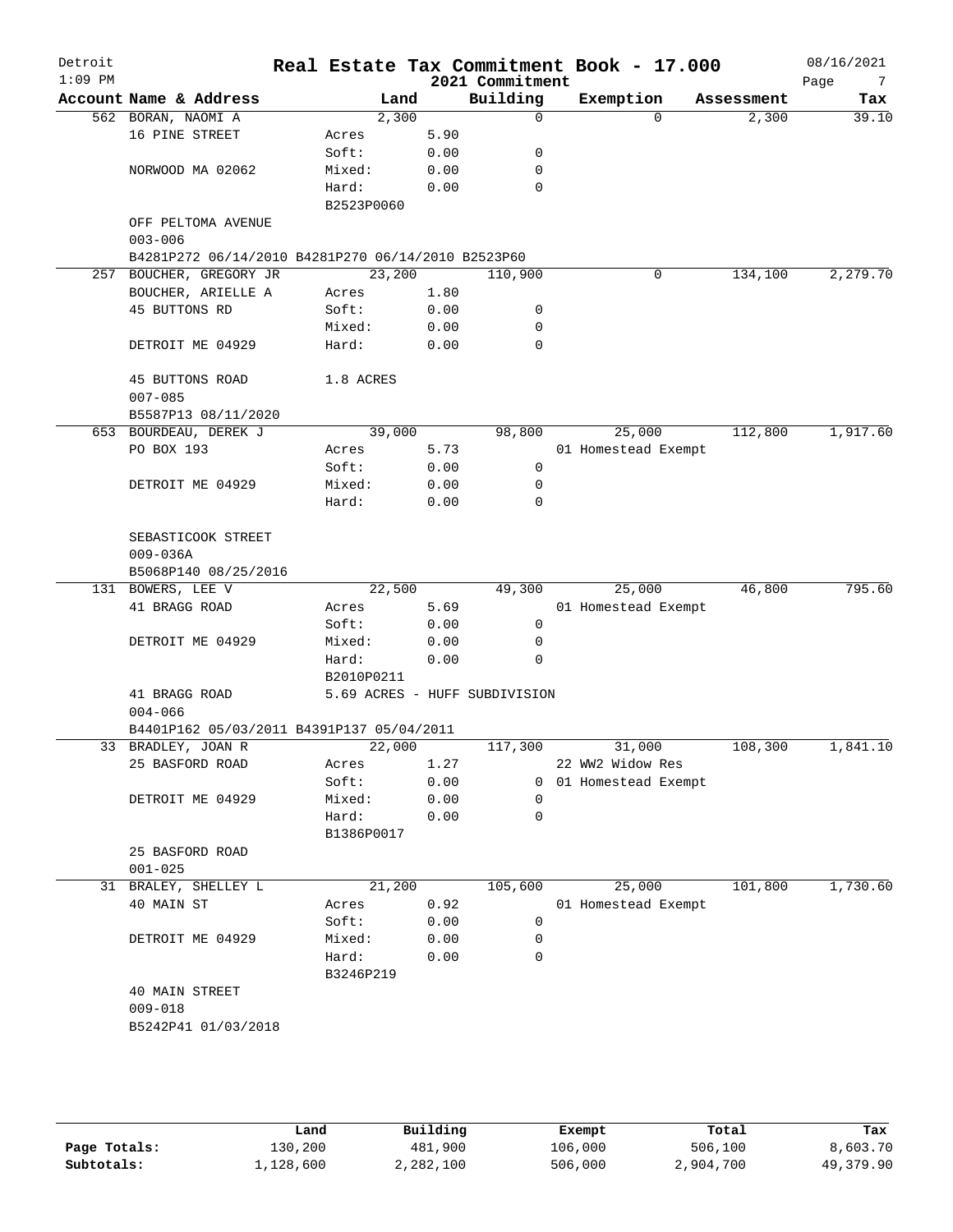# Real Estate Tax Commitment Book - 17.000

Detroit
1:09 PM

2021 Commitment

08/16/2021

| Account Name & Address | Land | | Building | Exemption | Assessment | Tax |
|---|---|---|---|---|---|---|
| 562 BORAN, NAOMI A | 2,300 | | 0 | 0 | 2,300 | 39.10 |
| 16 PINE STREET | Acres | 5.90 | | | | |
| | Soft: | 0.00 | 0 | | | |
| NORWOOD MA 02062 | Mixed: | 0.00 | 0 | | | |
| | Hard: | 0.00 | 0 | | | |
| | B2523P0060 | | | | | |
| OFF PELTOMA AVENUE | | | | | | |
| 003-006 | | | | | | |
| B4281P272 06/14/2010 B4281P270 06/14/2010 B2523P60 | | | | | | |
| 257 BOUCHER, GREGORY JR | 23,200 | | 110,900 | 0 | 134,100 | 2,279.70 |
| BOUCHER, ARIELLE A | Acres | 1.80 | | | | |
| 45 BUTTONS RD | Soft: | 0.00 | 0 | | | |
| | Mixed: | 0.00 | 0 | | | |
| DETROIT ME 04929 | Hard: | 0.00 | 0 | | | |
| 45 BUTTONS ROAD | 1.8 ACRES | | | | | |
| 007-085 | | | | | | |
| B5587P13 08/11/2020 | | | | | | |
| 653 BOURDEAU, DEREK J | 39,000 | | 98,800 | 25,000 | 112,800 | 1,917.60 |
| PO BOX 193 | Acres | 5.73 | | 01 Homestead Exempt | | |
| | Soft: | 0.00 | 0 | | | |
| DETROIT ME 04929 | Mixed: | 0.00 | 0 | | | |
| | Hard: | 0.00 | 0 | | | |
| SEBASTICOOK STREET | | | | | | |
| 009-036A | | | | | | |
| B5068P140 08/25/2016 | | | | | | |
| 131 BOWERS, LEE V | 22,500 | | 49,300 | 25,000 | 46,800 | 795.60 |
| 41 BRAGG ROAD | Acres | 5.69 | | 01 Homestead Exempt | | |
| | Soft: | 0.00 | 0 | | | |
| DETROIT ME 04929 | Mixed: | 0.00 | 0 | | | |
| | Hard: | 0.00 | 0 | | | |
| | B2010P0211 | | | | | |
| 41 BRAGG ROAD | 5.69 ACRES - HUFF SUBDIVISION | | | | | |
| 004-066 | | | | | | |
| B4401P162 05/03/2011 B4391P137 05/04/2011 | | | | | | |
| 33 BRADLEY, JOAN R | 22,000 | | 117,300 | 31,000 | 108,300 | 1,841.10 |
| 25 BASFORD ROAD | Acres | 1.27 | | 22 WW2 Widow Res | | |
| | Soft: | 0.00 | 0 | 01 Homestead Exempt | | |
| DETROIT ME 04929 | Mixed: | 0.00 | 0 | | | |
| | Hard: | 0.00 | 0 | | | |
| | B1386P0017 | | | | | |
| 25 BASFORD ROAD | | | | | | |
| 001-025 | | | | | | |
| 31 BRALEY, SHELLEY L | 21,200 | | 105,600 | 25,000 | 101,800 | 1,730.60 |
| 40 MAIN ST | Acres | 0.92 | | 01 Homestead Exempt | | |
| | Soft: | 0.00 | 0 | | | |
| DETROIT ME 04929 | Mixed: | 0.00 | 0 | | | |
| | Hard: | 0.00 | 0 | | | |
| | B3246P219 | | | | | |
| 40 MAIN STREET | | | | | | |
| 009-018 | | | | | | |
| B5242P41 01/03/2018 | | | | | | |

| | Land | Building | Exempt | Total | Tax |
|---|---|---|---|---|---|
| Page Totals: | 130,200 | 481,900 | 106,000 | 506,100 | 8,603.70 |
| Subtotals: | 1,128,600 | 2,282,100 | 506,000 | 2,904,700 | 49,379.90 |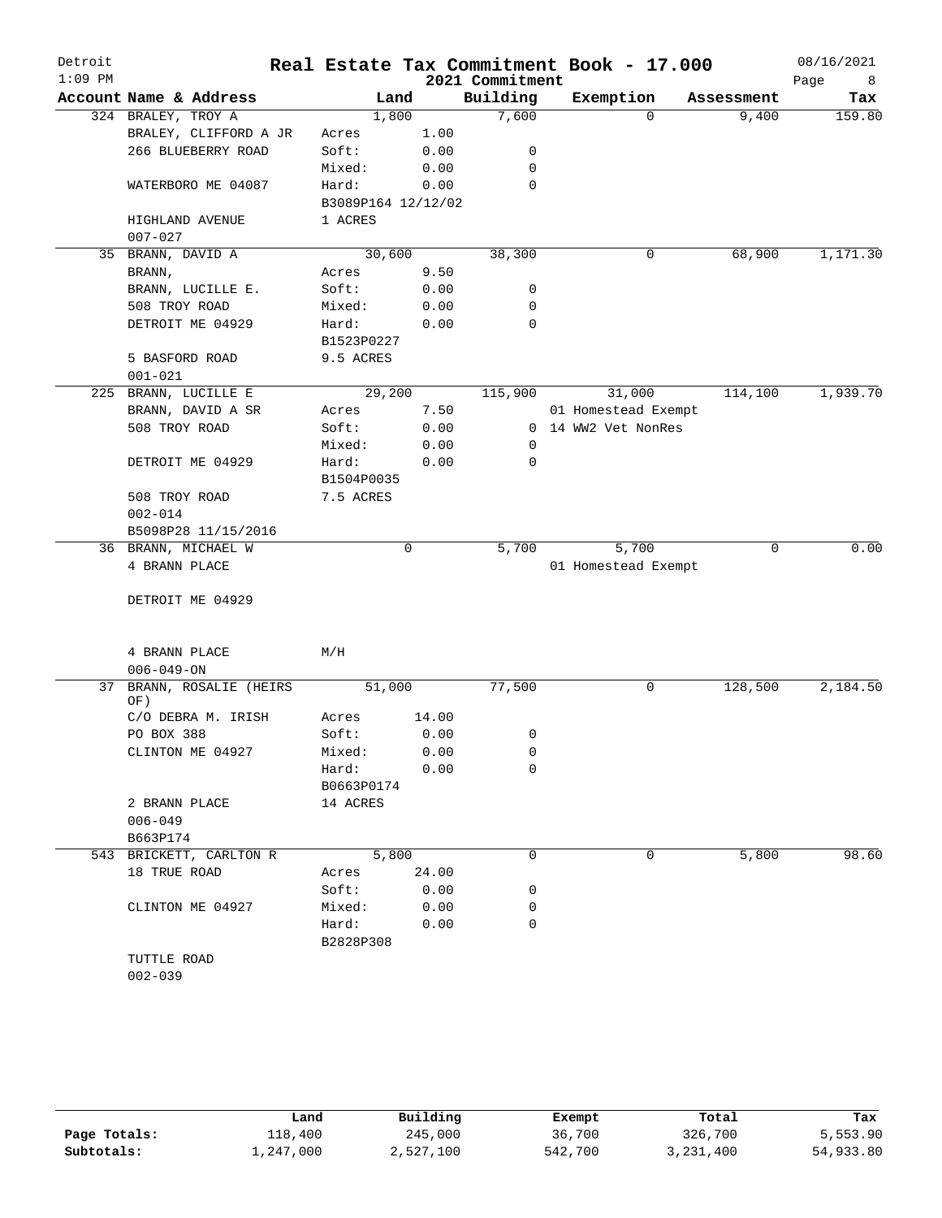Detroit
1:09 PM

# Real Estate Tax Commitment Book - 17.000

2021 Commitment

08/16/2021

| Account | Name & Address | Land | | Building | Exemption | Assessment | Tax |
|---|---|---|---|---|---|---|---|
| 324 | BRALEY, TROY A | 1,800 | | 7,600 | 0 | 9,400 | 159.80 |
| | BRALEY, CLIFFORD A JR | Acres | 1.00 | | | | |
| | 266 BLUEBERRY ROAD | Soft: | 0.00 | 0 | | | |
| | | Mixed: | 0.00 | 0 | | | |
| | WATERBORO ME 04087 | Hard: | 0.00 | 0 | | | |
| | | B3089P164 12/12/02 | | | | | |
| | HIGHLAND AVENUE | 1 ACRES | | | | | |
| | 007-027 | | | | | | |
| 35 | BRANN, DAVID A | 30,600 | | 38,300 | 0 | 68,900 | 1,171.30 |
| | BRANN, | Acres | 9.50 | | | | |
| | BRANN, LUCILLE E. | Soft: | 0.00 | 0 | | | |
| | 508 TROY ROAD | Mixed: | 0.00 | 0 | | | |
| | DETROIT ME 04929 | Hard: | 0.00 | 0 | | | |
| | | B1523P0227 | | | | | |
| | 5 BASFORD ROAD | 9.5 ACRES | | | | | |
| | 001-021 | | | | | | |
| 225 | BRANN, LUCILLE E | 29,200 | | 115,900 | 31,000 | 114,100 | 1,939.70 |
| | BRANN, DAVID A SR | Acres | 7.50 | | 01 Homestead Exempt | | |
| | 508 TROY ROAD | Soft: | 0.00 | 0 | 14 WW2 Vet NonRes | | |
| | | Mixed: | 0.00 | 0 | | | |
| | DETROIT ME 04929 | Hard: | 0.00 | 0 | | | |
| | | B1504P0035 | | | | | |
| | 508 TROY ROAD | 7.5 ACRES | | | | | |
| | 002-014 | | | | | | |
| | B5098P28 11/15/2016 | | | | | | |
| 36 | BRANN, MICHAEL W | 0 | | 5,700 | 5,700 | 0 | 0.00 |
| | 4 BRANN PLACE | | | | 01 Homestead Exempt | | |
| | DETROIT ME 04929 | | | | | | |
| | 4 BRANN PLACE | M/H | | | | | |
| | 006-049-ON | | | | | | |
| 37 | BRANN, ROSALIE (HEIRS OF) | 51,000 | | 77,500 | 0 | 128,500 | 2,184.50 |
| | C/O DEBRA M. IRISH | Acres | 14.00 | | | | |
| | PO BOX 388 | Soft: | 0.00 | 0 | | | |
| | CLINTON ME 04927 | Mixed: | 0.00 | 0 | | | |
| | | Hard: | 0.00 | 0 | | | |
| | | B0663P0174 | | | | | |
| | 2 BRANN PLACE | 14 ACRES | | | | | |
| | 006-049 | | | | | | |
| | B663P174 | | | | | | |
| 543 | BRICKETT, CARLTON R | 5,800 | | 0 | 0 | 5,800 | 98.60 |
| | 18 TRUE ROAD | Acres | 24.00 | | | | |
| | | Soft: | 0.00 | 0 | | | |
| | CLINTON ME 04927 | Mixed: | 0.00 | 0 | | | |
| | | Hard: | 0.00 | 0 | | | |
| | | B2828P308 | | | | | |
| | TUTTLE ROAD | | | | | | |
| | 002-039 | | | | | | |

| | Land | Building | Exempt | Total | Tax |
|---|---|---|---|---|---|
| Page Totals: | 118,400 | 245,000 | 36,700 | 326,700 | 5,553.90 |
| Subtotals: | 1,247,000 | 2,527,100 | 542,700 | 3,231,400 | 54,933.80 |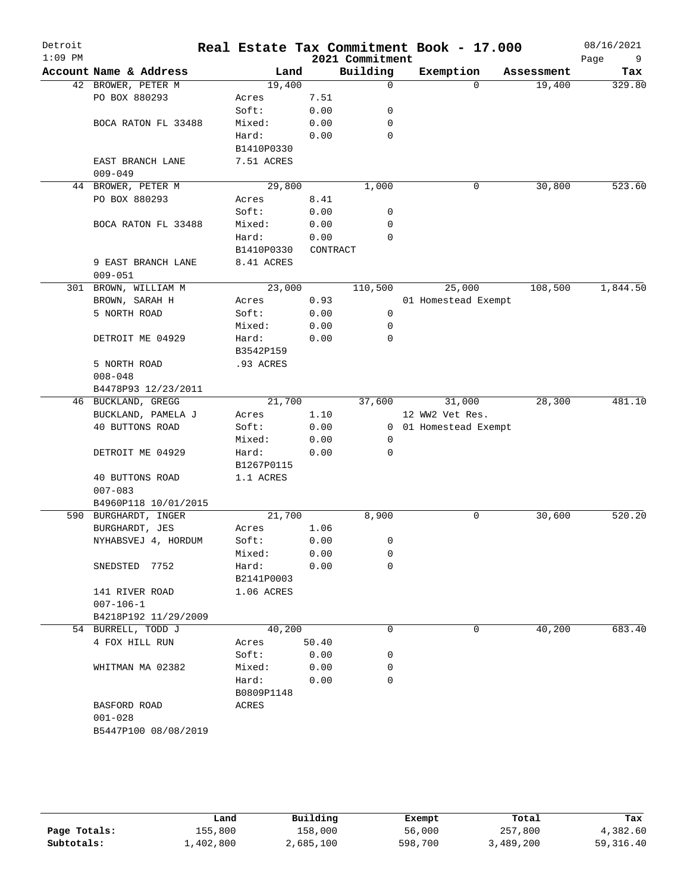# Detroit — Real Estate Tax Commitment Book - 17.000

2021 Commitment

08/16/2021 1:09 PM

| Account Name & Address | Land | | Building | Exemption | Assessment | Tax |
|---|---|---|---|---|---|---|
| 42 BROWER, PETER M | 19,400 | | 0 | 0 | 19,400 | 329.80 |
| PO BOX 880293 | Acres | 7.51 | | | | |
| | Soft: | 0.00 | 0 | | | |
| BOCA RATON FL 33488 | Mixed: | 0.00 | 0 | | | |
| | Hard: | 0.00 | 0 | | | |
| | B1410P0330 | | | | | |
| EAST BRANCH LANE | 7.51 ACRES | | | | | |
| 009-049 | | | | | | |
| 44 BROWER, PETER M | 29,800 | | 1,000 | 0 | 30,800 | 523.60 |
| PO BOX 880293 | Acres | 8.41 | | | | |
| | Soft: | 0.00 | 0 | | | |
| BOCA RATON FL 33488 | Mixed: | 0.00 | 0 | | | |
| | Hard: | 0.00 | 0 | | | |
| | B1410P0330 | CONTRACT | | | | |
| 9 EAST BRANCH LANE | 8.41 ACRES | | | | | |
| 009-051 | | | | | | |
| 301 BROWN, WILLIAM M | 23,000 | | 110,500 | 25,000 | 108,500 | 1,844.50 |
| BROWN, SARAH H | Acres | 0.93 | | 01 Homestead Exempt | | |
| 5 NORTH ROAD | Soft: | 0.00 | 0 | | | |
| | Mixed: | 0.00 | 0 | | | |
| DETROIT ME 04929 | Hard: | 0.00 | 0 | | | |
| | B3542P159 | | | | | |
| 5 NORTH ROAD | .93 ACRES | | | | | |
| 008-048 | | | | | | |
| B4478P93 12/23/2011 | | | | | | |
| 46 BUCKLAND, GREGG | 21,700 | | 37,600 | 31,000 | 28,300 | 481.10 |
| BUCKLAND, PAMELA J | Acres | 1.10 | | 12 WW2 Vet Res. | | |
| 40 BUTTONS ROAD | Soft: | 0.00 | 0 | 01 Homestead Exempt | | |
| | Mixed: | 0.00 | 0 | | | |
| DETROIT ME 04929 | Hard: | 0.00 | 0 | | | |
| | B1267P0115 | | | | | |
| 40 BUTTONS ROAD | 1.1 ACRES | | | | | |
| 007-083 | | | | | | |
| B4960P118 10/01/2015 | | | | | | |
| 590 BURGHARDT, INGER | 21,700 | | 8,900 | 0 | 30,600 | 520.20 |
| BURGHARDT, JES | Acres | 1.06 | | | | |
| NYHABSVEJ 4, HORDUM | Soft: | 0.00 | 0 | | | |
| | Mixed: | 0.00 | 0 | | | |
| SNEDSTED 7752 | Hard: | 0.00 | 0 | | | |
| | B2141P0003 | | | | | |
| 141 RIVER ROAD | 1.06 ACRES | | | | | |
| 007-106-1 | | | | | | |
| B4218P192 11/29/2009 | | | | | | |
| 54 BURRELL, TODD J | 40,200 | | 0 | 0 | 40,200 | 683.40 |
| 4 FOX HILL RUN | Acres | 50.40 | | | | |
| | Soft: | 0.00 | 0 | | | |
| WHITMAN MA 02382 | Mixed: | 0.00 | 0 | | | |
| | Hard: | 0.00 | 0 | | | |
| | B0809P1148 | | | | | |
| BASFORD ROAD | ACRES | | | | | |
| 001-028 | | | | | | |
| B5447P100 08/08/2019 | | | | | | |

| | Land | Building | Exempt | Total | Tax |
|---|---|---|---|---|---|
| Page Totals: | 155,800 | 158,000 | 56,000 | 257,800 | 4,382.60 |
| Subtotals: | 1,402,800 | 2,685,100 | 598,700 | 3,489,200 | 59,316.40 |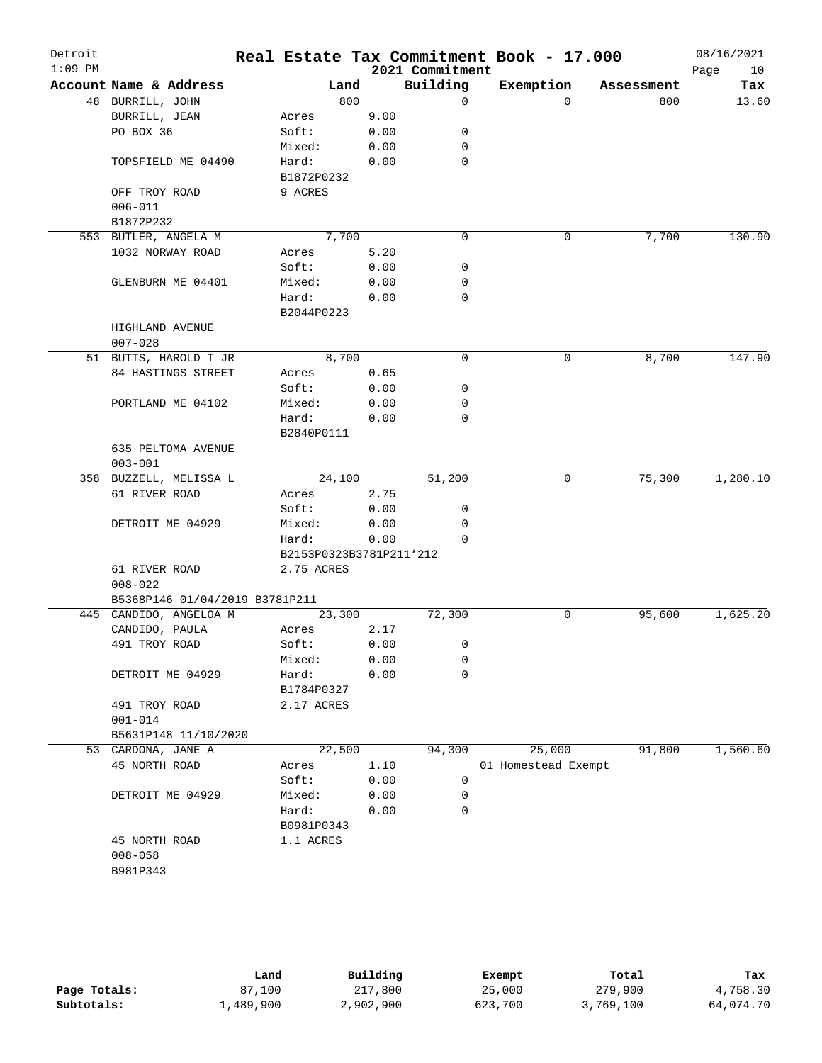# Real Estate Tax Commitment Book - 17.000

Detroit
2021 Commitment
08/16/2021

| Account Name & Address | Land | | Building | Exemption | Assessment | Tax |
|---|---|---|---|---|---|---|
| 48 BURRILL, JOHN | 800 | | 0 | 0 | 800 | 13.60 |
| BURRILL, JEAN | Acres | 9.00 | | | | |
| PO BOX 36 | Soft: | 0.00 | 0 | | | |
| | Mixed: | 0.00 | 0 | | | |
| TOPSFIELD ME 04490 | Hard: | 0.00 | 0 | | | |
| | B1872P0232 | | | | | |
| OFF TROY ROAD | 9 ACRES | | | | | |
| 006-011 | | | | | | |
| B1872P232 | | | | | | |
| 553 BUTLER, ANGELA M | 7,700 | | 0 | 0 | 7,700 | 130.90 |
| 1032 NORWAY ROAD | Acres | 5.20 | | | | |
| | Soft: | 0.00 | 0 | | | |
| GLENBURN ME 04401 | Mixed: | 0.00 | 0 | | | |
| | Hard: | 0.00 | 0 | | | |
| | B2044P0223 | | | | | |
| HIGHLAND AVENUE | | | | | | |
| 007-028 | | | | | | |
| 51 BUTTS, HAROLD T JR | 8,700 | | 0 | 0 | 8,700 | 147.90 |
| 84 HASTINGS STREET | Acres | 0.65 | | | | |
| | Soft: | 0.00 | 0 | | | |
| PORTLAND ME 04102 | Mixed: | 0.00 | 0 | | | |
| | Hard: | 0.00 | 0 | | | |
| | B2840P0111 | | | | | |
| 635 PELTOMA AVENUE | | | | | | |
| 003-001 | | | | | | |
| 358 BUZZELL, MELISSA L | 24,100 | | 51,200 | 0 | 75,300 | 1,280.10 |
| 61 RIVER ROAD | Acres | 2.75 | | | | |
| | Soft: | 0.00 | 0 | | | |
| DETROIT ME 04929 | Mixed: | 0.00 | 0 | | | |
| | Hard: | 0.00 | 0 | | | |
| | B2153P0323B3781P211*212 | | | | | |
| 61 RIVER ROAD | 2.75 ACRES | | | | | |
| 008-022 | | | | | | |
| B5368P146 01/04/2019 B3781P211 | | | | | | |
| 445 CANDIDO, ANGELOA M | 23,300 | | 72,300 | 0 | 95,600 | 1,625.20 |
| CANDIDO, PAULA | Acres | 2.17 | | | | |
| 491 TROY ROAD | Soft: | 0.00 | 0 | | | |
| | Mixed: | 0.00 | 0 | | | |
| DETROIT ME 04929 | Hard: | 0.00 | 0 | | | |
| | B1784P0327 | | | | | |
| 491 TROY ROAD | 2.17 ACRES | | | | | |
| 001-014 | | | | | | |
| B5631P148 11/10/2020 | | | | | | |
| 53 CARDONA, JANE A | 22,500 | | 94,300 | 25,000 | 91,800 | 1,560.60 |
| 45 NORTH ROAD | Acres | 1.10 | | 01 Homestead Exempt | | |
| | Soft: | 0.00 | 0 | | | |
| DETROIT ME 04929 | Mixed: | 0.00 | 0 | | | |
| | Hard: | 0.00 | 0 | | | |
| | B0981P0343 | | | | | |
| 45 NORTH ROAD | 1.1 ACRES | | | | | |
| 008-058 | | | | | | |
| B981P343 | | | | | | |

| | Land | Building | Exempt | Total | Tax |
|---|---|---|---|---|---|
| Page Totals: | 87,100 | 217,800 | 25,000 | 279,900 | 4,758.30 |
| Subtotals: | 1,489,900 | 2,902,900 | 623,700 | 3,769,100 | 64,074.70 |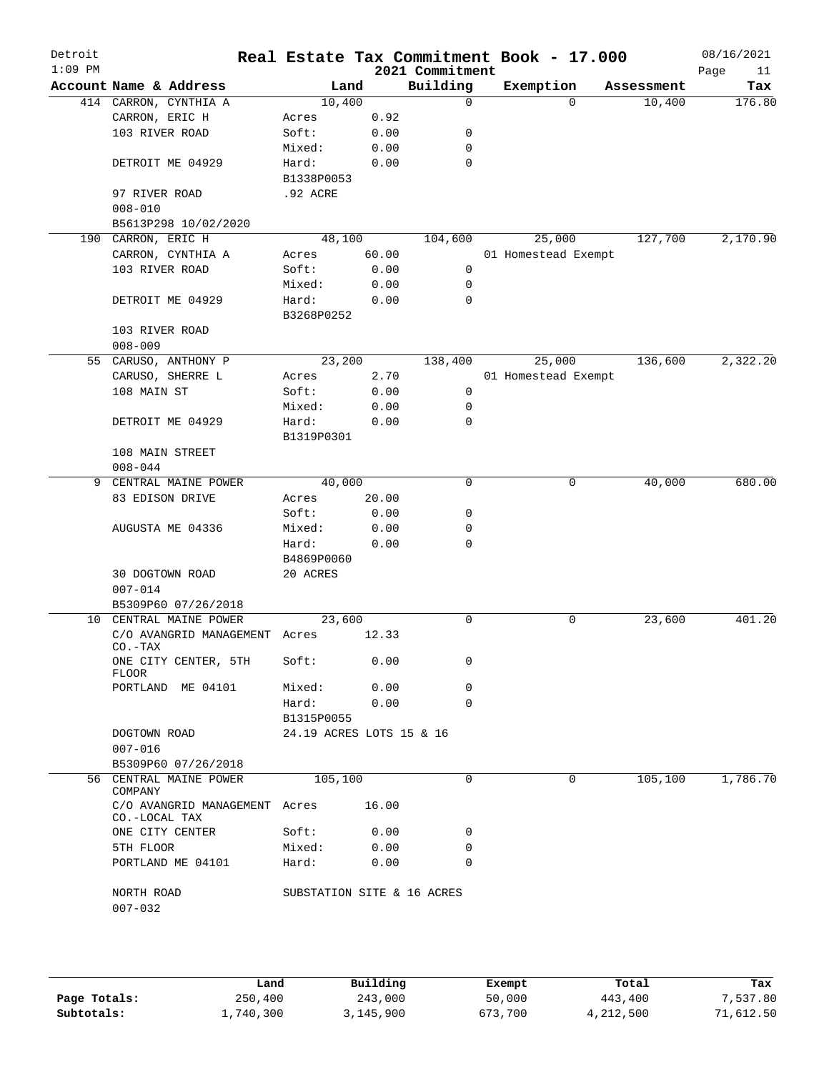# Real Estate Tax Commitment Book - 17.000

Detroit
1:09 PM

2021 Commitment

08/16/2021

| Account Name & Address | Land | | Building | Exemption | Assessment | Tax |
|---|---|---|---|---|---|---|
| 414 CARRON, CYNTHIA A | 10,400 | | 0 | 0 | 10,400 | 176.80 |
| CARRON, ERIC H | Acres | 0.92 | | | | |
| 103 RIVER ROAD | Soft: | 0.00 | 0 | | | |
| | Mixed: | 0.00 | 0 | | | |
| DETROIT ME 04929 | Hard: | 0.00 | 0 | | | |
| | B1338P0053 | | | | | |
| 97 RIVER ROAD | .92 ACRE | | | | | |
| 008-010 | | | | | | |
| B5613P298 10/02/2020 | | | | | | |
| 190 CARRON, ERIC H | 48,100 | | 104,600 | 25,000 | 127,700 | 2,170.90 |
| CARRON, CYNTHIA A | Acres | 60.00 | | 01 Homestead Exempt | | |
| 103 RIVER ROAD | Soft: | 0.00 | 0 | | | |
| | Mixed: | 0.00 | 0 | | | |
| DETROIT ME 04929 | Hard: | 0.00 | 0 | | | |
| | B3268P0252 | | | | | |
| 103 RIVER ROAD | | | | | | |
| 008-009 | | | | | | |
| 55 CARUSO, ANTHONY P | 23,200 | | 138,400 | 25,000 | 136,600 | 2,322.20 |
| CARUSO, SHERRE L | Acres | 2.70 | | 01 Homestead Exempt | | |
| 108 MAIN ST | Soft: | 0.00 | 0 | | | |
| | Mixed: | 0.00 | 0 | | | |
| DETROIT ME 04929 | Hard: | 0.00 | 0 | | | |
| | B1319P0301 | | | | | |
| 108 MAIN STREET | | | | | | |
| 008-044 | | | | | | |
| 9 CENTRAL MAINE POWER | 40,000 | | 0 | 0 | 40,000 | 680.00 |
| 83 EDISON DRIVE | Acres | 20.00 | | | | |
| | Soft: | 0.00 | 0 | | | |
| AUGUSTA ME 04336 | Mixed: | 0.00 | 0 | | | |
| | Hard: | 0.00 | 0 | | | |
| | B4869P0060 | | | | | |
| 30 DOGTOWN ROAD | 20 ACRES | | | | | |
| 007-014 | | | | | | |
| B5309P60 07/26/2018 | | | | | | |
| 10 CENTRAL MAINE POWER | 23,600 | | 0 | 0 | 23,600 | 401.20 |
| C/O AVANGRID MANAGEMENT CO.-TAX | Acres | 12.33 | | | | |
| ONE CITY CENTER, 5TH FLOOR | Soft: | 0.00 | 0 | | | |
| PORTLAND ME 04101 | Mixed: | 0.00 | 0 | | | |
| | Hard: | 0.00 | 0 | | | |
| | B1315P0055 | | | | | |
| DOGTOWN ROAD | 24.19 ACRES LOTS 15 & 16 | | | | | |
| 007-016 | | | | | | |
| B5309P60 07/26/2018 | | | | | | |
| 56 CENTRAL MAINE POWER COMPANY | 105,100 | | 0 | 0 | 105,100 | 1,786.70 |
| C/O AVANGRID MANAGEMENT CO.-LOCAL TAX | Acres | 16.00 | | | | |
| ONE CITY CENTER | Soft: | 0.00 | 0 | | | |
| 5TH FLOOR | Mixed: | 0.00 | 0 | | | |
| PORTLAND ME 04101 | Hard: | 0.00 | 0 | | | |
| NORTH ROAD | SUBSTATION SITE & 16 ACRES | | | | | |
| 007-032 | | | | | | |

| | Land | Building | Exempt | Total | Tax |
|---|---|---|---|---|---|
| Page Totals: | 250,400 | 243,000 | 50,000 | 443,400 | 7,537.80 |
| Subtotals: | 1,740,300 | 3,145,900 | 673,700 | 4,212,500 | 71,612.50 |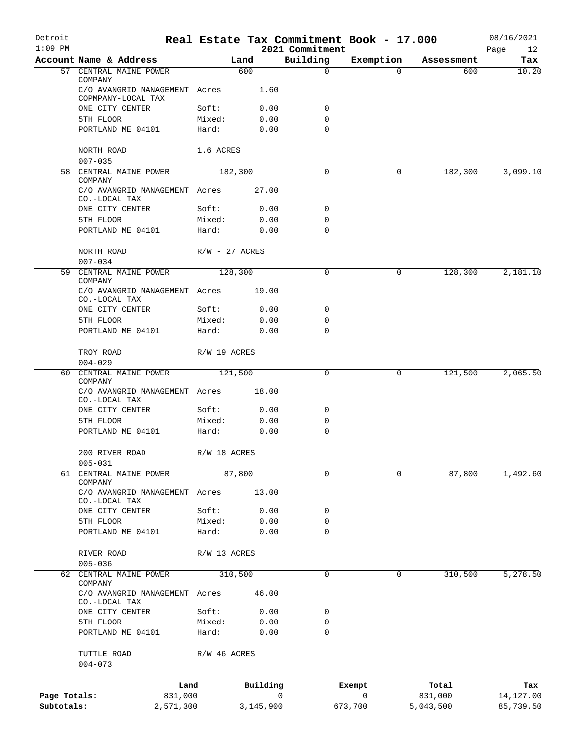# Real Estate Tax Commitment Book - 17.000

Detroit
1:09 PM

2021 Commitment

08/16/2021

| Account Name & Address | Land | | Building | Exemption | Assessment | Tax |
|---|---|---|---|---|---|---|
| 57 CENTRAL MAINE POWER COMPANY | 600 | | 0 | 0 | 600 | 10.20 |
| C/O AVANGRID MANAGEMENT COPMPANY-LOCAL TAX | Acres | 1.60 | | | | |
| ONE CITY CENTER | Soft: | 0.00 | 0 | | | |
| 5TH FLOOR | Mixed: | 0.00 | 0 | | | |
| PORTLAND ME 04101 | Hard: | 0.00 | 0 | | | |
| NORTH ROAD | 1.6 ACRES | | | | | |
| 007-035 | | | | | | |
| 58 CENTRAL MAINE POWER COMPANY | 182,300 | | 0 | 0 | 182,300 | 3,099.10 |
| C/O AVANGRID MANAGEMENT CO.-LOCAL TAX | Acres | 27.00 | | | | |
| ONE CITY CENTER | Soft: | 0.00 | 0 | | | |
| 5TH FLOOR | Mixed: | 0.00 | 0 | | | |
| PORTLAND ME 04101 | Hard: | 0.00 | 0 | | | |
| NORTH ROAD | R/W - 27 ACRES | | | | | |
| 007-034 | | | | | | |
| 59 CENTRAL MAINE POWER COMPANY | 128,300 | | 0 | 0 | 128,300 | 2,181.10 |
| C/O AVANGRID MANAGEMENT CO.-LOCAL TAX | Acres | 19.00 | | | | |
| ONE CITY CENTER | Soft: | 0.00 | 0 | | | |
| 5TH FLOOR | Mixed: | 0.00 | 0 | | | |
| PORTLAND ME 04101 | Hard: | 0.00 | 0 | | | |
| TROY ROAD | R/W 19 ACRES | | | | | |
| 004-029 | | | | | | |
| 60 CENTRAL MAINE POWER COMPANY | 121,500 | | 0 | 0 | 121,500 | 2,065.50 |
| C/O AVANGRID MANAGEMENT CO.-LOCAL TAX | Acres | 18.00 | | | | |
| ONE CITY CENTER | Soft: | 0.00 | 0 | | | |
| 5TH FLOOR | Mixed: | 0.00 | 0 | | | |
| PORTLAND ME 04101 | Hard: | 0.00 | 0 | | | |
| 200 RIVER ROAD | R/W 18 ACRES | | | | | |
| 005-031 | | | | | | |
| 61 CENTRAL MAINE POWER COMPANY | 87,800 | | 0 | 0 | 87,800 | 1,492.60 |
| C/O AVANGRID MANAGEMENT CO.-LOCAL TAX | Acres | 13.00 | | | | |
| ONE CITY CENTER | Soft: | 0.00 | 0 | | | |
| 5TH FLOOR | Mixed: | 0.00 | 0 | | | |
| PORTLAND ME 04101 | Hard: | 0.00 | 0 | | | |
| RIVER ROAD | R/W 13 ACRES | | | | | |
| 005-036 | | | | | | |
| 62 CENTRAL MAINE POWER COMPANY | 310,500 | | 0 | 0 | 310,500 | 5,278.50 |
| C/O AVANGRID MANAGEMENT CO.-LOCAL TAX | Acres | 46.00 | | | | |
| ONE CITY CENTER | Soft: | 0.00 | 0 | | | |
| 5TH FLOOR | Mixed: | 0.00 | 0 | | | |
| PORTLAND ME 04101 | Hard: | 0.00 | 0 | | | |
| TUTTLE ROAD | R/W 46 ACRES | | | | | |
| 004-073 | | | | | | |

| | Land | Building | Exempt | Total | Tax |
|---|---|---|---|---|---|
| Page Totals: | 831,000 | 0 | 0 | 831,000 | 14,127.00 |
| Subtotals: | 2,571,300 | 3,145,900 | 673,700 | 5,043,500 | 85,739.50 |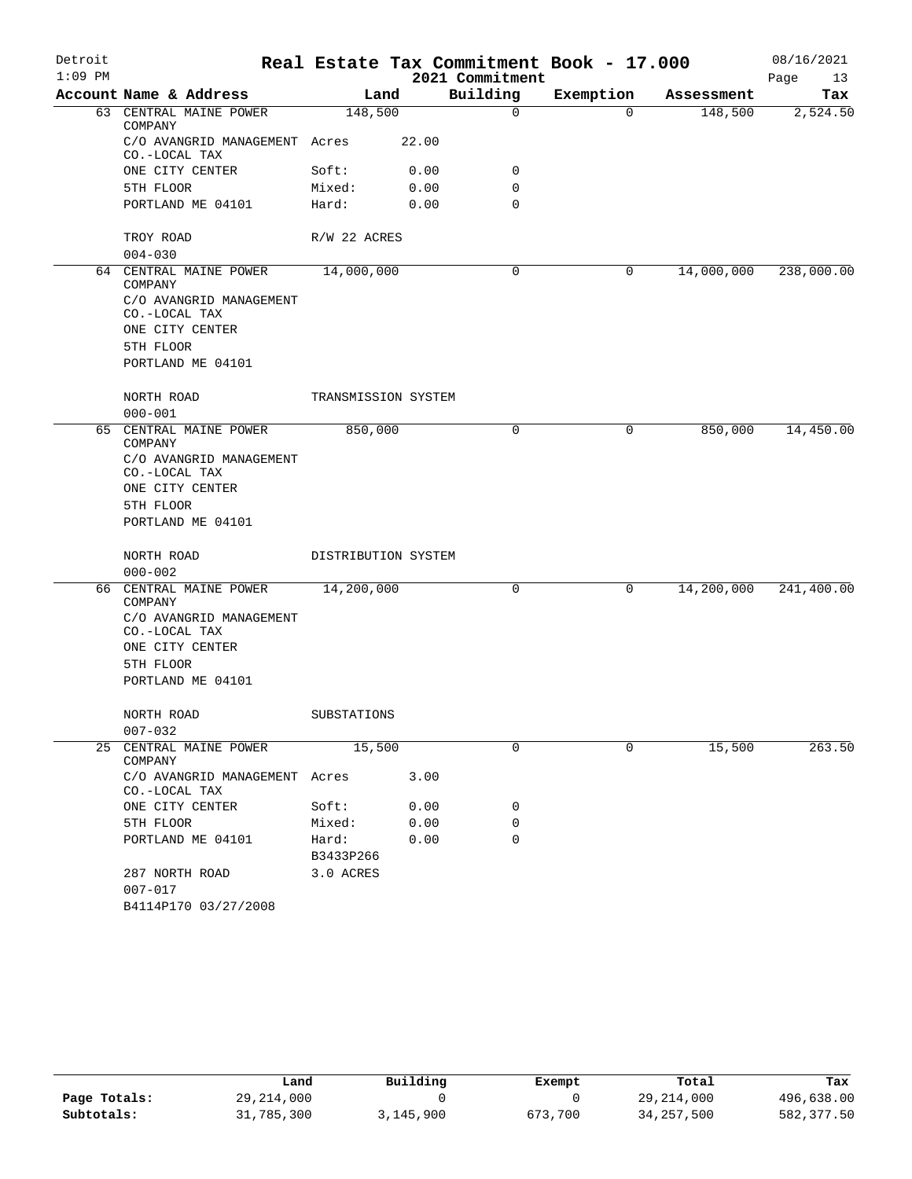# Real Estate Tax Commitment Book - 17.000

Detroit
1:09 PM

2021 Commitment

08/16/2021

| Account | Name & Address | Land | | Building | Exemption | Assessment | Tax |
|---|---|---|---|---|---|---|---|
| 63 | CENTRAL MAINE POWER COMPANY | 148,500 | | 0 | 0 | 148,500 | 2,524.50 |
| | C/O AVANGRID MANAGEMENT CO.-LOCAL TAX | Acres | 22.00 | | | | |
| | ONE CITY CENTER | Soft: | 0.00 | 0 | | | |
| | 5TH FLOOR | Mixed: | 0.00 | 0 | | | |
| | PORTLAND ME 04101 | Hard: | 0.00 | 0 | | | |
| | TROY ROAD | R/W 22 ACRES | | | | | |
| | 004-030 | | | | | | |
| 64 | CENTRAL MAINE POWER COMPANY | 14,000,000 | | 0 | 0 | 14,000,000 | 238,000.00 |
| | C/O AVANGRID MANAGEMENT CO.-LOCAL TAX | | | | | | |
| | ONE CITY CENTER | | | | | | |
| | 5TH FLOOR | | | | | | |
| | PORTLAND ME 04101 | | | | | | |
| | NORTH ROAD | TRANSMISSION SYSTEM | | | | | |
| | 000-001 | | | | | | |
| 65 | CENTRAL MAINE POWER COMPANY | 850,000 | | 0 | 0 | 850,000 | 14,450.00 |
| | C/O AVANGRID MANAGEMENT CO.-LOCAL TAX | | | | | | |
| | ONE CITY CENTER | | | | | | |
| | 5TH FLOOR | | | | | | |
| | PORTLAND ME 04101 | | | | | | |
| | NORTH ROAD | DISTRIBUTION SYSTEM | | | | | |
| | 000-002 | | | | | | |
| 66 | CENTRAL MAINE POWER COMPANY | 14,200,000 | | 0 | 0 | 14,200,000 | 241,400.00 |
| | C/O AVANGRID MANAGEMENT CO.-LOCAL TAX | | | | | | |
| | ONE CITY CENTER | | | | | | |
| | 5TH FLOOR | | | | | | |
| | PORTLAND ME 04101 | | | | | | |
| | NORTH ROAD | SUBSTATIONS | | | | | |
| | 007-032 | | | | | | |
| 25 | CENTRAL MAINE POWER COMPANY | 15,500 | | 0 | 0 | 15,500 | 263.50 |
| | C/O AVANGRID MANAGEMENT CO.-LOCAL TAX | Acres | 3.00 | | | | |
| | ONE CITY CENTER | Soft: | 0.00 | 0 | | | |
| | 5TH FLOOR | Mixed: | 0.00 | 0 | | | |
| | PORTLAND ME 04101 | Hard: | 0.00 | 0 | | | |
| | | B3433P266 | | | | | |
| | 287 NORTH ROAD | 3.0 ACRES | | | | | |
| | 007-017 | | | | | | |
| | B4114P170 03/27/2008 | | | | | | |

| | Land | Building | Exempt | Total | Tax |
|---|---|---|---|---|---|
| Page Totals: | 29,214,000 | 0 | 0 | 29,214,000 | 496,638.00 |
| Subtotals: | 31,785,300 | 3,145,900 | 673,700 | 34,257,500 | 582,377.50 |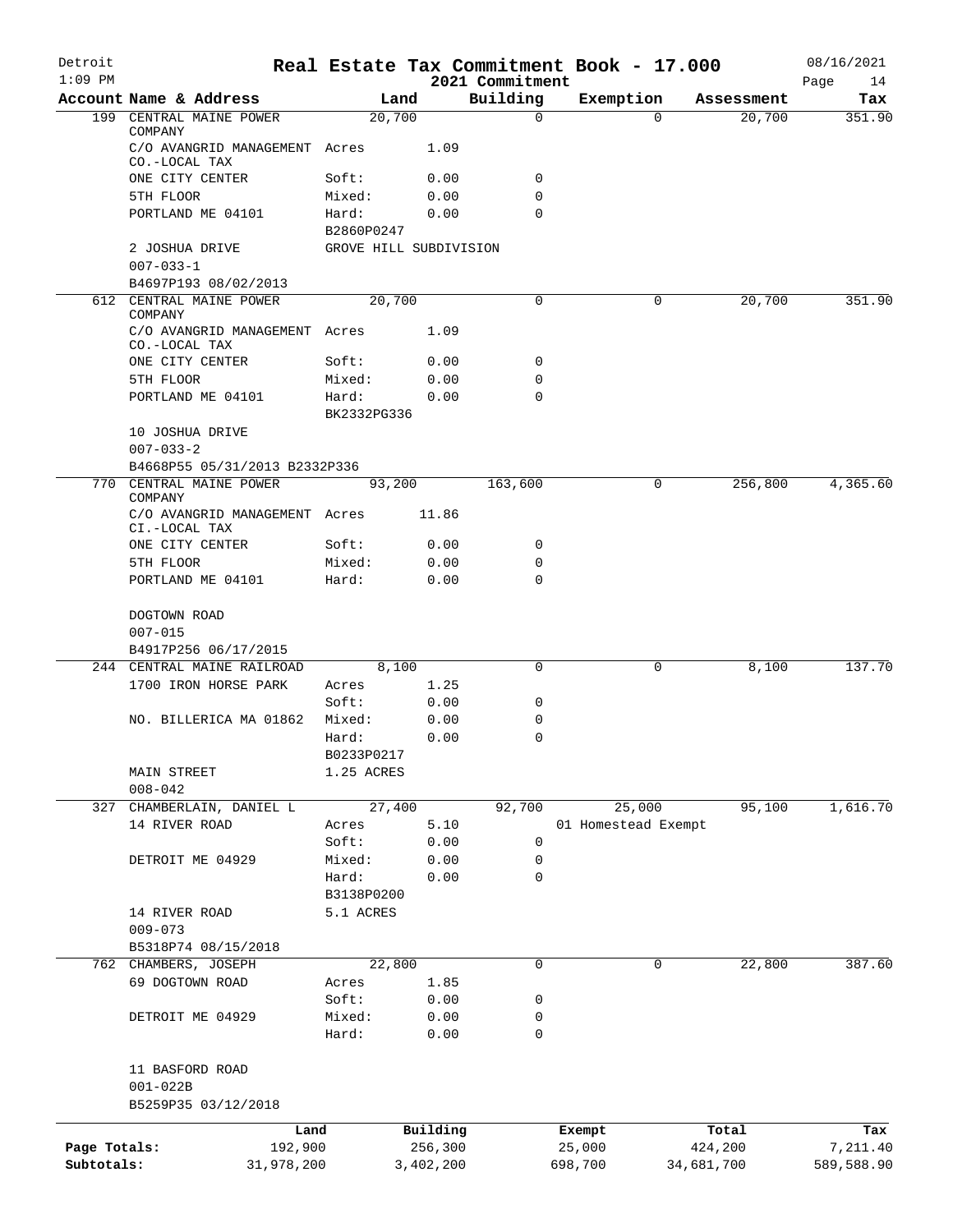# Real Estate Tax Commitment Book - 17.000

Detroit
1:09 PM

2021 Commitment

08/16/2021

| Account | Name & Address | Land | | Building | Exemption | Assessment | Tax |
|---|---|---|---|---|---|---|---|
| 199 | CENTRAL MAINE POWER COMPANY | 20,700 | | 0 | 0 | 20,700 | 351.90 |
| | C/O AVANGRID MANAGEMENT CO.-LOCAL TAX | Acres | 1.09 | | | | |
| | ONE CITY CENTER | Soft: | 0.00 | 0 | | | |
| | 5TH FLOOR | Mixed: | 0.00 | 0 | | | |
| | PORTLAND ME 04101 | Hard: | 0.00 | 0 | | | |
| | | B2860P0247 | | | | | |
| | 2 JOSHUA DRIVE | GROVE HILL SUBDIVISION | | | | | |
| | 007-033-1 | | | | | | |
| | B4697P193 08/02/2013 | | | | | | |
| 612 | CENTRAL MAINE POWER COMPANY | 20,700 | | 0 | 0 | 20,700 | 351.90 |
| | C/O AVANGRID MANAGEMENT CO.-LOCAL TAX | Acres | 1.09 | | | | |
| | ONE CITY CENTER | Soft: | 0.00 | 0 | | | |
| | 5TH FLOOR | Mixed: | 0.00 | 0 | | | |
| | PORTLAND ME 04101 | Hard: | 0.00 | 0 | | | |
| | | BK2332PG336 | | | | | |
| | 10 JOSHUA DRIVE | | | | | | |
| | 007-033-2 | | | | | | |
| | B4668P55 05/31/2013 B2332P336 | | | | | | |
| 770 | CENTRAL MAINE POWER COMPANY | 93,200 | | 163,600 | 0 | 256,800 | 4,365.60 |
| | C/O AVANGRID MANAGEMENT CI.-LOCAL TAX | Acres | 11.86 | | | | |
| | ONE CITY CENTER | Soft: | 0.00 | 0 | | | |
| | 5TH FLOOR | Mixed: | 0.00 | 0 | | | |
| | PORTLAND ME 04101 | Hard: | 0.00 | 0 | | | |
| | DOGTOWN ROAD | | | | | | |
| | 007-015 | | | | | | |
| | B4917P256 06/17/2015 | | | | | | |
| 244 | CENTRAL MAINE RAILROAD | 8,100 | | 0 | 0 | 8,100 | 137.70 |
| | 1700 IRON HORSE PARK | Acres | 1.25 | | | | |
| | | Soft: | 0.00 | 0 | | | |
| | NO. BILLERICA MA 01862 | Mixed: | 0.00 | 0 | | | |
| | | Hard: | 0.00 | 0 | | | |
| | | B0233P0217 | | | | | |
| | MAIN STREET | 1.25 ACRES | | | | | |
| | 008-042 | | | | | | |
| 327 | CHAMBERLAIN, DANIEL L | 27,400 | | 92,700 | 25,000 | 95,100 | 1,616.70 |
| | 14 RIVER ROAD | Acres | 5.10 | | 01 Homestead Exempt | | |
| | | Soft: | 0.00 | 0 | | | |
| | DETROIT ME 04929 | Mixed: | 0.00 | 0 | | | |
| | | Hard: | 0.00 | 0 | | | |
| | | B3138P0200 | | | | | |
| | 14 RIVER ROAD | 5.1 ACRES | | | | | |
| | 009-073 | | | | | | |
| | B5318P74 08/15/2018 | | | | | | |
| 762 | CHAMBERS, JOSEPH | 22,800 | | 0 | 0 | 22,800 | 387.60 |
| | 69 DOGTOWN ROAD | Acres | 1.85 | | | | |
| | | Soft: | 0.00 | 0 | | | |
| | DETROIT ME 04929 | Mixed: | 0.00 | 0 | | | |
| | | Hard: | 0.00 | 0 | | | |
| | 11 BASFORD ROAD | | | | | | |
| | 001-022B | | | | | | |
| | B5259P35 03/12/2018 | | | | | | |

| | Land | Building | Exempt | Total | Tax |
|---|---|---|---|---|---|
| Page Totals: | 192,900 | 256,300 | 25,000 | 424,200 | 7,211.40 |
| Subtotals: | 31,978,200 | 3,402,200 | 698,700 | 34,681,700 | 589,588.90 |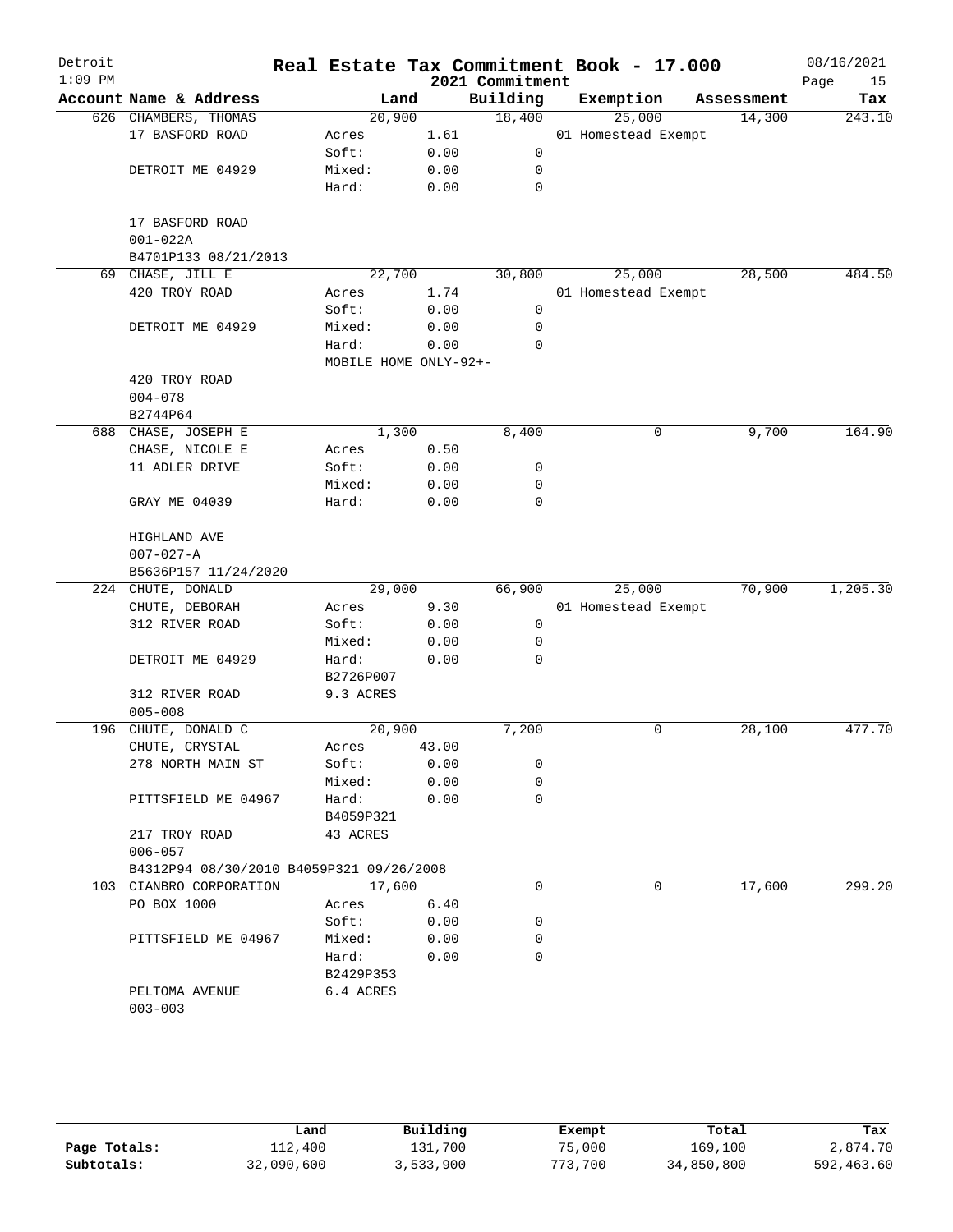# Real Estate Tax Commitment Book - 17.000

Detroit
1:09 PM
2021 Commitment
08/16/2021

| Account Name & Address | Land | | Building | Exemption | Assessment | Tax |
|---|---|---|---|---|---|---|
| 626 CHAMBERS, THOMAS | 20,900 | | 18,400 | 25,000 | 14,300 | 243.10 |
| 17 BASFORD ROAD | Acres | 1.61 | | 01 Homestead Exempt | | |
| | Soft: | 0.00 | 0 | | | |
| DETROIT ME 04929 | Mixed: | 0.00 | 0 | | | |
| | Hard: | 0.00 | 0 | | | |
| 17 BASFORD ROAD | | | | | | |
| 001-022A | | | | | | |
| B4701P133 08/21/2013 | | | | | | |
| 69 CHASE, JILL E | 22,700 | | 30,800 | 25,000 | 28,500 | 484.50 |
| 420 TROY ROAD | Acres | 1.74 | | 01 Homestead Exempt | | |
| | Soft: | 0.00 | 0 | | | |
| DETROIT ME 04929 | Mixed: | 0.00 | 0 | | | |
| | Hard: | 0.00 | 0 | | | |
| | MOBILE HOME ONLY-92+- | | | | | |
| 420 TROY ROAD | | | | | | |
| 004-078 | | | | | | |
| B2744P64 | | | | | | |
| 688 CHASE, JOSEPH E | 1,300 | | 8,400 | 0 | 9,700 | 164.90 |
| CHASE, NICOLE E | Acres | 0.50 | | | | |
| 11 ADLER DRIVE | Soft: | 0.00 | 0 | | | |
| | Mixed: | 0.00 | 0 | | | |
| GRAY ME 04039 | Hard: | 0.00 | 0 | | | |
| HIGHLAND AVE | | | | | | |
| 007-027-A | | | | | | |
| B5636P157 11/24/2020 | | | | | | |
| 224 CHUTE, DONALD | 29,000 | | 66,900 | 25,000 | 70,900 | 1,205.30 |
| CHUTE, DEBORAH | Acres | 9.30 | | 01 Homestead Exempt | | |
| 312 RIVER ROAD | Soft: | 0.00 | 0 | | | |
| | Mixed: | 0.00 | 0 | | | |
| DETROIT ME 04929 | Hard: | 0.00 | 0 | | | |
| | B2726P007 | | | | | |
| 312 RIVER ROAD | 9.3 ACRES | | | | | |
| 005-008 | | | | | | |
| 196 CHUTE, DONALD C | 20,900 | | 7,200 | 0 | 28,100 | 477.70 |
| CHUTE, CRYSTAL | Acres | 43.00 | | | | |
| 278 NORTH MAIN ST | Soft: | 0.00 | 0 | | | |
| | Mixed: | 0.00 | 0 | | | |
| PITTSFIELD ME 04967 | Hard: | 0.00 | 0 | | | |
| | B4059P321 | | | | | |
| 217 TROY ROAD | 43 ACRES | | | | | |
| 006-057 | | | | | | |
| B4312P94 08/30/2010 B4059P321 09/26/2008 | | | | | | |
| 103 CIANBRO CORPORATION | 17,600 | | 0 | 0 | 17,600 | 299.20 |
| PO BOX 1000 | Acres | 6.40 | | | | |
| | Soft: | 0.00 | 0 | | | |
| PITTSFIELD ME 04967 | Mixed: | 0.00 | 0 | | | |
| | Hard: | 0.00 | 0 | | | |
| | B2429P353 | | | | | |
| PELTOMA AVENUE | 6.4 ACRES | | | | | |
| 003-003 | | | | | | |

| | Land | Building | Exempt | Total | Tax |
|---|---|---|---|---|---|
| Page Totals: | 112,400 | 131,700 | 75,000 | 169,100 | 2,874.70 |
| Subtotals: | 32,090,600 | 3,533,900 | 773,700 | 34,850,800 | 592,463.60 |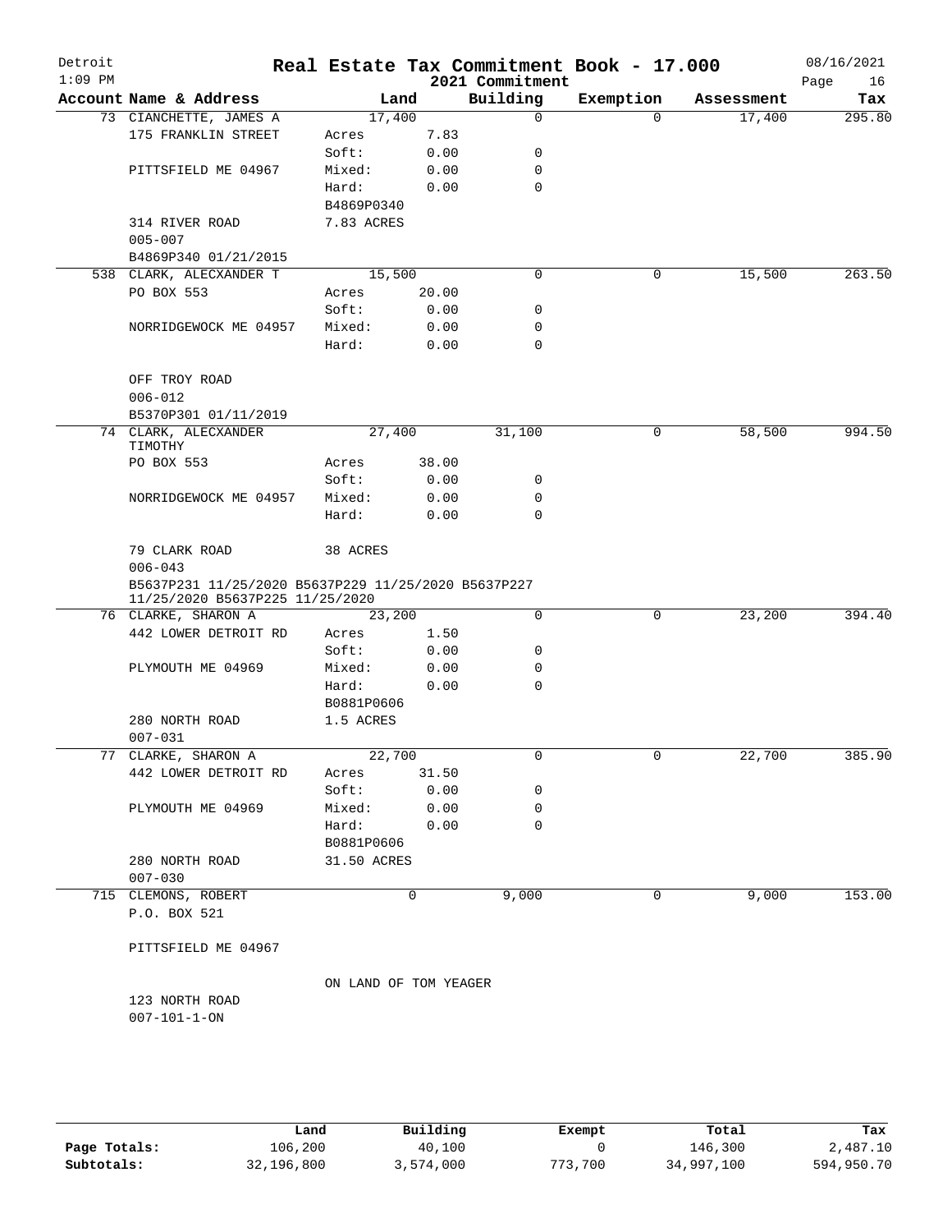# Real Estate Tax Commitment Book - 17.000

Detroit
1:09 PM

2021 Commitment

08/16/2021

| Account Name & Address | Land | | Building | Exemption | Assessment | Tax |
|---|---|---|---|---|---|---|
| 73 CIANCHETTE, JAMES A | 17,400 | | 0 | 0 | 17,400 | 295.80 |
| 175 FRANKLIN STREET | Acres | 7.83 | | | | |
| | Soft: | 0.00 | 0 | | | |
| PITTSFIELD ME 04967 | Mixed: | 0.00 | 0 | | | |
| | Hard: | 0.00 | 0 | | | |
| | B4869P0340 | | | | | |
| 314 RIVER ROAD | 7.83 ACRES | | | | | |
| 005-007 | | | | | | |
| B4869P340 01/21/2015 | | | | | | |
| 538 CLARK, ALECXANDER T | 15,500 | | 0 | 0 | 15,500 | 263.50 |
| PO BOX 553 | Acres | 20.00 | | | | |
| | Soft: | 0.00 | 0 | | | |
| NORRIDGEWOCK ME 04957 | Mixed: | 0.00 | 0 | | | |
| | Hard: | 0.00 | 0 | | | |
| OFF TROY ROAD | | | | | | |
| 006-012 | | | | | | |
| B5370P301 01/11/2019 | | | | | | |
| 74 CLARK, ALECXANDER TIMOTHY | 27,400 | | 31,100 | 0 | 58,500 | 994.50 |
| PO BOX 553 | Acres | 38.00 | | | | |
| | Soft: | 0.00 | 0 | | | |
| NORRIDGEWOCK ME 04957 | Mixed: | 0.00 | 0 | | | |
| | Hard: | 0.00 | 0 | | | |
| 79 CLARK ROAD | 38 ACRES | | | | | |
| 006-043 | | | | | | |
| B5637P231 11/25/2020 B5637P229 11/25/2020 B5637P227 11/25/2020 B5637P225 11/25/2020 | | | | | | |
| 76 CLARKE, SHARON A | 23,200 | | 0 | 0 | 23,200 | 394.40 |
| 442 LOWER DETROIT RD | Acres | 1.50 | | | | |
| | Soft: | 0.00 | 0 | | | |
| PLYMOUTH ME 04969 | Mixed: | 0.00 | 0 | | | |
| | Hard: | 0.00 | 0 | | | |
| | B0881P0606 | | | | | |
| 280 NORTH ROAD | 1.5 ACRES | | | | | |
| 007-031 | | | | | | |
| 77 CLARKE, SHARON A | 22,700 | | 0 | 0 | 22,700 | 385.90 |
| 442 LOWER DETROIT RD | Acres | 31.50 | | | | |
| | Soft: | 0.00 | 0 | | | |
| PLYMOUTH ME 04969 | Mixed: | 0.00 | 0 | | | |
| | Hard: | 0.00 | 0 | | | |
| | B0881P0606 | | | | | |
| 280 NORTH ROAD | 31.50 ACRES | | | | | |
| 007-030 | | | | | | |
| 715 CLEMONS, ROBERT | 0 | | 9,000 | 0 | 9,000 | 153.00 |
| P.O. BOX 521 | | | | | | |
| PITTSFIELD ME 04967 | | | | | | |
| | ON LAND OF TOM YEAGER | | | | | |
| 123 NORTH ROAD | | | | | | |
| 007-101-1-ON | | | | | | |

| | Land | Building | Exempt | Total | Tax |
|---|---|---|---|---|---|
| Page Totals: | 106,200 | 40,100 | 0 | 146,300 | 2,487.10 |
| Subtotals: | 32,196,800 | 3,574,000 | 773,700 | 34,997,100 | 594,950.70 |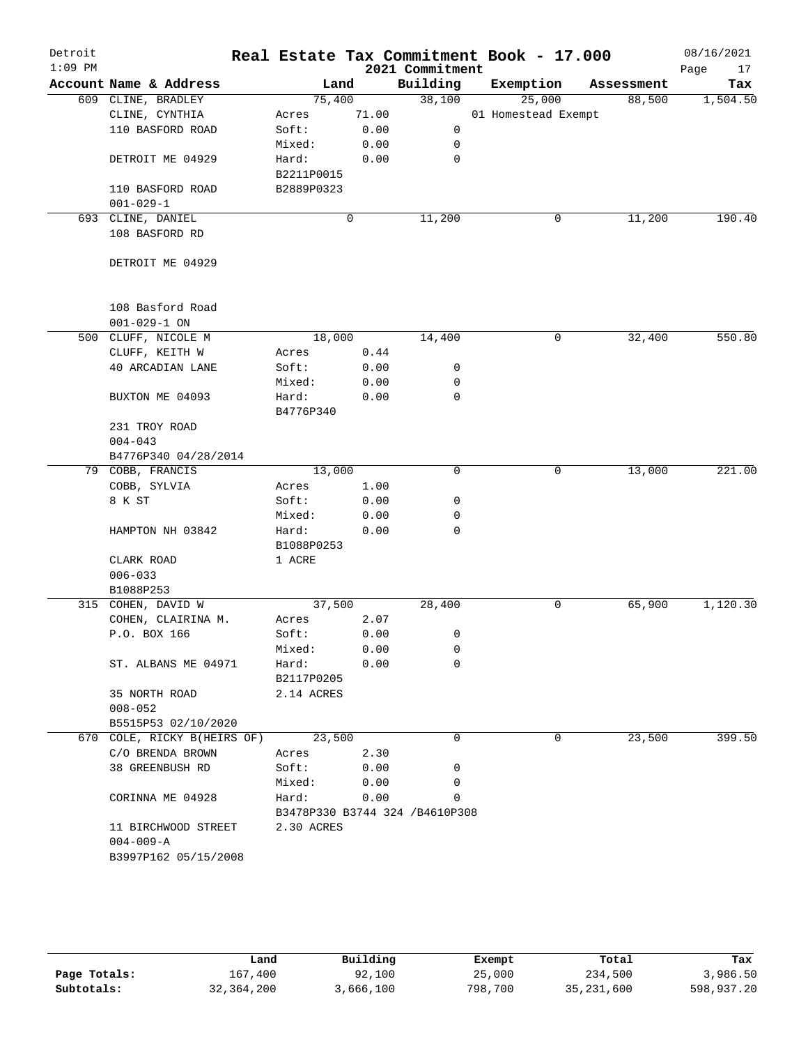# Real Estate Tax Commitment Book - 17.000

Detroit
1:09 PM

2021 Commitment

08/16/2021

| Account Name & Address | Land | | Building | Exemption | Assessment | Tax |
|---|---|---|---|---|---|---|
| 609 CLINE, BRADLEY | 75,400 | | 38,100 | 25,000 | 88,500 | 1,504.50 |
| CLINE, CYNTHIA | Acres | 71.00 | | 01 Homestead Exempt | | |
| 110 BASFORD ROAD | Soft: | 0.00 | 0 | | | |
| | Mixed: | 0.00 | 0 | | | |
| DETROIT ME 04929 | Hard: | 0.00 | 0 | | | |
| | B2211P0015 | | | | | |
| 110 BASFORD ROAD | B2889P0323 | | | | | |
| 001-029-1 | | | | | | |
| 693 CLINE, DANIEL | 0 | | 11,200 | 0 | 11,200 | 190.40 |
| 108 BASFORD RD | | | | | | |
| DETROIT ME 04929 | | | | | | |
| 108 Basford Road | | | | | | |
| 001-029-1 ON | | | | | | |
| 500 CLUFF, NICOLE M | 18,000 | | 14,400 | 0 | 32,400 | 550.80 |
| CLUFF, KEITH W | Acres | 0.44 | | | | |
| 40 ARCADIAN LANE | Soft: | 0.00 | 0 | | | |
| | Mixed: | 0.00 | 0 | | | |
| BUXTON ME 04093 | Hard: | 0.00 | 0 | | | |
| | B4776P340 | | | | | |
| 231 TROY ROAD | | | | | | |
| 004-043 | | | | | | |
| B4776P340 04/28/2014 | | | | | | |
| 79 COBB, FRANCIS | 13,000 | | 0 | 0 | 13,000 | 221.00 |
| COBB, SYLVIA | Acres | 1.00 | | | | |
| 8 K ST | Soft: | 0.00 | 0 | | | |
| | Mixed: | 0.00 | 0 | | | |
| HAMPTON NH 03842 | Hard: | 0.00 | 0 | | | |
| | B1088P0253 | | | | | |
| CLARK ROAD | 1 ACRE | | | | | |
| 006-033 | | | | | | |
| B1088P253 | | | | | | |
| 315 COHEN, DAVID W | 37,500 | | 28,400 | 0 | 65,900 | 1,120.30 |
| COHEN, CLAIRINA M. | Acres | 2.07 | | | | |
| P.O. BOX 166 | Soft: | 0.00 | 0 | | | |
| | Mixed: | 0.00 | 0 | | | |
| ST. ALBANS ME 04971 | Hard: | 0.00 | 0 | | | |
| | B2117P0205 | | | | | |
| 35 NORTH ROAD | 2.14 ACRES | | | | | |
| 008-052 | | | | | | |
| B5515P53 02/10/2020 | | | | | | |
| 670 COLE, RICKY B(HEIRS OF) | 23,500 | | 0 | 0 | 23,500 | 399.50 |
| C/O BRENDA BROWN | Acres | 2.30 | | | | |
| 38 GREENBUSH RD | Soft: | 0.00 | 0 | | | |
| | Mixed: | 0.00 | 0 | | | |
| CORINNA ME 04928 | Hard: | 0.00 | 0 | | | |
| | B3478P330 B3744 324 /B4610P308 | | | | | |
| 11 BIRCHWOOD STREET | 2.30 ACRES | | | | | |
| 004-009-A | | | | | | |
| B3997P162 05/15/2008 | | | | | | |

| | Land | Building | Exempt | Total | Tax |
|---|---|---|---|---|---|
| Page Totals: | 167,400 | 92,100 | 25,000 | 234,500 | 3,986.50 |
| Subtotals: | 32,364,200 | 3,666,100 | 798,700 | 35,231,600 | 598,937.20 |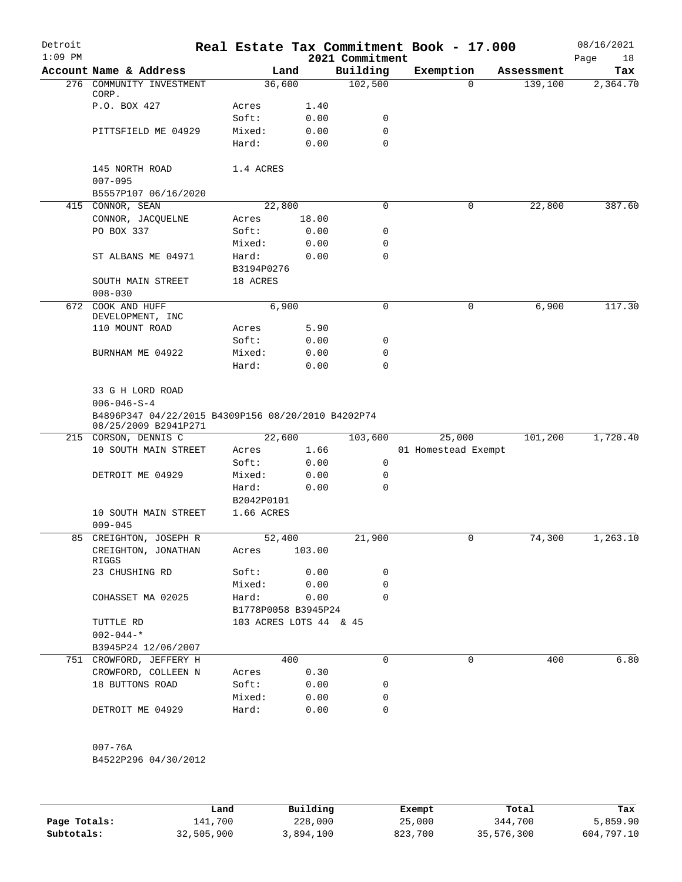# Real Estate Tax Commitment Book - 17.000

Detroit 1:09 PM — 2021 Commitment — 08/16/2021

| Account Name & Address | Land | | Building | Exemption | Assessment | Tax |
|---|---|---|---|---|---|---|
| 276 COMMUNITY INVESTMENT CORP. | 36,600 | | 102,500 | 0 | 139,100 | 2,364.70 |
| P.O. BOX 427 | Acres | 1.40 | | | | |
| | Soft: | 0.00 | 0 | | | |
| PITTSFIELD ME 04929 | Mixed: | 0.00 | 0 | | | |
| | Hard: | 0.00 | 0 | | | |
| 145 NORTH ROAD | 1.4 ACRES | | | | | |
| 007-095 | | | | | | |
| B5557P107 06/16/2020 | | | | | | |
| 415 CONNOR, SEAN | 22,800 | | 0 | 0 | 22,800 | 387.60 |
| CONNOR, JACQUELNE | Acres | 18.00 | | | | |
| PO BOX 337 | Soft: | 0.00 | 0 | | | |
| | Mixed: | 0.00 | 0 | | | |
| ST ALBANS ME 04971 | Hard: | 0.00 | 0 | | | |
| | B3194P0276 | | | | | |
| SOUTH MAIN STREET | 18 ACRES | | | | | |
| 008-030 | | | | | | |
| 672 COOK AND HUFF DEVELOPMENT, INC | 6,900 | | 0 | 0 | 6,900 | 117.30 |
| 110 MOUNT ROAD | Acres | 5.90 | | | | |
| | Soft: | 0.00 | 0 | | | |
| BURNHAM ME 04922 | Mixed: | 0.00 | 0 | | | |
| | Hard: | 0.00 | 0 | | | |
| 33 G H LORD ROAD | | | | | | |
| 006-046-S-4 | | | | | | |
| B4896P347 04/22/2015 B4309P156 08/20/2010 B4202P74 08/25/2009 B2941P271 | | | | | | |
| 215 CORSON, DENNIS C | 22,600 | | 103,600 | 25,000 | 101,200 | 1,720.40 |
| 10 SOUTH MAIN STREET | Acres | 1.66 | | 01 Homestead Exempt | | |
| | Soft: | 0.00 | 0 | | | |
| DETROIT ME 04929 | Mixed: | 0.00 | 0 | | | |
| | Hard: | 0.00 | 0 | | | |
| | B2042P0101 | | | | | |
| 10 SOUTH MAIN STREET | 1.66 ACRES | | | | | |
| 009-045 | | | | | | |
| 85 CREIGHTON, JOSEPH R | 52,400 | | 21,900 | 0 | 74,300 | 1,263.10 |
| CREIGHTON, JONATHAN RIGGS | Acres | 103.00 | | | | |
| 23 CHUSHING RD | Soft: | 0.00 | 0 | | | |
| | Mixed: | 0.00 | 0 | | | |
| COHASSET MA 02025 | Hard: | 0.00 | 0 | | | |
| | B1778P0058 B3945P24 | | | | | |
| TUTTLE RD | 103 ACRES LOTS 44 & 45 | | | | | |
| 002-044-* | | | | | | |
| B3945P24 12/06/2007 | | | | | | |
| 751 CROWFORD, JEFFERY H | 400 | | 0 | 0 | 400 | 6.80 |
| CROWFORD, COLLEEN N | Acres | 0.30 | | | | |
| 18 BUTTONS ROAD | Soft: | 0.00 | 0 | | | |
| | Mixed: | 0.00 | 0 | | | |
| DETROIT ME 04929 | Hard: | 0.00 | 0 | | | |
| 007-76A | | | | | | |
| B4522P296 04/30/2012 | | | | | | |

| | Land | Building | Exempt | Total | Tax |
|---|---|---|---|---|---|
| Page Totals: | 141,700 | 228,000 | 25,000 | 344,700 | 5,859.90 |
| Subtotals: | 32,505,900 | 3,894,100 | 823,700 | 35,576,300 | 604,797.10 |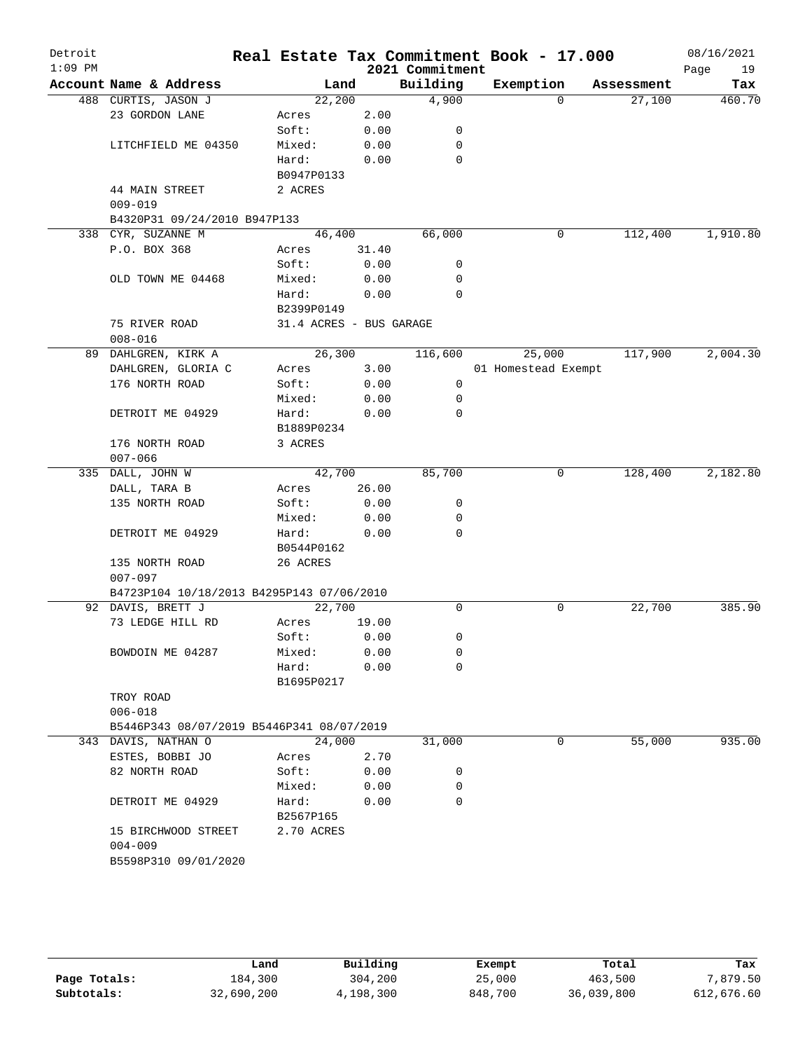# Detroit — Real Estate Tax Commitment Book - 17.000 — 2021 Commitment

1:09 PM — 08/16/2021

| Account Name & Address | Land | | Building | Exemption | Assessment | Tax |
|---|---|---|---|---|---|---|
| 488 CURTIS, JASON J | 22,200 | | 4,900 | 0 | 27,100 | 460.70 |
| 23 GORDON LANE | Acres | 2.00 | | | | |
| | Soft: | 0.00 | 0 | | | |
| LITCHFIELD ME 04350 | Mixed: | 0.00 | 0 | | | |
| | Hard: | 0.00 | 0 | | | |
| | B0947P0133 | | | | | |
| 44 MAIN STREET | 2 ACRES | | | | | |
| 009-019 | | | | | | |
| B4320P31 09/24/2010 B947P133 | | | | | | |
| 338 CYR, SUZANNE M | 46,400 | | 66,000 | 0 | 112,400 | 1,910.80 |
| P.O. BOX 368 | Acres | 31.40 | | | | |
| | Soft: | 0.00 | 0 | | | |
| OLD TOWN ME 04468 | Mixed: | 0.00 | 0 | | | |
| | Hard: | 0.00 | 0 | | | |
| | B2399P0149 | | | | | |
| 75 RIVER ROAD | 31.4 ACRES - BUS GARAGE | | | | | |
| 008-016 | | | | | | |
| 89 DAHLGREN, KIRK A | 26,300 | | 116,600 | 25,000 | 117,900 | 2,004.30 |
| DAHLGREN, GLORIA C | Acres | 3.00 | | 01 Homestead Exempt | | |
| 176 NORTH ROAD | Soft: | 0.00 | 0 | | | |
| | Mixed: | 0.00 | 0 | | | |
| DETROIT ME 04929 | Hard: | 0.00 | 0 | | | |
| | B1889P0234 | | | | | |
| 176 NORTH ROAD | 3 ACRES | | | | | |
| 007-066 | | | | | | |
| 335 DALL, JOHN W | 42,700 | | 85,700 | 0 | 128,400 | 2,182.80 |
| DALL, TARA B | Acres | 26.00 | | | | |
| 135 NORTH ROAD | Soft: | 0.00 | 0 | | | |
| | Mixed: | 0.00 | 0 | | | |
| DETROIT ME 04929 | Hard: | 0.00 | 0 | | | |
| | B0544P0162 | | | | | |
| 135 NORTH ROAD | 26 ACRES | | | | | |
| 007-097 | | | | | | |
| B4723P104 10/18/2013 B4295P143 07/06/2010 | | | | | | |
| 92 DAVIS, BRETT J | 22,700 | | 0 | 0 | 22,700 | 385.90 |
| 73 LEDGE HILL RD | Acres | 19.00 | | | | |
| | Soft: | 0.00 | 0 | | | |
| BOWDOIN ME 04287 | Mixed: | 0.00 | 0 | | | |
| | Hard: | 0.00 | 0 | | | |
| | B1695P0217 | | | | | |
| TROY ROAD | | | | | | |
| 006-018 | | | | | | |
| B5446P343 08/07/2019 B5446P341 08/07/2019 | | | | | | |
| 343 DAVIS, NATHAN O | 24,000 | | 31,000 | 0 | 55,000 | 935.00 |
| ESTES, BOBBI JO | Acres | 2.70 | | | | |
| 82 NORTH ROAD | Soft: | 0.00 | 0 | | | |
| | Mixed: | 0.00 | 0 | | | |
| DETROIT ME 04929 | Hard: | 0.00 | 0 | | | |
| | B2567P165 | | | | | |
| 15 BIRCHWOOD STREET | 2.70 ACRES | | | | | |
| 004-009 | | | | | | |
| B5598P310 09/01/2020 | | | | | | |

| | Land | Building | Exempt | Total | Tax |
|---|---|---|---|---|---|
| Page Totals: | 184,300 | 304,200 | 25,000 | 463,500 | 7,879.50 |
| Subtotals: | 32,690,200 | 4,198,300 | 848,700 | 36,039,800 | 612,676.60 |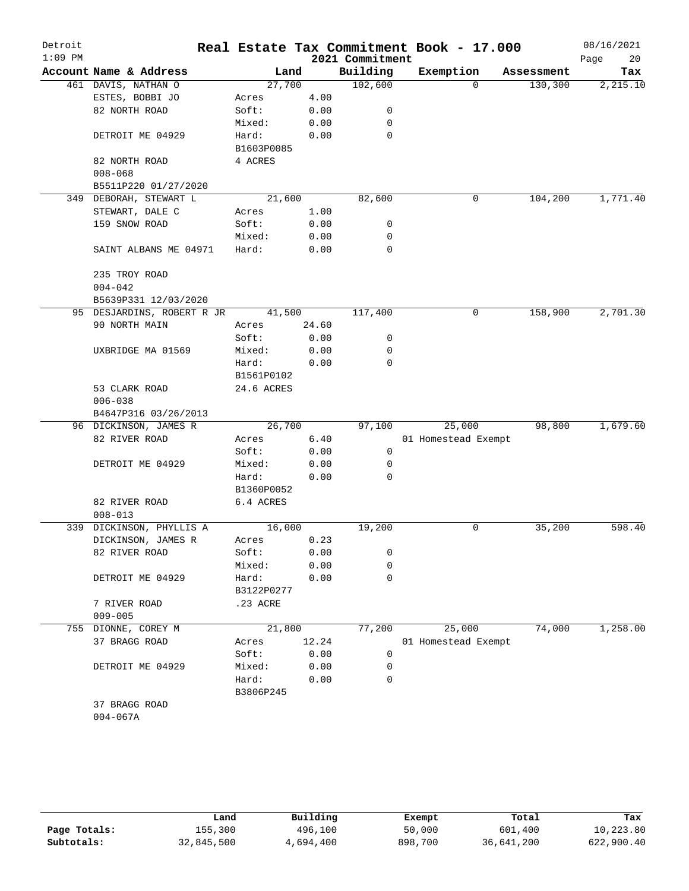# Real Estate Tax Commitment Book - 17.000

Detroit
1:09 PM
2021 Commitment
08/16/2021

| Account Name & Address | Land | | Building | Exemption | Assessment | Tax |
|---|---|---|---|---|---|---|
| 461 DAVIS, NATHAN O | 27,700 | | 102,600 | 0 | 130,300 | 2,215.10 |
| ESTES, BOBBI JO | Acres | 4.00 | | | | |
| 82 NORTH ROAD | Soft: | 0.00 | 0 | | | |
| | Mixed: | 0.00 | 0 | | | |
| DETROIT ME 04929 | Hard: | 0.00 | 0 | | | |
| | B1603P0085 | | | | | |
| 82 NORTH ROAD | 4 ACRES | | | | | |
| 008-068 | | | | | | |
| B5511P220 01/27/2020 | | | | | | |
| 349 DEBORAH, STEWART L | 21,600 | | 82,600 | 0 | 104,200 | 1,771.40 |
| STEWART, DALE C | Acres | 1.00 | | | | |
| 159 SNOW ROAD | Soft: | 0.00 | 0 | | | |
| | Mixed: | 0.00 | 0 | | | |
| SAINT ALBANS ME 04971 | Hard: | 0.00 | 0 | | | |
| 235 TROY ROAD | | | | | | |
| 004-042 | | | | | | |
| B5639P331 12/03/2020 | | | | | | |
| 95 DESJARDINS, ROBERT R JR | 41,500 | | 117,400 | 0 | 158,900 | 2,701.30 |
| 90 NORTH MAIN | Acres | 24.60 | | | | |
| | Soft: | 0.00 | 0 | | | |
| UXBRIDGE MA 01569 | Mixed: | 0.00 | 0 | | | |
| | Hard: | 0.00 | 0 | | | |
| | B1561P0102 | | | | | |
| 53 CLARK ROAD | 24.6 ACRES | | | | | |
| 006-038 | | | | | | |
| B4647P316 03/26/2013 | | | | | | |
| 96 DICKINSON, JAMES R | 26,700 | | 97,100 | 25,000 | 98,800 | 1,679.60 |
| 82 RIVER ROAD | Acres | 6.40 | | 01 Homestead Exempt | | |
| | Soft: | 0.00 | 0 | | | |
| DETROIT ME 04929 | Mixed: | 0.00 | 0 | | | |
| | Hard: | 0.00 | 0 | | | |
| | B1360P0052 | | | | | |
| 82 RIVER ROAD | 6.4 ACRES | | | | | |
| 008-013 | | | | | | |
| 339 DICKINSON, PHYLLIS A | 16,000 | | 19,200 | 0 | 35,200 | 598.40 |
| DICKINSON, JAMES R | Acres | 0.23 | | | | |
| 82 RIVER ROAD | Soft: | 0.00 | 0 | | | |
| | Mixed: | 0.00 | 0 | | | |
| DETROIT ME 04929 | Hard: | 0.00 | 0 | | | |
| | B3122P0277 | | | | | |
| 7 RIVER ROAD | .23 ACRE | | | | | |
| 009-005 | | | | | | |
| 755 DIONNE, COREY M | 21,800 | | 77,200 | 25,000 | 74,000 | 1,258.00 |
| 37 BRAGG ROAD | Acres | 12.24 | | 01 Homestead Exempt | | |
| | Soft: | 0.00 | 0 | | | |
| DETROIT ME 04929 | Mixed: | 0.00 | 0 | | | |
| | Hard: | 0.00 | 0 | | | |
| | B3806P245 | | | | | |
| 37 BRAGG ROAD | | | | | | |
| 004-067A | | | | | | |

| | Land | Building | Exempt | Total | Tax |
|---|---|---|---|---|---|
| Page Totals: | 155,300 | 496,100 | 50,000 | 601,400 | 10,223.80 |
| Subtotals: | 32,845,500 | 4,694,400 | 898,700 | 36,641,200 | 622,900.40 |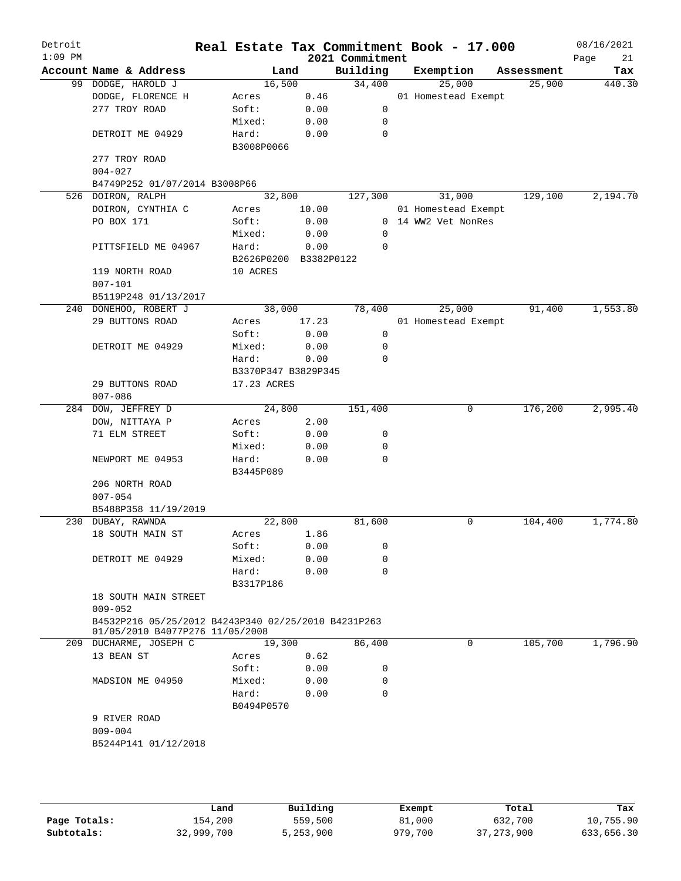# Real Estate Tax Commitment Book - 17.000

Detroit
1:09 PM

2021 Commitment

08/16/2021

| Account Name & Address | Land | | Building | Exemption | Assessment | Tax |
|---|---|---|---|---|---|---|
| 99 DODGE, HAROLD J | 16,500 | | 34,400 | 25,000 | 25,900 | 440.30 |
| DODGE, FLORENCE H | Acres | 0.46 | | 01 Homestead Exempt | | |
| 277 TROY ROAD | Soft: | 0.00 | 0 | | | |
| | Mixed: | 0.00 | 0 | | | |
| DETROIT ME 04929 | Hard: | 0.00 | 0 | | | |
| | B3008P0066 | | | | | |
| 277 TROY ROAD | | | | | | |
| 004-027 | | | | | | |
| B4749P252 01/07/2014 B3008P66 | | | | | | |
| 526 DOIRON, RALPH | 32,800 | | 127,300 | 31,000 | 129,100 | 2,194.70 |
| DOIRON, CYNTHIA C | Acres | 10.00 | | 01 Homestead Exempt | | |
| PO BOX 171 | Soft: | 0.00 | 0 | 14 WW2 Vet NonRes | | |
| | Mixed: | 0.00 | 0 | | | |
| PITTSFIELD ME 04967 | Hard: | 0.00 | 0 | | | |
| | B2626P0200 B3382P0122 | | | | | |
| 119 NORTH ROAD | 10 ACRES | | | | | |
| 007-101 | | | | | | |
| B5119P248 01/13/2017 | | | | | | |
| 240 DONEHOO, ROBERT J | 38,000 | | 78,400 | 25,000 | 91,400 | 1,553.80 |
| 29 BUTTONS ROAD | Acres | 17.23 | | 01 Homestead Exempt | | |
| | Soft: | 0.00 | 0 | | | |
| DETROIT ME 04929 | Mixed: | 0.00 | 0 | | | |
| | Hard: | 0.00 | 0 | | | |
| | B3370P347 B3829P345 | | | | | |
| 29 BUTTONS ROAD | 17.23 ACRES | | | | | |
| 007-086 | | | | | | |
| 284 DOW, JEFFREY D | 24,800 | | 151,400 | 0 | 176,200 | 2,995.40 |
| DOW, NITTAYA P | Acres | 2.00 | | | | |
| 71 ELM STREET | Soft: | 0.00 | 0 | | | |
| | Mixed: | 0.00 | 0 | | | |
| NEWPORT ME 04953 | Hard: | 0.00 | 0 | | | |
| | B3445P089 | | | | | |
| 206 NORTH ROAD | | | | | | |
| 007-054 | | | | | | |
| B5488P358 11/19/2019 | | | | | | |
| 230 DUBAY, RAWNDA | 22,800 | | 81,600 | 0 | 104,400 | 1,774.80 |
| 18 SOUTH MAIN ST | Acres | 1.86 | | | | |
| | Soft: | 0.00 | 0 | | | |
| DETROIT ME 04929 | Mixed: | 0.00 | 0 | | | |
| | Hard: | 0.00 | 0 | | | |
| | B3317P186 | | | | | |
| 18 SOUTH MAIN STREET | | | | | | |
| 009-052 | | | | | | |
| B4532P216 05/25/2012 B4243P340 02/25/2010 B4231P263 01/05/2010 B4077P276 11/05/2008 | | | | | | |
| 209 DUCHARME, JOSEPH C | 19,300 | | 86,400 | 0 | 105,700 | 1,796.90 |
| 13 BEAN ST | Acres | 0.62 | | | | |
| | Soft: | 0.00 | 0 | | | |
| MADSION ME 04950 | Mixed: | 0.00 | 0 | | | |
| | Hard: | 0.00 | 0 | | | |
| | B0494P0570 | | | | | |
| 9 RIVER ROAD | | | | | | |
| 009-004 | | | | | | |
| B5244P141 01/12/2018 | | | | | | |

| | Land | Building | Exempt | Total | Tax |
|---|---|---|---|---|---|
| Page Totals: | 154,200 | 559,500 | 81,000 | 632,700 | 10,755.90 |
| Subtotals: | 32,999,700 | 5,253,900 | 979,700 | 37,273,900 | 633,656.30 |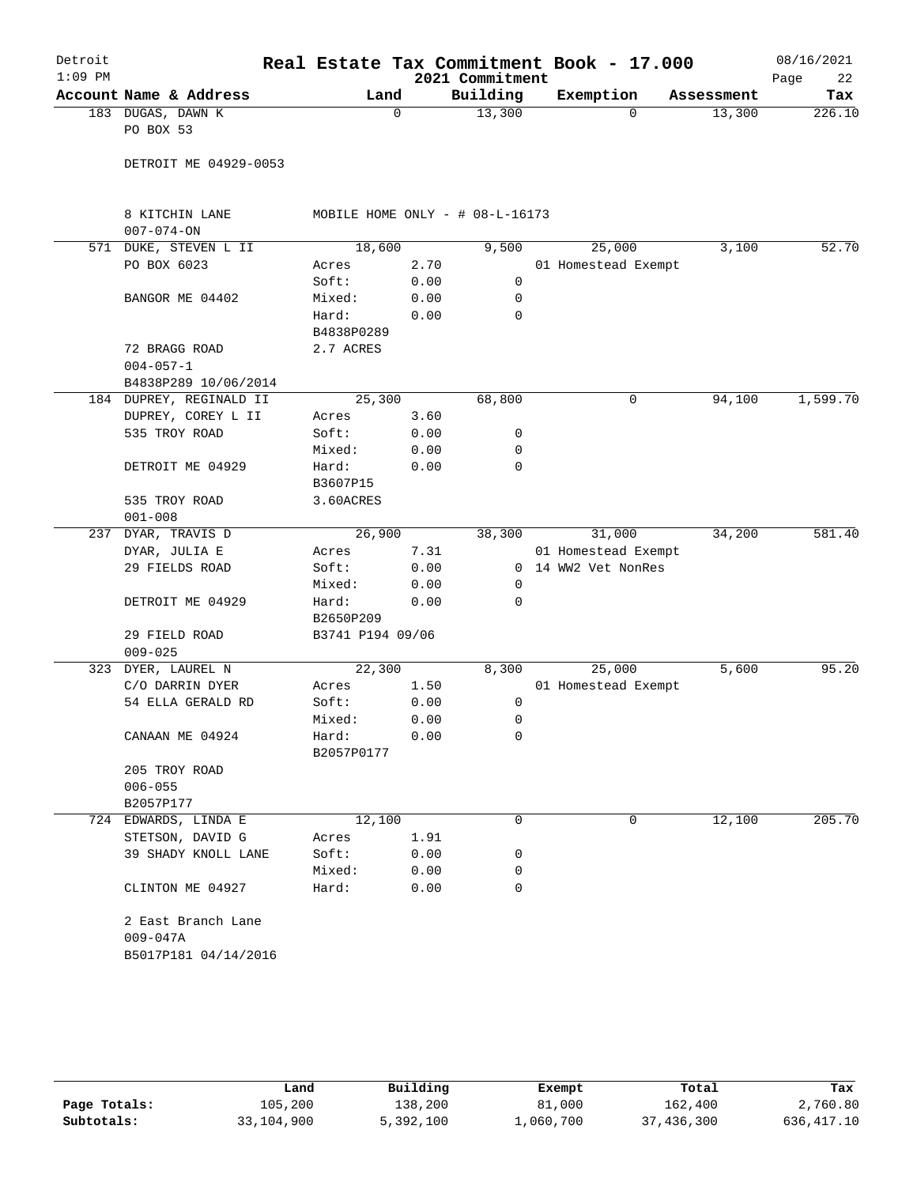# Real Estate Tax Commitment Book - 17.000

Detroit
1:09 PM

2021 Commitment

08/16/2021

| Account Name & Address | Land | | Building | Exemption | Assessment | Tax |
|---|---|---|---|---|---|---|
| 183 DUGAS, DAWN K | 0 | | 13,300 | 0 | 13,300 | 226.10 |
| PO BOX 53 | | | | | | |
| DETROIT ME 04929-0053 | | | | | | |
| 8 KITCHIN LANE | MOBILE HOME ONLY - # 08-L-16173 | | | | | |
| 007-074-ON | | | | | | |
| 571 DUKE, STEVEN L II | 18,600 | | 9,500 | 25,000 | 3,100 | 52.70 |
| PO BOX 6023 | Acres | 2.70 | | 01 Homestead Exempt | | |
| | Soft: | 0.00 | 0 | | | |
| BANGOR ME 04402 | Mixed: | 0.00 | 0 | | | |
| | Hard: | 0.00 | 0 | | | |
| | B4838P0289 | | | | | |
| 72 BRAGG ROAD | 2.7 ACRES | | | | | |
| 004-057-1 | | | | | | |
| B4838P289 10/06/2014 | | | | | | |
| 184 DUPREY, REGINALD II | 25,300 | | 68,800 | 0 | 94,100 | 1,599.70 |
| DUPREY, COREY L II | Acres | 3.60 | | | | |
| 535 TROY ROAD | Soft: | 0.00 | 0 | | | |
| | Mixed: | 0.00 | 0 | | | |
| DETROIT ME 04929 | Hard: | 0.00 | 0 | | | |
| | B3607P15 | | | | | |
| 535 TROY ROAD | 3.60ACRES | | | | | |
| 001-008 | | | | | | |
| 237 DYAR, TRAVIS D | 26,900 | | 38,300 | 31,000 | 34,200 | 581.40 |
| DYAR, JULIA E | Acres | 7.31 | | 01 Homestead Exempt | | |
| 29 FIELDS ROAD | Soft: | 0.00 | 0 | 14 WW2 Vet NonRes | | |
| | Mixed: | 0.00 | 0 | | | |
| DETROIT ME 04929 | Hard: | 0.00 | 0 | | | |
| | B2650P209 | | | | | |
| 29 FIELD ROAD | B3741 P194 09/06 | | | | | |
| 009-025 | | | | | | |
| 323 DYER, LAUREL N | 22,300 | | 8,300 | 25,000 | 5,600 | 95.20 |
| C/O DARRIN DYER | Acres | 1.50 | | 01 Homestead Exempt | | |
| 54 ELLA GERALD RD | Soft: | 0.00 | 0 | | | |
| | Mixed: | 0.00 | 0 | | | |
| CANAAN ME 04924 | Hard: | 0.00 | 0 | | | |
| | B2057P0177 | | | | | |
| 205 TROY ROAD | | | | | | |
| 006-055 | | | | | | |
| B2057P177 | | | | | | |
| 724 EDWARDS, LINDA E | 12,100 | | 0 | 0 | 12,100 | 205.70 |
| STETSON, DAVID G | Acres | 1.91 | | | | |
| 39 SHADY KNOLL LANE | Soft: | 0.00 | 0 | | | |
| | Mixed: | 0.00 | 0 | | | |
| CLINTON ME 04927 | Hard: | 0.00 | 0 | | | |
| 2 East Branch Lane | | | | | | |
| 009-047A | | | | | | |
| B5017P181 04/14/2016 | | | | | | |

| | Land | Building | Exempt | Total | Tax |
|---|---|---|---|---|---|
| Page Totals: | 105,200 | 138,200 | 81,000 | 162,400 | 2,760.80 |
| Subtotals: | 33,104,900 | 5,392,100 | 1,060,700 | 37,436,300 | 636,417.10 |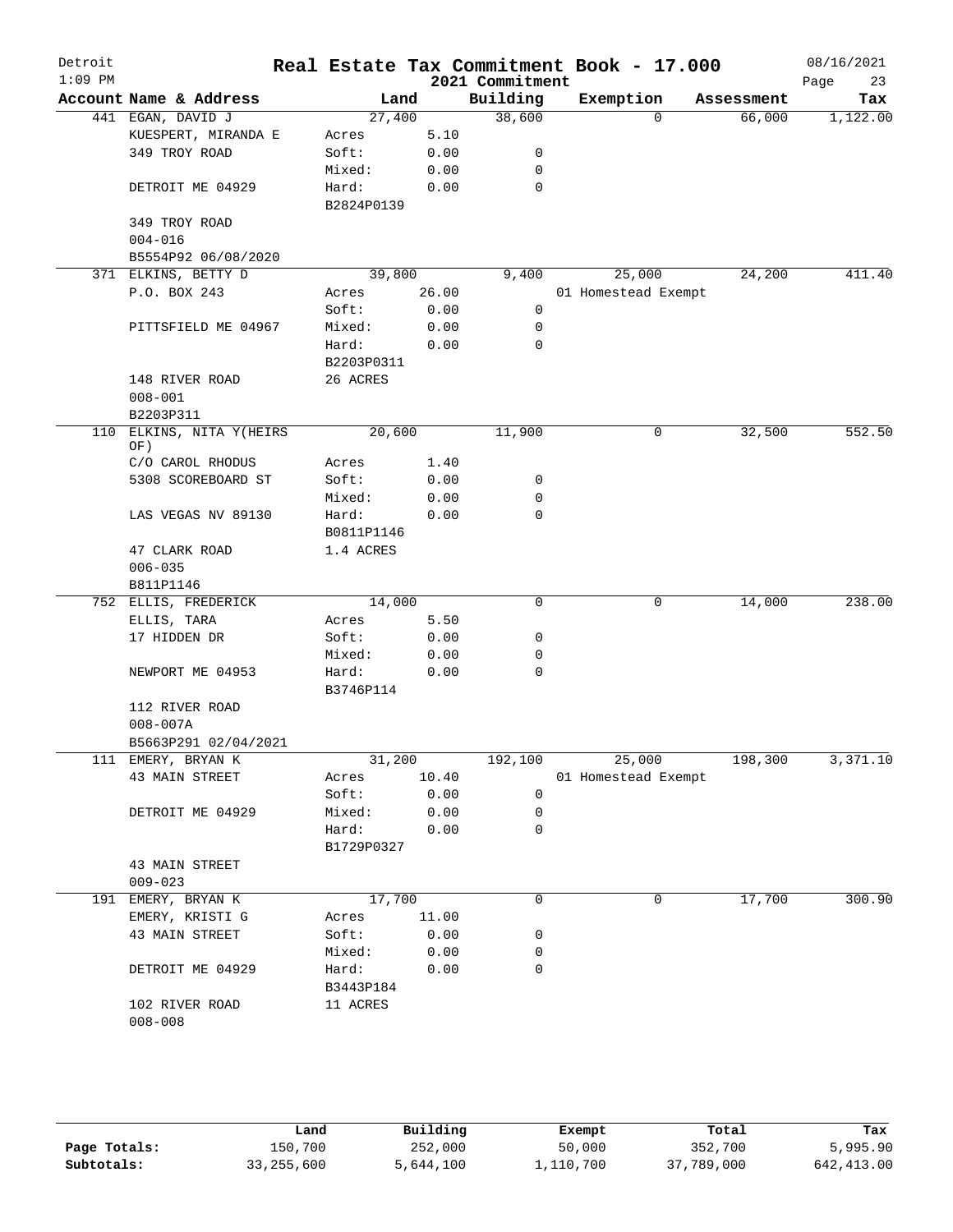# Real Estate Tax Commitment Book - 17.000

Detroit
1:09 PM

2021 Commitment

08/16/2021

| Account Name & Address | Land | | Building | Exemption | Assessment | Tax |
|---|---|---|---|---|---|---|
| 441 EGAN, DAVID J | 27,400 | | 38,600 | 0 | 66,000 | 1,122.00 |
| KUESPERT, MIRANDA E | Acres | 5.10 | | | | |
| 349 TROY ROAD | Soft: | 0.00 | 0 | | | |
| | Mixed: | 0.00 | 0 | | | |
| DETROIT ME 04929 | Hard: | 0.00 | 0 | | | |
| | B2824P0139 | | | | | |
| 349 TROY ROAD | | | | | | |
| 004-016 | | | | | | |
| B5554P92 06/08/2020 | | | | | | |
| 371 ELKINS, BETTY D | 39,800 | | 9,400 | 25,000 | 24,200 | 411.40 |
| P.O. BOX 243 | Acres | 26.00 | | 01 Homestead Exempt | | |
| | Soft: | 0.00 | 0 | | | |
| PITTSFIELD ME 04967 | Mixed: | 0.00 | 0 | | | |
| | Hard: | 0.00 | 0 | | | |
| | B2203P0311 | | | | | |
| 148 RIVER ROAD | 26 ACRES | | | | | |
| 008-001 | | | | | | |
| B2203P311 | | | | | | |
| 110 ELKINS, NITA Y(HEIRS OF) | 20,600 | | 11,900 | 0 | 32,500 | 552.50 |
| C/O CAROL RHODUS | Acres | 1.40 | | | | |
| 5308 SCOREBOARD ST | Soft: | 0.00 | 0 | | | |
| | Mixed: | 0.00 | 0 | | | |
| LAS VEGAS NV 89130 | Hard: | 0.00 | 0 | | | |
| | B0811P1146 | | | | | |
| 47 CLARK ROAD | 1.4 ACRES | | | | | |
| 006-035 | | | | | | |
| B811P1146 | | | | | | |
| 752 ELLIS, FREDERICK | 14,000 | | 0 | 0 | 14,000 | 238.00 |
| ELLIS, TARA | Acres | 5.50 | | | | |
| 17 HIDDEN DR | Soft: | 0.00 | 0 | | | |
| | Mixed: | 0.00 | 0 | | | |
| NEWPORT ME 04953 | Hard: | 0.00 | 0 | | | |
| | B3746P114 | | | | | |
| 112 RIVER ROAD | | | | | | |
| 008-007A | | | | | | |
| B5663P291 02/04/2021 | | | | | | |
| 111 EMERY, BRYAN K | 31,200 | | 192,100 | 25,000 | 198,300 | 3,371.10 |
| 43 MAIN STREET | Acres | 10.40 | | 01 Homestead Exempt | | |
| | Soft: | 0.00 | 0 | | | |
| DETROIT ME 04929 | Mixed: | 0.00 | 0 | | | |
| | Hard: | 0.00 | 0 | | | |
| | B1729P0327 | | | | | |
| 43 MAIN STREET | | | | | | |
| 009-023 | | | | | | |
| 191 EMERY, BRYAN K | 17,700 | | 0 | 0 | 17,700 | 300.90 |
| EMERY, KRISTI G | Acres | 11.00 | | | | |
| 43 MAIN STREET | Soft: | 0.00 | 0 | | | |
| | Mixed: | 0.00 | 0 | | | |
| DETROIT ME 04929 | Hard: | 0.00 | 0 | | | |
| | B3443P184 | | | | | |
| 102 RIVER ROAD | 11 ACRES | | | | | |
| 008-008 | | | | | | |

| | Land | Building | Exempt | Total | Tax |
|---|---|---|---|---|---|
| Page Totals: | 150,700 | 252,000 | 50,000 | 352,700 | 5,995.90 |
| Subtotals: | 33,255,600 | 5,644,100 | 1,110,700 | 37,789,000 | 642,413.00 |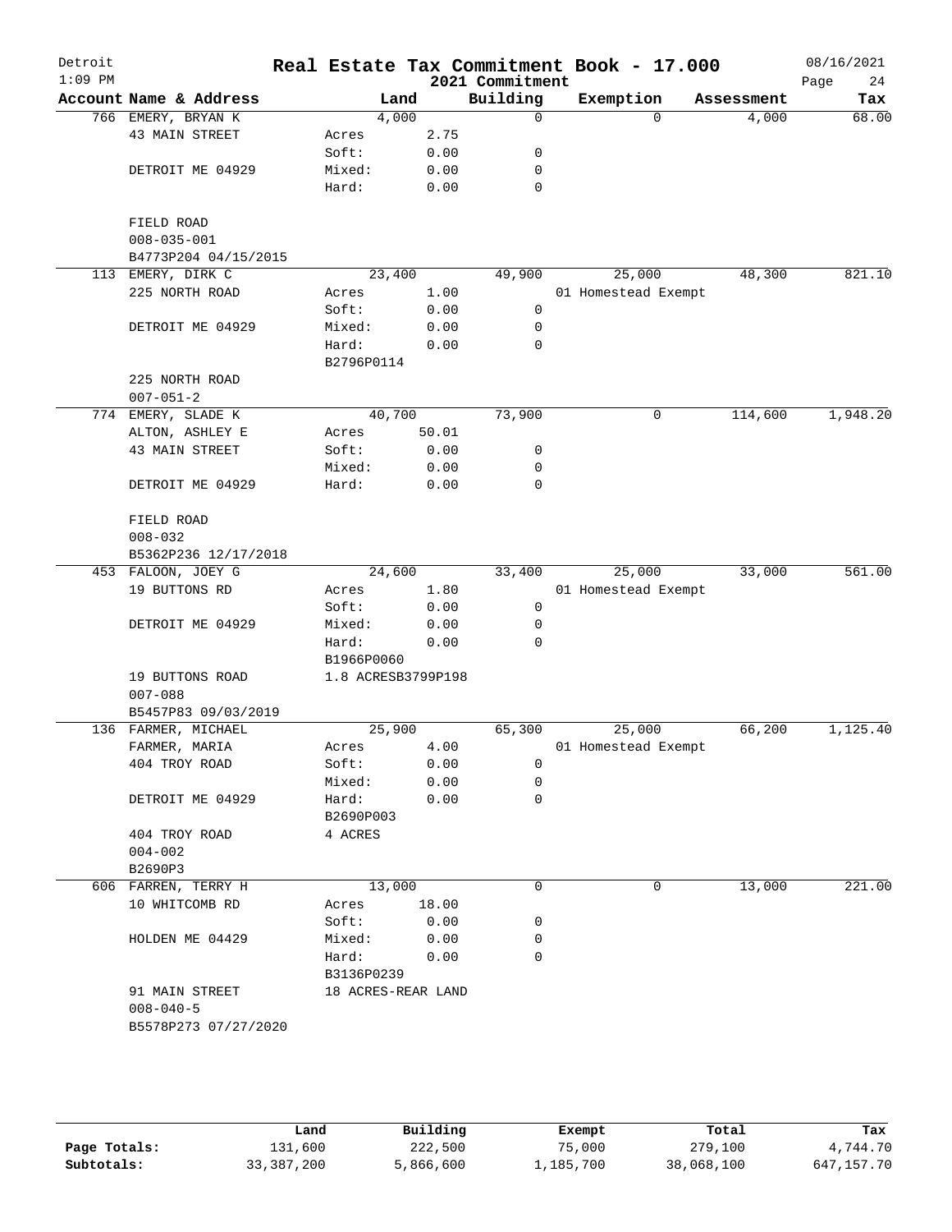# Real Estate Tax Commitment Book - 17.000

Detroit
1:09 PM

2021 Commitment

08/16/2021

| Account Name & Address | Land | | Building | Exemption | Assessment | Tax |
|---|---|---|---|---|---|---|
| 766 EMERY, BRYAN K | 4,000 | | 0 | 0 | 4,000 | 68.00 |
| 43 MAIN STREET | Acres | 2.75 | | | | |
| | Soft: | 0.00 | 0 | | | |
| DETROIT ME 04929 | Mixed: | 0.00 | 0 | | | |
| | Hard: | 0.00 | 0 | | | |
| FIELD ROAD | | | | | | |
| 008-035-001 | | | | | | |
| B4773P204 04/15/2015 | | | | | | |
| 113 EMERY, DIRK C | 23,400 | | 49,900 | 25,000 | 48,300 | 821.10 |
| 225 NORTH ROAD | Acres | 1.00 | | 01 Homestead Exempt | | |
| | Soft: | 0.00 | 0 | | | |
| DETROIT ME 04929 | Mixed: | 0.00 | 0 | | | |
| | Hard: | 0.00 | 0 | | | |
| | B2796P0114 | | | | | |
| 225 NORTH ROAD | | | | | | |
| 007-051-2 | | | | | | |
| 774 EMERY, SLADE K | 40,700 | | 73,900 | 0 | 114,600 | 1,948.20 |
| ALTON, ASHLEY E | Acres | 50.01 | | | | |
| 43 MAIN STREET | Soft: | 0.00 | 0 | | | |
| | Mixed: | 0.00 | 0 | | | |
| DETROIT ME 04929 | Hard: | 0.00 | 0 | | | |
| FIELD ROAD | | | | | | |
| 008-032 | | | | | | |
| B5362P236 12/17/2018 | | | | | | |
| 453 FALOON, JOEY G | 24,600 | | 33,400 | 25,000 | 33,000 | 561.00 |
| 19 BUTTONS RD | Acres | 1.80 | | 01 Homestead Exempt | | |
| | Soft: | 0.00 | 0 | | | |
| DETROIT ME 04929 | Mixed: | 0.00 | 0 | | | |
| | Hard: | 0.00 | 0 | | | |
| | B1966P0060 | | | | | |
| 19 BUTTONS ROAD | 1.8 ACRESB3799P198 | | | | | |
| 007-088 | | | | | | |
| B5457P83 09/03/2019 | | | | | | |
| 136 FARMER, MICHAEL | 25,900 | | 65,300 | 25,000 | 66,200 | 1,125.40 |
| FARMER, MARIA | Acres | 4.00 | | 01 Homestead Exempt | | |
| 404 TROY ROAD | Soft: | 0.00 | 0 | | | |
| | Mixed: | 0.00 | 0 | | | |
| DETROIT ME 04929 | Hard: | 0.00 | 0 | | | |
| | B2690P003 | | | | | |
| 404 TROY ROAD | 4 ACRES | | | | | |
| 004-002 | | | | | | |
| B2690P3 | | | | | | |
| 606 FARREN, TERRY H | 13,000 | | 0 | 0 | 13,000 | 221.00 |
| 10 WHITCOMB RD | Acres | 18.00 | | | | |
| | Soft: | 0.00 | 0 | | | |
| HOLDEN ME 04429 | Mixed: | 0.00 | 0 | | | |
| | Hard: | 0.00 | 0 | | | |
| | B3136P0239 | | | | | |
| 91 MAIN STREET | 18 ACRES-REAR LAND | | | | | |
| 008-040-5 | | | | | | |
| B5578P273 07/27/2020 | | | | | | |

| | Land | Building | Exempt | Total | Tax |
|---|---|---|---|---|---|
| Page Totals: | 131,600 | 222,500 | 75,000 | 279,100 | 4,744.70 |
| Subtotals: | 33,387,200 | 5,866,600 | 1,185,700 | 38,068,100 | 647,157.70 |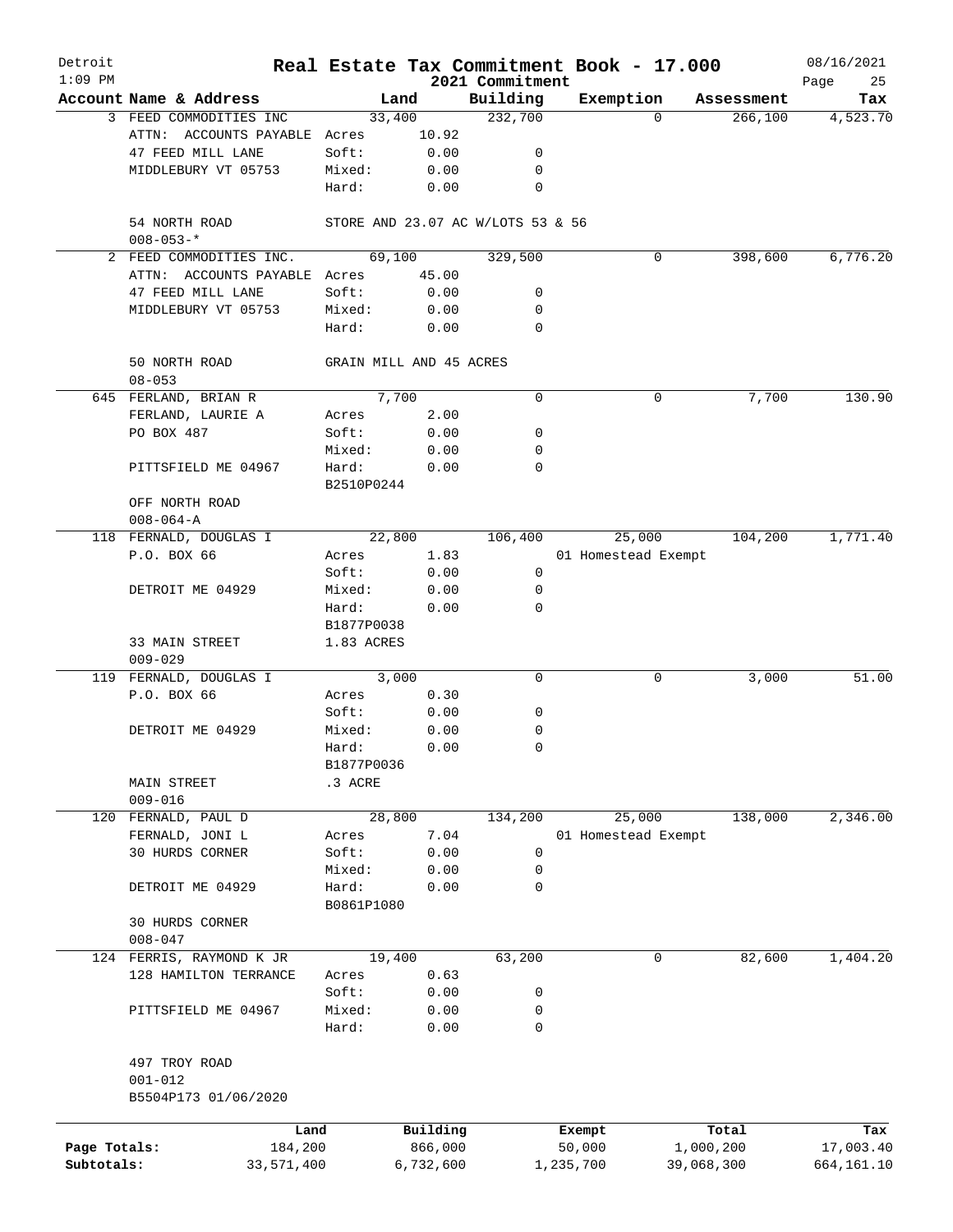# Real Estate Tax Commitment Book - 17.000

Detroit
1:09 PM

2021 Commitment

08/16/2021

| Account | Name & Address | Land | | Building | Exemption | Assessment | Tax |
|---|---|---|---|---|---|---|---|
| 3 | FEED COMMODITIES INC | 33,400 | | 232,700 | 0 | 266,100 | 4,523.70 |
| | ATTN: ACCOUNTS PAYABLE | Acres | 10.92 | | | | |
| | 47 FEED MILL LANE | Soft: | 0.00 | 0 | | | |
| | MIDDLEBURY VT 05753 | Mixed: | 0.00 | 0 | | | |
| | | Hard: | 0.00 | 0 | | | |
| | 54 NORTH ROAD | STORE AND 23.07 AC W/LOTS 53 & 56 | | | | | |
| | 008-053-* | | | | | | |
| 2 | FEED COMMODITIES INC. | 69,100 | | 329,500 | 0 | 398,600 | 6,776.20 |
| | ATTN: ACCOUNTS PAYABLE | Acres | 45.00 | | | | |
| | 47 FEED MILL LANE | Soft: | 0.00 | 0 | | | |
| | MIDDLEBURY VT 05753 | Mixed: | 0.00 | 0 | | | |
| | | Hard: | 0.00 | 0 | | | |
| | 50 NORTH ROAD | GRAIN MILL AND 45 ACRES | | | | | |
| | 08-053 | | | | | | |
| 645 | FERLAND, BRIAN R | 7,700 | | 0 | 0 | 7,700 | 130.90 |
| | FERLAND, LAURIE A | Acres | 2.00 | | | | |
| | PO BOX 487 | Soft: | 0.00 | 0 | | | |
| | | Mixed: | 0.00 | 0 | | | |
| | PITTSFIELD ME 04967 | Hard: | 0.00 | 0 | | | |
| | | B2510P0244 | | | | | |
| | OFF NORTH ROAD | | | | | | |
| | 008-064-A | | | | | | |
| 118 | FERNALD, DOUGLAS I | 22,800 | | 106,400 | 25,000 | 104,200 | 1,771.40 |
| | P.O. BOX 66 | Acres | 1.83 | | 01 Homestead Exempt | | |
| | | Soft: | 0.00 | 0 | | | |
| | DETROIT ME 04929 | Mixed: | 0.00 | 0 | | | |
| | | Hard: | 0.00 | 0 | | | |
| | | B1877P0038 | | | | | |
| | 33 MAIN STREET | 1.83 ACRES | | | | | |
| | 009-029 | | | | | | |
| 119 | FERNALD, DOUGLAS I | 3,000 | | 0 | 0 | 3,000 | 51.00 |
| | P.O. BOX 66 | Acres | 0.30 | | | | |
| | | Soft: | 0.00 | 0 | | | |
| | DETROIT ME 04929 | Mixed: | 0.00 | 0 | | | |
| | | Hard: | 0.00 | 0 | | | |
| | | B1877P0036 | | | | | |
| | MAIN STREET | .3 ACRE | | | | | |
| | 009-016 | | | | | | |
| 120 | FERNALD, PAUL D | 28,800 | | 134,200 | 25,000 | 138,000 | 2,346.00 |
| | FERNALD, JONI L | Acres | 7.04 | | 01 Homestead Exempt | | |
| | 30 HURDS CORNER | Soft: | 0.00 | 0 | | | |
| | | Mixed: | 0.00 | 0 | | | |
| | DETROIT ME 04929 | Hard: | 0.00 | 0 | | | |
| | | B0861P1080 | | | | | |
| | 30 HURDS CORNER | | | | | | |
| | 008-047 | | | | | | |
| 124 | FERRIS, RAYMOND K JR | 19,400 | | 63,200 | 0 | 82,600 | 1,404.20 |
| | 128 HAMILTON TERRANCE | Acres | 0.63 | | | | |
| | | Soft: | 0.00 | 0 | | | |
| | PITTSFIELD ME 04967 | Mixed: | 0.00 | 0 | | | |
| | | Hard: | 0.00 | 0 | | | |
| | 497 TROY ROAD | | | | | | |
| | 001-012 | | | | | | |
| | B5504P173 01/06/2020 | | | | | | |

| | Land | Building | Exempt | Total | Tax |
|---|---|---|---|---|---|
| Page Totals: | 184,200 | 866,000 | 50,000 | 1,000,200 | 17,003.40 |
| Subtotals: | 33,571,400 | 6,732,600 | 1,235,700 | 39,068,300 | 664,161.10 |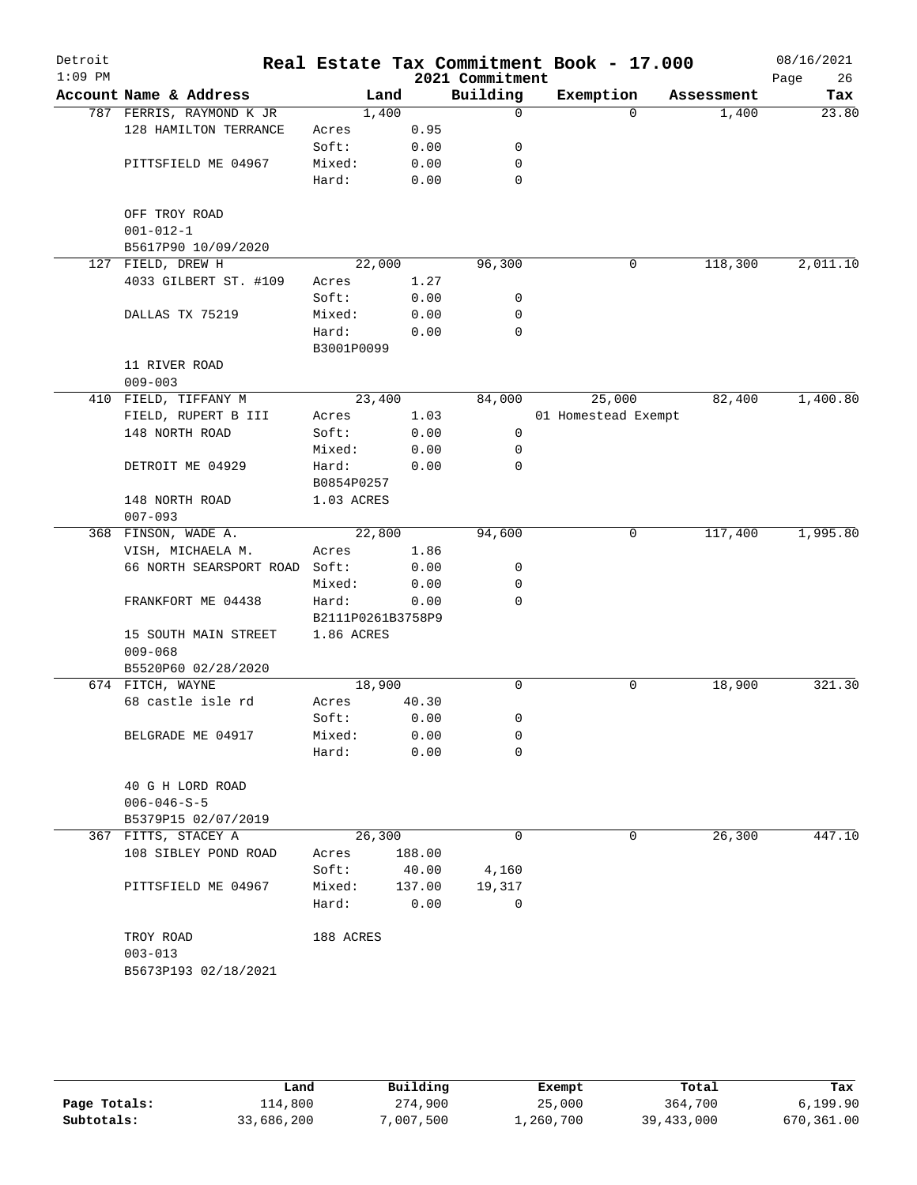Detroit
1:09 PM

# Real Estate Tax Commitment Book - 17.000

2021 Commitment

08/16/2021

| Account Name & Address | Land | | Building | Exemption | Assessment | Tax |
|---|---|---|---|---|---|---|
| 787 FERRIS, RAYMOND K JR | 1,400 | | 0 | 0 | 1,400 | 23.80 |
| 128 HAMILTON TERRANCE | Acres | 0.95 | | | | |
| | Soft: | 0.00 | 0 | | | |
| PITTSFIELD ME 04967 | Mixed: | 0.00 | 0 | | | |
| | Hard: | 0.00 | 0 | | | |
| OFF TROY ROAD | | | | | | |
| 001-012-1 | | | | | | |
| B5617P90 10/09/2020 | | | | | | |
| 127 FIELD, DREW H | 22,000 | | 96,300 | 0 | 118,300 | 2,011.10 |
| 4033 GILBERT ST. #109 | Acres | 1.27 | | | | |
| | Soft: | 0.00 | 0 | | | |
| DALLAS TX 75219 | Mixed: | 0.00 | 0 | | | |
| | Hard: | 0.00 | 0 | | | |
| | B3001P0099 | | | | | |
| 11 RIVER ROAD | | | | | | |
| 009-003 | | | | | | |
| 410 FIELD, TIFFANY M | 23,400 | | 84,000 | 25,000 | 82,400 | 1,400.80 |
| FIELD, RUPERT B III | Acres | 1.03 | | 01 Homestead Exempt | | |
| 148 NORTH ROAD | Soft: | 0.00 | 0 | | | |
| | Mixed: | 0.00 | 0 | | | |
| DETROIT ME 04929 | Hard: | 0.00 | 0 | | | |
| | B0854P0257 | | | | | |
| 148 NORTH ROAD | 1.03 ACRES | | | | | |
| 007-093 | | | | | | |
| 368 FINSON, WADE A. | 22,800 | | 94,600 | 0 | 117,400 | 1,995.80 |
| VISH, MICHAELA M. | Acres | 1.86 | | | | |
| 66 NORTH SEARSPORT ROAD | Soft: | 0.00 | 0 | | | |
| | Mixed: | 0.00 | 0 | | | |
| FRANKFORT ME 04438 | Hard: | 0.00 | 0 | | | |
| | B2111P0261B3758P9 | | | | | |
| 15 SOUTH MAIN STREET | 1.86 ACRES | | | | | |
| 009-068 | | | | | | |
| B5520P60 02/28/2020 | | | | | | |
| 674 FITCH, WAYNE | 18,900 | | 0 | 0 | 18,900 | 321.30 |
| 68 castle isle rd | Acres | 40.30 | | | | |
| | Soft: | 0.00 | 0 | | | |
| BELGRADE ME 04917 | Mixed: | 0.00 | 0 | | | |
| | Hard: | 0.00 | 0 | | | |
| 40 G H LORD ROAD | | | | | | |
| 006-046-S-5 | | | | | | |
| B5379P15 02/07/2019 | | | | | | |
| 367 FITTS, STACEY A | 26,300 | | 0 | 0 | 26,300 | 447.10 |
| 108 SIBLEY POND ROAD | Acres | 188.00 | | | | |
| | Soft: | 40.00 | 4,160 | | | |
| PITTSFIELD ME 04967 | Mixed: | 137.00 | 19,317 | | | |
| | Hard: | 0.00 | 0 | | | |
| TROY ROAD | 188 ACRES | | | | | |
| 003-013 | | | | | | |
| B5673P193 02/18/2021 | | | | | | |

| | Land | Building | Exempt | Total | Tax |
|---|---|---|---|---|---|
| Page Totals: | 114,800 | 274,900 | 25,000 | 364,700 | 6,199.90 |
| Subtotals: | 33,686,200 | 7,007,500 | 1,260,700 | 39,433,000 | 670,361.00 |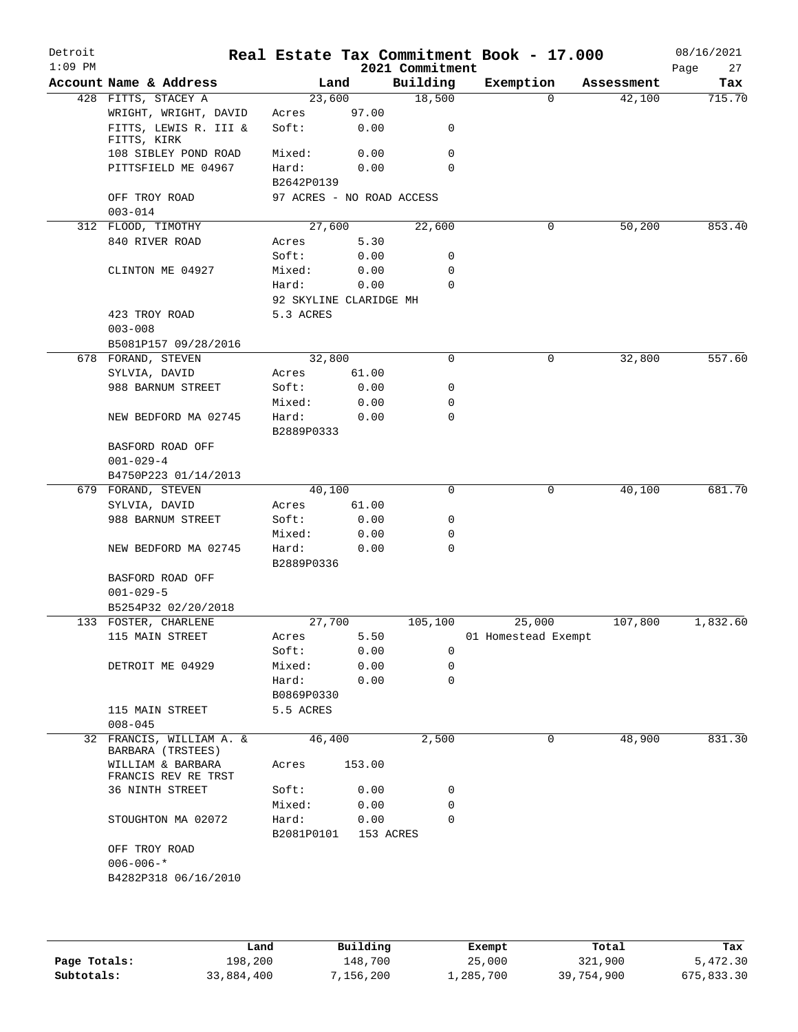# Real Estate Tax Commitment Book - 17.000

Detroit 1:09 PM — 2021 Commitment — 08/16/2021

| Account Name & Address | Land | | Building | Exemption | Assessment | Tax |
|---|---|---|---|---|---|---|
| 428 FITTS, STACEY A | 23,600 | | 18,500 | 0 | 42,100 | 715.70 |
| WRIGHT, WRIGHT, DAVID | Acres | 97.00 | | | | |
| FITTS, LEWIS R. III & FITTS, KIRK | Soft: | 0.00 | 0 | | | |
| 108 SIBLEY POND ROAD | Mixed: | 0.00 | 0 | | | |
| PITTSFIELD ME 04967 | Hard: | 0.00 | 0 | | | |
| | B2642P0139 | | | | | |
| OFF TROY ROAD | 97 ACRES - NO ROAD ACCESS | | | | | |
| 003-014 | | | | | | |
| 312 FLOOD, TIMOTHY | 27,600 | | 22,600 | 0 | 50,200 | 853.40 |
| 840 RIVER ROAD | Acres | 5.30 | | | | |
| | Soft: | 0.00 | 0 | | | |
| CLINTON ME 04927 | Mixed: | 0.00 | 0 | | | |
| | Hard: | 0.00 | 0 | | | |
| | 92 SKYLINE CLARIDGE MH | | | | | |
| 423 TROY ROAD | 5.3 ACRES | | | | | |
| 003-008 | | | | | | |
| B5081P157 09/28/2016 | | | | | | |
| 678 FORAND, STEVEN | 32,800 | | 0 | 0 | 32,800 | 557.60 |
| SYLVIA, DAVID | Acres | 61.00 | | | | |
| 988 BARNUM STREET | Soft: | 0.00 | 0 | | | |
| | Mixed: | 0.00 | 0 | | | |
| NEW BEDFORD MA 02745 | Hard: | 0.00 | 0 | | | |
| | B2889P0333 | | | | | |
| BASFORD ROAD OFF | | | | | | |
| 001-029-4 | | | | | | |
| B4750P223 01/14/2013 | | | | | | |
| 679 FORAND, STEVEN | 40,100 | | 0 | 0 | 40,100 | 681.70 |
| SYLVIA, DAVID | Acres | 61.00 | | | | |
| 988 BARNUM STREET | Soft: | 0.00 | 0 | | | |
| | Mixed: | 0.00 | 0 | | | |
| NEW BEDFORD MA 02745 | Hard: | 0.00 | 0 | | | |
| | B2889P0336 | | | | | |
| BASFORD ROAD OFF | | | | | | |
| 001-029-5 | | | | | | |
| B5254P32 02/20/2018 | | | | | | |
| 133 FOSTER, CHARLENE | 27,700 | | 105,100 | 25,000 | 107,800 | 1,832.60 |
| 115 MAIN STREET | Acres | 5.50 | | 01 Homestead Exempt | | |
| | Soft: | 0.00 | 0 | | | |
| DETROIT ME 04929 | Mixed: | 0.00 | 0 | | | |
| | Hard: | 0.00 | 0 | | | |
| | B0869P0330 | | | | | |
| 115 MAIN STREET | 5.5 ACRES | | | | | |
| 008-045 | | | | | | |
| 32 FRANCIS, WILLIAM A. & BARBARA (TRSTEES) | 46,400 | | 2,500 | 0 | 48,900 | 831.30 |
| WILLIAM & BARBARA FRANCIS REV RE TRST | Acres | 153.00 | | | | |
| 36 NINTH STREET | Soft: | 0.00 | 0 | | | |
| | Mixed: | 0.00 | 0 | | | |
| STOUGHTON MA 02072 | Hard: | 0.00 | 0 | | | |
| | B2081P0101 | 153 ACRES | | | | |
| OFF TROY ROAD | | | | | | |
| 006-006-* | | | | | | |
| B4282P318 06/16/2010 | | | | | | |

| | Land | Building | Exempt | Total | Tax |
|---|---|---|---|---|---|
| Page Totals: | 198,200 | 148,700 | 25,000 | 321,900 | 5,472.30 |
| Subtotals: | 33,884,400 | 7,156,200 | 1,285,700 | 39,754,900 | 675,833.30 |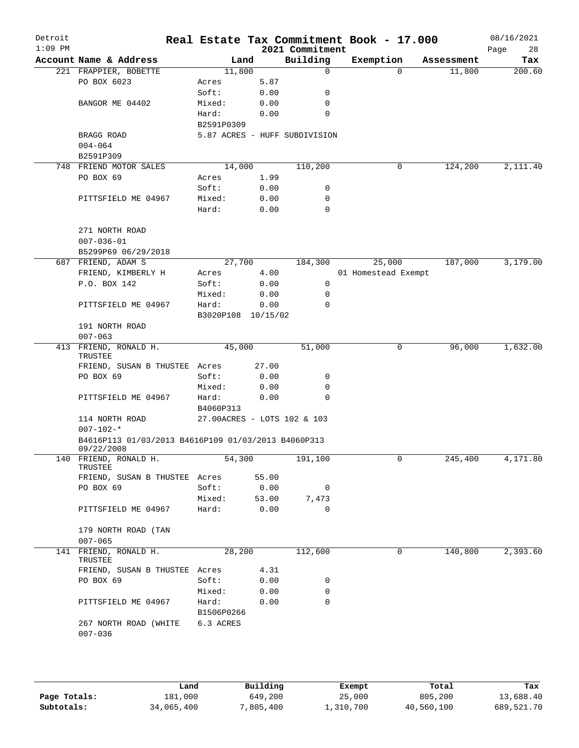# Real Estate Tax Commitment Book - 17.000

Detroit
1:09 PM
2021 Commitment
08/16/2021

| Account Name & Address | Land | | Building | Exemption | Assessment | Tax |
|---|---|---|---|---|---|---|
| 221 FRAPPIER, BOBETTE | 11,800 | | 0 | 0 | 11,800 | 200.60 |
| PO BOX 6023 | Acres | 5.87 | | | | |
| | Soft: | 0.00 | 0 | | | |
| BANGOR ME 04402 | Mixed: | 0.00 | 0 | | | |
| | Hard: | 0.00 | 0 | | | |
| | B2591P0309 | | | | | |
| BRAGG ROAD | 5.87 ACRES - HUFF SUBDIVISION | | | | | |
| 004-064 | | | | | | |
| B2591P309 | | | | | | |
| 748 FRIEND MOTOR SALES | 14,000 | | 110,200 | 0 | 124,200 | 2,111.40 |
| PO BOX 69 | Acres | 1.99 | | | | |
| | Soft: | 0.00 | 0 | | | |
| PITTSFIELD ME 04967 | Mixed: | 0.00 | 0 | | | |
| | Hard: | 0.00 | 0 | | | |
| 271 NORTH ROAD | | | | | | |
| 007-036-01 | | | | | | |
| B5299P69 06/29/2018 | | | | | | |
| 687 FRIEND, ADAM S | 27,700 | | 184,300 | 25,000 | 187,000 | 3,179.00 |
| FRIEND, KIMBERLY H | Acres | 4.00 | | 01 Homestead Exempt | | |
| P.O. BOX 142 | Soft: | 0.00 | 0 | | | |
| | Mixed: | 0.00 | 0 | | | |
| PITTSFIELD ME 04967 | Hard: | 0.00 | 0 | | | |
| | B3020P108 | 10/15/02 | | | | |
| 191 NORTH ROAD | | | | | | |
| 007-063 | | | | | | |
| 413 FRIEND, RONALD H. TRUSTEE | 45,000 | | 51,000 | 0 | 96,000 | 1,632.00 |
| FRIEND, SUSAN B THUSTEE | Acres | 27.00 | | | | |
| PO BOX 69 | Soft: | 0.00 | 0 | | | |
| | Mixed: | 0.00 | 0 | | | |
| PITTSFIELD ME 04967 | Hard: | 0.00 | 0 | | | |
| | B4060P313 | | | | | |
| 114 NORTH ROAD | 27.00ACRES - LOTS 102 & 103 | | | | | |
| 007-102-* | | | | | | |
| B4616P113 01/03/2013 B4616P109 01/03/2013 B4060P313 09/22/2008 | | | | | | |
| 140 FRIEND, RONALD H. TRUSTEE | 54,300 | | 191,100 | 0 | 245,400 | 4,171.80 |
| FRIEND, SUSAN B THUSTEE | Acres | 55.00 | | | | |
| PO BOX 69 | Soft: | 0.00 | 0 | | | |
| | Mixed: | 53.00 | 7,473 | | | |
| PITTSFIELD ME 04967 | Hard: | 0.00 | 0 | | | |
| 179 NORTH ROAD (TAN | | | | | | |
| 007-065 | | | | | | |
| 141 FRIEND, RONALD H. TRUSTEE | 28,200 | | 112,600 | 0 | 140,800 | 2,393.60 |
| FRIEND, SUSAN B THUSTEE | Acres | 4.31 | | | | |
| PO BOX 69 | Soft: | 0.00 | 0 | | | |
| | Mixed: | 0.00 | 0 | | | |
| PITTSFIELD ME 04967 | Hard: | 0.00 | 0 | | | |
| | B1506P0266 | | | | | |
| 267 NORTH ROAD (WHITE | 6.3 ACRES | | | | | |
| 007-036 | | | | | | |

| | Land | Building | Exempt | Total | Tax |
|---|---|---|---|---|---|
| Page Totals: | 181,000 | 649,200 | 25,000 | 805,200 | 13,688.40 |
| Subtotals: | 34,065,400 | 7,805,400 | 1,310,700 | 40,560,100 | 689,521.70 |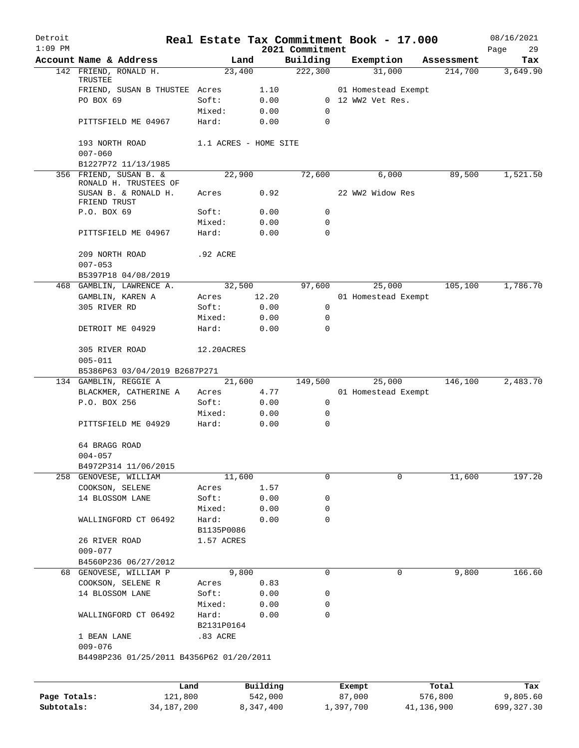# Real Estate Tax Commitment Book - 17.000

Detroit
1:09 PM
2021 Commitment
08/16/2021

| Account Name & Address | Land | | Building | Exemption | Assessment | Tax |
|---|---|---|---|---|---|---|
| 142 FRIEND, RONALD H. TRUSTEE | 23,400 | | 222,300 | 31,000 | 214,700 | 3,649.90 |
| FRIEND, SUSAN B THUSTEE | Acres | 1.10 | | 01 Homestead Exempt | | |
| PO BOX 69 | Soft: | 0.00 | 0 | 12 WW2 Vet Res. | | |
| | Mixed: | 0.00 | 0 | | | |
| PITTSFIELD ME 04967 | Hard: | 0.00 | 0 | | | |
| 193 NORTH ROAD | 1.1 ACRES - HOME SITE | | | | | |
| 007-060 | | | | | | |
| B1227P72 11/13/1985 | | | | | | |
| 356 FRIEND, SUSAN B. & RONALD H. TRUSTEES OF | 22,900 | | 72,600 | 6,000 | 89,500 | 1,521.50 |
| SUSAN B. & RONALD H. FRIEND TRUST | Acres | 0.92 | | 22 WW2 Widow Res | | |
| P.O. BOX 69 | Soft: | 0.00 | 0 | | | |
| | Mixed: | 0.00 | 0 | | | |
| PITTSFIELD ME 04967 | Hard: | 0.00 | 0 | | | |
| 209 NORTH ROAD | .92 ACRE | | | | | |
| 007-053 | | | | | | |
| B5397P18 04/08/2019 | | | | | | |
| 468 GAMBLIN, LAWRENCE A. | 32,500 | | 97,600 | 25,000 | 105,100 | 1,786.70 |
| GAMBLIN, KAREN A | Acres | 12.20 | | 01 Homestead Exempt | | |
| 305 RIVER RD | Soft: | 0.00 | 0 | | | |
| | Mixed: | 0.00 | 0 | | | |
| DETROIT ME 04929 | Hard: | 0.00 | 0 | | | |
| 305 RIVER ROAD | 12.20ACRES | | | | | |
| 005-011 | | | | | | |
| B5386P63 03/04/2019 B2687P271 | | | | | | |
| 134 GAMBLIN, REGGIE A | 21,600 | | 149,500 | 25,000 | 146,100 | 2,483.70 |
| BLACKMER, CATHERINE A | Acres | 4.77 | | 01 Homestead Exempt | | |
| P.O. BOX 256 | Soft: | 0.00 | 0 | | | |
| | Mixed: | 0.00 | 0 | | | |
| PITTSFIELD ME 04929 | Hard: | 0.00 | 0 | | | |
| 64 BRAGG ROAD | | | | | | |
| 004-057 | | | | | | |
| B4972P314 11/06/2015 | | | | | | |
| 258 GENOVESE, WILLIAM | 11,600 | | 0 | 0 | 11,600 | 197.20 |
| COOKSON, SELENE | Acres | 1.57 | | | | |
| 14 BLOSSOM LANE | Soft: | 0.00 | 0 | | | |
| | Mixed: | 0.00 | 0 | | | |
| WALLINGFORD CT 06492 | Hard: | 0.00 | 0 | | | |
| | B1135P0086 | | | | | |
| 26 RIVER ROAD | 1.57 ACRES | | | | | |
| 009-077 | | | | | | |
| B4560P236 06/27/2012 | | | | | | |
| 68 GENOVESE, WILLIAM P | 9,800 | | 0 | 0 | 9,800 | 166.60 |
| COOKSON, SELENE R | Acres | 0.83 | | | | |
| 14 BLOSSOM LANE | Soft: | 0.00 | 0 | | | |
| | Mixed: | 0.00 | 0 | | | |
| WALLINGFORD CT 06492 | Hard: | 0.00 | 0 | | | |
| | B2131P0164 | | | | | |
| 1 BEAN LANE | .83 ACRE | | | | | |
| 009-076 | | | | | | |
| B4498P236 01/25/2011 B4356P62 01/20/2011 | | | | | | |

| | Land | Building | Exempt | Total | Tax |
|---|---|---|---|---|---|
| Page Totals: | 121,800 | 542,000 | 87,000 | 576,800 | 9,805.60 |
| Subtotals: | 34,187,200 | 8,347,400 | 1,397,700 | 41,136,900 | 699,327.30 |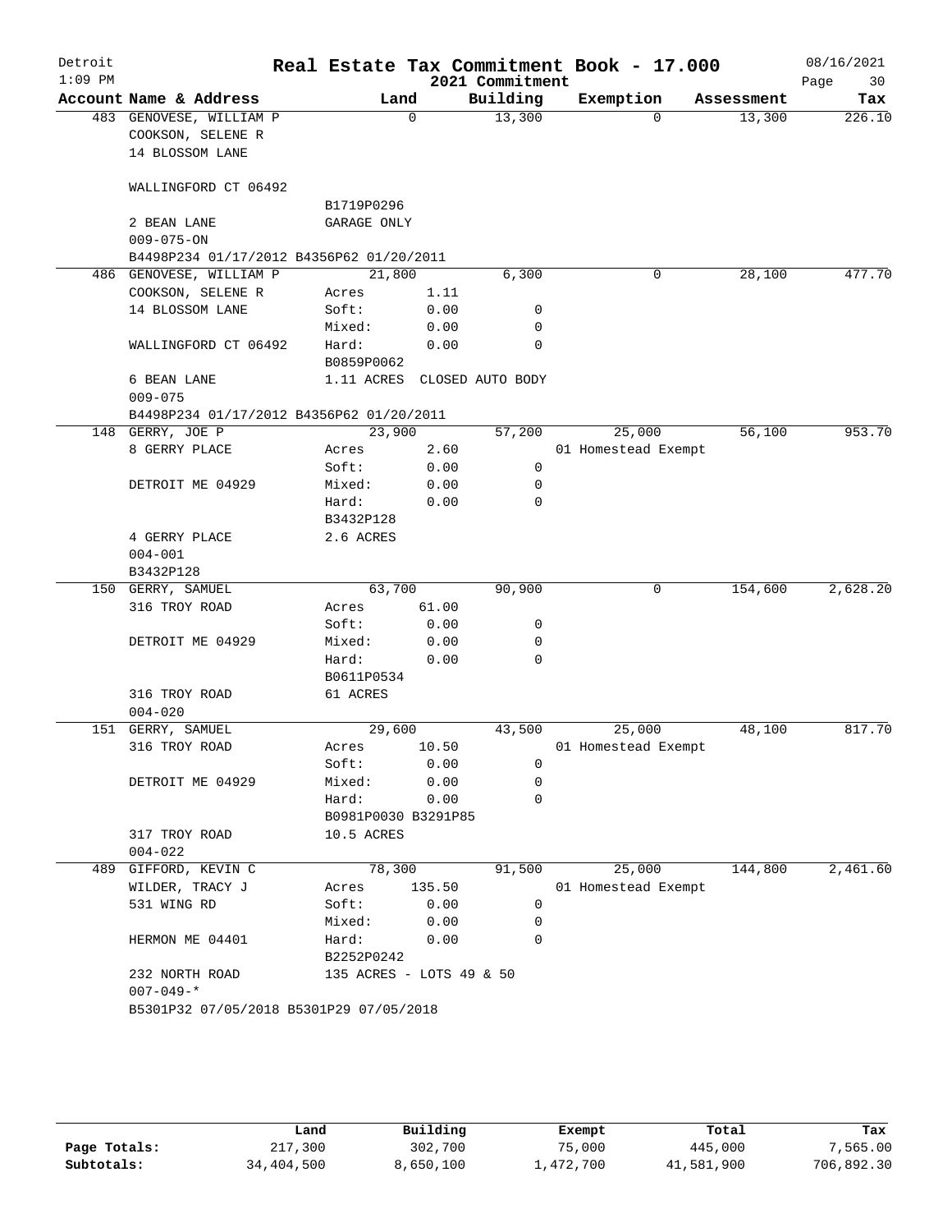# Detroit — Real Estate Tax Commitment Book - 17.000

2021 Commitment

1:09 PM — 08/16/2021

| Account Name & Address | Land | | Building | Exemption | Assessment | Tax |
|---|---|---|---|---|---|---|
| 483 GENOVESE, WILLIAM P | 0 | | 13,300 | 0 | 13,300 | 226.10 |
| COOKSON, SELENE R | | | | | | |
| 14 BLOSSOM LANE | | | | | | |
| WALLINGFORD CT 06492 | | | | | | |
| | B1719P0296 | | | | | |
| 2 BEAN LANE | GARAGE ONLY | | | | | |
| 009-075-ON | | | | | | |
| B4498P234 01/17/2012 B4356P62 01/20/2011 | | | | | | |
| 486 GENOVESE, WILLIAM P | 21,800 | | 6,300 | 0 | 28,100 | 477.70 |
| COOKSON, SELENE R | Acres | 1.11 | | | | |
| 14 BLOSSOM LANE | Soft: | 0.00 | 0 | | | |
| | Mixed: | 0.00 | 0 | | | |
| WALLINGFORD CT 06492 | Hard: | 0.00 | 0 | | | |
| | B0859P0062 | | | | | |
| 6 BEAN LANE | 1.11 ACRES | CLOSED AUTO BODY | | | | |
| 009-075 | | | | | | |
| B4498P234 01/17/2012 B4356P62 01/20/2011 | | | | | | |
| 148 GERRY, JOE P | 23,900 | | 57,200 | 25,000 | 56,100 | 953.70 |
| 8 GERRY PLACE | Acres | 2.60 | | 01 Homestead Exempt | | |
| | Soft: | 0.00 | 0 | | | |
| DETROIT ME 04929 | Mixed: | 0.00 | 0 | | | |
| | Hard: | 0.00 | 0 | | | |
| | B3432P128 | | | | | |
| 4 GERRY PLACE | 2.6 ACRES | | | | | |
| 004-001 | | | | | | |
| B3432P128 | | | | | | |
| 150 GERRY, SAMUEL | 63,700 | | 90,900 | 0 | 154,600 | 2,628.20 |
| 316 TROY ROAD | Acres | 61.00 | | | | |
| | Soft: | 0.00 | 0 | | | |
| DETROIT ME 04929 | Mixed: | 0.00 | 0 | | | |
| | Hard: | 0.00 | 0 | | | |
| | B0611P0534 | | | | | |
| 316 TROY ROAD | 61 ACRES | | | | | |
| 004-020 | | | | | | |
| 151 GERRY, SAMUEL | 29,600 | | 43,500 | 25,000 | 48,100 | 817.70 |
| 316 TROY ROAD | Acres | 10.50 | | 01 Homestead Exempt | | |
| | Soft: | 0.00 | 0 | | | |
| DETROIT ME 04929 | Mixed: | 0.00 | 0 | | | |
| | Hard: | 0.00 | 0 | | | |
| | B0981P0030 B3291P85 | | | | | |
| 317 TROY ROAD | 10.5 ACRES | | | | | |
| 004-022 | | | | | | |
| 489 GIFFORD, KEVIN C | 78,300 | | 91,500 | 25,000 | 144,800 | 2,461.60 |
| WILDER, TRACY J | Acres | 135.50 | | 01 Homestead Exempt | | |
| 531 WING RD | Soft: | 0.00 | 0 | | | |
| | Mixed: | 0.00 | 0 | | | |
| HERMON ME 04401 | Hard: | 0.00 | 0 | | | |
| | B2252P0242 | | | | | |
| 232 NORTH ROAD | 135 ACRES - LOTS 49 & 50 | | | | | |
| 007-049-* | | | | | | |
| B5301P32 07/05/2018 B5301P29 07/05/2018 | | | | | | |

| | Land | Building | Exempt | Total | Tax |
|---|---|---|---|---|---|
| Page Totals: | 217,300 | 302,700 | 75,000 | 445,000 | 7,565.00 |
| Subtotals: | 34,404,500 | 8,650,100 | 1,472,700 | 41,581,900 | 706,892.30 |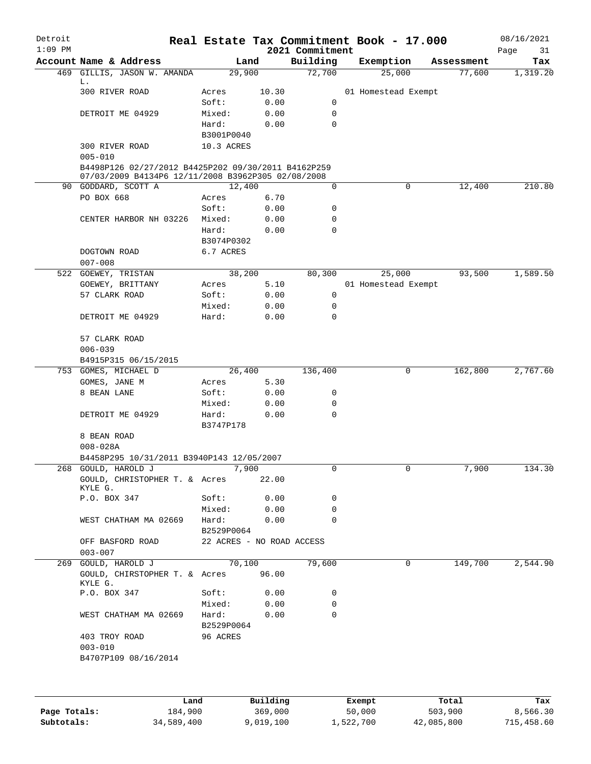# Real Estate Tax Commitment Book - 17.000

Detroit
1:09 PM

2021 Commitment

08/16/2021

| Account Name & Address | Land | | Building | Exemption | Assessment | Tax |
|---|---|---|---|---|---|---|
| 469 GILLIS, JASON W. AMANDA L. | 29,900 | | 72,700 | 25,000 | 77,600 | 1,319.20 |
| 300 RIVER ROAD | Acres | 10.30 | | 01 Homestead Exempt | | |
| | Soft: | 0.00 | 0 | | | |
| DETROIT ME 04929 | Mixed: | 0.00 | 0 | | | |
| | Hard: | 0.00 | 0 | | | |
| | B3001P0040 | | | | | |
| 300 RIVER ROAD | 10.3 ACRES | | | | | |
| 005-010 | | | | | | |
| B4498P126 02/27/2012 B4425P202 09/30/2011 B4162P259 07/03/2009 B4134P6 12/11/2008 B3962P305 02/08/2008 | | | | | | |
| 90 GODDARD, SCOTT A | 12,400 | | 0 | 0 | 12,400 | 210.80 |
| PO BOX 668 | Acres | 6.70 | | | | |
| | Soft: | 0.00 | 0 | | | |
| CENTER HARBOR NH 03226 | Mixed: | 0.00 | 0 | | | |
| | Hard: | 0.00 | 0 | | | |
| | B3074P0302 | | | | | |
| DOGTOWN ROAD | 6.7 ACRES | | | | | |
| 007-008 | | | | | | |
| 522 GOEWEY, TRISTAN | 38,200 | | 80,300 | 25,000 | 93,500 | 1,589.50 |
| GOEWEY, BRITTANY | Acres | 5.10 | | 01 Homestead Exempt | | |
| 57 CLARK ROAD | Soft: | 0.00 | 0 | | | |
| | Mixed: | 0.00 | 0 | | | |
| DETROIT ME 04929 | Hard: | 0.00 | 0 | | | |
| 57 CLARK ROAD | | | | | | |
| 006-039 | | | | | | |
| B4915P315 06/15/2015 | | | | | | |
| 753 GOMES, MICHAEL D | 26,400 | | 136,400 | 0 | 162,800 | 2,767.60 |
| GOMES, JANE M | Acres | 5.30 | | | | |
| 8 BEAN LANE | Soft: | 0.00 | 0 | | | |
| | Mixed: | 0.00 | 0 | | | |
| DETROIT ME 04929 | Hard: | 0.00 | 0 | | | |
| | B3747P178 | | | | | |
| 8 BEAN ROAD | | | | | | |
| 008-028A | | | | | | |
| B4458P295 10/31/2011 B3940P143 12/05/2007 | | | | | | |
| 268 GOULD, HAROLD J | 7,900 | | 0 | 0 | 7,900 | 134.30 |
| GOULD, CHRISTOPHER T. & KYLE G. | Acres | 22.00 | | | | |
| P.O. BOX 347 | Soft: | 0.00 | 0 | | | |
| | Mixed: | 0.00 | 0 | | | |
| WEST CHATHAM MA 02669 | Hard: | 0.00 | 0 | | | |
| | B2529P0064 | | | | | |
| OFF BASFORD ROAD | 22 ACRES - NO ROAD ACCESS | | | | | |
| 003-007 | | | | | | |
| 269 GOULD, HAROLD J | 70,100 | | 79,600 | 0 | 149,700 | 2,544.90 |
| GOULD, CHIRSTOPHER T. & KYLE G. | Acres | 96.00 | | | | |
| P.O. BOX 347 | Soft: | 0.00 | 0 | | | |
| | Mixed: | 0.00 | 0 | | | |
| WEST CHATHAM MA 02669 | Hard: | 0.00 | 0 | | | |
| | B2529P0064 | | | | | |
| 403 TROY ROAD | 96 ACRES | | | | | |
| 003-010 | | | | | | |
| B4707P109 08/16/2014 | | | | | | |

| | Land | Building | Exempt | Total | Tax |
|---|---|---|---|---|---|
| Page Totals: | 184,900 | 369,000 | 50,000 | 503,900 | 8,566.30 |
| Subtotals: | 34,589,400 | 9,019,100 | 1,522,700 | 42,085,800 | 715,458.60 |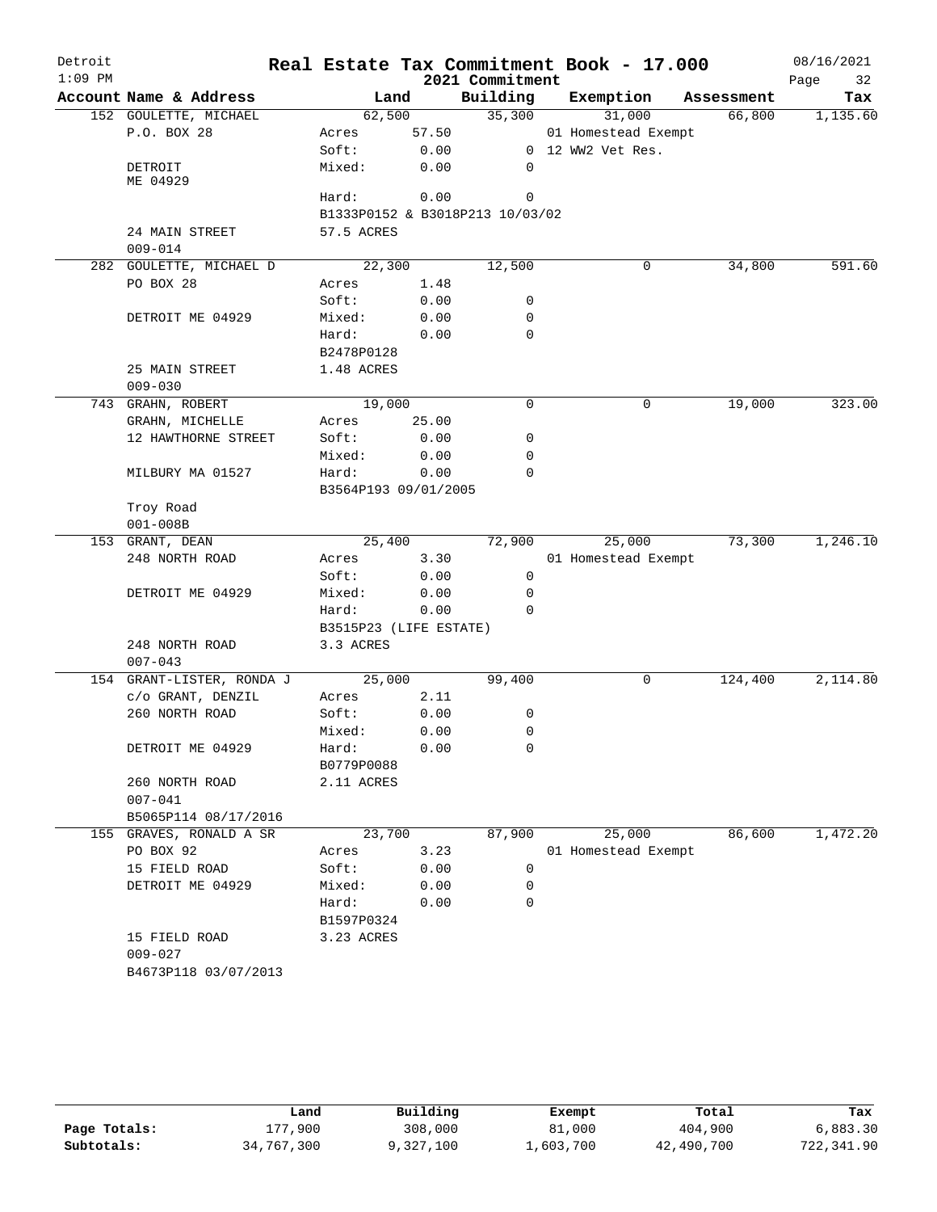# Real Estate Tax Commitment Book - 17.000

Detroit
1:09 PM

2021 Commitment

08/16/2021

| Account Name & Address | Land | | Building | Exemption | Assessment | Tax |
|---|---|---|---|---|---|---|
| 152 GOULETTE, MICHAEL | 62,500 | | 35,300 | 31,000 | 66,800 | 1,135.60 |
| P.O. BOX 28 | Acres | 57.50 | | 01 Homestead Exempt | | |
| | Soft: | 0.00 | 0 | 12 WW2 Vet Res. | | |
| DETROIT | Mixed: | 0.00 | 0 | | | |
| ME 04929 | | | | | | |
| | Hard: | 0.00 | 0 | | | |
| | B1333P0152 & B3018P213 10/03/02 | | | | | |
| 24 MAIN STREET | 57.5 ACRES | | | | | |
| 009-014 | | | | | | |
| 282 GOULETTE, MICHAEL D | 22,300 | | 12,500 | 0 | 34,800 | 591.60 |
| PO BOX 28 | Acres | 1.48 | | | | |
| | Soft: | 0.00 | 0 | | | |
| DETROIT ME 04929 | Mixed: | 0.00 | 0 | | | |
| | Hard: | 0.00 | 0 | | | |
| | B2478P0128 | | | | | |
| 25 MAIN STREET | 1.48 ACRES | | | | | |
| 009-030 | | | | | | |
| 743 GRAHN, ROBERT | 19,000 | | 0 | 0 | 19,000 | 323.00 |
| GRAHN, MICHELLE | Acres | 25.00 | | | | |
| 12 HAWTHORNE STREET | Soft: | 0.00 | 0 | | | |
| | Mixed: | 0.00 | 0 | | | |
| MILBURY MA 01527 | Hard: | 0.00 | 0 | | | |
| | B3564P193 09/01/2005 | | | | | |
| Troy Road | | | | | | |
| 001-008B | | | | | | |
| 153 GRANT, DEAN | 25,400 | | 72,900 | 25,000 | 73,300 | 1,246.10 |
| 248 NORTH ROAD | Acres | 3.30 | | 01 Homestead Exempt | | |
| | Soft: | 0.00 | 0 | | | |
| DETROIT ME 04929 | Mixed: | 0.00 | 0 | | | |
| | Hard: | 0.00 | 0 | | | |
| | B3515P23 (LIFE ESTATE) | | | | | |
| 248 NORTH ROAD | 3.3 ACRES | | | | | |
| 007-043 | | | | | | |
| 154 GRANT-LISTER, RONDA J | 25,000 | | 99,400 | 0 | 124,400 | 2,114.80 |
| c/o GRANT, DENZIL | Acres | 2.11 | | | | |
| 260 NORTH ROAD | Soft: | 0.00 | 0 | | | |
| | Mixed: | 0.00 | 0 | | | |
| DETROIT ME 04929 | Hard: | 0.00 | 0 | | | |
| | B0779P0088 | | | | | |
| 260 NORTH ROAD | 2.11 ACRES | | | | | |
| 007-041 | | | | | | |
| B5065P114 08/17/2016 | | | | | | |
| 155 GRAVES, RONALD A SR | 23,700 | | 87,900 | 25,000 | 86,600 | 1,472.20 |
| PO BOX 92 | Acres | 3.23 | | 01 Homestead Exempt | | |
| 15 FIELD ROAD | Soft: | 0.00 | 0 | | | |
| DETROIT ME 04929 | Mixed: | 0.00 | 0 | | | |
| | Hard: | 0.00 | 0 | | | |
| | B1597P0324 | | | | | |
| 15 FIELD ROAD | 3.23 ACRES | | | | | |
| 009-027 | | | | | | |
| B4673P118 03/07/2013 | | | | | | |

| | Land | Building | Exempt | Total | Tax |
|---|---|---|---|---|---|
| Page Totals: | 177,900 | 308,000 | 81,000 | 404,900 | 6,883.30 |
| Subtotals: | 34,767,300 | 9,327,100 | 1,603,700 | 42,490,700 | 722,341.90 |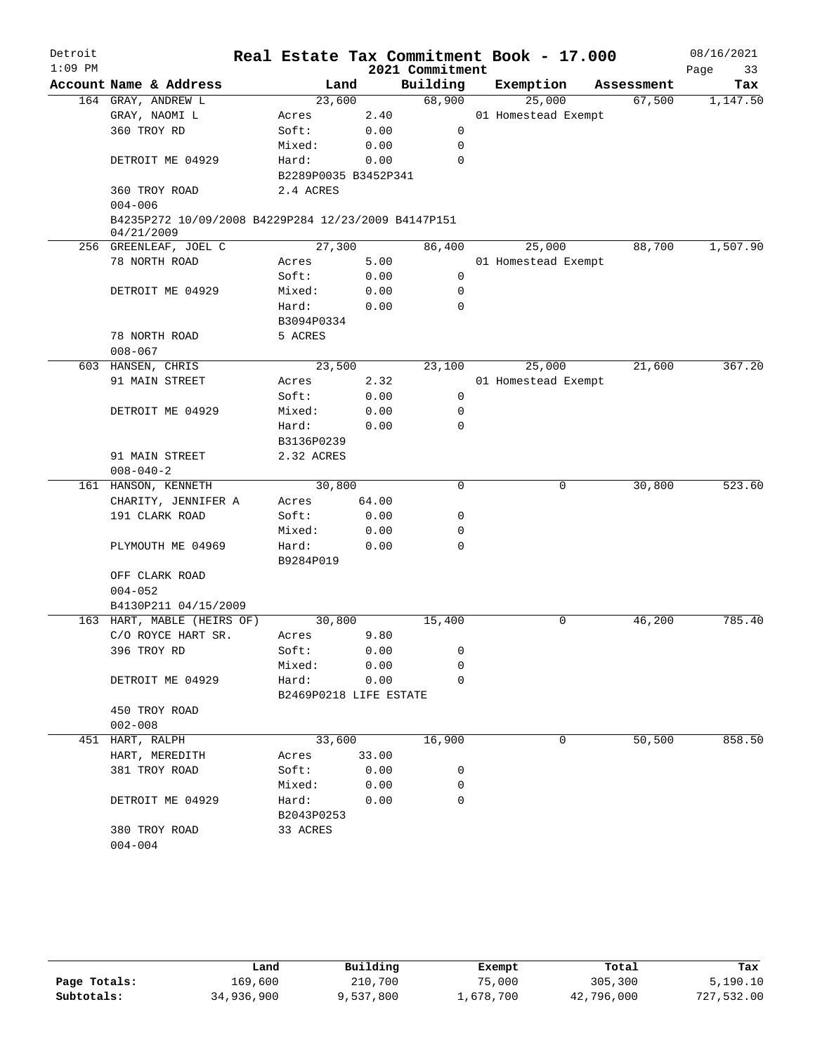# Real Estate Tax Commitment Book - 17.000

Detroit 1:09 PM — 2021 Commitment — 08/16/2021

| Account Name & Address | Land | | Building | Exemption | Assessment | Tax |
|---|---|---|---|---|---|---|
| 164 GRAY, ANDREW L | 23,600 | | 68,900 | 25,000 | 67,500 | 1,147.50 |
| GRAY, NAOMI L | Acres | 2.40 | | 01 Homestead Exempt | | |
| 360 TROY RD | Soft: | 0.00 | 0 | | | |
| | Mixed: | 0.00 | 0 | | | |
| DETROIT ME 04929 | Hard: | 0.00 | 0 | | | |
| | B2289P0035 B3452P341 | | | | | |
| 360 TROY ROAD | 2.4 ACRES | | | | | |
| 004-006 | | | | | | |
| B4235P272 10/09/2008 B4229P284 12/23/2009 B4147P151 04/21/2009 | | | | | | |
| 256 GREENLEAF, JOEL C | 27,300 | | 86,400 | 25,000 | 88,700 | 1,507.90 |
| 78 NORTH ROAD | Acres | 5.00 | | 01 Homestead Exempt | | |
| | Soft: | 0.00 | 0 | | | |
| DETROIT ME 04929 | Mixed: | 0.00 | 0 | | | |
| | Hard: | 0.00 | 0 | | | |
| | B3094P0334 | | | | | |
| 78 NORTH ROAD | 5 ACRES | | | | | |
| 008-067 | | | | | | |
| 603 HANSEN, CHRIS | 23,500 | | 23,100 | 25,000 | 21,600 | 367.20 |
| 91 MAIN STREET | Acres | 2.32 | | 01 Homestead Exempt | | |
| | Soft: | 0.00 | 0 | | | |
| DETROIT ME 04929 | Mixed: | 0.00 | 0 | | | |
| | Hard: | 0.00 | 0 | | | |
| | B3136P0239 | | | | | |
| 91 MAIN STREET | 2.32 ACRES | | | | | |
| 008-040-2 | | | | | | |
| 161 HANSON, KENNETH | 30,800 | | 0 | 0 | 30,800 | 523.60 |
| CHARITY, JENNIFER A | Acres | 64.00 | | | | |
| 191 CLARK ROAD | Soft: | 0.00 | 0 | | | |
| | Mixed: | 0.00 | 0 | | | |
| PLYMOUTH ME 04969 | Hard: | 0.00 | 0 | | | |
| | B9284P019 | | | | | |
| OFF CLARK ROAD | | | | | | |
| 004-052 | | | | | | |
| B4130P211 04/15/2009 | | | | | | |
| 163 HART, MABLE (HEIRS OF) | 30,800 | | 15,400 | 0 | 46,200 | 785.40 |
| C/O ROYCE HART SR. | Acres | 9.80 | | | | |
| 396 TROY RD | Soft: | 0.00 | 0 | | | |
| | Mixed: | 0.00 | 0 | | | |
| DETROIT ME 04929 | Hard: | 0.00 | 0 | | | |
| | B2469P0218 LIFE ESTATE | | | | | |
| 450 TROY ROAD | | | | | | |
| 002-008 | | | | | | |
| 451 HART, RALPH | 33,600 | | 16,900 | 0 | 50,500 | 858.50 |
| HART, MEREDITH | Acres | 33.00 | | | | |
| 381 TROY ROAD | Soft: | 0.00 | 0 | | | |
| | Mixed: | 0.00 | 0 | | | |
| DETROIT ME 04929 | Hard: | 0.00 | 0 | | | |
| | B2043P0253 | | | | | |
| 380 TROY ROAD | 33 ACRES | | | | | |
| 004-004 | | | | | | |

| | Land | Building | Exempt | Total | Tax |
|---|---|---|---|---|---|
| Page Totals: | 169,600 | 210,700 | 75,000 | 305,300 | 5,190.10 |
| Subtotals: | 34,936,900 | 9,537,800 | 1,678,700 | 42,796,000 | 727,532.00 |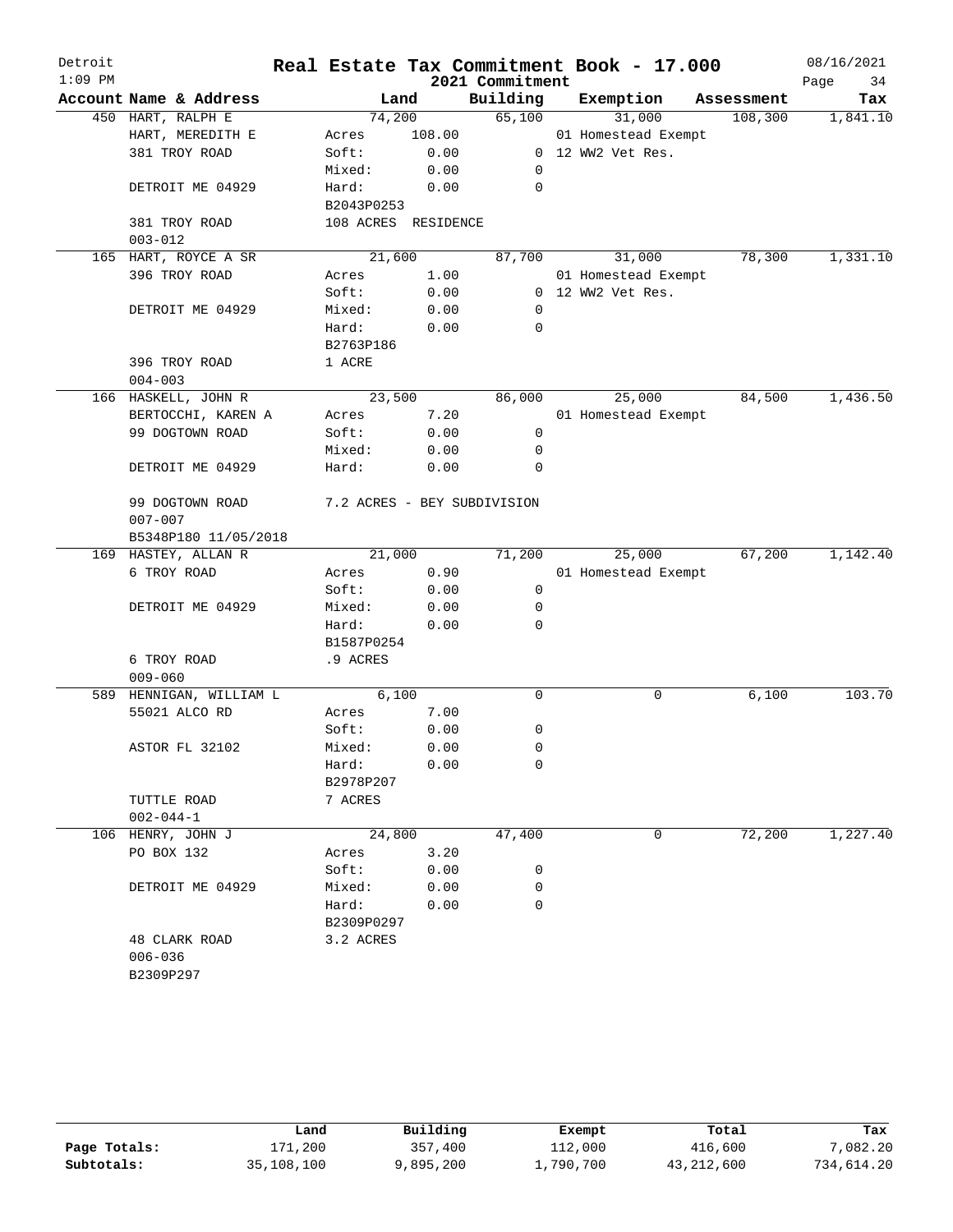# Real Estate Tax Commitment Book - 17.000

Detroit
1:09 PM

2021 Commitment

08/16/2021

| Account Name & Address | Land | | Building | Exemption | Assessment | Tax |
|---|---|---|---|---|---|---|
| 450 HART, RALPH E | 74,200 | | 65,100 | 31,000 | 108,300 | 1,841.10 |
| HART, MEREDITH E | Acres | 108.00 | | 01 Homestead Exempt | | |
| 381 TROY ROAD | Soft: | 0.00 | 0 | 12 WW2 Vet Res. | | |
| | Mixed: | 0.00 | 0 | | | |
| DETROIT ME 04929 | Hard: | 0.00 | 0 | | | |
| | B2043P0253 | | | | | |
| 381 TROY ROAD | 108 ACRES | RESIDENCE | | | | |
| 003-012 | | | | | | |
| 165 HART, ROYCE A SR | 21,600 | | 87,700 | 31,000 | 78,300 | 1,331.10 |
| 396 TROY ROAD | Acres | 1.00 | | 01 Homestead Exempt | | |
| | Soft: | 0.00 | 0 | 12 WW2 Vet Res. | | |
| DETROIT ME 04929 | Mixed: | 0.00 | 0 | | | |
| | Hard: | 0.00 | 0 | | | |
| | B2763P186 | | | | | |
| 396 TROY ROAD | 1 ACRE | | | | | |
| 004-003 | | | | | | |
| 166 HASKELL, JOHN R | 23,500 | | 86,000 | 25,000 | 84,500 | 1,436.50 |
| BERTOCCHI, KAREN A | Acres | 7.20 | | 01 Homestead Exempt | | |
| 99 DOGTOWN ROAD | Soft: | 0.00 | 0 | | | |
| | Mixed: | 0.00 | 0 | | | |
| DETROIT ME 04929 | Hard: | 0.00 | 0 | | | |
| 99 DOGTOWN ROAD | 7.2 ACRES - BEY SUBDIVISION | | | | | |
| 007-007 | | | | | | |
| B5348P180 11/05/2018 | | | | | | |
| 169 HASTEY, ALLAN R | 21,000 | | 71,200 | 25,000 | 67,200 | 1,142.40 |
| 6 TROY ROAD | Acres | 0.90 | | 01 Homestead Exempt | | |
| | Soft: | 0.00 | 0 | | | |
| DETROIT ME 04929 | Mixed: | 0.00 | 0 | | | |
| | Hard: | 0.00 | 0 | | | |
| | B1587P0254 | | | | | |
| 6 TROY ROAD | .9 ACRES | | | | | |
| 009-060 | | | | | | |
| 589 HENNIGAN, WILLIAM L | 6,100 | | 0 | 0 | 6,100 | 103.70 |
| 55021 ALCO RD | Acres | 7.00 | | | | |
| | Soft: | 0.00 | 0 | | | |
| ASTOR FL 32102 | Mixed: | 0.00 | 0 | | | |
| | Hard: | 0.00 | 0 | | | |
| | B2978P207 | | | | | |
| TUTTLE ROAD | 7 ACRES | | | | | |
| 002-044-1 | | | | | | |
| 106 HENRY, JOHN J | 24,800 | | 47,400 | 0 | 72,200 | 1,227.40 |
| PO BOX 132 | Acres | 3.20 | | | | |
| | Soft: | 0.00 | 0 | | | |
| DETROIT ME 04929 | Mixed: | 0.00 | 0 | | | |
| | Hard: | 0.00 | 0 | | | |
| | B2309P0297 | | | | | |
| 48 CLARK ROAD | 3.2 ACRES | | | | | |
| 006-036 | | | | | | |
| B2309P297 | | | | | | |

| | Land | Building | Exempt | Total | Tax |
|---|---|---|---|---|---|
| Page Totals: | 171,200 | 357,400 | 112,000 | 416,600 | 7,082.20 |
| Subtotals: | 35,108,100 | 9,895,200 | 1,790,700 | 43,212,600 | 734,614.20 |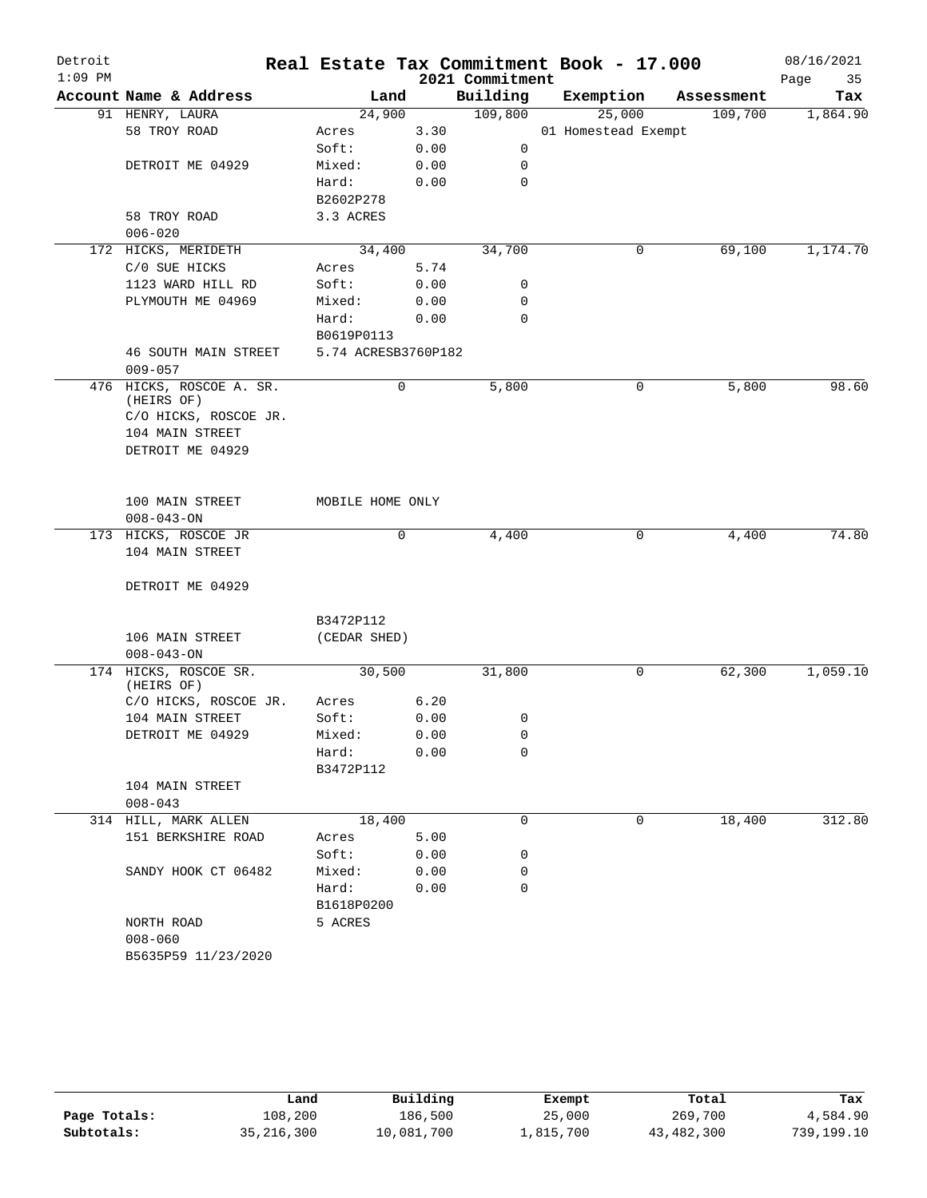# Real Estate Tax Commitment Book - 17.000

Detroit
1:09 PM

2021 Commitment

08/16/2021

| Account Name & Address | Land | | Building | Exemption | Assessment | Tax |
|---|---|---|---|---|---|---|
| 91 HENRY, LAURA | 24,900 | | 109,800 | 25,000 | 109,700 | 1,864.90 |
| 58 TROY ROAD | Acres | 3.30 | | 01 Homestead Exempt | | |
| | Soft: | 0.00 | 0 | | | |
| DETROIT ME 04929 | Mixed: | 0.00 | 0 | | | |
| | Hard: | 0.00 | 0 | | | |
| | B2602P278 | | | | | |
| 58 TROY ROAD | 3.3 ACRES | | | | | |
| 006-020 | | | | | | |
| 172 HICKS, MERIDETH | 34,400 | | 34,700 | 0 | 69,100 | 1,174.70 |
| C/O SUE HICKS | Acres | 5.74 | | | | |
| 1123 WARD HILL RD | Soft: | 0.00 | 0 | | | |
| PLYMOUTH ME 04969 | Mixed: | 0.00 | 0 | | | |
| | Hard: | 0.00 | 0 | | | |
| | B0619P0113 | | | | | |
| 46 SOUTH MAIN STREET | 5.74 ACRESB3760P182 | | | | | |
| 009-057 | | | | | | |
| 476 HICKS, ROSCOE A. SR. (HEIRS OF) | 0 | | 5,800 | 0 | 5,800 | 98.60 |
| C/O HICKS, ROSCOE JR. | | | | | | |
| 104 MAIN STREET | | | | | | |
| DETROIT ME 04929 | | | | | | |
| 100 MAIN STREET | MOBILE HOME ONLY | | | | | |
| 008-043-ON | | | | | | |
| 173 HICKS, ROSCOE JR | 0 | | 4,400 | 0 | 4,400 | 74.80 |
| 104 MAIN STREET | | | | | | |
| DETROIT ME 04929 | | | | | | |
| | B3472P112 | | | | | |
| 106 MAIN STREET | (CEDAR SHED) | | | | | |
| 008-043-ON | | | | | | |
| 174 HICKS, ROSCOE SR. (HEIRS OF) | 30,500 | | 31,800 | 0 | 62,300 | 1,059.10 |
| C/O HICKS, ROSCOE JR. | Acres | 6.20 | | | | |
| 104 MAIN STREET | Soft: | 0.00 | 0 | | | |
| DETROIT ME 04929 | Mixed: | 0.00 | 0 | | | |
| | Hard: | 0.00 | 0 | | | |
| | B3472P112 | | | | | |
| 104 MAIN STREET | | | | | | |
| 008-043 | | | | | | |
| 314 HILL, MARK ALLEN | 18,400 | | 0 | 0 | 18,400 | 312.80 |
| 151 BERKSHIRE ROAD | Acres | 5.00 | | | | |
| | Soft: | 0.00 | 0 | | | |
| SANDY HOOK CT 06482 | Mixed: | 0.00 | 0 | | | |
| | Hard: | 0.00 | 0 | | | |
| | B1618P0200 | | | | | |
| NORTH ROAD | 5 ACRES | | | | | |
| 008-060 | | | | | | |
| B5635P59 11/23/2020 | | | | | | |

| | Land | Building | Exempt | Total | Tax |
|---|---|---|---|---|---|
| Page Totals: | 108,200 | 186,500 | 25,000 | 269,700 | 4,584.90 |
| Subtotals: | 35,216,300 | 10,081,700 | 1,815,700 | 43,482,300 | 739,199.10 |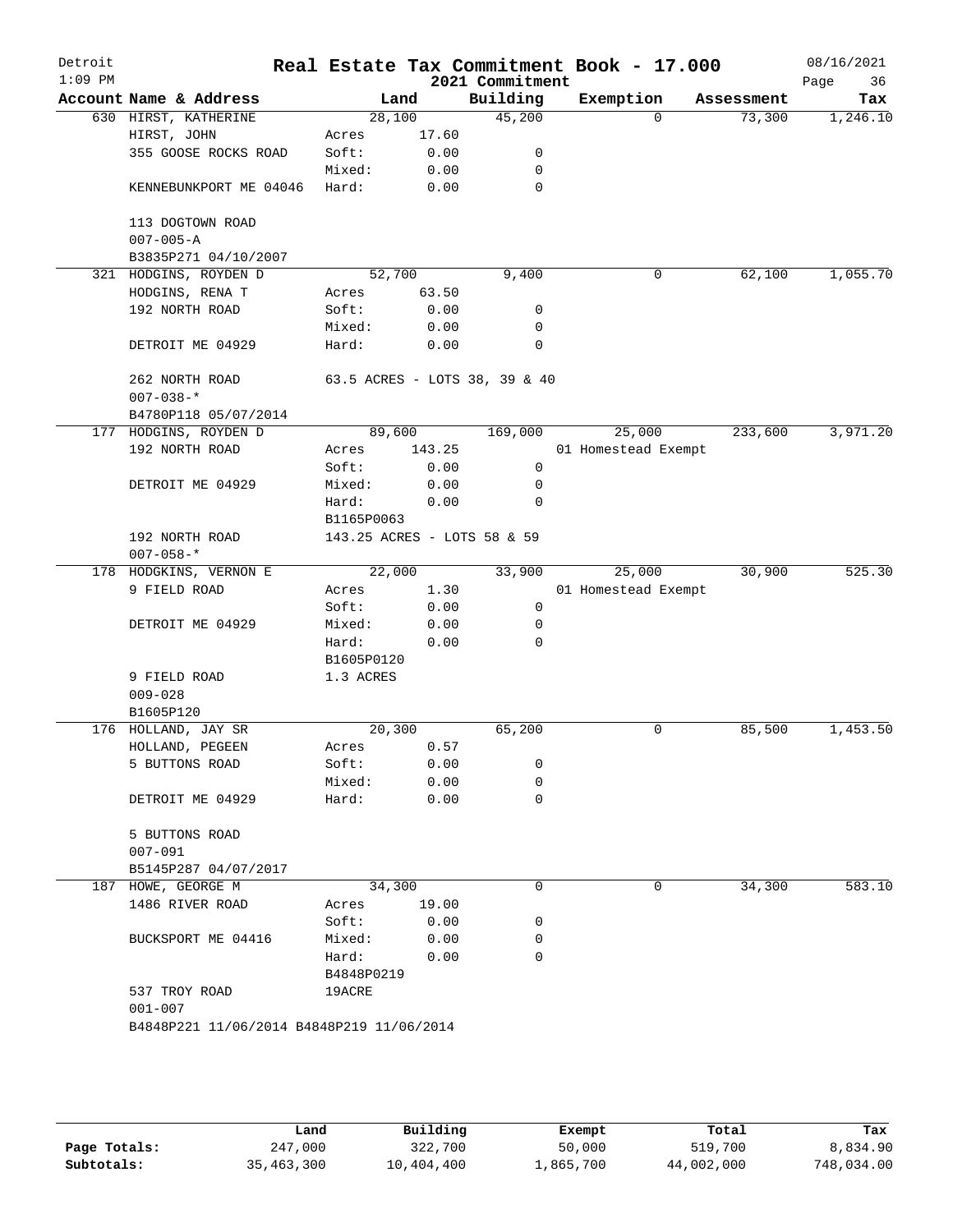Detroit 1:09 PM

# Real Estate Tax Commitment Book - 17.000

## 2021 Commitment

08/16/2021

| Account Name & Address | Land | | Building | Exemption | Assessment | Tax |
|---|---|---|---|---|---|---|
| 630 HIRST, KATHERINE | | 28,100 | 45,200 | 0 | 73,300 | 1,246.10 |
| HIRST, JOHN | Acres | 17.60 | | | | |
| 355 GOOSE ROCKS ROAD | Soft: | 0.00 | 0 | | | |
| | Mixed: | 0.00 | 0 | | | |
| KENNEBUNKPORT ME 04046 | Hard: | 0.00 | 0 | | | |
| 113 DOGTOWN ROAD | | | | | | |
| 007-005-A | | | | | | |
| B3835P271 04/10/2007 | | | | | | |
| 321 HODGINS, ROYDEN D | | 52,700 | 9,400 | 0 | 62,100 | 1,055.70 |
| HODGINS, RENA T | Acres | 63.50 | | | | |
| 192 NORTH ROAD | Soft: | 0.00 | 0 | | | |
| | Mixed: | 0.00 | 0 | | | |
| DETROIT ME 04929 | Hard: | 0.00 | 0 | | | |
| 262 NORTH ROAD | 63.5 ACRES - LOTS 38, 39 & 40 | | | | | |
| 007-038-* | | | | | | |
| B4780P118 05/07/2014 | | | | | | |
| 177 HODGINS, ROYDEN D | | 89,600 | 169,000 | 25,000 | 233,600 | 3,971.20 |
| 192 NORTH ROAD | Acres | 143.25 | | 01 Homestead Exempt | | |
| | Soft: | 0.00 | 0 | | | |
| DETROIT ME 04929 | Mixed: | 0.00 | 0 | | | |
| | Hard: | 0.00 | 0 | | | |
| | B1165P0063 | | | | | |
| 192 NORTH ROAD | 143.25 ACRES - LOTS 58 & 59 | | | | | |
| 007-058-* | | | | | | |
| 178 HODGKINS, VERNON E | | 22,000 | 33,900 | 25,000 | 30,900 | 525.30 |
| 9 FIELD ROAD | Acres | 1.30 | | 01 Homestead Exempt | | |
| | Soft: | 0.00 | 0 | | | |
| DETROIT ME 04929 | Mixed: | 0.00 | 0 | | | |
| | Hard: | 0.00 | 0 | | | |
| | B1605P0120 | | | | | |
| 9 FIELD ROAD | 1.3 ACRES | | | | | |
| 009-028 | | | | | | |
| B1605P120 | | | | | | |
| 176 HOLLAND, JAY SR | | 20,300 | 65,200 | 0 | 85,500 | 1,453.50 |
| HOLLAND, PEGEEN | Acres | 0.57 | | | | |
| 5 BUTTONS ROAD | Soft: | 0.00 | 0 | | | |
| | Mixed: | 0.00 | 0 | | | |
| DETROIT ME 04929 | Hard: | 0.00 | 0 | | | |
| 5 BUTTONS ROAD | | | | | | |
| 007-091 | | | | | | |
| B5145P287 04/07/2017 | | | | | | |
| 187 HOWE, GEORGE M | | 34,300 | 0 | 0 | 34,300 | 583.10 |
| 1486 RIVER ROAD | Acres | 19.00 | | | | |
| | Soft: | 0.00 | 0 | | | |
| BUCKSPORT ME 04416 | Mixed: | 0.00 | 0 | | | |
| | Hard: | 0.00 | 0 | | | |
| | B4848P0219 | | | | | |
| 537 TROY ROAD | 19ACRE | | | | | |
| 001-007 | | | | | | |
| B4848P221 11/06/2014 B4848P219 11/06/2014 | | | | | | |

| | Land | Building | Exempt | Total | Tax |
|---|---|---|---|---|---|
| Page Totals: | 247,000 | 322,700 | 50,000 | 519,700 | 8,834.90 |
| Subtotals: | 35,463,300 | 10,404,400 | 1,865,700 | 44,002,000 | 748,034.00 |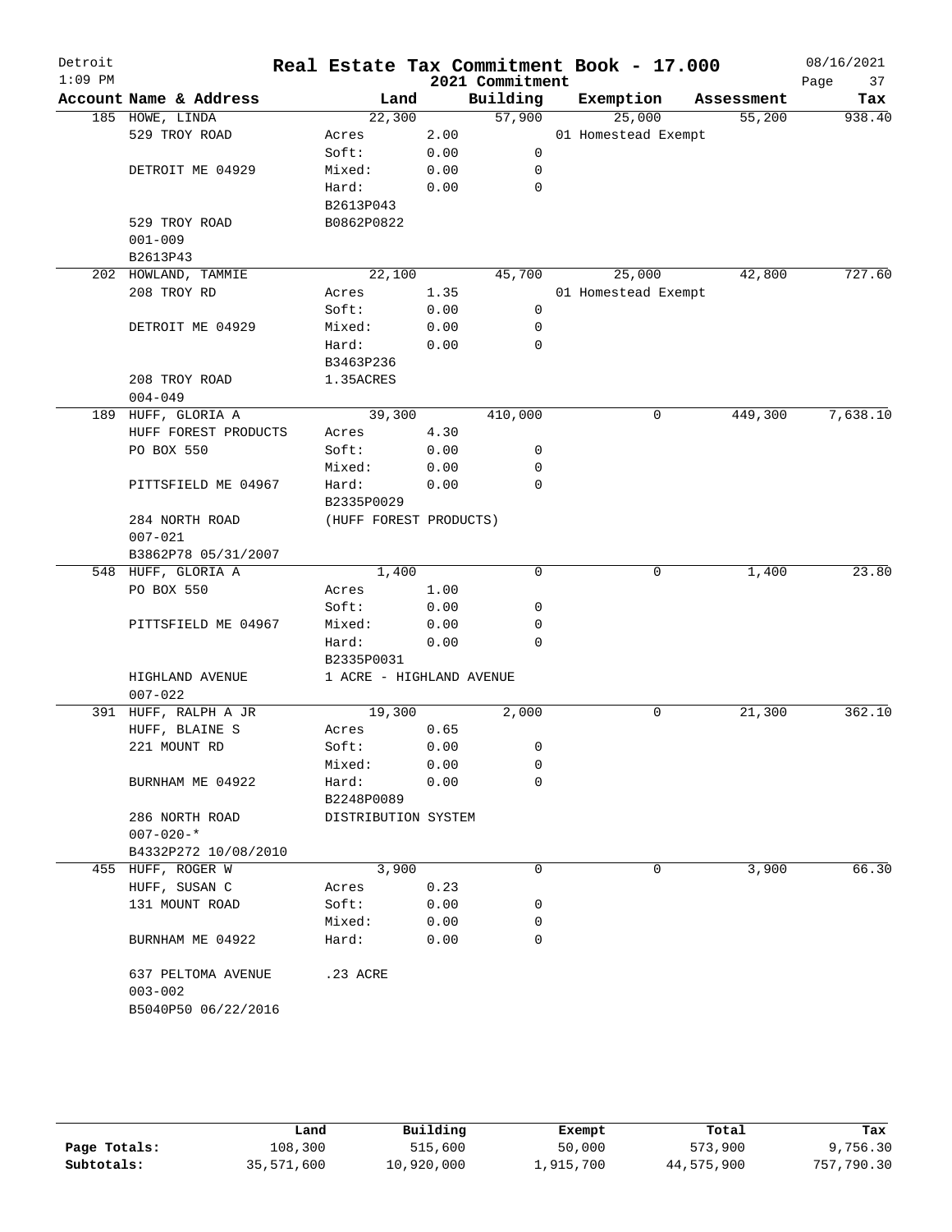# Real Estate Tax Commitment Book - 17.000

Detroit
1:09 PM

2021 Commitment

08/16/2021

| Account Name & Address | Land | | Building | Exemption | Assessment | Tax |
|---|---|---|---|---|---|---|
| 185 HOWE, LINDA | 22,300 | | 57,900 | 25,000 | 55,200 | 938.40 |
| 529 TROY ROAD | Acres | 2.00 | | 01 Homestead Exempt | | |
| | Soft: | 0.00 | 0 | | | |
| DETROIT ME 04929 | Mixed: | 0.00 | 0 | | | |
| | Hard: | 0.00 | 0 | | | |
| | B2613P043 | | | | | |
| 529 TROY ROAD | B0862P0822 | | | | | |
| 001-009 | | | | | | |
| B2613P43 | | | | | | |
| 202 HOWLAND, TAMMIE | 22,100 | | 45,700 | 25,000 | 42,800 | 727.60 |
| 208 TROY RD | Acres | 1.35 | | 01 Homestead Exempt | | |
| | Soft: | 0.00 | 0 | | | |
| DETROIT ME 04929 | Mixed: | 0.00 | 0 | | | |
| | Hard: | 0.00 | 0 | | | |
| | B3463P236 | | | | | |
| 208 TROY ROAD | 1.35ACRES | | | | | |
| 004-049 | | | | | | |
| 189 HUFF, GLORIA A | 39,300 | | 410,000 | 0 | 449,300 | 7,638.10 |
| HUFF FOREST PRODUCTS | Acres | 4.30 | | | | |
| PO BOX 550 | Soft: | 0.00 | 0 | | | |
| | Mixed: | 0.00 | 0 | | | |
| PITTSFIELD ME 04967 | Hard: | 0.00 | 0 | | | |
| | B2335P0029 | | | | | |
| 284 NORTH ROAD | (HUFF FOREST PRODUCTS) | | | | | |
| 007-021 | | | | | | |
| B3862P78 05/31/2007 | | | | | | |
| 548 HUFF, GLORIA A | 1,400 | | 0 | 0 | 1,400 | 23.80 |
| PO BOX 550 | Acres | 1.00 | | | | |
| | Soft: | 0.00 | 0 | | | |
| PITTSFIELD ME 04967 | Mixed: | 0.00 | 0 | | | |
| | Hard: | 0.00 | 0 | | | |
| | B2335P0031 | | | | | |
| HIGHLAND AVENUE | 1 ACRE - HIGHLAND AVENUE | | | | | |
| 007-022 | | | | | | |
| 391 HUFF, RALPH A JR | 19,300 | | 2,000 | 0 | 21,300 | 362.10 |
| HUFF, BLAINE S | Acres | 0.65 | | | | |
| 221 MOUNT RD | Soft: | 0.00 | 0 | | | |
| | Mixed: | 0.00 | 0 | | | |
| BURNHAM ME 04922 | Hard: | 0.00 | 0 | | | |
| | B2248P0089 | | | | | |
| 286 NORTH ROAD | DISTRIBUTION SYSTEM | | | | | |
| 007-020-* | | | | | | |
| B4332P272 10/08/2010 | | | | | | |
| 455 HUFF, ROGER W | 3,900 | | 0 | 0 | 3,900 | 66.30 |
| HUFF, SUSAN C | Acres | 0.23 | | | | |
| 131 MOUNT ROAD | Soft: | 0.00 | 0 | | | |
| | Mixed: | 0.00 | 0 | | | |
| BURNHAM ME 04922 | Hard: | 0.00 | 0 | | | |
| 637 PELTOMA AVENUE | .23 ACRE | | | | | |
| 003-002 | | | | | | |
| B5040P50 06/22/2016 | | | | | | |

| | Land | Building | Exempt | Total | Tax |
|---|---|---|---|---|---|
| Page Totals: | 108,300 | 515,600 | 50,000 | 573,900 | 9,756.30 |
| Subtotals: | 35,571,600 | 10,920,000 | 1,915,700 | 44,575,900 | 757,790.30 |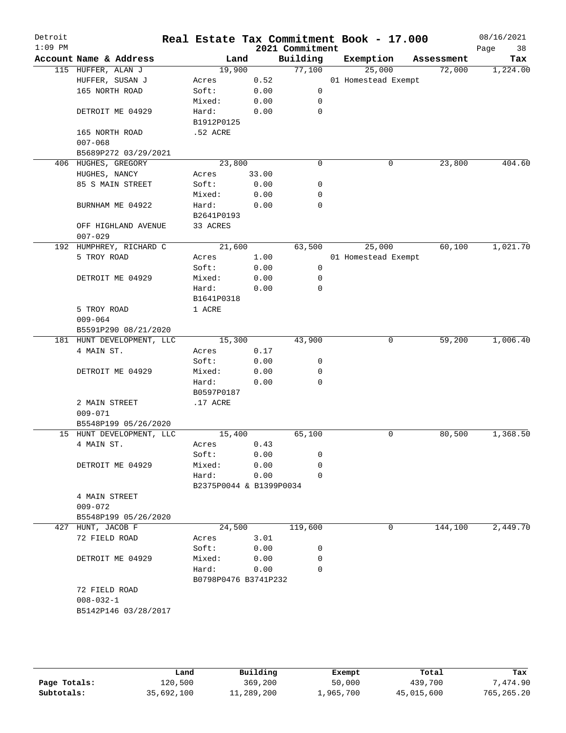# Detroit — Real Estate Tax Commitment Book - 17.000

## 2021 Commitment

1:09 PM — 08/16/2021

| Account Name & Address | Land | | Building | Exemption | Assessment | Tax |
|---|---|---|---|---|---|---|
| 115 HUFFER, ALAN J | 19,900 | | 77,100 | 25,000 | 72,000 | 1,224.00 |
| HUFFER, SUSAN J | Acres | 0.52 | | 01 Homestead Exempt | | |
| 165 NORTH ROAD | Soft: | 0.00 | 0 | | | |
| | Mixed: | 0.00 | 0 | | | |
| DETROIT ME 04929 | Hard: | 0.00 | 0 | | | |
| | B1912P0125 | | | | | |
| 165 NORTH ROAD | .52 ACRE | | | | | |
| 007-068 | | | | | | |
| B5689P272 03/29/2021 | | | | | | |
| 406 HUGHES, GREGORY | 23,800 | | 0 | 0 | 23,800 | 404.60 |
| HUGHES, NANCY | Acres | 33.00 | | | | |
| 85 S MAIN STREET | Soft: | 0.00 | 0 | | | |
| | Mixed: | 0.00 | 0 | | | |
| BURNHAM ME 04922 | Hard: | 0.00 | 0 | | | |
| | B2641P0193 | | | | | |
| OFF HIGHLAND AVENUE | 33 ACRES | | | | | |
| 007-029 | | | | | | |
| 192 HUMPHREY, RICHARD C | 21,600 | | 63,500 | 25,000 | 60,100 | 1,021.70 |
| 5 TROY ROAD | Acres | 1.00 | | 01 Homestead Exempt | | |
| | Soft: | 0.00 | 0 | | | |
| DETROIT ME 04929 | Mixed: | 0.00 | 0 | | | |
| | Hard: | 0.00 | 0 | | | |
| | B1641P0318 | | | | | |
| 5 TROY ROAD | 1 ACRE | | | | | |
| 009-064 | | | | | | |
| B5591P290 08/21/2020 | | | | | | |
| 181 HUNT DEVELOPMENT, LLC | 15,300 | | 43,900 | 0 | 59,200 | 1,006.40 |
| 4 MAIN ST. | Acres | 0.17 | | | | |
| | Soft: | 0.00 | 0 | | | |
| DETROIT ME 04929 | Mixed: | 0.00 | 0 | | | |
| | Hard: | 0.00 | 0 | | | |
| | B0597P0187 | | | | | |
| 2 MAIN STREET | .17 ACRE | | | | | |
| 009-071 | | | | | | |
| B5548P199 05/26/2020 | | | | | | |
| 15 HUNT DEVELOPMENT, LLC | 15,400 | | 65,100 | 0 | 80,500 | 1,368.50 |
| 4 MAIN ST. | Acres | 0.43 | | | | |
| | Soft: | 0.00 | 0 | | | |
| DETROIT ME 04929 | Mixed: | 0.00 | 0 | | | |
| | Hard: | 0.00 | 0 | | | |
| | B2375P0044 & B1399P0034 | | | | | |
| 4 MAIN STREET | | | | | | |
| 009-072 | | | | | | |
| B5548P199 05/26/2020 | | | | | | |
| 427 HUNT, JACOB F | 24,500 | | 119,600 | 0 | 144,100 | 2,449.70 |
| 72 FIELD ROAD | Acres | 3.01 | | | | |
| | Soft: | 0.00 | 0 | | | |
| DETROIT ME 04929 | Mixed: | 0.00 | 0 | | | |
| | Hard: | 0.00 | 0 | | | |
| | B0798P0476 B3741P232 | | | | | |
| 72 FIELD ROAD | | | | | | |
| 008-032-1 | | | | | | |
| B5142P146 03/28/2017 | | | | | | |

| | Land | Building | Exempt | Total | Tax |
|---|---|---|---|---|---|
| Page Totals: | 120,500 | 369,200 | 50,000 | 439,700 | 7,474.90 |
| Subtotals: | 35,692,100 | 11,289,200 | 1,965,700 | 45,015,600 | 765,265.20 |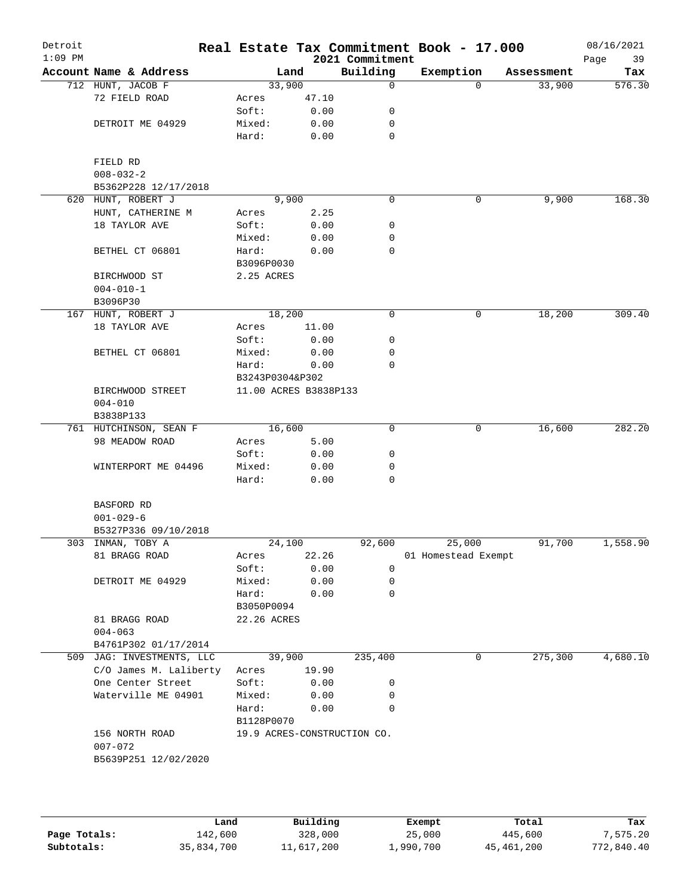# Real Estate Tax Commitment Book - 17.000

Detroit
1:09 PM
2021 Commitment
08/16/2021

| Account Name & Address | Land | | Building | Exemption | Assessment | Tax |
|---|---|---|---|---|---|---|
| 712 HUNT, JACOB F | 33,900 | | 0 | 0 | 33,900 | 576.30 |
| 72 FIELD ROAD | Acres | 47.10 | | | | |
| | Soft: | 0.00 | 0 | | | |
| DETROIT ME 04929 | Mixed: | 0.00 | 0 | | | |
| | Hard: | 0.00 | 0 | | | |
| FIELD RD | | | | | | |
| 008-032-2 | | | | | | |
| B5362P228 12/17/2018 | | | | | | |
| 620 HUNT, ROBERT J | 9,900 | | 0 | 0 | 9,900 | 168.30 |
| HUNT, CATHERINE M | Acres | 2.25 | | | | |
| 18 TAYLOR AVE | Soft: | 0.00 | 0 | | | |
| | Mixed: | 0.00 | 0 | | | |
| BETHEL CT 06801 | Hard: | 0.00 | 0 | | | |
| | B3096P0030 | | | | | |
| BIRCHWOOD ST | 2.25 ACRES | | | | | |
| 004-010-1 | | | | | | |
| B3096P30 | | | | | | |
| 167 HUNT, ROBERT J | 18,200 | | 0 | 0 | 18,200 | 309.40 |
| 18 TAYLOR AVE | Acres | 11.00 | | | | |
| | Soft: | 0.00 | 0 | | | |
| BETHEL CT 06801 | Mixed: | 0.00 | 0 | | | |
| | Hard: | 0.00 | 0 | | | |
| | B3243P0304&P302 | | | | | |
| BIRCHWOOD STREET | 11.00 ACRES B3838P133 | | | | | |
| 004-010 | | | | | | |
| B3838P133 | | | | | | |
| 761 HUTCHINSON, SEAN F | 16,600 | | 0 | 0 | 16,600 | 282.20 |
| 98 MEADOW ROAD | Acres | 5.00 | | | | |
| | Soft: | 0.00 | 0 | | | |
| WINTERPORT ME 04496 | Mixed: | 0.00 | 0 | | | |
| | Hard: | 0.00 | 0 | | | |
| BASFORD RD | | | | | | |
| 001-029-6 | | | | | | |
| B5327P336 09/10/2018 | | | | | | |
| 303 INMAN, TOBY A | 24,100 | | 92,600 | 25,000 | 91,700 | 1,558.90 |
| 81 BRAGG ROAD | Acres | 22.26 | | 01 Homestead Exempt | | |
| | Soft: | 0.00 | 0 | | | |
| DETROIT ME 04929 | Mixed: | 0.00 | 0 | | | |
| | Hard: | 0.00 | 0 | | | |
| | B3050P0094 | | | | | |
| 81 BRAGG ROAD | 22.26 ACRES | | | | | |
| 004-063 | | | | | | |
| B4761P302 01/17/2014 | | | | | | |
| 509 JAG: INVESTMENTS, LLC | 39,900 | | 235,400 | 0 | 275,300 | 4,680.10 |
| C/O James M. Laliberty | Acres | 19.90 | | | | |
| One Center Street | Soft: | 0.00 | 0 | | | |
| Waterville ME 04901 | Mixed: | 0.00 | 0 | | | |
| | Hard: | 0.00 | 0 | | | |
| | B1128P0070 | | | | | |
| 156 NORTH ROAD | 19.9 ACRES-CONSTRUCTION CO. | | | | | |
| 007-072 | | | | | | |
| B5639P251 12/02/2020 | | | | | | |

| | Land | Building | Exempt | Total | Tax |
|---|---|---|---|---|---|
| Page Totals: | 142,600 | 328,000 | 25,000 | 445,600 | 7,575.20 |
| Subtotals: | 35,834,700 | 11,617,200 | 1,990,700 | 45,461,200 | 772,840.40 |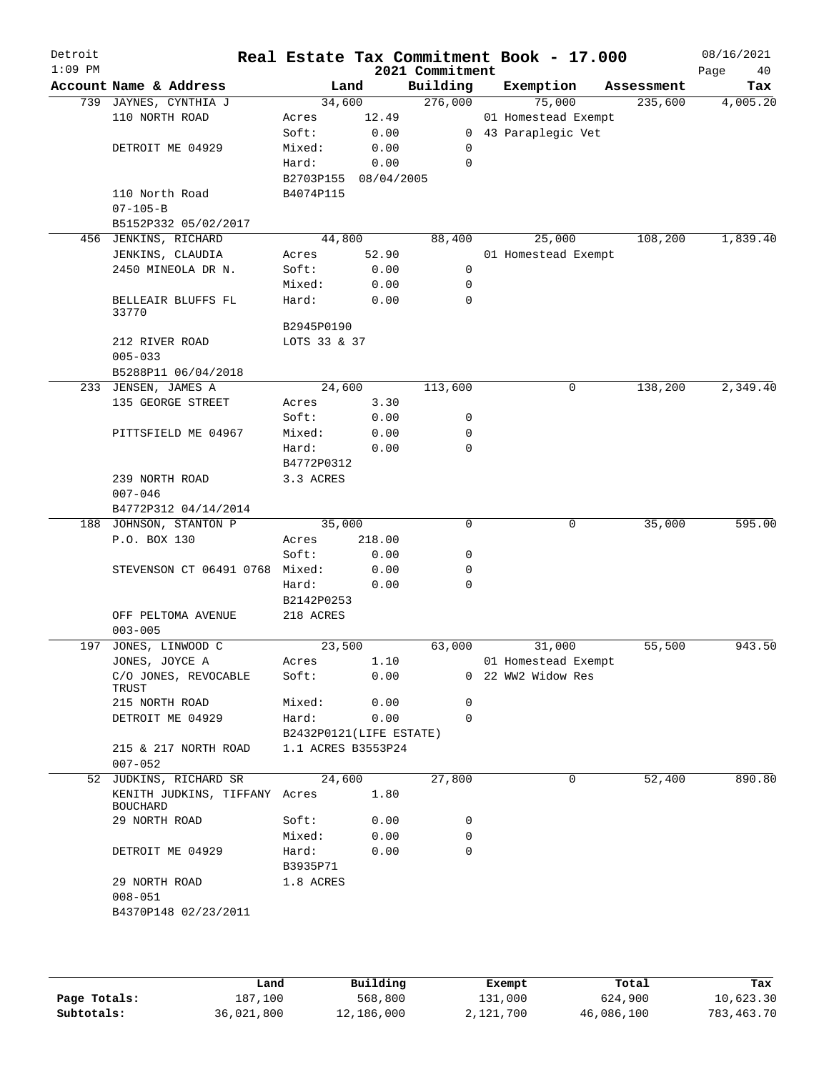# Real Estate Tax Commitment Book - 17.000

Detroit
1:09 PM

2021 Commitment

08/16/2021

| Account Name & Address | Land | | Building | Exemption | Assessment | Tax |
|---|---|---|---|---|---|---|
| 739 JAYNES, CYNTHIA J | 34,600 | | 276,000 | 75,000 | 235,600 | 4,005.20 |
| 110 NORTH ROAD | Acres | 12.49 | | 01 Homestead Exempt | | |
| | Soft: | 0.00 | 0 | 43 Paraplegic Vet | | |
| DETROIT ME 04929 | Mixed: | 0.00 | 0 | | | |
| | Hard: | 0.00 | 0 | | | |
| | B2703P155 | 08/04/2005 | | | | |
| 110 North Road | B4074P115 | | | | | |
| 07-105-B | | | | | | |
| B5152P332 05/02/2017 | | | | | | |
| 456 JENKINS, RICHARD | 44,800 | | 88,400 | 25,000 | 108,200 | 1,839.40 |
| JENKINS, CLAUDIA | Acres | 52.90 | | 01 Homestead Exempt | | |
| 2450 MINEOLA DR N. | Soft: | 0.00 | 0 | | | |
| | Mixed: | 0.00 | 0 | | | |
| BELLEAIR BLUFFS FL 33770 | Hard: | 0.00 | 0 | | | |
| | B2945P0190 | | | | | |
| 212 RIVER ROAD | LOTS 33 & 37 | | | | | |
| 005-033 | | | | | | |
| B5288P11 06/04/2018 | | | | | | |
| 233 JENSEN, JAMES A | 24,600 | | 113,600 | 0 | 138,200 | 2,349.40 |
| 135 GEORGE STREET | Acres | 3.30 | | | | |
| | Soft: | 0.00 | 0 | | | |
| PITTSFIELD ME 04967 | Mixed: | 0.00 | 0 | | | |
| | Hard: | 0.00 | 0 | | | |
| | B4772P0312 | | | | | |
| 239 NORTH ROAD | 3.3 ACRES | | | | | |
| 007-046 | | | | | | |
| B4772P312 04/14/2014 | | | | | | |
| 188 JOHNSON, STANTON P | 35,000 | | 0 | 0 | 35,000 | 595.00 |
| P.O. BOX 130 | Acres | 218.00 | | | | |
| | Soft: | 0.00 | 0 | | | |
| STEVENSON CT 06491 0768 | Mixed: | 0.00 | 0 | | | |
| | Hard: | 0.00 | 0 | | | |
| | B2142P0253 | | | | | |
| OFF PELTOMA AVENUE | 218 ACRES | | | | | |
| 003-005 | | | | | | |
| 197 JONES, LINWOOD C | 23,500 | | 63,000 | 31,000 | 55,500 | 943.50 |
| JONES, JOYCE A | Acres | 1.10 | | 01 Homestead Exempt | | |
| C/O JONES, REVOCABLE TRUST | Soft: | 0.00 | 0 | 22 WW2 Widow Res | | |
| 215 NORTH ROAD | Mixed: | 0.00 | 0 | | | |
| DETROIT ME 04929 | Hard: | 0.00 | 0 | | | |
| | B2432P0121(LIFE ESTATE) | | | | | |
| 215 & 217 NORTH ROAD | 1.1 ACRES B3553P24 | | | | | |
| 007-052 | | | | | | |
| 52 JUDKINS, RICHARD SR | 24,600 | | 27,800 | 0 | 52,400 | 890.80 |
| KENITH JUDKINS, TIFFANY BOUCHARD | Acres | 1.80 | | | | |
| 29 NORTH ROAD | Soft: | 0.00 | 0 | | | |
| | Mixed: | 0.00 | 0 | | | |
| DETROIT ME 04929 | Hard: | 0.00 | 0 | | | |
| | B3935P71 | | | | | |
| 29 NORTH ROAD | 1.8 ACRES | | | | | |
| 008-051 | | | | | | |
| B4370P148 02/23/2011 | | | | | | |

| | Land | Building | Exempt | Total | Tax |
|---|---|---|---|---|---|
| Page Totals: | 187,100 | 568,800 | 131,000 | 624,900 | 10,623.30 |
| Subtotals: | 36,021,800 | 12,186,000 | 2,121,700 | 46,086,100 | 783,463.70 |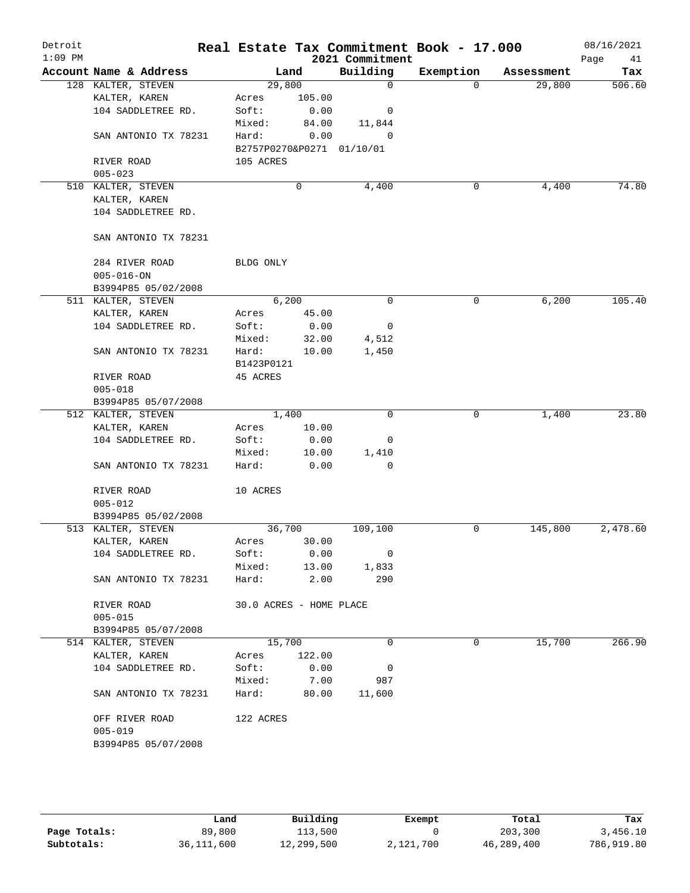# Detroit — Real Estate Tax Commitment Book - 17.000

2021 Commitment

| Account Name & Address | Land | | Building | Exemption | Assessment | Tax |
|---|---|---|---|---|---|---|
| 128 KALTER, STEVEN | 29,800 | | 0 | 0 | 29,800 | 506.60 |
| KALTER, KAREN | Acres | 105.00 | | | | |
| 104 SADDLETREE RD. | Soft: | 0.00 | 0 | | | |
| | Mixed: | 84.00 | 11,844 | | | |
| SAN ANTONIO TX 78231 | Hard: | 0.00 | 0 | | | |
| | B2757P0270&P0271 01/10/01 | | | | | |
| RIVER ROAD | 105 ACRES | | | | | |
| 005-023 | | | | | | |
| 510 KALTER, STEVEN | 0 | | 4,400 | 0 | 4,400 | 74.80 |
| KALTER, KAREN | | | | | | |
| 104 SADDLETREE RD. | | | | | | |
| SAN ANTONIO TX 78231 | | | | | | |
| 284 RIVER ROAD | BLDG ONLY | | | | | |
| 005-016-ON | | | | | | |
| B3994P85 05/02/2008 | | | | | | |
| 511 KALTER, STEVEN | 6,200 | | 0 | 0 | 6,200 | 105.40 |
| KALTER, KAREN | Acres | 45.00 | | | | |
| 104 SADDLETREE RD. | Soft: | 0.00 | 0 | | | |
| | Mixed: | 32.00 | 4,512 | | | |
| SAN ANTONIO TX 78231 | Hard: | 10.00 | 1,450 | | | |
| | B1423P0121 | | | | | |
| RIVER ROAD | 45 ACRES | | | | | |
| 005-018 | | | | | | |
| B3994P85 05/07/2008 | | | | | | |
| 512 KALTER, STEVEN | 1,400 | | 0 | 0 | 1,400 | 23.80 |
| KALTER, KAREN | Acres | 10.00 | | | | |
| 104 SADDLETREE RD. | Soft: | 0.00 | 0 | | | |
| | Mixed: | 10.00 | 1,410 | | | |
| SAN ANTONIO TX 78231 | Hard: | 0.00 | 0 | | | |
| RIVER ROAD | 10 ACRES | | | | | |
| 005-012 | | | | | | |
| B3994P85 05/02/2008 | | | | | | |
| 513 KALTER, STEVEN | 36,700 | | 109,100 | 0 | 145,800 | 2,478.60 |
| KALTER, KAREN | Acres | 30.00 | | | | |
| 104 SADDLETREE RD. | Soft: | 0.00 | 0 | | | |
| | Mixed: | 13.00 | 1,833 | | | |
| SAN ANTONIO TX 78231 | Hard: | 2.00 | 290 | | | |
| RIVER ROAD | 30.0 ACRES - HOME PLACE | | | | | |
| 005-015 | | | | | | |
| B3994P85 05/07/2008 | | | | | | |
| 514 KALTER, STEVEN | 15,700 | | 0 | 0 | 15,700 | 266.90 |
| KALTER, KAREN | Acres | 122.00 | | | | |
| 104 SADDLETREE RD. | Soft: | 0.00 | 0 | | | |
| | Mixed: | 7.00 | 987 | | | |
| SAN ANTONIO TX 78231 | Hard: | 80.00 | 11,600 | | | |
| OFF RIVER ROAD | 122 ACRES | | | | | |
| 005-019 | | | | | | |
| B3994P85 05/07/2008 | | | | | | |

| | Land | Building | Exempt | Total | Tax |
|---|---|---|---|---|---|
| Page Totals: | 89,800 | 113,500 | 0 | 203,300 | 3,456.10 |
| Subtotals: | 36,111,600 | 12,299,500 | 2,121,700 | 46,289,400 | 786,919.80 |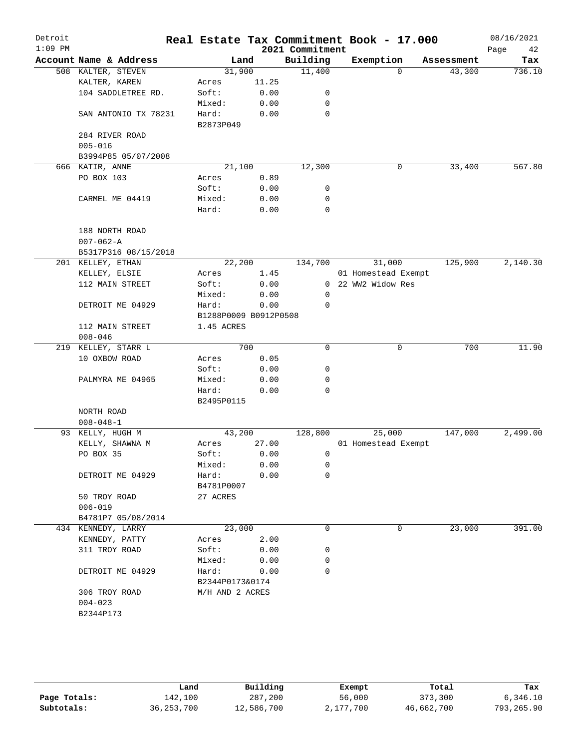# Real Estate Tax Commitment Book - 17.000

Detroit
1:09 PM

2021 Commitment

08/16/2021
Page 42

| Account Name & Address | Land | | Building | Exemption | Assessment | Tax |
|---|---|---|---|---|---|---|
| 508 KALTER, STEVEN | 31,900 | | 11,400 | 0 | 43,300 | 736.10 |
| KALTER, KAREN | Acres | 11.25 | | | | |
| 104 SADDLETREE RD. | Soft: | 0.00 | 0 | | | |
| | Mixed: | 0.00 | 0 | | | |
| SAN ANTONIO TX 78231 | Hard: | 0.00 | 0 | | | |
| | B2873P049 | | | | | |
| 284 RIVER ROAD | | | | | | |
| 005-016 | | | | | | |
| B3994P85 05/07/2008 | | | | | | |
| 666 KATIR, ANNE | 21,100 | | 12,300 | 0 | 33,400 | 567.80 |
| PO BOX 103 | Acres | 0.89 | | | | |
| | Soft: | 0.00 | 0 | | | |
| CARMEL ME 04419 | Mixed: | 0.00 | 0 | | | |
| | Hard: | 0.00 | 0 | | | |
| 188 NORTH ROAD | | | | | | |
| 007-062-A | | | | | | |
| B5317P316 08/15/2018 | | | | | | |
| 201 KELLEY, ETHAN | 22,200 | | 134,700 | 31,000 | 125,900 | 2,140.30 |
| KELLEY, ELSIE | Acres | 1.45 | | 01 Homestead Exempt | | |
| 112 MAIN STREET | Soft: | 0.00 | 0 | 22 WW2 Widow Res | | |
| | Mixed: | 0.00 | 0 | | | |
| DETROIT ME 04929 | Hard: | 0.00 | 0 | | | |
| | B1288P0009 B0912P0508 | | | | | |
| 112 MAIN STREET | 1.45 ACRES | | | | | |
| 008-046 | | | | | | |
| 219 KELLEY, STARR L | 700 | | 0 | 0 | 700 | 11.90 |
| 10 OXBOW ROAD | Acres | 0.05 | | | | |
| | Soft: | 0.00 | 0 | | | |
| PALMYRA ME 04965 | Mixed: | 0.00 | 0 | | | |
| | Hard: | 0.00 | 0 | | | |
| | B2495P0115 | | | | | |
| NORTH ROAD | | | | | | |
| 008-048-1 | | | | | | |
| 93 KELLY, HUGH M | 43,200 | | 128,800 | 25,000 | 147,000 | 2,499.00 |
| KELLY, SHAWNA M | Acres | 27.00 | | 01 Homestead Exempt | | |
| PO BOX 35 | Soft: | 0.00 | 0 | | | |
| | Mixed: | 0.00 | 0 | | | |
| DETROIT ME 04929 | Hard: | 0.00 | 0 | | | |
| | B4781P0007 | | | | | |
| 50 TROY ROAD | 27 ACRES | | | | | |
| 006-019 | | | | | | |
| B4781P7 05/08/2014 | | | | | | |
| 434 KENNEDY, LARRY | 23,000 | | 0 | 0 | 23,000 | 391.00 |
| KENNEDY, PATTY | Acres | 2.00 | | | | |
| 311 TROY ROAD | Soft: | 0.00 | 0 | | | |
| | Mixed: | 0.00 | 0 | | | |
| DETROIT ME 04929 | Hard: | 0.00 | 0 | | | |
| | B2344P0173&0174 | | | | | |
| 306 TROY ROAD | M/H AND 2 ACRES | | | | | |
| 004-023 | | | | | | |
| B2344P173 | | | | | | |

| | Land | Building | Exempt | Total | Tax |
|---|---|---|---|---|---|
| Page Totals: | 142,100 | 287,200 | 56,000 | 373,300 | 6,346.10 |
| Subtotals: | 36,253,700 | 12,586,700 | 2,177,700 | 46,662,700 | 793,265.90 |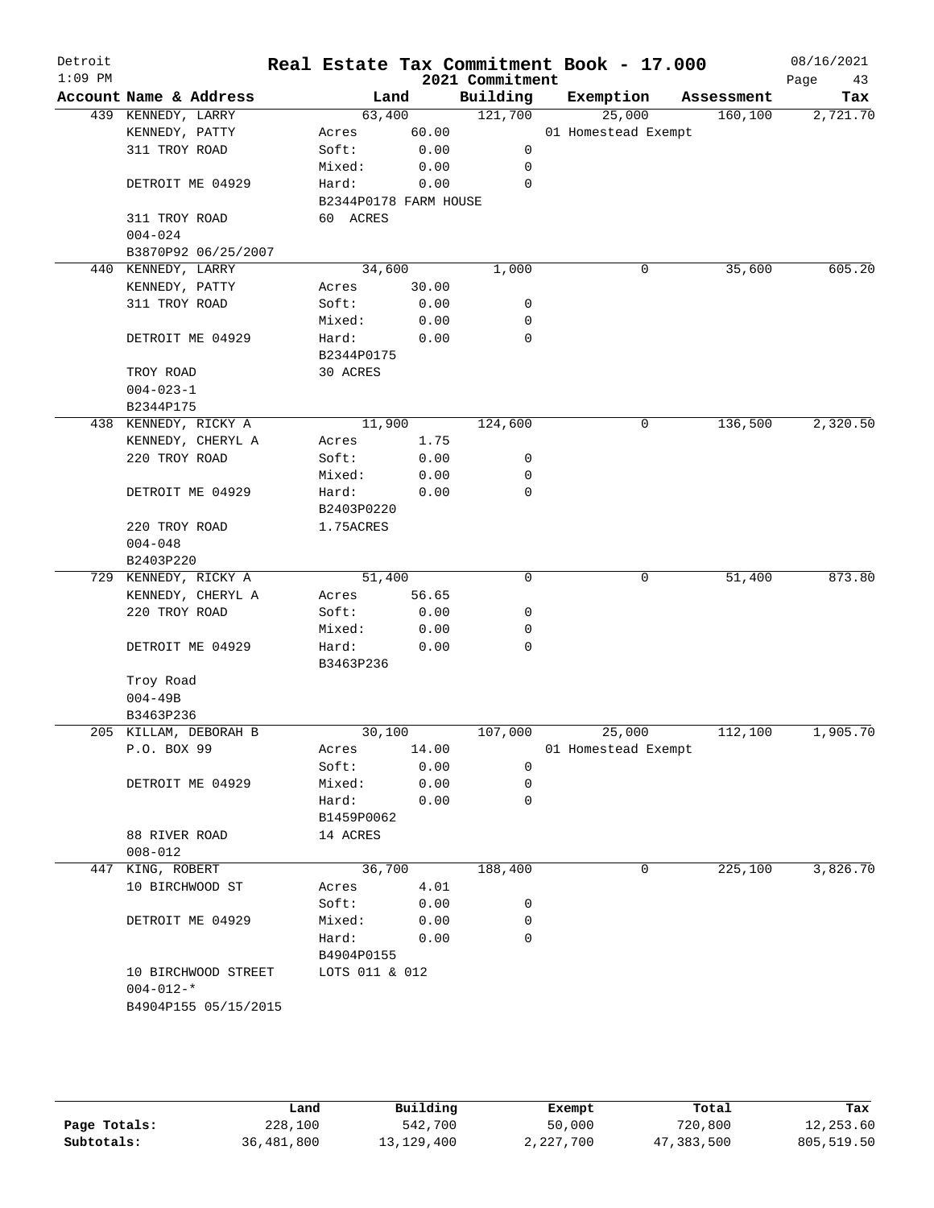# Detroit — Real Estate Tax Commitment Book - 17.000 — 2021 Commitment

1:09 PM — 08/16/2021

| Account Name & Address | Land | | Building | Exemption | Assessment | Tax |
|---|---|---|---|---|---|---|
| 439 KENNEDY, LARRY | 63,400 | | 121,700 | 25,000 | 160,100 | 2,721.70 |
| KENNEDY, PATTY | Acres | 60.00 | | 01 Homestead Exempt | | |
| 311 TROY ROAD | Soft: | 0.00 | 0 | | | |
| | Mixed: | 0.00 | 0 | | | |
| DETROIT ME 04929 | Hard: | 0.00 | 0 | | | |
| | B2344P0178 FARM HOUSE | | | | | |
| 311 TROY ROAD | 60 ACRES | | | | | |
| 004-024 | | | | | | |
| B3870P92 06/25/2007 | | | | | | |
| 440 KENNEDY, LARRY | 34,600 | | 1,000 | 0 | 35,600 | 605.20 |
| KENNEDY, PATTY | Acres | 30.00 | | | | |
| 311 TROY ROAD | Soft: | 0.00 | 0 | | | |
| | Mixed: | 0.00 | 0 | | | |
| DETROIT ME 04929 | Hard: | 0.00 | 0 | | | |
| | B2344P0175 | | | | | |
| TROY ROAD | 30 ACRES | | | | | |
| 004-023-1 | | | | | | |
| B2344P175 | | | | | | |
| 438 KENNEDY, RICKY A | 11,900 | | 124,600 | 0 | 136,500 | 2,320.50 |
| KENNEDY, CHERYL A | Acres | 1.75 | | | | |
| 220 TROY ROAD | Soft: | 0.00 | 0 | | | |
| | Mixed: | 0.00 | 0 | | | |
| DETROIT ME 04929 | Hard: | 0.00 | 0 | | | |
| | B2403P0220 | | | | | |
| 220 TROY ROAD | 1.75ACRES | | | | | |
| 004-048 | | | | | | |
| B2403P220 | | | | | | |
| 729 KENNEDY, RICKY A | 51,400 | | 0 | 0 | 51,400 | 873.80 |
| KENNEDY, CHERYL A | Acres | 56.65 | | | | |
| 220 TROY ROAD | Soft: | 0.00 | 0 | | | |
| | Mixed: | 0.00 | 0 | | | |
| DETROIT ME 04929 | Hard: | 0.00 | 0 | | | |
| | B3463P236 | | | | | |
| Troy Road | | | | | | |
| 004-49B | | | | | | |
| B3463P236 | | | | | | |
| 205 KILLAM, DEBORAH B | 30,100 | | 107,000 | 25,000 | 112,100 | 1,905.70 |
| P.O. BOX 99 | Acres | 14.00 | | 01 Homestead Exempt | | |
| | Soft: | 0.00 | 0 | | | |
| DETROIT ME 04929 | Mixed: | 0.00 | 0 | | | |
| | Hard: | 0.00 | 0 | | | |
| | B1459P0062 | | | | | |
| 88 RIVER ROAD | 14 ACRES | | | | | |
| 008-012 | | | | | | |
| 447 KING, ROBERT | 36,700 | | 188,400 | 0 | 225,100 | 3,826.70 |
| 10 BIRCHWOOD ST | Acres | 4.01 | | | | |
| | Soft: | 0.00 | 0 | | | |
| DETROIT ME 04929 | Mixed: | 0.00 | 0 | | | |
| | Hard: | 0.00 | 0 | | | |
| | B4904P0155 | | | | | |
| 10 BIRCHWOOD STREET | LOTS 011 & 012 | | | | | |
| 004-012-* | | | | | | |
| B4904P155 05/15/2015 | | | | | | |

| | Land | Building | Exempt | Total | Tax |
|---|---|---|---|---|---|
| Page Totals: | 228,100 | 542,700 | 50,000 | 720,800 | 12,253.60 |
| Subtotals: | 36,481,800 | 13,129,400 | 2,227,700 | 47,383,500 | 805,519.50 |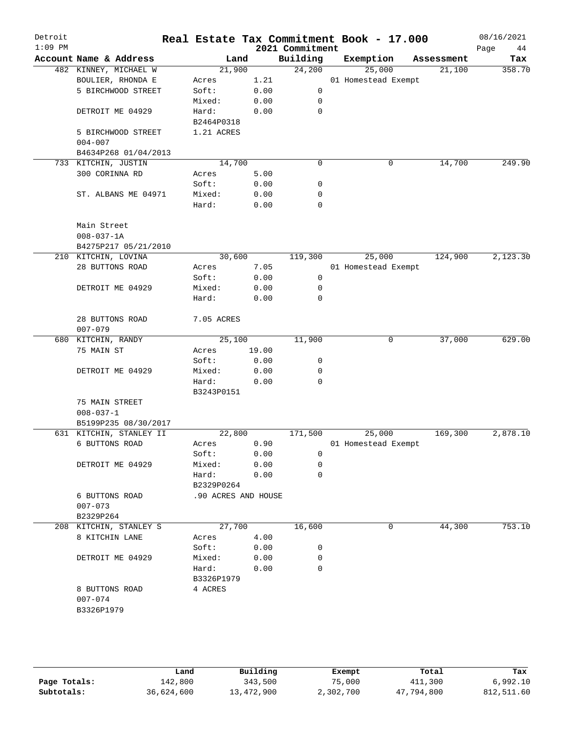# Real Estate Tax Commitment Book - 17.000

Detroit
1:09 PM

2021 Commitment

08/16/2021

| Account Name & Address | Land | | Building | Exemption | Assessment | Tax |
|---|---|---|---|---|---|---|
| 482 KINNEY, MICHAEL W | 21,900 | | 24,200 | 25,000 | 21,100 | 358.70 |
| BOULIER, RHONDA E | Acres | 1.21 | | 01 Homestead Exempt | | |
| 5 BIRCHWOOD STREET | Soft: | 0.00 | 0 | | | |
| | Mixed: | 0.00 | 0 | | | |
| DETROIT ME 04929 | Hard: | 0.00 | 0 | | | |
| | B2464P0318 | | | | | |
| 5 BIRCHWOOD STREET | 1.21 ACRES | | | | | |
| 004-007 | | | | | | |
| B4634P268 01/04/2013 | | | | | | |
| 733 KITCHIN, JUSTIN | 14,700 | | 0 | 0 | 14,700 | 249.90 |
| 300 CORINNA RD | Acres | 5.00 | | | | |
| | Soft: | 0.00 | 0 | | | |
| ST. ALBANS ME 04971 | Mixed: | 0.00 | 0 | | | |
| | Hard: | 0.00 | 0 | | | |
| Main Street | | | | | | |
| 008-037-1A | | | | | | |
| B4275P217 05/21/2010 | | | | | | |
| 210 KITCHIN, LOVINA | 30,600 | | 119,300 | 25,000 | 124,900 | 2,123.30 |
| 28 BUTTONS ROAD | Acres | 7.05 | | 01 Homestead Exempt | | |
| | Soft: | 0.00 | 0 | | | |
| DETROIT ME 04929 | Mixed: | 0.00 | 0 | | | |
| | Hard: | 0.00 | 0 | | | |
| 28 BUTTONS ROAD | 7.05 ACRES | | | | | |
| 007-079 | | | | | | |
| 680 KITCHIN, RANDY | 25,100 | | 11,900 | 0 | 37,000 | 629.00 |
| 75 MAIN ST | Acres | 19.00 | | | | |
| | Soft: | 0.00 | 0 | | | |
| DETROIT ME 04929 | Mixed: | 0.00 | 0 | | | |
| | Hard: | 0.00 | 0 | | | |
| | B3243P0151 | | | | | |
| 75 MAIN STREET | | | | | | |
| 008-037-1 | | | | | | |
| B5199P235 08/30/2017 | | | | | | |
| 631 KITCHIN, STANLEY II | 22,800 | | 171,500 | 25,000 | 169,300 | 2,878.10 |
| 6 BUTTONS ROAD | Acres | 0.90 | | 01 Homestead Exempt | | |
| | Soft: | 0.00 | 0 | | | |
| DETROIT ME 04929 | Mixed: | 0.00 | 0 | | | |
| | Hard: | 0.00 | 0 | | | |
| | B2329P0264 | | | | | |
| 6 BUTTONS ROAD | .90 ACRES AND HOUSE | | | | | |
| 007-073 | | | | | | |
| B2329P264 | | | | | | |
| 208 KITCHIN, STANLEY S | 27,700 | | 16,600 | 0 | 44,300 | 753.10 |
| 8 KITCHIN LANE | Acres | 4.00 | | | | |
| | Soft: | 0.00 | 0 | | | |
| DETROIT ME 04929 | Mixed: | 0.00 | 0 | | | |
| | Hard: | 0.00 | 0 | | | |
| | B3326P1979 | | | | | |
| 8 BUTTONS ROAD | 4 ACRES | | | | | |
| 007-074 | | | | | | |
| B3326P1979 | | | | | | |

| | Land | Building | Exempt | Total | Tax |
|---|---|---|---|---|---|
| Page Totals: | 142,800 | 343,500 | 75,000 | 411,300 | 6,992.10 |
| Subtotals: | 36,624,600 | 13,472,900 | 2,302,700 | 47,794,800 | 812,511.60 |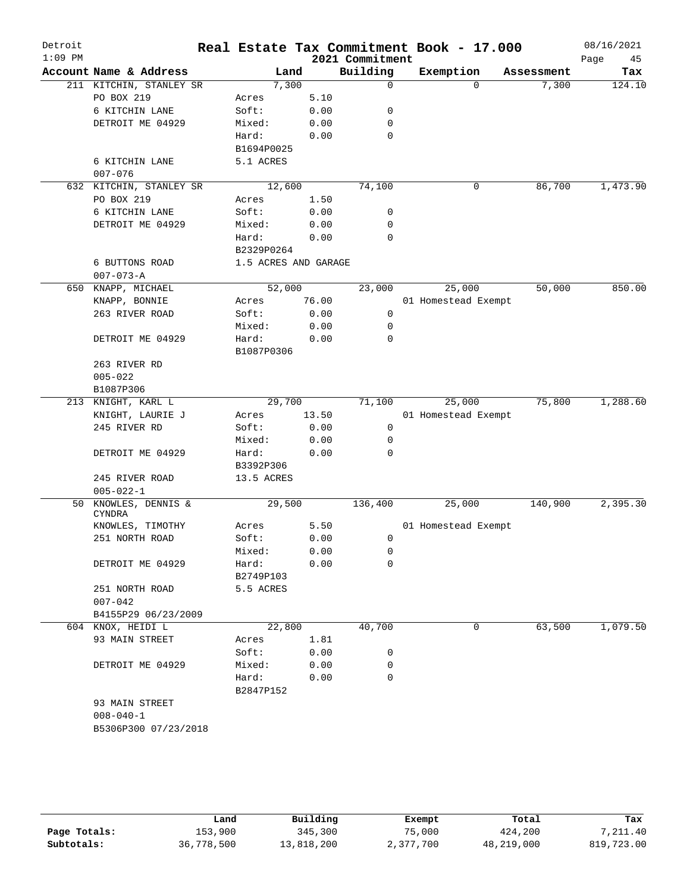# Real Estate Tax Commitment Book - 17.000

Detroit
1:09 PM

2021 Commitment

08/16/2021
Page 45

| Account Name & Address | Land | | Building | Exemption | Assessment | Tax |
|---|---|---|---|---|---|---|
| 211 KITCHIN, STANLEY SR | 7,300 | | 0 | 0 | 7,300 | 124.10 |
| PO BOX 219 | Acres | 5.10 | | | | |
| 6 KITCHIN LANE | Soft: | 0.00 | 0 | | | |
| DETROIT ME 04929 | Mixed: | 0.00 | 0 | | | |
| | Hard: | 0.00 | 0 | | | |
| | B1694P0025 | | | | | |
| 6 KITCHIN LANE | 5.1 ACRES | | | | | |
| 007-076 | | | | | | |
| 632 KITCHIN, STANLEY SR | 12,600 | | 74,100 | 0 | 86,700 | 1,473.90 |
| PO BOX 219 | Acres | 1.50 | | | | |
| 6 KITCHIN LANE | Soft: | 0.00 | 0 | | | |
| DETROIT ME 04929 | Mixed: | 0.00 | 0 | | | |
| | Hard: | 0.00 | 0 | | | |
| | B2329P0264 | | | | | |
| 6 BUTTONS ROAD | 1.5 ACRES AND GARAGE | | | | | |
| 007-073-A | | | | | | |
| 650 KNAPP, MICHAEL | 52,000 | | 23,000 | 25,000 | 50,000 | 850.00 |
| KNAPP, BONNIE | Acres | 76.00 | | 01 Homestead Exempt | | |
| 263 RIVER ROAD | Soft: | 0.00 | 0 | | | |
| | Mixed: | 0.00 | 0 | | | |
| DETROIT ME 04929 | Hard: | 0.00 | 0 | | | |
| | B1087P0306 | | | | | |
| 263 RIVER RD | | | | | | |
| 005-022 | | | | | | |
| B1087P306 | | | | | | |
| 213 KNIGHT, KARL L | 29,700 | | 71,100 | 25,000 | 75,800 | 1,288.60 |
| KNIGHT, LAURIE J | Acres | 13.50 | | 01 Homestead Exempt | | |
| 245 RIVER RD | Soft: | 0.00 | 0 | | | |
| | Mixed: | 0.00 | 0 | | | |
| DETROIT ME 04929 | Hard: | 0.00 | 0 | | | |
| | B3392P306 | | | | | |
| 245 RIVER ROAD | 13.5 ACRES | | | | | |
| 005-022-1 | | | | | | |
| 50 KNOWLES, DENNIS & CYNDRA | 29,500 | | 136,400 | 25,000 | 140,900 | 2,395.30 |
| KNOWLES, TIMOTHY | Acres | 5.50 | | 01 Homestead Exempt | | |
| 251 NORTH ROAD | Soft: | 0.00 | 0 | | | |
| | Mixed: | 0.00 | 0 | | | |
| DETROIT ME 04929 | Hard: | 0.00 | 0 | | | |
| | B2749P103 | | | | | |
| 251 NORTH ROAD | 5.5 ACRES | | | | | |
| 007-042 | | | | | | |
| B4155P29 06/23/2009 | | | | | | |
| 604 KNOX, HEIDI L | 22,800 | | 40,700 | 0 | 63,500 | 1,079.50 |
| 93 MAIN STREET | Acres | 1.81 | | | | |
| | Soft: | 0.00 | 0 | | | |
| DETROIT ME 04929 | Mixed: | 0.00 | 0 | | | |
| | Hard: | 0.00 | 0 | | | |
| | B2847P152 | | | | | |
| 93 MAIN STREET | | | | | | |
| 008-040-1 | | | | | | |
| B5306P300 07/23/2018 | | | | | | |

| | Land | Building | Exempt | Total | Tax |
|---|---|---|---|---|---|
| Page Totals: | 153,900 | 345,300 | 75,000 | 424,200 | 7,211.40 |
| Subtotals: | 36,778,500 | 13,818,200 | 2,377,700 | 48,219,000 | 819,723.00 |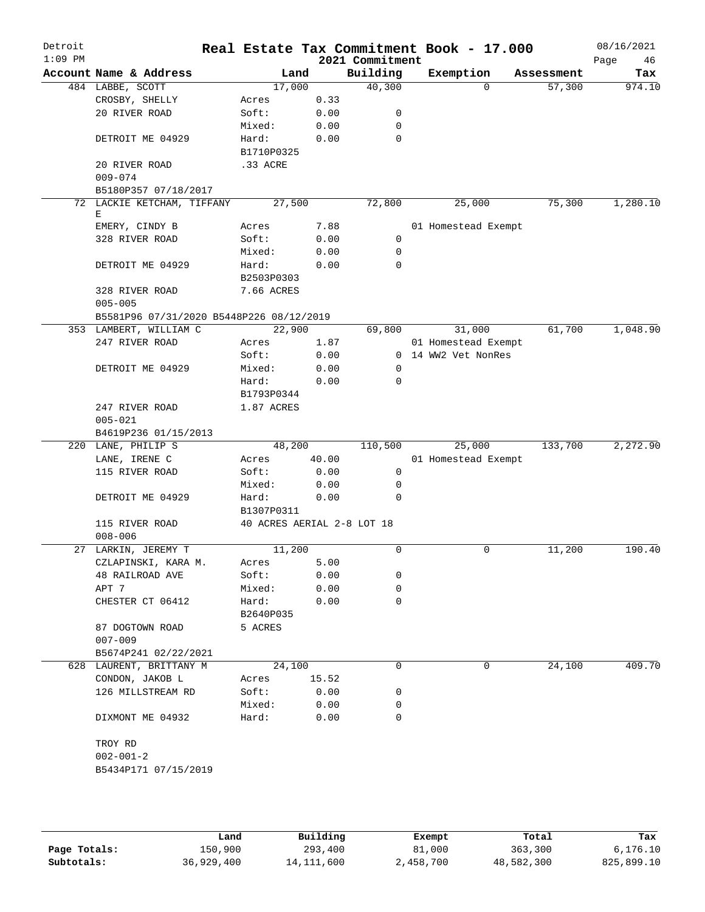# Real Estate Tax Commitment Book - 17.000

Detroit
1:09 PM

2021 Commitment

08/16/2021

| Account Name & Address | Land | | Building | Exemption | Assessment | Tax |
|---|---|---|---|---|---|---|
| 484 LABBE, SCOTT | 17,000 | | 40,300 | 0 | 57,300 | 974.10 |
| CROSBY, SHELLY | Acres | 0.33 | | | | |
| 20 RIVER ROAD | Soft: | 0.00 | 0 | | | |
| | Mixed: | 0.00 | 0 | | | |
| DETROIT ME 04929 | Hard: | 0.00 | 0 | | | |
| | B1710P0325 | | | | | |
| 20 RIVER ROAD | .33 ACRE | | | | | |
| 009-074 | | | | | | |
| B5180P357 07/18/2017 | | | | | | |
| 72 LACKIE KETCHAM, TIFFANY E | 27,500 | | 72,800 | 25,000 | 75,300 | 1,280.10 |
| EMERY, CINDY B | Acres | 7.88 | | 01 Homestead Exempt | | |
| 328 RIVER ROAD | Soft: | 0.00 | 0 | | | |
| | Mixed: | 0.00 | 0 | | | |
| DETROIT ME 04929 | Hard: | 0.00 | 0 | | | |
| | B2503P0303 | | | | | |
| 328 RIVER ROAD | 7.66 ACRES | | | | | |
| 005-005 | | | | | | |
| B5581P96 07/31/2020 B5448P226 08/12/2019 | | | | | | |
| 353 LAMBERT, WILLIAM C | 22,900 | | 69,800 | 31,000 | 61,700 | 1,048.90 |
| 247 RIVER ROAD | Acres | 1.87 | | 01 Homestead Exempt | | |
| | Soft: | 0.00 | 0 | 14 WW2 Vet NonRes | | |
| DETROIT ME 04929 | Mixed: | 0.00 | 0 | | | |
| | Hard: | 0.00 | 0 | | | |
| | B1793P0344 | | | | | |
| 247 RIVER ROAD | 1.87 ACRES | | | | | |
| 005-021 | | | | | | |
| B4619P236 01/15/2013 | | | | | | |
| 220 LANE, PHILIP S | 48,200 | | 110,500 | 25,000 | 133,700 | 2,272.90 |
| LANE, IRENE C | Acres | 40.00 | | 01 Homestead Exempt | | |
| 115 RIVER ROAD | Soft: | 0.00 | 0 | | | |
| | Mixed: | 0.00 | 0 | | | |
| DETROIT ME 04929 | Hard: | 0.00 | 0 | | | |
| | B1307P0311 | | | | | |
| 115 RIVER ROAD | 40 ACRES AERIAL 2-8 LOT 18 | | | | | |
| 008-006 | | | | | | |
| 27 LARKIN, JEREMY T | 11,200 | | 0 | 0 | 11,200 | 190.40 |
| CZLAPINSKI, KARA M. | Acres | 5.00 | | | | |
| 48 RAILROAD AVE | Soft: | 0.00 | 0 | | | |
| APT 7 | Mixed: | 0.00 | 0 | | | |
| CHESTER CT 06412 | Hard: | 0.00 | 0 | | | |
| | B2640P035 | | | | | |
| 87 DOGTOWN ROAD | 5 ACRES | | | | | |
| 007-009 | | | | | | |
| B5674P241 02/22/2021 | | | | | | |
| 628 LAURENT, BRITTANY M | 24,100 | | 0 | 0 | 24,100 | 409.70 |
| CONDON, JAKOB L | Acres | 15.52 | | | | |
| 126 MILLSTREAM RD | Soft: | 0.00 | 0 | | | |
| | Mixed: | 0.00 | 0 | | | |
| DIXMONT ME 04932 | Hard: | 0.00 | 0 | | | |
| TROY RD | | | | | | |
| 002-001-2 | | | | | | |
| B5434P171 07/15/2019 | | | | | | |

| | Land | Building | Exempt | Total | Tax |
|---|---|---|---|---|---|
| Page Totals: | 150,900 | 293,400 | 81,000 | 363,300 | 6,176.10 |
| Subtotals: | 36,929,400 | 14,111,600 | 2,458,700 | 48,582,300 | 825,899.10 |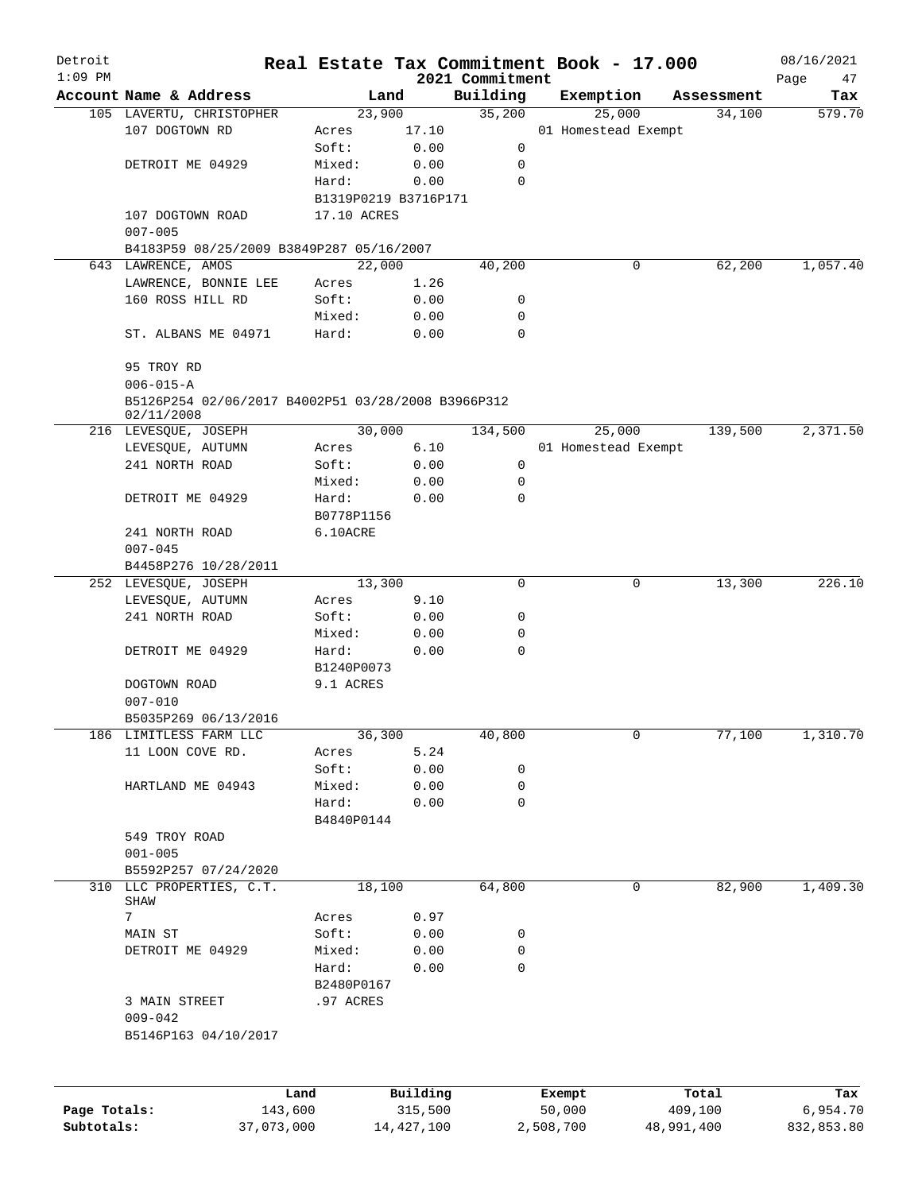# Real Estate Tax Commitment Book - 17.000

Detroit
1:09 PM

2021 Commitment

08/16/2021

| Account Name & Address | Land | | Building | Exemption | Assessment | Tax |
|---|---|---|---|---|---|---|
| 105 LAVERTU, CHRISTOPHER | 23,900 | | 35,200 | 25,000 | 34,100 | 579.70 |
| 107 DOGTOWN RD | Acres | 17.10 | | 01 Homestead Exempt | | |
| | Soft: | 0.00 | 0 | | | |
| DETROIT ME 04929 | Mixed: | 0.00 | 0 | | | |
| | Hard: | 0.00 | 0 | | | |
| | B1319P0219 B3716P171 | | | | | |
| 107 DOGTOWN ROAD | 17.10 ACRES | | | | | |
| 007-005 | | | | | | |
| B4183P59 08/25/2009 B3849P287 05/16/2007 | | | | | | |
| 643 LAWRENCE, AMOS | 22,000 | | 40,200 | 0 | 62,200 | 1,057.40 |
| LAWRENCE, BONNIE LEE | Acres | 1.26 | | | | |
| 160 ROSS HILL RD | Soft: | 0.00 | 0 | | | |
| | Mixed: | 0.00 | 0 | | | |
| ST. ALBANS ME 04971 | Hard: | 0.00 | 0 | | | |
| 95 TROY RD | | | | | | |
| 006-015-A | | | | | | |
| B5126P254 02/06/2017 B4002P51 03/28/2008 B3966P312 02/11/2008 | | | | | | |
| 216 LEVESQUE, JOSEPH | 30,000 | | 134,500 | 25,000 | 139,500 | 2,371.50 |
| LEVESQUE, AUTUMN | Acres | 6.10 | | 01 Homestead Exempt | | |
| 241 NORTH ROAD | Soft: | 0.00 | 0 | | | |
| | Mixed: | 0.00 | 0 | | | |
| DETROIT ME 04929 | Hard: | 0.00 | 0 | | | |
| | B0778P1156 | | | | | |
| 241 NORTH ROAD | 6.10ACRE | | | | | |
| 007-045 | | | | | | |
| B4458P276 10/28/2011 | | | | | | |
| 252 LEVESQUE, JOSEPH | 13,300 | | 0 | 0 | 13,300 | 226.10 |
| LEVESQUE, AUTUMN | Acres | 9.10 | | | | |
| 241 NORTH ROAD | Soft: | 0.00 | 0 | | | |
| | Mixed: | 0.00 | 0 | | | |
| DETROIT ME 04929 | Hard: | 0.00 | 0 | | | |
| | B1240P0073 | | | | | |
| DOGTOWN ROAD | 9.1 ACRES | | | | | |
| 007-010 | | | | | | |
| B5035P269 06/13/2016 | | | | | | |
| 186 LIMITLESS FARM LLC | 36,300 | | 40,800 | 0 | 77,100 | 1,310.70 |
| 11 LOON COVE RD. | Acres | 5.24 | | | | |
| | Soft: | 0.00 | 0 | | | |
| HARTLAND ME 04943 | Mixed: | 0.00 | 0 | | | |
| | Hard: | 0.00 | 0 | | | |
| | B4840P0144 | | | | | |
| 549 TROY ROAD | | | | | | |
| 001-005 | | | | | | |
| B5592P257 07/24/2020 | | | | | | |
| 310 LLC PROPERTIES, C.T. SHAW | 18,100 | | 64,800 | 0 | 82,900 | 1,409.30 |
| 7 | Acres | 0.97 | | | | |
| MAIN ST | Soft: | 0.00 | 0 | | | |
| DETROIT ME 04929 | Mixed: | 0.00 | 0 | | | |
| | Hard: | 0.00 | 0 | | | |
| | B2480P0167 | | | | | |
| 3 MAIN STREET | .97 ACRES | | | | | |
| 009-042 | | | | | | |
| B5146P163 04/10/2017 | | | | | | |

| | Land | Building | Exempt | Total | Tax |
|---|---|---|---|---|---|
| Page Totals: | 143,600 | 315,500 | 50,000 | 409,100 | 6,954.70 |
| Subtotals: | 37,073,000 | 14,427,100 | 2,508,700 | 48,991,400 | 832,853.80 |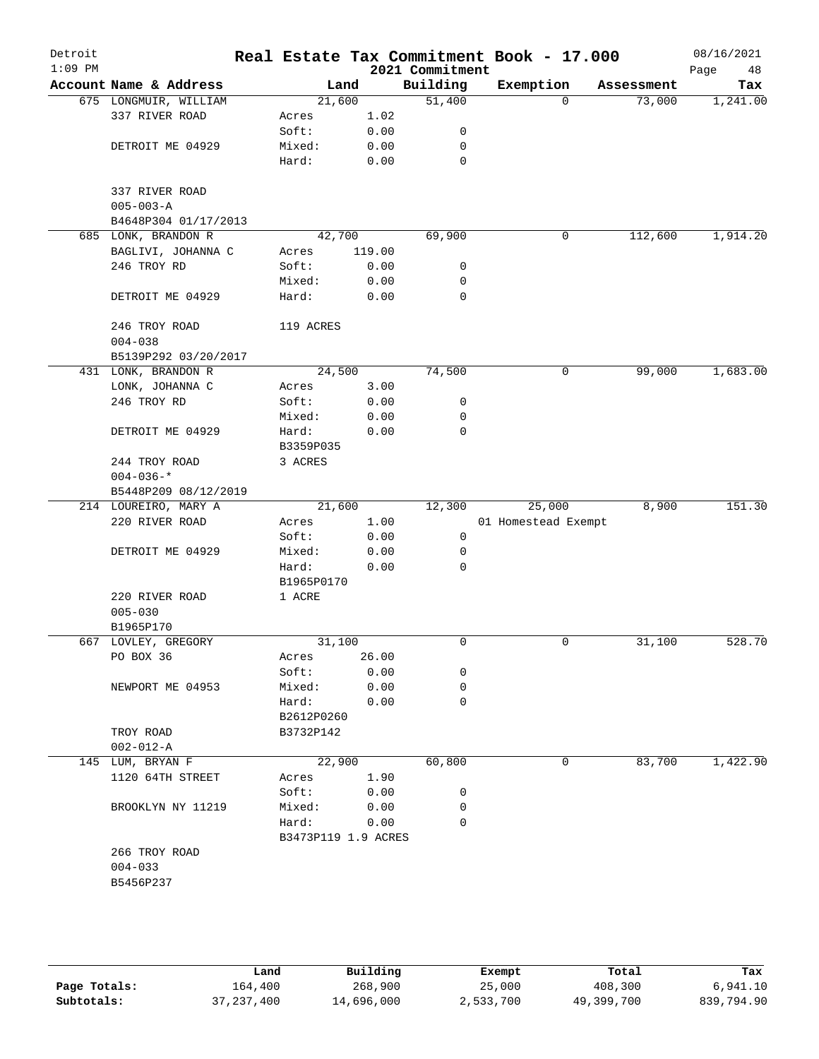# Real Estate Tax Commitment Book - 17.000

Detroit
1:09 PM

2021 Commitment

08/16/2021

| Account Name & Address | Land | | Building | Exemption | Assessment | Tax |
|---|---|---|---|---|---|---|
| 675 LONGMUIR, WILLIAM | 21,600 | | 51,400 | 0 | 73,000 | 1,241.00 |
| 337 RIVER ROAD | Acres | 1.02 | | | | |
| | Soft: | 0.00 | 0 | | | |
| DETROIT ME 04929 | Mixed: | 0.00 | 0 | | | |
| | Hard: | 0.00 | 0 | | | |
| 337 RIVER ROAD | | | | | | |
| 005-003-A | | | | | | |
| B4648P304 01/17/2013 | | | | | | |
| 685 LONK, BRANDON R | 42,700 | | 69,900 | 0 | 112,600 | 1,914.20 |
| BAGLIVI, JOHANNA C | Acres | 119.00 | | | | |
| 246 TROY RD | Soft: | 0.00 | 0 | | | |
| | Mixed: | 0.00 | 0 | | | |
| DETROIT ME 04929 | Hard: | 0.00 | 0 | | | |
| 246 TROY ROAD | 119 ACRES | | | | | |
| 004-038 | | | | | | |
| B5139P292 03/20/2017 | | | | | | |
| 431 LONK, BRANDON R | 24,500 | | 74,500 | 0 | 99,000 | 1,683.00 |
| LONK, JOHANNA C | Acres | 3.00 | | | | |
| 246 TROY RD | Soft: | 0.00 | 0 | | | |
| | Mixed: | 0.00 | 0 | | | |
| DETROIT ME 04929 | Hard: | 0.00 | 0 | | | |
| | B3359P035 | | | | | |
| 244 TROY ROAD | 3 ACRES | | | | | |
| 004-036-* | | | | | | |
| B5448P209 08/12/2019 | | | | | | |
| 214 LOUREIRO, MARY A | 21,600 | | 12,300 | 25,000 | 8,900 | 151.30 |
| 220 RIVER ROAD | Acres | 1.00 | | 01 Homestead Exempt | | |
| | Soft: | 0.00 | 0 | | | |
| DETROIT ME 04929 | Mixed: | 0.00 | 0 | | | |
| | Hard: | 0.00 | 0 | | | |
| | B1965P0170 | | | | | |
| 220 RIVER ROAD | 1 ACRE | | | | | |
| 005-030 | | | | | | |
| B1965P170 | | | | | | |
| 667 LOVLEY, GREGORY | 31,100 | | 0 | 0 | 31,100 | 528.70 |
| PO BOX 36 | Acres | 26.00 | | | | |
| | Soft: | 0.00 | 0 | | | |
| NEWPORT ME 04953 | Mixed: | 0.00 | 0 | | | |
| | Hard: | 0.00 | 0 | | | |
| | B2612P0260 | | | | | |
| TROY ROAD | B3732P142 | | | | | |
| 002-012-A | | | | | | |
| 145 LUM, BRYAN F | 22,900 | | 60,800 | 0 | 83,700 | 1,422.90 |
| 1120 64TH STREET | Acres | 1.90 | | | | |
| | Soft: | 0.00 | 0 | | | |
| BROOKLYN NY 11219 | Mixed: | 0.00 | 0 | | | |
| | Hard: | 0.00 | 0 | | | |
| | B3473P119 1.9 ACRES | | | | | |
| 266 TROY ROAD | | | | | | |
| 004-033 | | | | | | |
| B5456P237 | | | | | | |

| | Land | Building | Exempt | Total | Tax |
|---|---|---|---|---|---|
| Page Totals: | 164,400 | 268,900 | 25,000 | 408,300 | 6,941.10 |
| Subtotals: | 37,237,400 | 14,696,000 | 2,533,700 | 49,399,700 | 839,794.90 |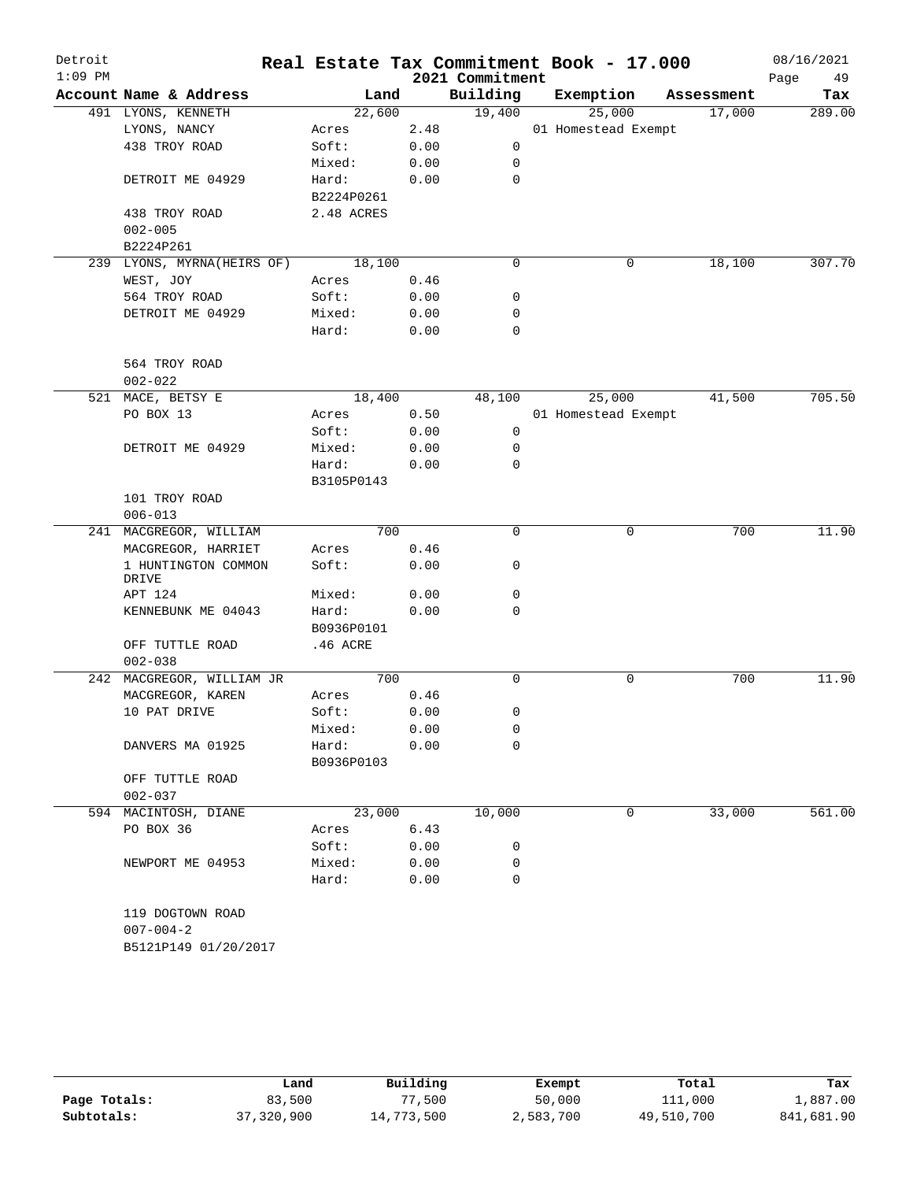# Real Estate Tax Commitment Book - 17.000

Detroit
1:09 PM

2021 Commitment

08/16/2021

| Account Name & Address | Land | | Building | Exemption | Assessment | Tax |
|---|---|---|---|---|---|---|
| 491 LYONS, KENNETH | 22,600 | | 19,400 | 25,000 | 17,000 | 289.00 |
| LYONS, NANCY | Acres | 2.48 | | 01 Homestead Exempt | | |
| 438 TROY ROAD | Soft: | 0.00 | 0 | | | |
| | Mixed: | 0.00 | 0 | | | |
| DETROIT ME 04929 | Hard: | 0.00 | 0 | | | |
| | B2224P0261 | | | | | |
| 438 TROY ROAD | 2.48 ACRES | | | | | |
| 002-005 | | | | | | |
| B2224P261 | | | | | | |
| 239 LYONS, MYRNA(HEIRS OF) | 18,100 | | 0 | 0 | 18,100 | 307.70 |
| WEST, JOY | Acres | 0.46 | | | | |
| 564 TROY ROAD | Soft: | 0.00 | 0 | | | |
| DETROIT ME 04929 | Mixed: | 0.00 | 0 | | | |
| | Hard: | 0.00 | 0 | | | |
| 564 TROY ROAD | | | | | | |
| 002-022 | | | | | | |
| 521 MACE, BETSY E | 18,400 | | 48,100 | 25,000 | 41,500 | 705.50 |
| PO BOX 13 | Acres | 0.50 | | 01 Homestead Exempt | | |
| | Soft: | 0.00 | 0 | | | |
| DETROIT ME 04929 | Mixed: | 0.00 | 0 | | | |
| | Hard: | 0.00 | 0 | | | |
| | B3105P0143 | | | | | |
| 101 TROY ROAD | | | | | | |
| 006-013 | | | | | | |
| 241 MACGREGOR, WILLIAM | 700 | | 0 | 0 | 700 | 11.90 |
| MACGREGOR, HARRIET | Acres | 0.46 | | | | |
| 1 HUNTINGTON COMMON DRIVE | Soft: | 0.00 | 0 | | | |
| APT 124 | Mixed: | 0.00 | 0 | | | |
| KENNEBUNK ME 04043 | Hard: | 0.00 | 0 | | | |
| | B0936P0101 | | | | | |
| OFF TUTTLE ROAD | .46 ACRE | | | | | |
| 002-038 | | | | | | |
| 242 MACGREGOR, WILLIAM JR | 700 | | 0 | 0 | 700 | 11.90 |
| MACGREGOR, KAREN | Acres | 0.46 | | | | |
| 10 PAT DRIVE | Soft: | 0.00 | 0 | | | |
| | Mixed: | 0.00 | 0 | | | |
| DANVERS MA 01925 | Hard: | 0.00 | 0 | | | |
| | B0936P0103 | | | | | |
| OFF TUTTLE ROAD | | | | | | |
| 002-037 | | | | | | |
| 594 MACINTOSH, DIANE | 23,000 | | 10,000 | 0 | 33,000 | 561.00 |
| PO BOX 36 | Acres | 6.43 | | | | |
| | Soft: | 0.00 | 0 | | | |
| NEWPORT ME 04953 | Mixed: | 0.00 | 0 | | | |
| | Hard: | 0.00 | 0 | | | |
| 119 DOGTOWN ROAD | | | | | | |
| 007-004-2 | | | | | | |
| B5121P149 01/20/2017 | | | | | | |

| | Land | Building | Exempt | Total | Tax |
|---|---|---|---|---|---|
| Page Totals: | 83,500 | 77,500 | 50,000 | 111,000 | 1,887.00 |
| Subtotals: | 37,320,900 | 14,773,500 | 2,583,700 | 49,510,700 | 841,681.90 |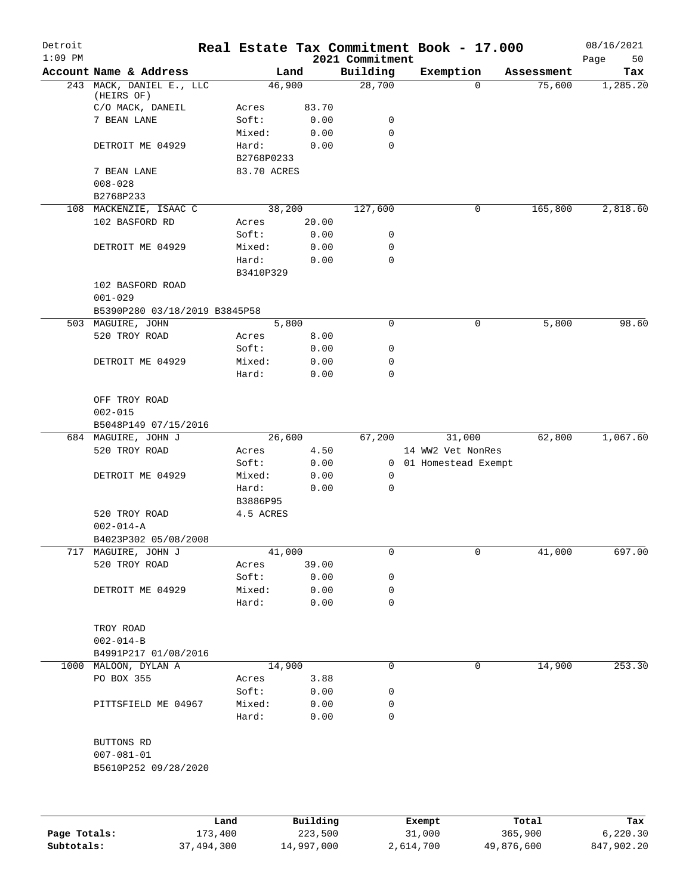# Real Estate Tax Commitment Book - 17.000

Detroit
1:09 PM

2021 Commitment

08/16/2021

| Account Name & Address | Land | | Building | Exemption | Assessment | Tax |
|---|---|---|---|---|---|---|
| 243 MACK, DANIEL E., LLC (HEIRS OF) | 46,900 | | 28,700 | 0 | 75,600 | 1,285.20 |
| C/O MACK, DANEIL | Acres | 83.70 | | | | |
| 7 BEAN LANE | Soft: | 0.00 | 0 | | | |
| | Mixed: | 0.00 | 0 | | | |
| DETROIT ME 04929 | Hard: | 0.00 | 0 | | | |
| | B2768P0233 | | | | | |
| 7 BEAN LANE | 83.70 ACRES | | | | | |
| 008-028 | | | | | | |
| B2768P233 | | | | | | |
| 108 MACKENZIE, ISAAC C | 38,200 | | 127,600 | 0 | 165,800 | 2,818.60 |
| 102 BASFORD RD | Acres | 20.00 | | | | |
| | Soft: | 0.00 | 0 | | | |
| DETROIT ME 04929 | Mixed: | 0.00 | 0 | | | |
| | Hard: | 0.00 | 0 | | | |
| | B3410P329 | | | | | |
| 102 BASFORD ROAD | | | | | | |
| 001-029 | | | | | | |
| B5390P280 03/18/2019 B3845P58 | | | | | | |
| 503 MAGUIRE, JOHN | 5,800 | | 0 | 0 | 5,800 | 98.60 |
| 520 TROY ROAD | Acres | 8.00 | | | | |
| | Soft: | 0.00 | 0 | | | |
| DETROIT ME 04929 | Mixed: | 0.00 | 0 | | | |
| | Hard: | 0.00 | 0 | | | |
| OFF TROY ROAD | | | | | | |
| 002-015 | | | | | | |
| B5048P149 07/15/2016 | | | | | | |
| 684 MAGUIRE, JOHN J | 26,600 | | 67,200 | 31,000 | 62,800 | 1,067.60 |
| 520 TROY ROAD | Acres | 4.50 | | 14 WW2 Vet NonRes | | |
| | Soft: | 0.00 | 0 | 01 Homestead Exempt | | |
| DETROIT ME 04929 | Mixed: | 0.00 | 0 | | | |
| | Hard: | 0.00 | 0 | | | |
| | B3886P95 | | | | | |
| 520 TROY ROAD | 4.5 ACRES | | | | | |
| 002-014-A | | | | | | |
| B4023P302 05/08/2008 | | | | | | |
| 717 MAGUIRE, JOHN J | 41,000 | | 0 | 0 | 41,000 | 697.00 |
| 520 TROY ROAD | Acres | 39.00 | | | | |
| | Soft: | 0.00 | 0 | | | |
| DETROIT ME 04929 | Mixed: | 0.00 | 0 | | | |
| | Hard: | 0.00 | 0 | | | |
| TROY ROAD | | | | | | |
| 002-014-B | | | | | | |
| B4991P217 01/08/2016 | | | | | | |
| 1000 MALOON, DYLAN A | 14,900 | | 0 | 0 | 14,900 | 253.30 |
| PO BOX 355 | Acres | 3.88 | | | | |
| | Soft: | 0.00 | 0 | | | |
| PITTSFIELD ME 04967 | Mixed: | 0.00 | 0 | | | |
| | Hard: | 0.00 | 0 | | | |
| BUTTONS RD | | | | | | |
| 007-081-01 | | | | | | |
| B5610P252 09/28/2020 | | | | | | |

| | Land | Building | Exempt | Total | Tax |
|---|---|---|---|---|---|
| Page Totals: | 173,400 | 223,500 | 31,000 | 365,900 | 6,220.30 |
| Subtotals: | 37,494,300 | 14,997,000 | 2,614,700 | 49,876,600 | 847,902.20 |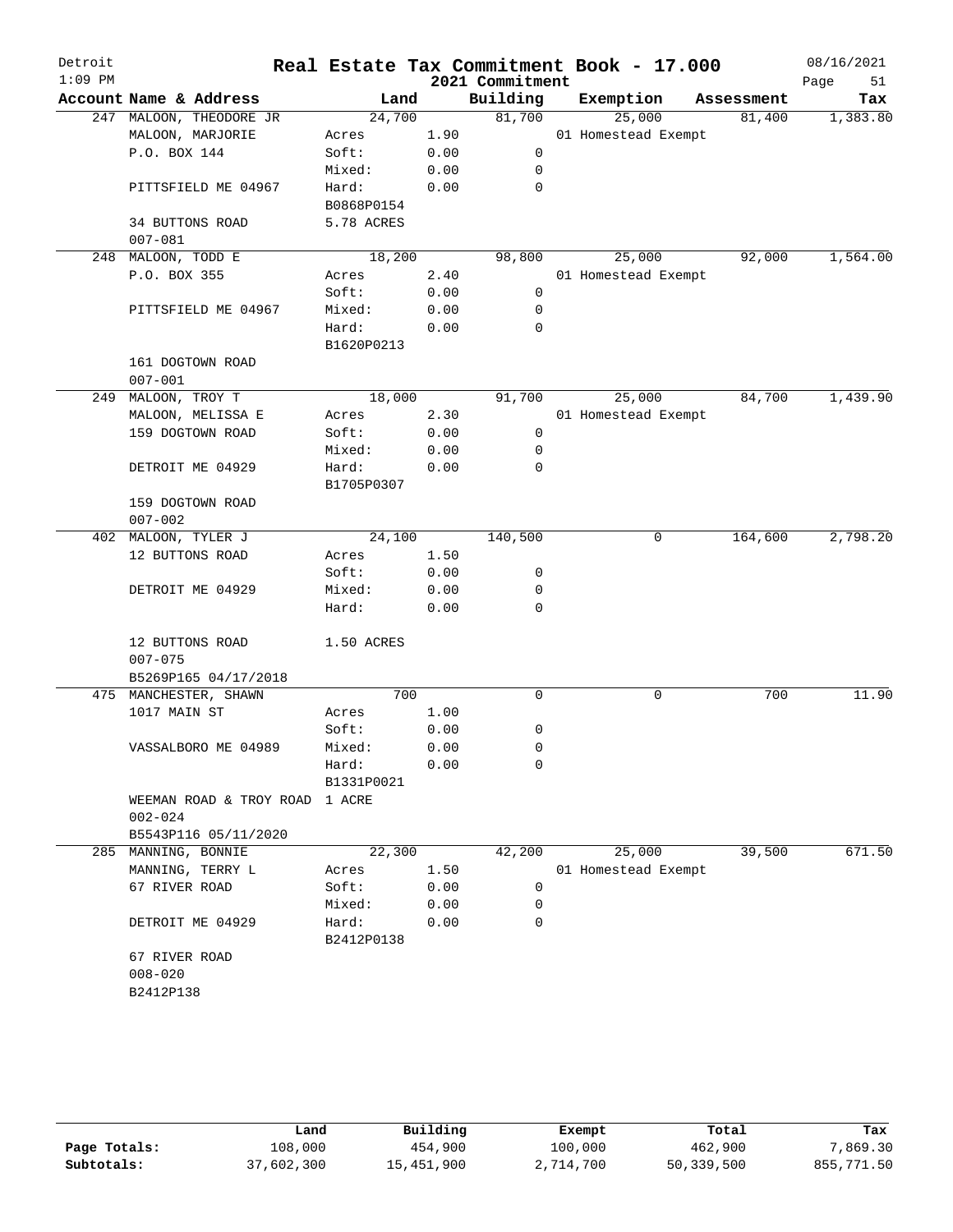# Real Estate Tax Commitment Book - 17.000

Detroit
1:09 PM

2021 Commitment

08/16/2021

| Account Name & Address | Land | | Building | Exemption | Assessment | Tax |
|---|---|---|---|---|---|---|
| 247 MALOON, THEODORE JR | 24,700 | | 81,700 | 25,000 | 81,400 | 1,383.80 |
| MALOON, MARJORIE | Acres | 1.90 | | 01 Homestead Exempt | | |
| P.O. BOX 144 | Soft: | 0.00 | 0 | | | |
| | Mixed: | 0.00 | 0 | | | |
| PITTSFIELD ME 04967 | Hard: | 0.00 | 0 | | | |
| | B0868P0154 | | | | | |
| 34 BUTTONS ROAD | 5.78 ACRES | | | | | |
| 007-081 | | | | | | |
| 248 MALOON, TODD E | 18,200 | | 98,800 | 25,000 | 92,000 | 1,564.00 |
| P.O. BOX 355 | Acres | 2.40 | | 01 Homestead Exempt | | |
| | Soft: | 0.00 | 0 | | | |
| PITTSFIELD ME 04967 | Mixed: | 0.00 | 0 | | | |
| | Hard: | 0.00 | 0 | | | |
| | B1620P0213 | | | | | |
| 161 DOGTOWN ROAD | | | | | | |
| 007-001 | | | | | | |
| 249 MALOON, TROY T | 18,000 | | 91,700 | 25,000 | 84,700 | 1,439.90 |
| MALOON, MELISSA E | Acres | 2.30 | | 01 Homestead Exempt | | |
| 159 DOGTOWN ROAD | Soft: | 0.00 | 0 | | | |
| | Mixed: | 0.00 | 0 | | | |
| DETROIT ME 04929 | Hard: | 0.00 | 0 | | | |
| | B1705P0307 | | | | | |
| 159 DOGTOWN ROAD | | | | | | |
| 007-002 | | | | | | |
| 402 MALOON, TYLER J | 24,100 | | 140,500 | 0 | 164,600 | 2,798.20 |
| 12 BUTTONS ROAD | Acres | 1.50 | | | | |
| | Soft: | 0.00 | 0 | | | |
| DETROIT ME 04929 | Mixed: | 0.00 | 0 | | | |
| | Hard: | 0.00 | 0 | | | |
| 12 BUTTONS ROAD | 1.50 ACRES | | | | | |
| 007-075 | | | | | | |
| B5269P165 04/17/2018 | | | | | | |
| 475 MANCHESTER, SHAWN | 700 | | 0 | 0 | 700 | 11.90 |
| 1017 MAIN ST | Acres | 1.00 | | | | |
| | Soft: | 0.00 | 0 | | | |
| VASSALBORO ME 04989 | Mixed: | 0.00 | 0 | | | |
| | Hard: | 0.00 | 0 | | | |
| | B1331P0021 | | | | | |
| WEEMAN ROAD & TROY ROAD | 1 ACRE | | | | | |
| 002-024 | | | | | | |
| B5543P116 05/11/2020 | | | | | | |
| 285 MANNING, BONNIE | 22,300 | | 42,200 | 25,000 | 39,500 | 671.50 |
| MANNING, TERRY L | Acres | 1.50 | | 01 Homestead Exempt | | |
| 67 RIVER ROAD | Soft: | 0.00 | 0 | | | |
| | Mixed: | 0.00 | 0 | | | |
| DETROIT ME 04929 | Hard: | 0.00 | 0 | | | |
| | B2412P0138 | | | | | |
| 67 RIVER ROAD | | | | | | |
| 008-020 | | | | | | |
| B2412P138 | | | | | | |

| | Land | Building | Exempt | Total | Tax |
|---|---|---|---|---|---|
| Page Totals: | 108,000 | 454,900 | 100,000 | 462,900 | 7,869.30 |
| Subtotals: | 37,602,300 | 15,451,900 | 2,714,700 | 50,339,500 | 855,771.50 |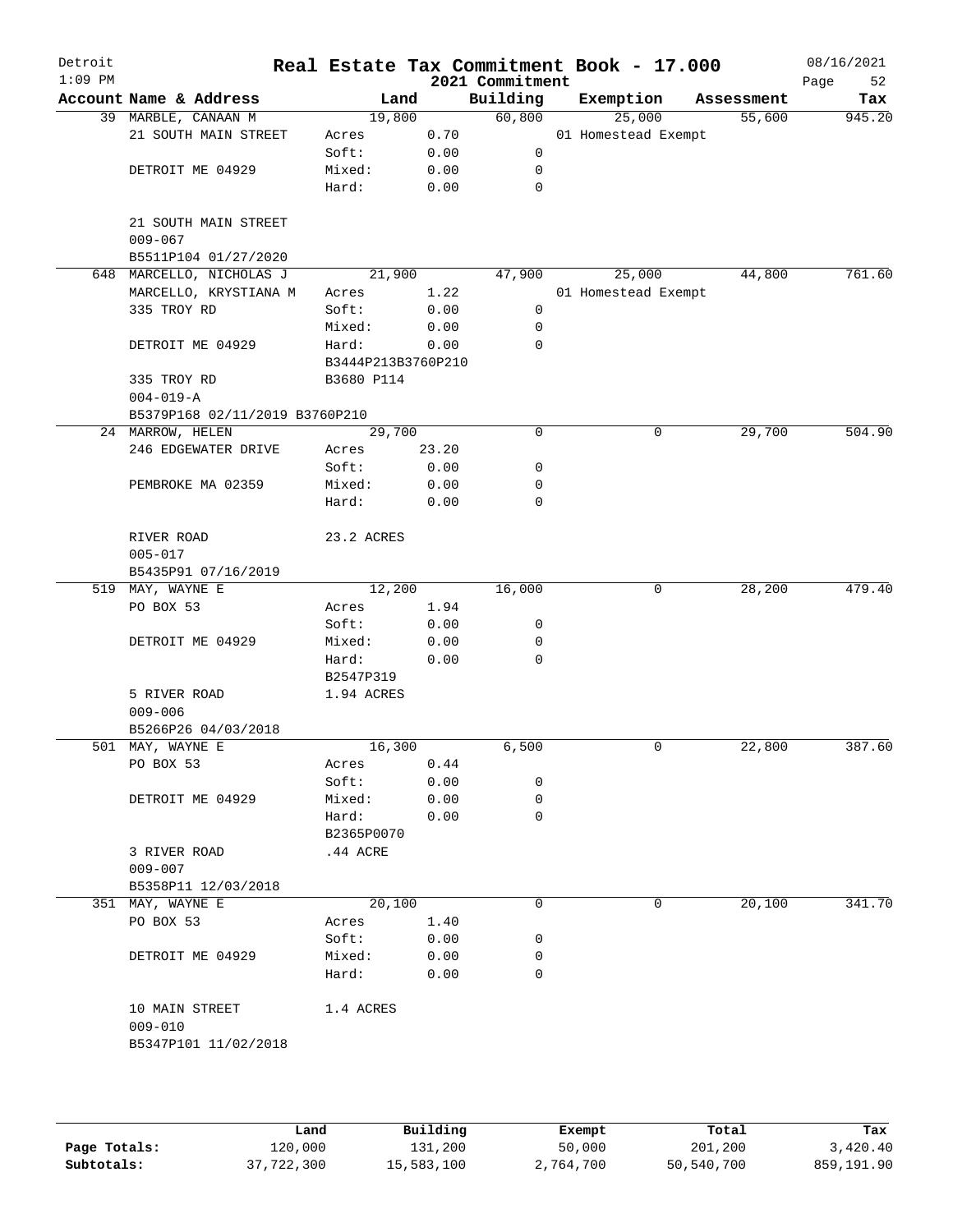# Real Estate Tax Commitment Book - 17.000

Detroit
1:09 PM

2021 Commitment

08/16/2021

| Account Name & Address | Land | | Building | Exemption | Assessment | Tax |
|---|---|---|---|---|---|---|
| 39 MARBLE, CANAAN M | 19,800 | | 60,800 | 25,000 | 55,600 | 945.20 |
| 21 SOUTH MAIN STREET | Acres | 0.70 | | 01 Homestead Exempt | | |
| | Soft: | 0.00 | 0 | | | |
| DETROIT ME 04929 | Mixed: | 0.00 | 0 | | | |
| | Hard: | 0.00 | 0 | | | |
| 21 SOUTH MAIN STREET | | | | | | |
| 009-067 | | | | | | |
| B5511P104 01/27/2020 | | | | | | |
| 648 MARCELLO, NICHOLAS J | 21,900 | | 47,900 | 25,000 | 44,800 | 761.60 |
| MARCELLO, KRYSTIANA M | Acres | 1.22 | | 01 Homestead Exempt | | |
| 335 TROY RD | Soft: | 0.00 | 0 | | | |
| | Mixed: | 0.00 | 0 | | | |
| DETROIT ME 04929 | Hard: | 0.00 | 0 | | | |
| | B3444P213B3760P210 | | | | | |
| 335 TROY RD | B3680 P114 | | | | | |
| 004-019-A | | | | | | |
| B5379P168 02/11/2019 B3760P210 | | | | | | |
| 24 MARROW, HELEN | 29,700 | | 0 | 0 | 29,700 | 504.90 |
| 246 EDGEWATER DRIVE | Acres | 23.20 | | | | |
| | Soft: | 0.00 | 0 | | | |
| PEMBROKE MA 02359 | Mixed: | 0.00 | 0 | | | |
| | Hard: | 0.00 | 0 | | | |
| RIVER ROAD | 23.2 ACRES | | | | | |
| 005-017 | | | | | | |
| B5435P91 07/16/2019 | | | | | | |
| 519 MAY, WAYNE E | 12,200 | | 16,000 | 0 | 28,200 | 479.40 |
| PO BOX 53 | Acres | 1.94 | | | | |
| | Soft: | 0.00 | 0 | | | |
| DETROIT ME 04929 | Mixed: | 0.00 | 0 | | | |
| | Hard: | 0.00 | 0 | | | |
| | B2547P319 | | | | | |
| 5 RIVER ROAD | 1.94 ACRES | | | | | |
| 009-006 | | | | | | |
| B5266P26 04/03/2018 | | | | | | |
| 501 MAY, WAYNE E | 16,300 | | 6,500 | 0 | 22,800 | 387.60 |
| PO BOX 53 | Acres | 0.44 | | | | |
| | Soft: | 0.00 | 0 | | | |
| DETROIT ME 04929 | Mixed: | 0.00 | 0 | | | |
| | Hard: | 0.00 | 0 | | | |
| | B2365P0070 | | | | | |
| 3 RIVER ROAD | .44 ACRE | | | | | |
| 009-007 | | | | | | |
| B5358P11 12/03/2018 | | | | | | |
| 351 MAY, WAYNE E | 20,100 | | 0 | 0 | 20,100 | 341.70 |
| PO BOX 53 | Acres | 1.40 | | | | |
| | Soft: | 0.00 | 0 | | | |
| DETROIT ME 04929 | Mixed: | 0.00 | 0 | | | |
| | Hard: | 0.00 | 0 | | | |
| 10 MAIN STREET | 1.4 ACRES | | | | | |
| 009-010 | | | | | | |
| B5347P101 11/02/2018 | | | | | | |

| | Land | Building | Exempt | Total | Tax |
|---|---|---|---|---|---|
| Page Totals: | 120,000 | 131,200 | 50,000 | 201,200 | 3,420.40 |
| Subtotals: | 37,722,300 | 15,583,100 | 2,764,700 | 50,540,700 | 859,191.90 |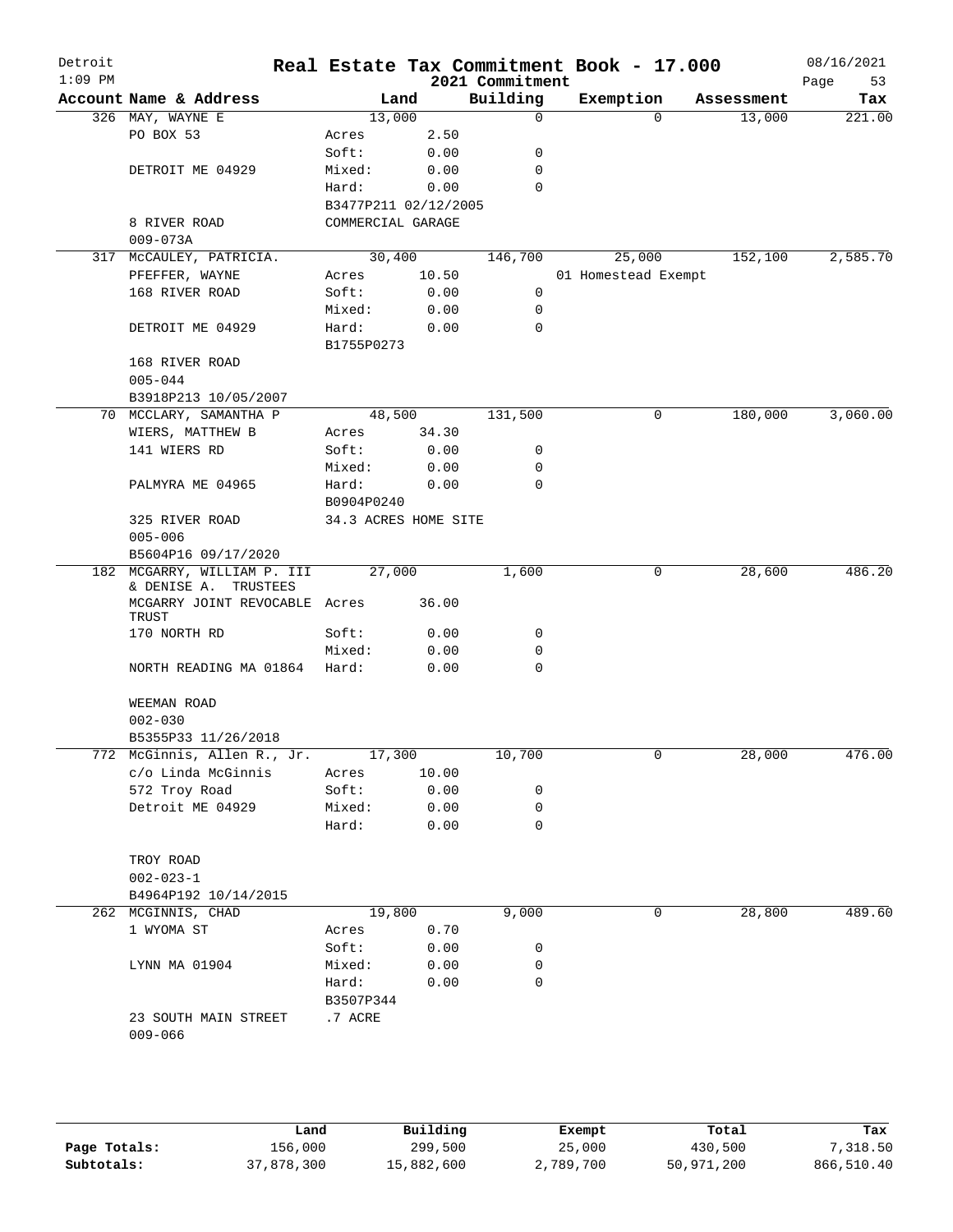# Real Estate Tax Commitment Book - 17.000

Detroit
1:09 PM
2021 Commitment
08/16/2021

| Account | Name & Address | Land | | Building | Exemption | Assessment | Tax |
|---|---|---|---|---|---|---|---|
| 326 | MAY, WAYNE E | 13,000 | | 0 | 0 | 13,000 | 221.00 |
| | PO BOX 53 | Acres | 2.50 | | | | |
| | | Soft: | 0.00 | 0 | | | |
| | DETROIT ME 04929 | Mixed: | 0.00 | 0 | | | |
| | | Hard: | 0.00 | 0 | | | |
| | | B3477P211 02/12/2005 | | | | | |
| | 8 RIVER ROAD | COMMERCIAL GARAGE | | | | | |
| | 009-073A | | | | | | |
| 317 | McCAULEY, PATRICIA. | 30,400 | | 146,700 | 25,000 | 152,100 | 2,585.70 |
| | PFEFFER, WAYNE | Acres | 10.50 | | 01 Homestead Exempt | | |
| | 168 RIVER ROAD | Soft: | 0.00 | 0 | | | |
| | | Mixed: | 0.00 | 0 | | | |
| | DETROIT ME 04929 | Hard: | 0.00 | 0 | | | |
| | | B1755P0273 | | | | | |
| | 168 RIVER ROAD | | | | | | |
| | 005-044 | | | | | | |
| | B3918P213 10/05/2007 | | | | | | |
| 70 | MCCLARY, SAMANTHA P | 48,500 | | 131,500 | 0 | 180,000 | 3,060.00 |
| | WIERS, MATTHEW B | Acres | 34.30 | | | | |
| | 141 WIERS RD | Soft: | 0.00 | 0 | | | |
| | | Mixed: | 0.00 | 0 | | | |
| | PALMYRA ME 04965 | Hard: | 0.00 | 0 | | | |
| | | B0904P0240 | | | | | |
| | 325 RIVER ROAD | 34.3 ACRES HOME SITE | | | | | |
| | 005-006 | | | | | | |
| | B5604P16 09/17/2020 | | | | | | |
| 182 | MCGARRY, WILLIAM P. III & DENISE A. TRUSTEES | 27,000 | | 1,600 | 0 | 28,600 | 486.20 |
| | MCGARRY JOINT REVOCABLE TRUST | Acres | 36.00 | | | | |
| | 170 NORTH RD | Soft: | 0.00 | 0 | | | |
| | | Mixed: | 0.00 | 0 | | | |
| | NORTH READING MA 01864 | Hard: | 0.00 | 0 | | | |
| | WEEMAN ROAD | | | | | | |
| | 002-030 | | | | | | |
| | B5355P33 11/26/2018 | | | | | | |
| 772 | McGinnis, Allen R., Jr. | 17,300 | | 10,700 | 0 | 28,000 | 476.00 |
| | c/o Linda McGinnis | Acres | 10.00 | | | | |
| | 572 Troy Road | Soft: | 0.00 | 0 | | | |
| | Detroit ME 04929 | Mixed: | 0.00 | 0 | | | |
| | | Hard: | 0.00 | 0 | | | |
| | TROY ROAD | | | | | | |
| | 002-023-1 | | | | | | |
| | B4964P192 10/14/2015 | | | | | | |
| 262 | MCGINNIS, CHAD | 19,800 | | 9,000 | 0 | 28,800 | 489.60 |
| | 1 WYOMA ST | Acres | 0.70 | | | | |
| | | Soft: | 0.00 | 0 | | | |
| | LYNN MA 01904 | Mixed: | 0.00 | 0 | | | |
| | | Hard: | 0.00 | 0 | | | |
| | | B3507P344 | | | | | |
| | 23 SOUTH MAIN STREET | .7 ACRE | | | | | |
| | 009-066 | | | | | | |

| | Land | Building | Exempt | Total | Tax |
|---|---|---|---|---|---|
| Page Totals: | 156,000 | 299,500 | 25,000 | 430,500 | 7,318.50 |
| Subtotals: | 37,878,300 | 15,882,600 | 2,789,700 | 50,971,200 | 866,510.40 |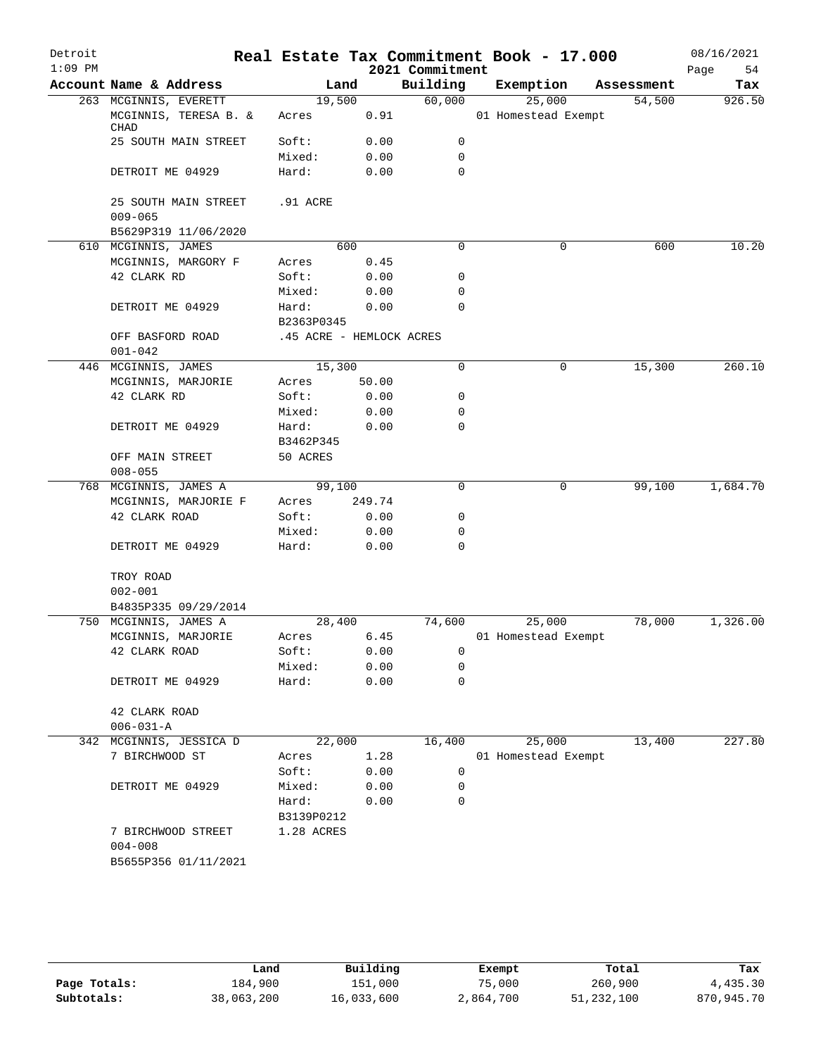# Real Estate Tax Commitment Book - 17.000

Detroit
1:09 PM

2021 Commitment

08/16/2021

| Account Name & Address | Land | | Building | Exemption | Assessment | Tax |
|---|---|---|---|---|---|---|
| 263 MCGINNIS, EVERETT | 19,500 | | 60,000 | 25,000 | 54,500 | 926.50 |
| MCGINNIS, TERESA B. & CHAD | Acres | 0.91 | | 01 Homestead Exempt | | |
| 25 SOUTH MAIN STREET | Soft: | 0.00 | 0 | | | |
| | Mixed: | 0.00 | 0 | | | |
| DETROIT ME 04929 | Hard: | 0.00 | 0 | | | |
| 25 SOUTH MAIN STREET | .91 ACRE | | | | | |
| 009-065 | | | | | | |
| B5629P319 11/06/2020 | | | | | | |
| 610 MCGINNIS, JAMES | 600 | | 0 | 0 | 600 | 10.20 |
| MCGINNIS, MARGORY F | Acres | 0.45 | | | | |
| 42 CLARK RD | Soft: | 0.00 | 0 | | | |
| | Mixed: | 0.00 | 0 | | | |
| DETROIT ME 04929 | Hard: | 0.00 | 0 | | | |
| | B2363P0345 | | | | | |
| OFF BASFORD ROAD | .45 ACRE - HEMLOCK ACRES | | | | | |
| 001-042 | | | | | | |
| 446 MCGINNIS, JAMES | 15,300 | | 0 | 0 | 15,300 | 260.10 |
| MCGINNIS, MARJORIE | Acres | 50.00 | | | | |
| 42 CLARK RD | Soft: | 0.00 | 0 | | | |
| | Mixed: | 0.00 | 0 | | | |
| DETROIT ME 04929 | Hard: | 0.00 | 0 | | | |
| | B3462P345 | | | | | |
| OFF MAIN STREET | 50 ACRES | | | | | |
| 008-055 | | | | | | |
| 768 MCGINNIS, JAMES A | 99,100 | | 0 | 0 | 99,100 | 1,684.70 |
| MCGINNIS, MARJORIE F | Acres | 249.74 | | | | |
| 42 CLARK ROAD | Soft: | 0.00 | 0 | | | |
| | Mixed: | 0.00 | 0 | | | |
| DETROIT ME 04929 | Hard: | 0.00 | 0 | | | |
| TROY ROAD | | | | | | |
| 002-001 | | | | | | |
| B4835P335 09/29/2014 | | | | | | |
| 750 MCGINNIS, JAMES A | 28,400 | | 74,600 | 25,000 | 78,000 | 1,326.00 |
| MCGINNIS, MARJORIE | Acres | 6.45 | | 01 Homestead Exempt | | |
| 42 CLARK ROAD | Soft: | 0.00 | 0 | | | |
| | Mixed: | 0.00 | 0 | | | |
| DETROIT ME 04929 | Hard: | 0.00 | 0 | | | |
| 42 CLARK ROAD | | | | | | |
| 006-031-A | | | | | | |
| 342 MCGINNIS, JESSICA D | 22,000 | | 16,400 | 25,000 | 13,400 | 227.80 |
| 7 BIRCHWOOD ST | Acres | 1.28 | | 01 Homestead Exempt | | |
| | Soft: | 0.00 | 0 | | | |
| DETROIT ME 04929 | Mixed: | 0.00 | 0 | | | |
| | Hard: | 0.00 | 0 | | | |
| | B3139P0212 | | | | | |
| 7 BIRCHWOOD STREET | 1.28 ACRES | | | | | |
| 004-008 | | | | | | |
| B5655P356 01/11/2021 | | | | | | |

| | Land | Building | Exempt | Total | Tax |
|---|---|---|---|---|---|
| Page Totals: | 184,900 | 151,000 | 75,000 | 260,900 | 4,435.30 |
| Subtotals: | 38,063,200 | 16,033,600 | 2,864,700 | 51,232,100 | 870,945.70 |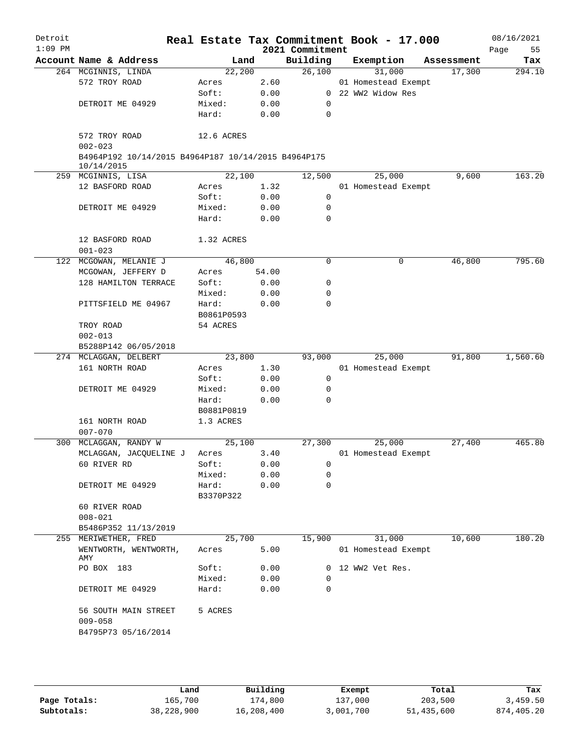# Real Estate Tax Commitment Book - 17.000

Detroit
1:09 PM

2021 Commitment

08/16/2021

| Account Name & Address | Land | | Building | Exemption | Assessment | Tax |
|---|---|---|---|---|---|---|
| 264 MCGINNIS, LINDA | 22,200 | | 26,100 | 31,000 | 17,300 | 294.10 |
| 572 TROY ROAD | Acres | 2.60 | | 01 Homestead Exempt | | |
| | Soft: | 0.00 | 0 | 22 WW2 Widow Res | | |
| DETROIT ME 04929 | Mixed: | 0.00 | 0 | | | |
| | Hard: | 0.00 | 0 | | | |
| 572 TROY ROAD | 12.6 ACRES | | | | | |
| 002-023 | | | | | | |
| B4964P192 10/14/2015 B4964P187 10/14/2015 B4964P175 10/14/2015 | | | | | | |
| 259 MCGINNIS, LISA | 22,100 | | 12,500 | 25,000 | 9,600 | 163.20 |
| 12 BASFORD ROAD | Acres | 1.32 | | 01 Homestead Exempt | | |
| | Soft: | 0.00 | 0 | | | |
| DETROIT ME 04929 | Mixed: | 0.00 | 0 | | | |
| | Hard: | 0.00 | 0 | | | |
| 12 BASFORD ROAD | 1.32 ACRES | | | | | |
| 001-023 | | | | | | |
| 122 MCGOWAN, MELANIE J | 46,800 | | 0 | 0 | 46,800 | 795.60 |
| MCGOWAN, JEFFERY D | Acres | 54.00 | | | | |
| 128 HAMILTON TERRACE | Soft: | 0.00 | 0 | | | |
| | Mixed: | 0.00 | 0 | | | |
| PITTSFIELD ME 04967 | Hard: | 0.00 | 0 | | | |
| | B0861P0593 | | | | | |
| TROY ROAD | 54 ACRES | | | | | |
| 002-013 | | | | | | |
| B5288P142 06/05/2018 | | | | | | |
| 274 MCLAGGAN, DELBERT | 23,800 | | 93,000 | 25,000 | 91,800 | 1,560.60 |
| 161 NORTH ROAD | Acres | 1.30 | | 01 Homestead Exempt | | |
| | Soft: | 0.00 | 0 | | | |
| DETROIT ME 04929 | Mixed: | 0.00 | 0 | | | |
| | Hard: | 0.00 | 0 | | | |
| | B0881P0819 | | | | | |
| 161 NORTH ROAD | 1.3 ACRES | | | | | |
| 007-070 | | | | | | |
| 300 MCLAGGAN, RANDY W | 25,100 | | 27,300 | 25,000 | 27,400 | 465.80 |
| MCLAGGAN, JACQUELINE J | Acres | 3.40 | | 01 Homestead Exempt | | |
| 60 RIVER RD | Soft: | 0.00 | 0 | | | |
| | Mixed: | 0.00 | 0 | | | |
| DETROIT ME 04929 | Hard: | 0.00 | 0 | | | |
| | B3370P322 | | | | | |
| 60 RIVER ROAD | | | | | | |
| 008-021 | | | | | | |
| B5486P352 11/13/2019 | | | | | | |
| 255 MERIWETHER, FRED | 25,700 | | 15,900 | 31,000 | 10,600 | 180.20 |
| WENTWORTH, WENTWORTH, AMY | Acres | 5.00 | | 01 Homestead Exempt | | |
| PO BOX 183 | Soft: | 0.00 | 0 | 12 WW2 Vet Res. | | |
| | Mixed: | 0.00 | 0 | | | |
| DETROIT ME 04929 | Hard: | 0.00 | 0 | | | |
| 56 SOUTH MAIN STREET | 5 ACRES | | | | | |
| 009-058 | | | | | | |
| B4795P73 05/16/2014 | | | | | | |

| | Land | Building | Exempt | Total | Tax |
|---|---|---|---|---|---|
| Page Totals: | 165,700 | 174,800 | 137,000 | 203,500 | 3,459.50 |
| Subtotals: | 38,228,900 | 16,208,400 | 3,001,700 | 51,435,600 | 874,405.20 |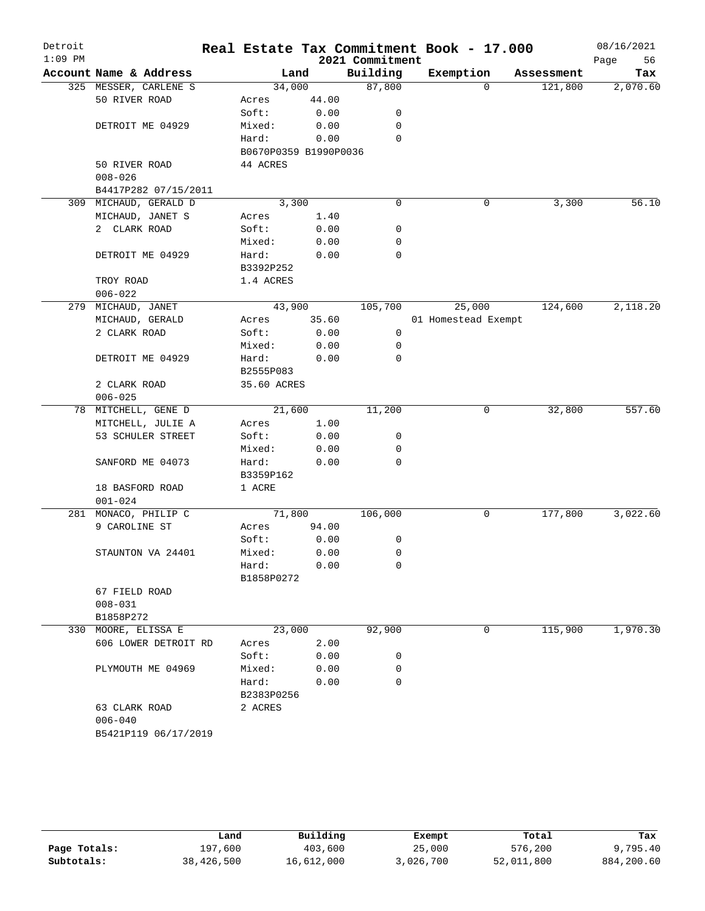# Real Estate Tax Commitment Book - 17.000

Detroit
1:09 PM

2021 Commitment

08/16/2021

| Account Name & Address | Land | | Building | Exemption | Assessment | Tax |
|---|---|---|---|---|---|---|
| 325 MESSER, CARLENE S | 34,000 | | 87,800 | 0 | 121,800 | 2,070.60 |
| 50 RIVER ROAD | Acres | 44.00 | | | | |
| | Soft: | 0.00 | 0 | | | |
| DETROIT ME 04929 | Mixed: | 0.00 | 0 | | | |
| | Hard: | 0.00 | 0 | | | |
| | B0670P0359 B1990P0036 | | | | | |
| 50 RIVER ROAD | 44 ACRES | | | | | |
| 008-026 | | | | | | |
| B4417P282 07/15/2011 | | | | | | |
| 309 MICHAUD, GERALD D | 3,300 | | 0 | 0 | 3,300 | 56.10 |
| MICHAUD, JANET S | Acres | 1.40 | | | | |
| 2 CLARK ROAD | Soft: | 0.00 | 0 | | | |
| | Mixed: | 0.00 | 0 | | | |
| DETROIT ME 04929 | Hard: | 0.00 | 0 | | | |
| | B3392P252 | | | | | |
| TROY ROAD | 1.4 ACRES | | | | | |
| 006-022 | | | | | | |
| 279 MICHAUD, JANET | 43,900 | | 105,700 | 25,000 | 124,600 | 2,118.20 |
| MICHAUD, GERALD | Acres | 35.60 | | 01 Homestead Exempt | | |
| 2 CLARK ROAD | Soft: | 0.00 | 0 | | | |
| | Mixed: | 0.00 | 0 | | | |
| DETROIT ME 04929 | Hard: | 0.00 | 0 | | | |
| | B2555P083 | | | | | |
| 2 CLARK ROAD | 35.60 ACRES | | | | | |
| 006-025 | | | | | | |
| 78 MITCHELL, GENE D | 21,600 | | 11,200 | 0 | 32,800 | 557.60 |
| MITCHELL, JULIE A | Acres | 1.00 | | | | |
| 53 SCHULER STREET | Soft: | 0.00 | 0 | | | |
| | Mixed: | 0.00 | 0 | | | |
| SANFORD ME 04073 | Hard: | 0.00 | 0 | | | |
| | B3359P162 | | | | | |
| 18 BASFORD ROAD | 1 ACRE | | | | | |
| 001-024 | | | | | | |
| 281 MONACO, PHILIP C | 71,800 | | 106,000 | 0 | 177,800 | 3,022.60 |
| 9 CAROLINE ST | Acres | 94.00 | | | | |
| | Soft: | 0.00 | 0 | | | |
| STAUNTON VA 24401 | Mixed: | 0.00 | 0 | | | |
| | Hard: | 0.00 | 0 | | | |
| | B1858P0272 | | | | | |
| 67 FIELD ROAD | | | | | | |
| 008-031 | | | | | | |
| B1858P272 | | | | | | |
| 330 MOORE, ELISSA E | 23,000 | | 92,900 | 0 | 115,900 | 1,970.30 |
| 606 LOWER DETROIT RD | Acres | 2.00 | | | | |
| | Soft: | 0.00 | 0 | | | |
| PLYMOUTH ME 04969 | Mixed: | 0.00 | 0 | | | |
| | Hard: | 0.00 | 0 | | | |
| | B2383P0256 | | | | | |
| 63 CLARK ROAD | 2 ACRES | | | | | |
| 006-040 | | | | | | |
| B5421P119 06/17/2019 | | | | | | |

| | Land | Building | Exempt | Total | Tax |
|---|---|---|---|---|---|
| Page Totals: | 197,600 | 403,600 | 25,000 | 576,200 | 9,795.40 |
| Subtotals: | 38,426,500 | 16,612,000 | 3,026,700 | 52,011,800 | 884,200.60 |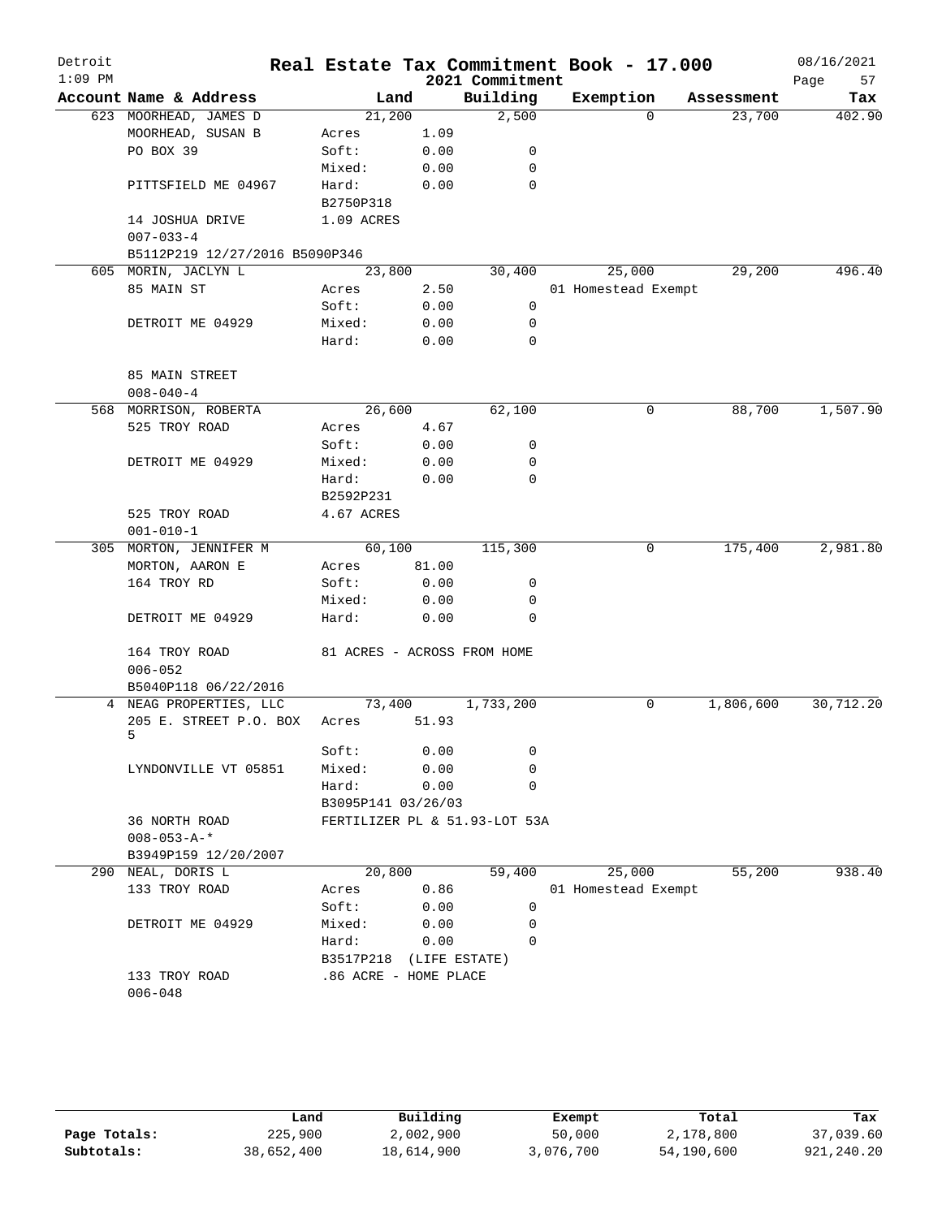# Real Estate Tax Commitment Book - 17.000

Detroit
1:09 PM
2021 Commitment
08/16/2021

| Account Name & Address | Land | | Building | Exemption | Assessment | Tax |
|---|---|---|---|---|---|---|
| 623 MOORHEAD, JAMES D | 21,200 | | 2,500 | 0 | 23,700 | 402.90 |
| MOORHEAD, SUSAN B | Acres | 1.09 | | | | |
| PO BOX 39 | Soft: | 0.00 | 0 | | | |
| | Mixed: | 0.00 | 0 | | | |
| PITTSFIELD ME 04967 | Hard: | 0.00 | 0 | | | |
| | B2750P318 | | | | | |
| 14 JOSHUA DRIVE | 1.09 ACRES | | | | | |
| 007-033-4 | | | | | | |
| B5112P219 12/27/2016 B5090P346 | | | | | | |
| 605 MORIN, JACLYN L | 23,800 | | 30,400 | 25,000 | 29,200 | 496.40 |
| 85 MAIN ST | Acres | 2.50 | | 01 Homestead Exempt | | |
| | Soft: | 0.00 | 0 | | | |
| DETROIT ME 04929 | Mixed: | 0.00 | 0 | | | |
| | Hard: | 0.00 | 0 | | | |
| 85 MAIN STREET | | | | | | |
| 008-040-4 | | | | | | |
| 568 MORRISON, ROBERTA | 26,600 | | 62,100 | 0 | 88,700 | 1,507.90 |
| 525 TROY ROAD | Acres | 4.67 | | | | |
| | Soft: | 0.00 | 0 | | | |
| DETROIT ME 04929 | Mixed: | 0.00 | 0 | | | |
| | Hard: | 0.00 | 0 | | | |
| | B2592P231 | | | | | |
| 525 TROY ROAD | 4.67 ACRES | | | | | |
| 001-010-1 | | | | | | |
| 305 MORTON, JENNIFER M | 60,100 | | 115,300 | 0 | 175,400 | 2,981.80 |
| MORTON, AARON E | Acres | 81.00 | | | | |
| 164 TROY RD | Soft: | 0.00 | 0 | | | |
| | Mixed: | 0.00 | 0 | | | |
| DETROIT ME 04929 | Hard: | 0.00 | 0 | | | |
| 164 TROY ROAD | 81 ACRES - ACROSS FROM HOME | | | | | |
| 006-052 | | | | | | |
| B5040P118 06/22/2016 | | | | | | |
| 4 NEAG PROPERTIES, LLC | 73,400 | | 1,733,200 | 0 | 1,806,600 | 30,712.20 |
| 205 E. STREET P.O. BOX 5 | Acres | 51.93 | | | | |
| | Soft: | 0.00 | 0 | | | |
| LYNDONVILLE VT 05851 | Mixed: | 0.00 | 0 | | | |
| | Hard: | 0.00 | 0 | | | |
| | B3095P141 03/26/03 | | | | | |
| 36 NORTH ROAD | FERTILIZER PL & 51.93-LOT 53A | | | | | |
| 008-053-A-* | | | | | | |
| B3949P159 12/20/2007 | | | | | | |
| 290 NEAL, DORIS L | 20,800 | | 59,400 | 25,000 | 55,200 | 938.40 |
| 133 TROY ROAD | Acres | 0.86 | | 01 Homestead Exempt | | |
| | Soft: | 0.00 | 0 | | | |
| DETROIT ME 04929 | Mixed: | 0.00 | 0 | | | |
| | Hard: | 0.00 | 0 | | | |
| | B3517P218 (LIFE ESTATE) | | | | | |
| 133 TROY ROAD | .86 ACRE - HOME PLACE | | | | | |
| 006-048 | | | | | | |

| | Land | Building | Exempt | Total | Tax |
|---|---|---|---|---|---|
| Page Totals: | 225,900 | 2,002,900 | 50,000 | 2,178,800 | 37,039.60 |
| Subtotals: | 38,652,400 | 18,614,900 | 3,076,700 | 54,190,600 | 921,240.20 |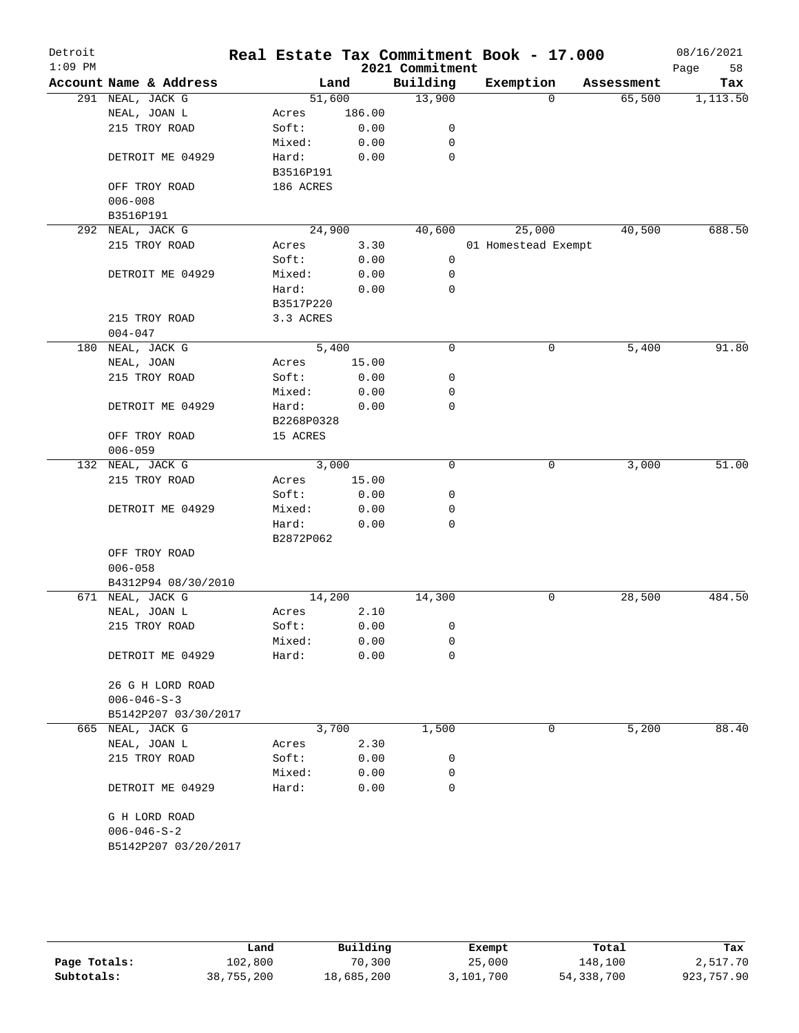# Real Estate Tax Commitment Book - 17.000

Detroit
1:09 PM

2021 Commitment

08/16/2021

| Account Name & Address | Land | | Building | Exemption | Assessment | Tax |
|---|---|---|---|---|---|---|
| 291 NEAL, JACK G | 51,600 | | 13,900 | 0 | 65,500 | 1,113.50 |
| NEAL, JOAN L | Acres | 186.00 | | | | |
| 215 TROY ROAD | Soft: | 0.00 | 0 | | | |
| | Mixed: | 0.00 | 0 | | | |
| DETROIT ME 04929 | Hard: | 0.00 | 0 | | | |
| | B3516P191 | | | | | |
| OFF TROY ROAD | 186 ACRES | | | | | |
| 006-008 | | | | | | |
| B3516P191 | | | | | | |
| 292 NEAL, JACK G | 24,900 | | 40,600 | 25,000 | 40,500 | 688.50 |
| 215 TROY ROAD | Acres | 3.30 | | 01 Homestead Exempt | | |
| | Soft: | 0.00 | 0 | | | |
| DETROIT ME 04929 | Mixed: | 0.00 | 0 | | | |
| | Hard: | 0.00 | 0 | | | |
| | B3517P220 | | | | | |
| 215 TROY ROAD | 3.3 ACRES | | | | | |
| 004-047 | | | | | | |
| 180 NEAL, JACK G | 5,400 | | 0 | 0 | 5,400 | 91.80 |
| NEAL, JOAN | Acres | 15.00 | | | | |
| 215 TROY ROAD | Soft: | 0.00 | 0 | | | |
| | Mixed: | 0.00 | 0 | | | |
| DETROIT ME 04929 | Hard: | 0.00 | 0 | | | |
| | B2268P0328 | | | | | |
| OFF TROY ROAD | 15 ACRES | | | | | |
| 006-059 | | | | | | |
| 132 NEAL, JACK G | 3,000 | | 0 | 0 | 3,000 | 51.00 |
| 215 TROY ROAD | Acres | 15.00 | | | | |
| | Soft: | 0.00 | 0 | | | |
| DETROIT ME 04929 | Mixed: | 0.00 | 0 | | | |
| | Hard: | 0.00 | 0 | | | |
| | B2872P062 | | | | | |
| OFF TROY ROAD | | | | | | |
| 006-058 | | | | | | |
| B4312P94 08/30/2010 | | | | | | |
| 671 NEAL, JACK G | 14,200 | | 14,300 | 0 | 28,500 | 484.50 |
| NEAL, JOAN L | Acres | 2.10 | | | | |
| 215 TROY ROAD | Soft: | 0.00 | 0 | | | |
| | Mixed: | 0.00 | 0 | | | |
| DETROIT ME 04929 | Hard: | 0.00 | 0 | | | |
| 26 G H LORD ROAD | | | | | | |
| 006-046-S-3 | | | | | | |
| B5142P207 03/30/2017 | | | | | | |
| 665 NEAL, JACK G | 3,700 | | 1,500 | 0 | 5,200 | 88.40 |
| NEAL, JOAN L | Acres | 2.30 | | | | |
| 215 TROY ROAD | Soft: | 0.00 | 0 | | | |
| | Mixed: | 0.00 | 0 | | | |
| DETROIT ME 04929 | Hard: | 0.00 | 0 | | | |
| G H LORD ROAD | | | | | | |
| 006-046-S-2 | | | | | | |
| B5142P207 03/20/2017 | | | | | | |

| | Land | Building | Exempt | Total | Tax |
|---|---|---|---|---|---|
| Page Totals: | 102,800 | 70,300 | 25,000 | 148,100 | 2,517.70 |
| Subtotals: | 38,755,200 | 18,685,200 | 3,101,700 | 54,338,700 | 923,757.90 |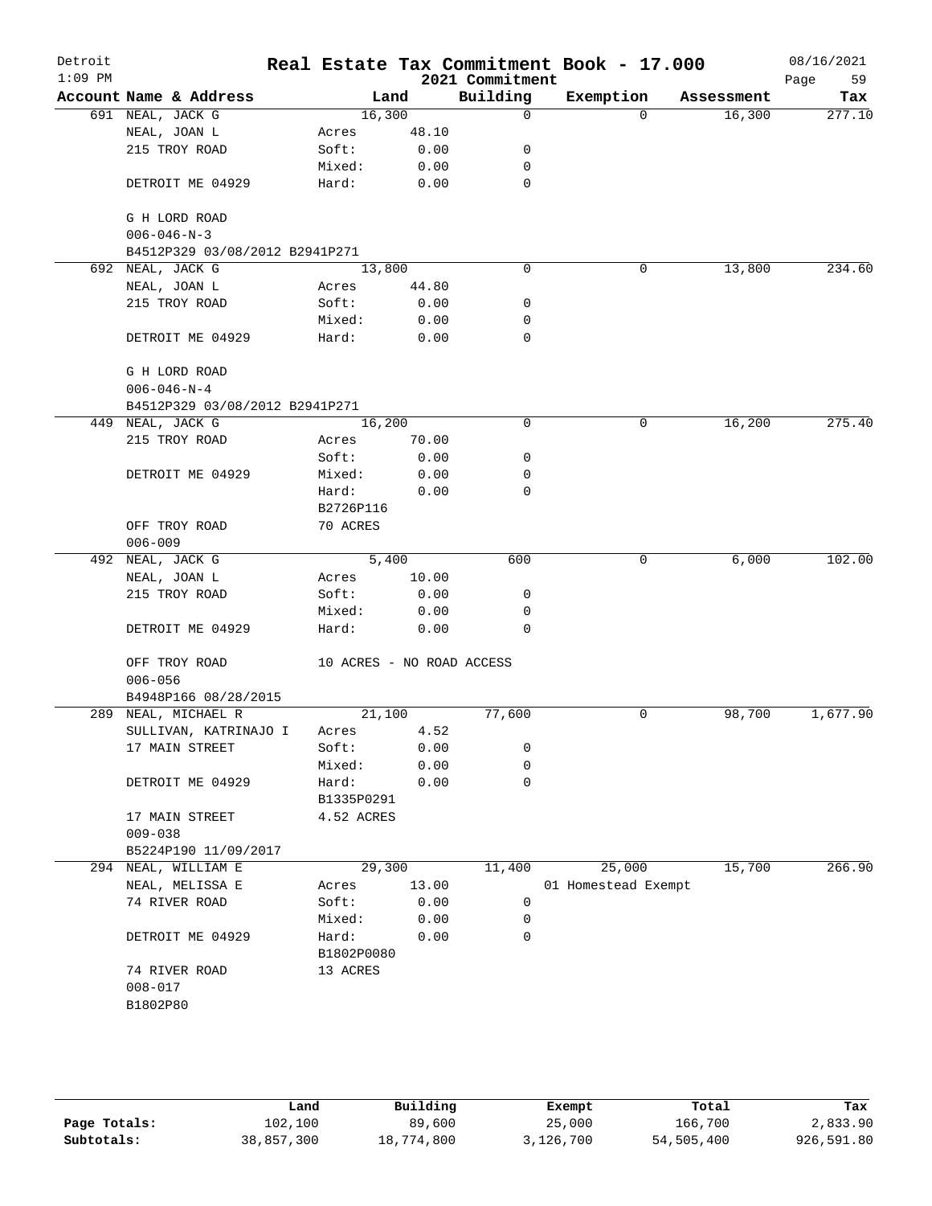# Real Estate Tax Commitment Book - 17.000

Detroit
1:09 PM

2021 Commitment

08/16/2021

| Account | Name & Address | Land | | Building | Exemption | Assessment | Tax |
|---|---|---|---|---|---|---|---|
| 691 | NEAL, JACK G | 16,300 | | 0 | 0 | 16,300 | 277.10 |
| | NEAL, JOAN L | Acres | 48.10 | | | | |
| | 215 TROY ROAD | Soft: | 0.00 | 0 | | | |
| | | Mixed: | 0.00 | 0 | | | |
| | DETROIT ME 04929 | Hard: | 0.00 | 0 | | | |
| | G H LORD ROAD | | | | | | |
| | 006-046-N-3 | | | | | | |
| | B4512P329 03/08/2012 B2941P271 | | | | | | |
| 692 | NEAL, JACK G | 13,800 | | 0 | 0 | 13,800 | 234.60 |
| | NEAL, JOAN L | Acres | 44.80 | | | | |
| | 215 TROY ROAD | Soft: | 0.00 | 0 | | | |
| | | Mixed: | 0.00 | 0 | | | |
| | DETROIT ME 04929 | Hard: | 0.00 | 0 | | | |
| | G H LORD ROAD | | | | | | |
| | 006-046-N-4 | | | | | | |
| | B4512P329 03/08/2012 B2941P271 | | | | | | |
| 449 | NEAL, JACK G | 16,200 | | 0 | 0 | 16,200 | 275.40 |
| | 215 TROY ROAD | Acres | 70.00 | | | | |
| | | Soft: | 0.00 | 0 | | | |
| | DETROIT ME 04929 | Mixed: | 0.00 | 0 | | | |
| | | Hard: | 0.00 | 0 | | | |
| | | B2726P116 | | | | | |
| | OFF TROY ROAD | 70 ACRES | | | | | |
| | 006-009 | | | | | | |
| 492 | NEAL, JACK G | 5,400 | | 600 | 0 | 6,000 | 102.00 |
| | NEAL, JOAN L | Acres | 10.00 | | | | |
| | 215 TROY ROAD | Soft: | 0.00 | 0 | | | |
| | | Mixed: | 0.00 | 0 | | | |
| | DETROIT ME 04929 | Hard: | 0.00 | 0 | | | |
| | OFF TROY ROAD | 10 ACRES - NO ROAD ACCESS | | | | | |
| | 006-056 | | | | | | |
| | B4948P166 08/28/2015 | | | | | | |
| 289 | NEAL, MICHAEL R | 21,100 | | 77,600 | 0 | 98,700 | 1,677.90 |
| | SULLIVAN, KATRINAJO I | Acres | 4.52 | | | | |
| | 17 MAIN STREET | Soft: | 0.00 | 0 | | | |
| | | Mixed: | 0.00 | 0 | | | |
| | DETROIT ME 04929 | Hard: | 0.00 | 0 | | | |
| | | B1335P0291 | | | | | |
| | 17 MAIN STREET | 4.52 ACRES | | | | | |
| | 009-038 | | | | | | |
| | B5224P190 11/09/2017 | | | | | | |
| 294 | NEAL, WILLIAM E | 29,300 | | 11,400 | 25,000 | 15,700 | 266.90 |
| | NEAL, MELISSA E | Acres | 13.00 | | 01 Homestead Exempt | | |
| | 74 RIVER ROAD | Soft: | 0.00 | 0 | | | |
| | | Mixed: | 0.00 | 0 | | | |
| | DETROIT ME 04929 | Hard: | 0.00 | 0 | | | |
| | | B1802P0080 | | | | | |
| | 74 RIVER ROAD | 13 ACRES | | | | | |
| | 008-017 | | | | | | |
| | B1802P80 | | | | | | |

| | Land | Building | Exempt | Total | Tax |
|---|---|---|---|---|---|
| Page Totals: | 102,100 | 89,600 | 25,000 | 166,700 | 2,833.90 |
| Subtotals: | 38,857,300 | 18,774,800 | 3,126,700 | 54,505,400 | 926,591.80 |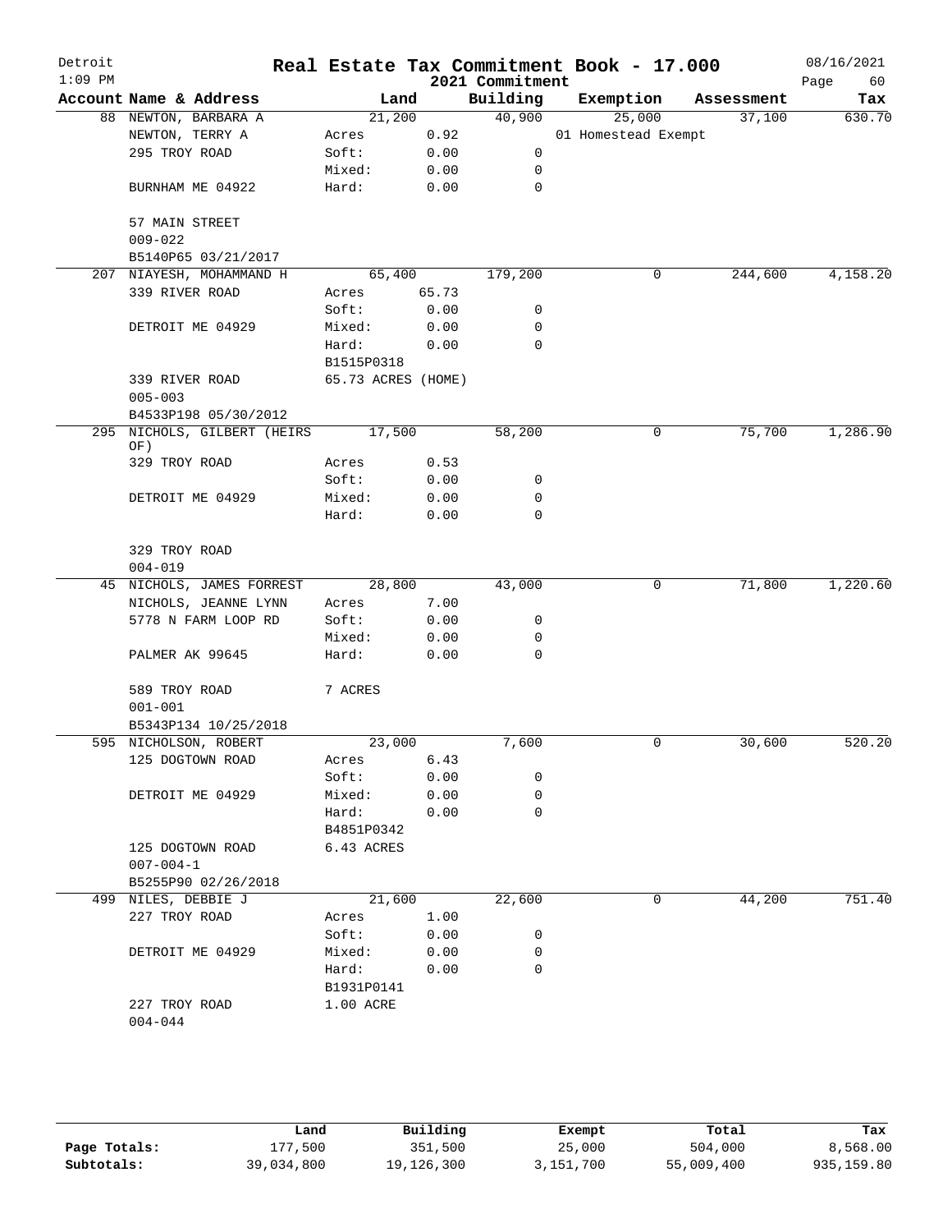# Real Estate Tax Commitment Book - 17.000

Detroit
2021 Commitment
1:09 PM
08/16/2021

| Account | Name & Address | Land | | Building | Exemption | Assessment | Tax |
|---|---|---|---|---|---|---|---|
| 88 | NEWTON, BARBARA A | 21,200 | | 40,900 | 25,000 | 37,100 | 630.70 |
| | NEWTON, TERRY A | Acres | 0.92 | | 01 Homestead Exempt | | |
| | 295 TROY ROAD | Soft: | 0.00 | 0 | | | |
| | | Mixed: | 0.00 | 0 | | | |
| | BURNHAM ME 04922 | Hard: | 0.00 | 0 | | | |
| | 57 MAIN STREET | | | | | | |
| | 009-022 | | | | | | |
| | B5140P65 03/21/2017 | | | | | | |
| 207 | NIAYESH, MOHAMMAND H | 65,400 | | 179,200 | 0 | 244,600 | 4,158.20 |
| | 339 RIVER ROAD | Acres | 65.73 | | | | |
| | | Soft: | 0.00 | 0 | | | |
| | DETROIT ME 04929 | Mixed: | 0.00 | 0 | | | |
| | | Hard: | 0.00 | 0 | | | |
| | | B1515P0318 | | | | | |
| | 339 RIVER ROAD | 65.73 ACRES (HOME) | | | | | |
| | 005-003 | | | | | | |
| | B4533P198 05/30/2012 | | | | | | |
| 295 | NICHOLS, GILBERT (HEIRS OF) | 17,500 | | 58,200 | 0 | 75,700 | 1,286.90 |
| | 329 TROY ROAD | Acres | 0.53 | | | | |
| | | Soft: | 0.00 | 0 | | | |
| | DETROIT ME 04929 | Mixed: | 0.00 | 0 | | | |
| | | Hard: | 0.00 | 0 | | | |
| | 329 TROY ROAD | | | | | | |
| | 004-019 | | | | | | |
| 45 | NICHOLS, JAMES FORREST | 28,800 | | 43,000 | 0 | 71,800 | 1,220.60 |
| | NICHOLS, JEANNE LYNN | Acres | 7.00 | | | | |
| | 5778 N FARM LOOP RD | Soft: | 0.00 | 0 | | | |
| | | Mixed: | 0.00 | 0 | | | |
| | PALMER AK 99645 | Hard: | 0.00 | 0 | | | |
| | 589 TROY ROAD | 7 ACRES | | | | | |
| | 001-001 | | | | | | |
| | B5343P134 10/25/2018 | | | | | | |
| 595 | NICHOLSON, ROBERT | 23,000 | | 7,600 | 0 | 30,600 | 520.20 |
| | 125 DOGTOWN ROAD | Acres | 6.43 | | | | |
| | | Soft: | 0.00 | 0 | | | |
| | DETROIT ME 04929 | Mixed: | 0.00 | 0 | | | |
| | | Hard: | 0.00 | 0 | | | |
| | | B4851P0342 | | | | | |
| | 125 DOGTOWN ROAD | 6.43 ACRES | | | | | |
| | 007-004-1 | | | | | | |
| | B5255P90 02/26/2018 | | | | | | |
| 499 | NILES, DEBBIE J | 21,600 | | 22,600 | 0 | 44,200 | 751.40 |
| | 227 TROY ROAD | Acres | 1.00 | | | | |
| | | Soft: | 0.00 | 0 | | | |
| | DETROIT ME 04929 | Mixed: | 0.00 | 0 | | | |
| | | Hard: | 0.00 | 0 | | | |
| | | B1931P0141 | | | | | |
| | 227 TROY ROAD | 1.00 ACRE | | | | | |
| | 004-044 | | | | | | |

| | Land | Building | Exempt | Total | Tax |
|---|---|---|---|---|---|
| Page Totals: | 177,500 | 351,500 | 25,000 | 504,000 | 8,568.00 |
| Subtotals: | 39,034,800 | 19,126,300 | 3,151,700 | 55,009,400 | 935,159.80 |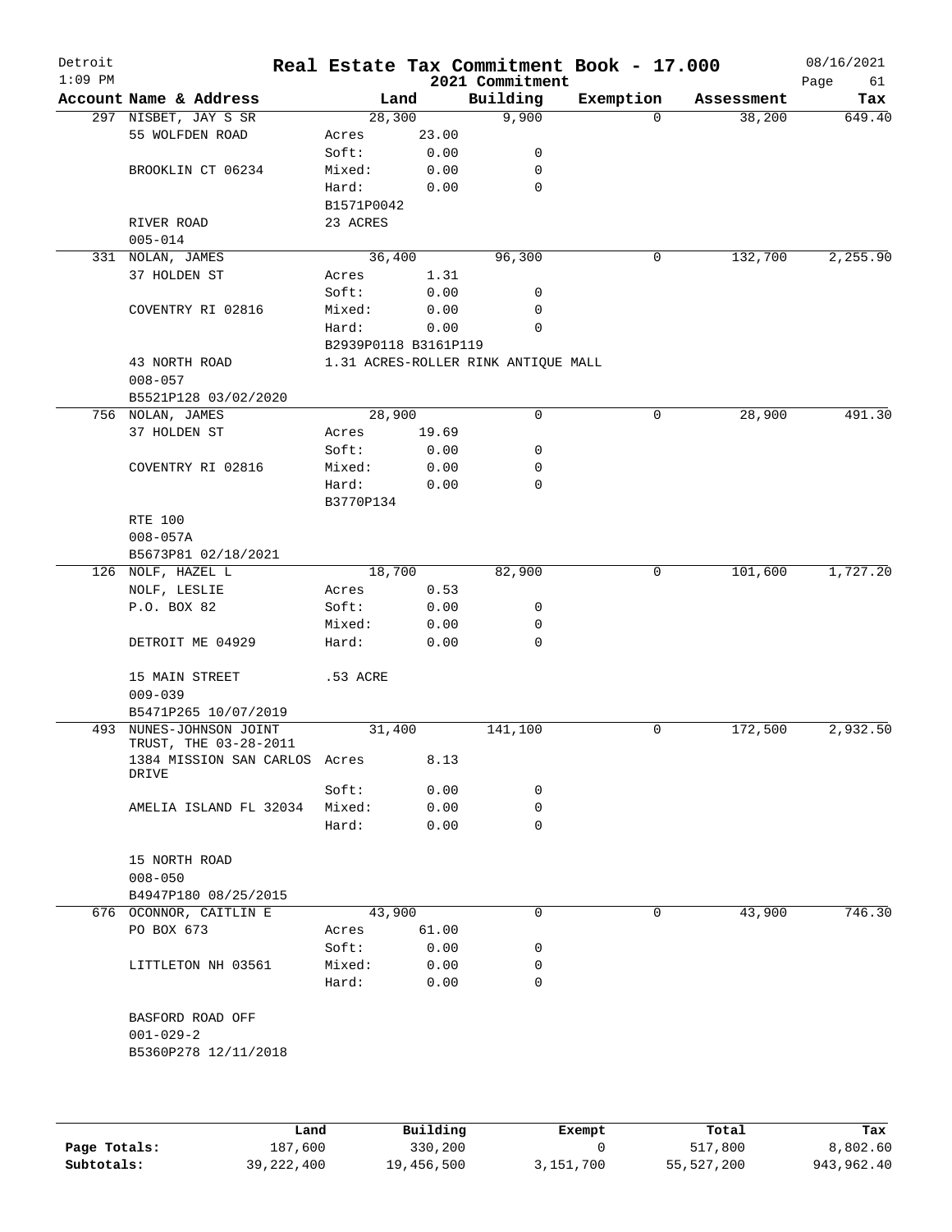# Real Estate Tax Commitment Book - 17.000

Detroit
1:09 PM

2021 Commitment

08/16/2021

| Account | Name & Address | | Land | Building | Exemption | Assessment | Tax |
|---|---|---|---|---|---|---|---|
| 297 | NISBET, JAY S SR | | 28,300 | 9,900 | 0 | 38,200 | 649.40 |
| | 55 WOLFDEN ROAD | Acres | 23.00 | | | | |
| | | Soft: | 0.00 | 0 | | | |
| | BROOKLIN CT 06234 | Mixed: | 0.00 | 0 | | | |
| | | Hard: | 0.00 | 0 | | | |
| | | B1571P0042 | | | | | |
| | RIVER ROAD | 23 ACRES | | | | | |
| | 005-014 | | | | | | |
| 331 | NOLAN, JAMES | | 36,400 | 96,300 | 0 | 132,700 | 2,255.90 |
| | 37 HOLDEN ST | Acres | 1.31 | | | | |
| | | Soft: | 0.00 | 0 | | | |
| | COVENTRY RI 02816 | Mixed: | 0.00 | 0 | | | |
| | | Hard: | 0.00 | 0 | | | |
| | | B2939P0118 B3161P119 | | | | | |
| | 43 NORTH ROAD | 1.31 ACRES-ROLLER RINK ANTIQUE MALL | | | | | |
| | 008-057 | | | | | | |
| | B5521P128 03/02/2020 | | | | | | |
| 756 | NOLAN, JAMES | | 28,900 | 0 | 0 | 28,900 | 491.30 |
| | 37 HOLDEN ST | Acres | 19.69 | | | | |
| | | Soft: | 0.00 | 0 | | | |
| | COVENTRY RI 02816 | Mixed: | 0.00 | 0 | | | |
| | | Hard: | 0.00 | 0 | | | |
| | | B3770P134 | | | | | |
| | RTE 100 | | | | | | |
| | 008-057A | | | | | | |
| | B5673P81 02/18/2021 | | | | | | |
| 126 | NOLF, HAZEL L | | 18,700 | 82,900 | 0 | 101,600 | 1,727.20 |
| | NOLF, LESLIE | Acres | 0.53 | | | | |
| | P.O. BOX 82 | Soft: | 0.00 | 0 | | | |
| | | Mixed: | 0.00 | 0 | | | |
| | DETROIT ME 04929 | Hard: | 0.00 | 0 | | | |
| | 15 MAIN STREET | .53 ACRE | | | | | |
| | 009-039 | | | | | | |
| | B5471P265 10/07/2019 | | | | | | |
| 493 | NUNES-JOHNSON JOINT TRUST, THE 03-28-2011 | | 31,400 | 141,100 | 0 | 172,500 | 2,932.50 |
| | 1384 MISSION SAN CARLOS DRIVE | Acres | 8.13 | | | | |
| | | Soft: | 0.00 | 0 | | | |
| | AMELIA ISLAND FL 32034 | Mixed: | 0.00 | 0 | | | |
| | | Hard: | 0.00 | 0 | | | |
| | 15 NORTH ROAD | | | | | | |
| | 008-050 | | | | | | |
| | B4947P180 08/25/2015 | | | | | | |
| 676 | OCONNOR, CAITLIN E | | 43,900 | 0 | 0 | 43,900 | 746.30 |
| | PO BOX 673 | Acres | 61.00 | | | | |
| | | Soft: | 0.00 | 0 | | | |
| | LITTLETON NH 03561 | Mixed: | 0.00 | 0 | | | |
| | | Hard: | 0.00 | 0 | | | |
| | BASFORD ROAD OFF | | | | | | |
| | 001-029-2 | | | | | | |
| | B5360P278 12/11/2018 | | | | | | |

| | Land | Building | Exempt | Total | Tax |
|---|---|---|---|---|---|
| Page Totals: | 187,600 | 330,200 | 0 | 517,800 | 8,802.60 |
| Subtotals: | 39,222,400 | 19,456,500 | 3,151,700 | 55,527,200 | 943,962.40 |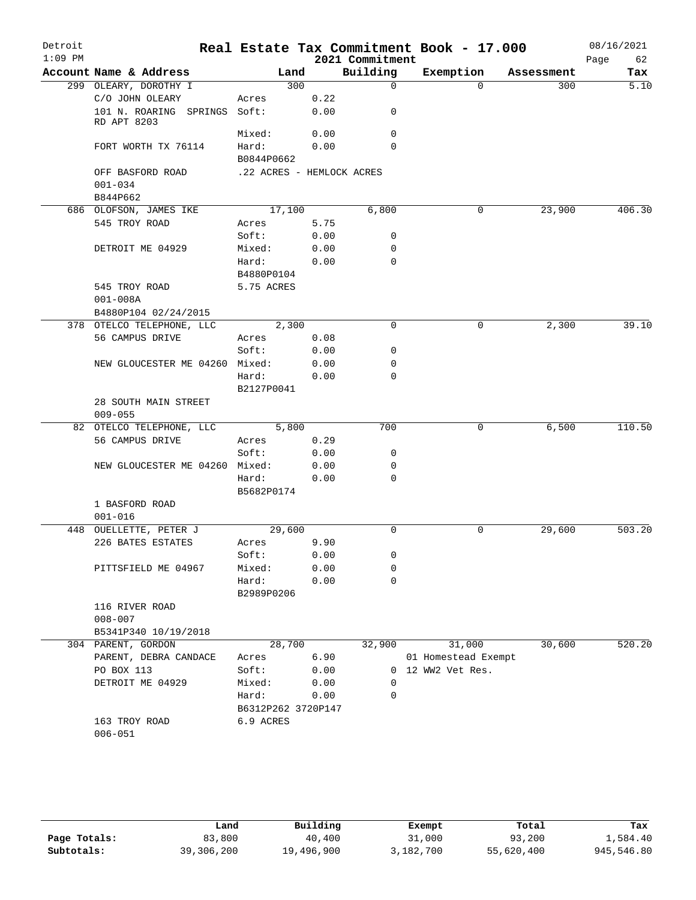# Real Estate Tax Commitment Book - 17.000

Detroit
1:09 PM

2021 Commitment

08/16/2021

| Account | Name & Address | Land | | Building | Exemption | Assessment | Tax |
|---|---|---|---|---|---|---|---|
| 299 | OLEARY, DOROTHY I | 300 | | 0 | 0 | 300 | 5.10 |
| | C/O JOHN OLEARY | Acres | 0.22 | | | | |
| | 101 N. ROARING SPRINGS RD APT 8203 | Soft: | 0.00 | 0 | | | |
| | | Mixed: | 0.00 | 0 | | | |
| | FORT WORTH TX 76114 | Hard: | 0.00 | 0 | | | |
| | | B0844P0662 | | | | | |
| | OFF BASFORD ROAD | .22 ACRES - HEMLOCK ACRES | | | | | |
| | 001-034 | | | | | | |
| | B844P662 | | | | | | |
| 686 | OLOFSON, JAMES IKE | 17,100 | | 6,800 | 0 | 23,900 | 406.30 |
| | 545 TROY ROAD | Acres | 5.75 | | | | |
| | | Soft: | 0.00 | 0 | | | |
| | DETROIT ME 04929 | Mixed: | 0.00 | 0 | | | |
| | | Hard: | 0.00 | 0 | | | |
| | | B4880P0104 | | | | | |
| | 545 TROY ROAD | 5.75 ACRES | | | | | |
| | 001-008A | | | | | | |
| | B4880P104 02/24/2015 | | | | | | |
| 378 | OTELCO TELEPHONE, LLC | 2,300 | | 0 | 0 | 2,300 | 39.10 |
| | 56 CAMPUS DRIVE | Acres | 0.08 | | | | |
| | | Soft: | 0.00 | 0 | | | |
| | NEW GLOUCESTER ME 04260 | Mixed: | 0.00 | 0 | | | |
| | | Hard: | 0.00 | 0 | | | |
| | | B2127P0041 | | | | | |
| | 28 SOUTH MAIN STREET | | | | | | |
| | 009-055 | | | | | | |
| 82 | OTELCO TELEPHONE, LLC | 5,800 | | 700 | 0 | 6,500 | 110.50 |
| | 56 CAMPUS DRIVE | Acres | 0.29 | | | | |
| | | Soft: | 0.00 | 0 | | | |
| | NEW GLOUCESTER ME 04260 | Mixed: | 0.00 | 0 | | | |
| | | Hard: | 0.00 | 0 | | | |
| | | B5682P0174 | | | | | |
| | 1 BASFORD ROAD | | | | | | |
| | 001-016 | | | | | | |
| 448 | OUELLETTE, PETER J | 29,600 | | 0 | 0 | 29,600 | 503.20 |
| | 226 BATES ESTATES | Acres | 9.90 | | | | |
| | | Soft: | 0.00 | 0 | | | |
| | PITTSFIELD ME 04967 | Mixed: | 0.00 | 0 | | | |
| | | Hard: | 0.00 | 0 | | | |
| | | B2989P0206 | | | | | |
| | 116 RIVER ROAD | | | | | | |
| | 008-007 | | | | | | |
| | B5341P340 10/19/2018 | | | | | | |
| 304 | PARENT, GORDON | 28,700 | | 32,900 | 31,000 | 30,600 | 520.20 |
| | PARENT, DEBRA CANDACE | Acres | 6.90 | | 01 Homestead Exempt | | |
| | PO BOX 113 | Soft: | 0.00 | 0 | 12 WW2 Vet Res. | | |
| | DETROIT ME 04929 | Mixed: | 0.00 | 0 | | | |
| | | Hard: | 0.00 | 0 | | | |
| | | B6312P262 3720P147 | | | | | |
| | 163 TROY ROAD | 6.9 ACRES | | | | | |
| | 006-051 | | | | | | |

| | Land | Building | Exempt | Total | Tax |
|---|---|---|---|---|---|
| Page Totals: | 83,800 | 40,400 | 31,000 | 93,200 | 1,584.40 |
| Subtotals: | 39,306,200 | 19,496,900 | 3,182,700 | 55,620,400 | 945,546.80 |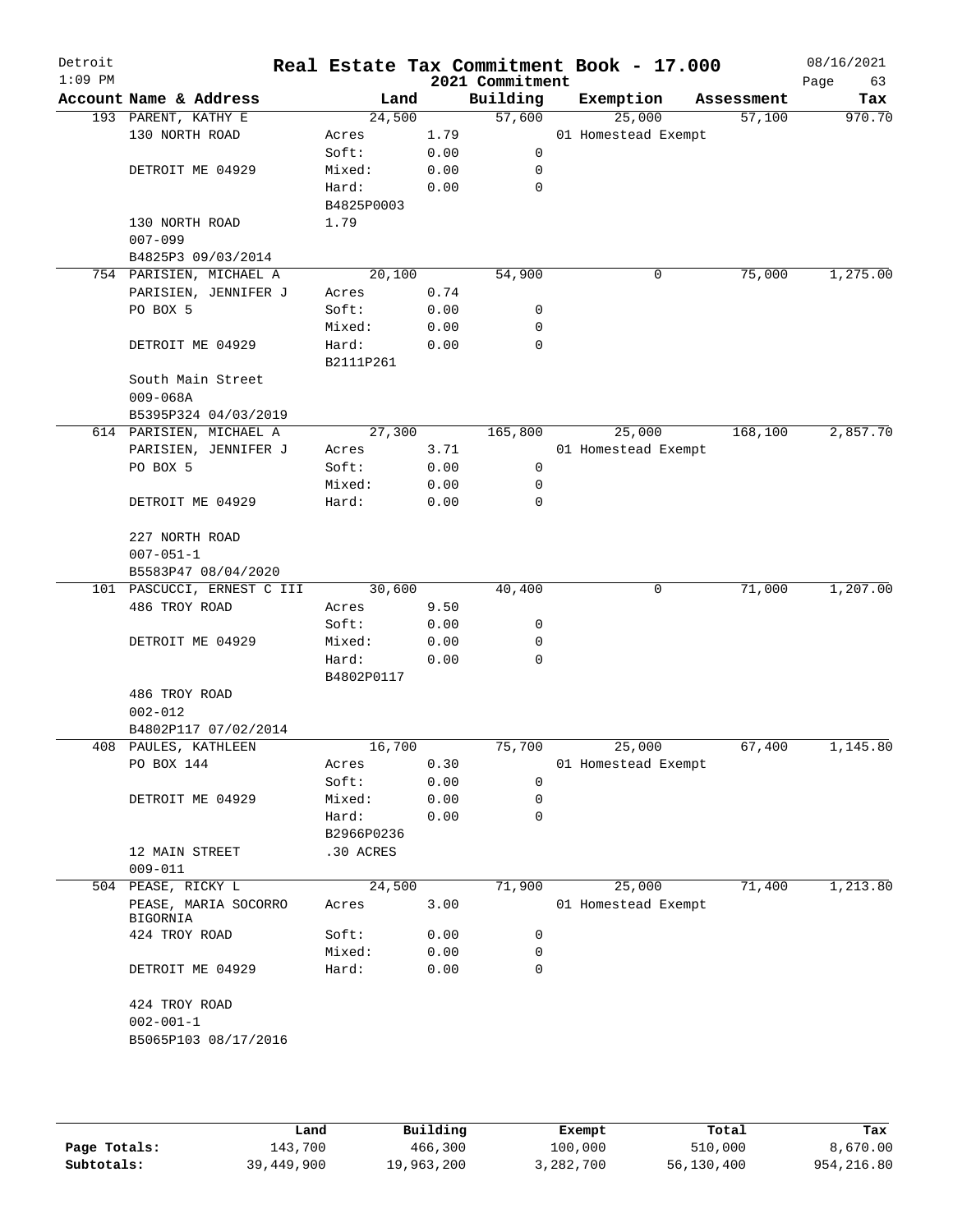# Real Estate Tax Commitment Book - 17.000

Detroit
1:09 PM

2021 Commitment

08/16/2021

| Account Name & Address | Land | | Building | Exemption | Assessment | Tax |
|---|---|---|---|---|---|---|
| 193 PARENT, KATHY E | 24,500 | | 57,600 | 25,000 | 57,100 | 970.70 |
| 130 NORTH ROAD | Acres | 1.79 | | 01 Homestead Exempt | | |
| | Soft: | 0.00 | 0 | | | |
| DETROIT ME 04929 | Mixed: | 0.00 | 0 | | | |
| | Hard: | 0.00 | 0 | | | |
| | B4825P0003 | | | | | |
| 130 NORTH ROAD | 1.79 | | | | | |
| 007-099 | | | | | | |
| B4825P3 09/03/2014 | | | | | | |
| 754 PARISIEN, MICHAEL A | 20,100 | | 54,900 | 0 | 75,000 | 1,275.00 |
| PARISIEN, JENNIFER J | Acres | 0.74 | | | | |
| PO BOX 5 | Soft: | 0.00 | 0 | | | |
| | Mixed: | 0.00 | 0 | | | |
| DETROIT ME 04929 | Hard: | 0.00 | 0 | | | |
| | B2111P261 | | | | | |
| South Main Street | | | | | | |
| 009-068A | | | | | | |
| B5395P324 04/03/2019 | | | | | | |
| 614 PARISIEN, MICHAEL A | 27,300 | | 165,800 | 25,000 | 168,100 | 2,857.70 |
| PARISIEN, JENNIFER J | Acres | 3.71 | | 01 Homestead Exempt | | |
| PO BOX 5 | Soft: | 0.00 | 0 | | | |
| | Mixed: | 0.00 | 0 | | | |
| DETROIT ME 04929 | Hard: | 0.00 | 0 | | | |
| 227 NORTH ROAD | | | | | | |
| 007-051-1 | | | | | | |
| B5583P47 08/04/2020 | | | | | | |
| 101 PASCUCCI, ERNEST C III | 30,600 | | 40,400 | 0 | 71,000 | 1,207.00 |
| 486 TROY ROAD | Acres | 9.50 | | | | |
| | Soft: | 0.00 | 0 | | | |
| DETROIT ME 04929 | Mixed: | 0.00 | 0 | | | |
| | Hard: | 0.00 | 0 | | | |
| | B4802P0117 | | | | | |
| 486 TROY ROAD | | | | | | |
| 002-012 | | | | | | |
| B4802P117 07/02/2014 | | | | | | |
| 408 PAULES, KATHLEEN | 16,700 | | 75,700 | 25,000 | 67,400 | 1,145.80 |
| PO BOX 144 | Acres | 0.30 | | 01 Homestead Exempt | | |
| | Soft: | 0.00 | 0 | | | |
| DETROIT ME 04929 | Mixed: | 0.00 | 0 | | | |
| | Hard: | 0.00 | 0 | | | |
| | B2966P0236 | | | | | |
| 12 MAIN STREET | .30 ACRES | | | | | |
| 009-011 | | | | | | |
| 504 PEASE, RICKY L | 24,500 | | 71,900 | 25,000 | 71,400 | 1,213.80 |
| PEASE, MARIA SOCORRO BIGORNIA | Acres | 3.00 | | 01 Homestead Exempt | | |
| 424 TROY ROAD | Soft: | 0.00 | 0 | | | |
| | Mixed: | 0.00 | 0 | | | |
| DETROIT ME 04929 | Hard: | 0.00 | 0 | | | |
| 424 TROY ROAD | | | | | | |
| 002-001-1 | | | | | | |
| B5065P103 08/17/2016 | | | | | | |

| | Land | Building | Exempt | Total | Tax |
|---|---|---|---|---|---|
| Page Totals: | 143,700 | 466,300 | 100,000 | 510,000 | 8,670.00 |
| Subtotals: | 39,449,900 | 19,963,200 | 3,282,700 | 56,130,400 | 954,216.80 |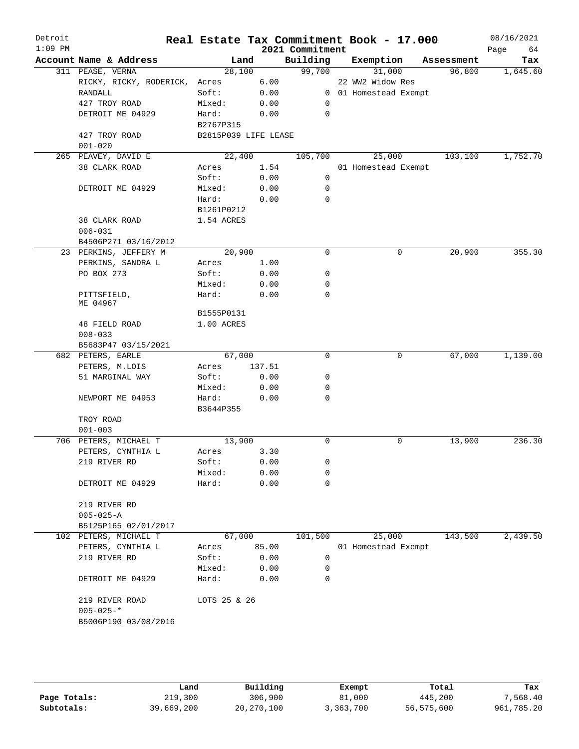# Real Estate Tax Commitment Book - 17.000

Detroit
1:09 PM

2021 Commitment

08/16/2021

| Account Name & Address | Land | | Building | Exemption | Assessment | Tax |
|---|---|---|---|---|---|---|
| 311 PEASE, VERNA | 28,100 | | 99,700 | 31,000 | 96,800 | 1,645.60 |
| RICKY, RICKY, RODERICK, | Acres | 6.00 | | 22 WW2 Widow Res | | |
| RANDALL | Soft: | 0.00 | 0 | 01 Homestead Exempt | | |
| 427 TROY ROAD | Mixed: | 0.00 | 0 | | | |
| DETROIT ME 04929 | Hard: | 0.00 | 0 | | | |
| | B2767P315 | | | | | |
| 427 TROY ROAD | B2815P039 LIFE LEASE | | | | | |
| 001-020 | | | | | | |
| 265 PEAVEY, DAVID E | 22,400 | | 105,700 | 25,000 | 103,100 | 1,752.70 |
| 38 CLARK ROAD | Acres | 1.54 | | 01 Homestead Exempt | | |
| | Soft: | 0.00 | 0 | | | |
| DETROIT ME 04929 | Mixed: | 0.00 | 0 | | | |
| | Hard: | 0.00 | 0 | | | |
| | B1261P0212 | | | | | |
| 38 CLARK ROAD | 1.54 ACRES | | | | | |
| 006-031 | | | | | | |
| B4506P271 03/16/2012 | | | | | | |
| 23 PERKINS, JEFFERY M | 20,900 | | 0 | 0 | 20,900 | 355.30 |
| PERKINS, SANDRA L | Acres | 1.00 | | | | |
| PO BOX 273 | Soft: | 0.00 | 0 | | | |
| | Mixed: | 0.00 | 0 | | | |
| PITTSFIELD, ME 04967 | Hard: | 0.00 | 0 | | | |
| | B1555P0131 | | | | | |
| 48 FIELD ROAD | 1.00 ACRES | | | | | |
| 008-033 | | | | | | |
| B5683P47 03/15/2021 | | | | | | |
| 682 PETERS, EARLE | 67,000 | | 0 | 0 | 67,000 | 1,139.00 |
| PETERS, M.LOIS | Acres | 137.51 | | | | |
| 51 MARGINAL WAY | Soft: | 0.00 | 0 | | | |
| | Mixed: | 0.00 | 0 | | | |
| NEWPORT ME 04953 | Hard: | 0.00 | 0 | | | |
| | B3644P355 | | | | | |
| TROY ROAD | | | | | | |
| 001-003 | | | | | | |
| 706 PETERS, MICHAEL T | 13,900 | | 0 | 0 | 13,900 | 236.30 |
| PETERS, CYNTHIA L | Acres | 3.30 | | | | |
| 219 RIVER RD | Soft: | 0.00 | 0 | | | |
| | Mixed: | 0.00 | 0 | | | |
| DETROIT ME 04929 | Hard: | 0.00 | 0 | | | |
| 219 RIVER RD | | | | | | |
| 005-025-A | | | | | | |
| B5125P165 02/01/2017 | | | | | | |
| 102 PETERS, MICHAEL T | 67,000 | | 101,500 | 25,000 | 143,500 | 2,439.50 |
| PETERS, CYNTHIA L | Acres | 85.00 | | 01 Homestead Exempt | | |
| 219 RIVER RD | Soft: | 0.00 | 0 | | | |
| | Mixed: | 0.00 | 0 | | | |
| DETROIT ME 04929 | Hard: | 0.00 | 0 | | | |
| 219 RIVER ROAD | LOTS 25 & 26 | | | | | |
| 005-025-* | | | | | | |
| B5006P190 03/08/2016 | | | | | | |

| | Land | Building | Exempt | Total | Tax |
|---|---|---|---|---|---|
| Page Totals: | 219,300 | 306,900 | 81,000 | 445,200 | 7,568.40 |
| Subtotals: | 39,669,200 | 20,270,100 | 3,363,700 | 56,575,600 | 961,785.20 |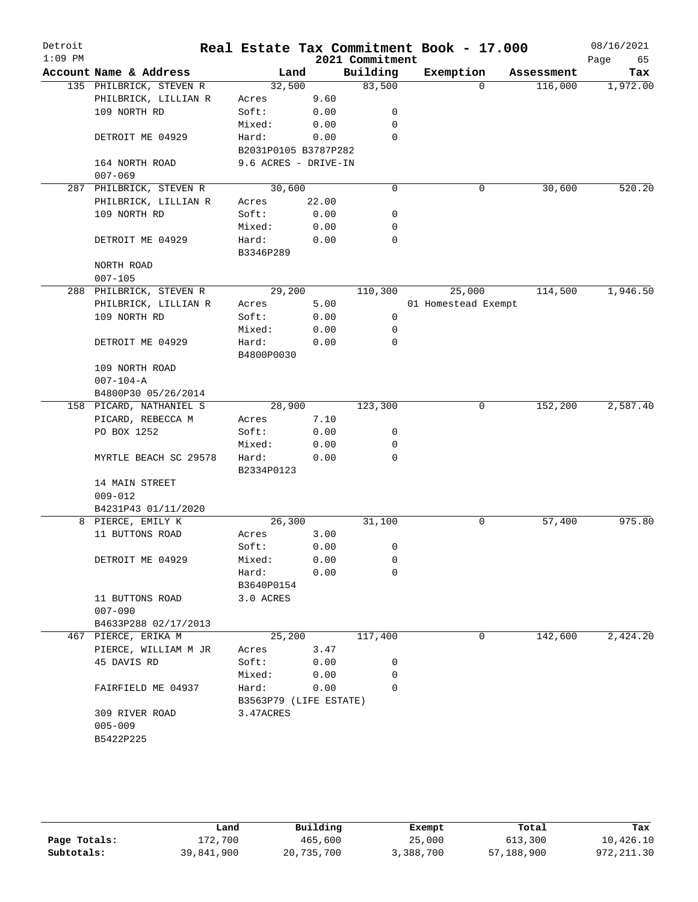# Real Estate Tax Commitment Book - 17.000

Detroit
1:09 PM
2021 Commitment
08/16/2021

| Account | Name & Address | Land | | Building | Exemption | Assessment | Tax |
|---|---|---|---|---|---|---|---|
| 135 | PHILBRICK, STEVEN R | | 32,500 | 83,500 | 0 | 116,000 | 1,972.00 |
| | PHILBRICK, LILLIAN R | Acres | 9.60 | | | | |
| | 109 NORTH RD | Soft: | 0.00 | 0 | | | |
| | | Mixed: | 0.00 | 0 | | | |
| | DETROIT ME 04929 | Hard: | 0.00 | 0 | | | |
| | | B2031P0105 B3787P282 | | | | | |
| | 164 NORTH ROAD | 9.6 ACRES - DRIVE-IN | | | | | |
| | 007-069 | | | | | | |
| 287 | PHILBRICK, STEVEN R | | 30,600 | 0 | 0 | 30,600 | 520.20 |
| | PHILBRICK, LILLIAN R | Acres | 22.00 | | | | |
| | 109 NORTH RD | Soft: | 0.00 | 0 | | | |
| | | Mixed: | 0.00 | 0 | | | |
| | DETROIT ME 04929 | Hard: | 0.00 | 0 | | | |
| | | B3346P289 | | | | | |
| | NORTH ROAD | | | | | | |
| | 007-105 | | | | | | |
| 288 | PHILBRICK, STEVEN R | | 29,200 | 110,300 | 25,000 | 114,500 | 1,946.50 |
| | PHILBRICK, LILLIAN R | Acres | 5.00 | | 01 Homestead Exempt | | |
| | 109 NORTH RD | Soft: | 0.00 | 0 | | | |
| | | Mixed: | 0.00 | 0 | | | |
| | DETROIT ME 04929 | Hard: | 0.00 | 0 | | | |
| | | B4800P0030 | | | | | |
| | 109 NORTH ROAD | | | | | | |
| | 007-104-A | | | | | | |
| | B4800P30 05/26/2014 | | | | | | |
| 158 | PICARD, NATHANIEL S | | 28,900 | 123,300 | 0 | 152,200 | 2,587.40 |
| | PICARD, REBECCA M | Acres | 7.10 | | | | |
| | PO BOX 1252 | Soft: | 0.00 | 0 | | | |
| | | Mixed: | 0.00 | 0 | | | |
| | MYRTLE BEACH SC 29578 | Hard: | 0.00 | 0 | | | |
| | | B2334P0123 | | | | | |
| | 14 MAIN STREET | | | | | | |
| | 009-012 | | | | | | |
| | B4231P43 01/11/2020 | | | | | | |
| 8 | PIERCE, EMILY K | | 26,300 | 31,100 | 0 | 57,400 | 975.80 |
| | 11 BUTTONS ROAD | Acres | 3.00 | | | | |
| | | Soft: | 0.00 | 0 | | | |
| | DETROIT ME 04929 | Mixed: | 0.00 | 0 | | | |
| | | Hard: | 0.00 | 0 | | | |
| | | B3640P0154 | | | | | |
| | 11 BUTTONS ROAD | 3.0 ACRES | | | | | |
| | 007-090 | | | | | | |
| | B4633P288 02/17/2013 | | | | | | |
| 467 | PIERCE, ERIKA M | | 25,200 | 117,400 | 0 | 142,600 | 2,424.20 |
| | PIERCE, WILLIAM M JR | Acres | 3.47 | | | | |
| | 45 DAVIS RD | Soft: | 0.00 | 0 | | | |
| | | Mixed: | 0.00 | 0 | | | |
| | FAIRFIELD ME 04937 | Hard: | 0.00 | 0 | | | |
| | | B3563P79 (LIFE ESTATE) | | | | | |
| | 309 RIVER ROAD | 3.47ACRES | | | | | |
| | 005-009 | | | | | | |
| | B5422P225 | | | | | | |

| | Land | Building | Exempt | Total | Tax |
|---|---|---|---|---|---|
| Page Totals: | 172,700 | 465,600 | 25,000 | 613,300 | 10,426.10 |
| Subtotals: | 39,841,900 | 20,735,700 | 3,388,700 | 57,188,900 | 972,211.30 |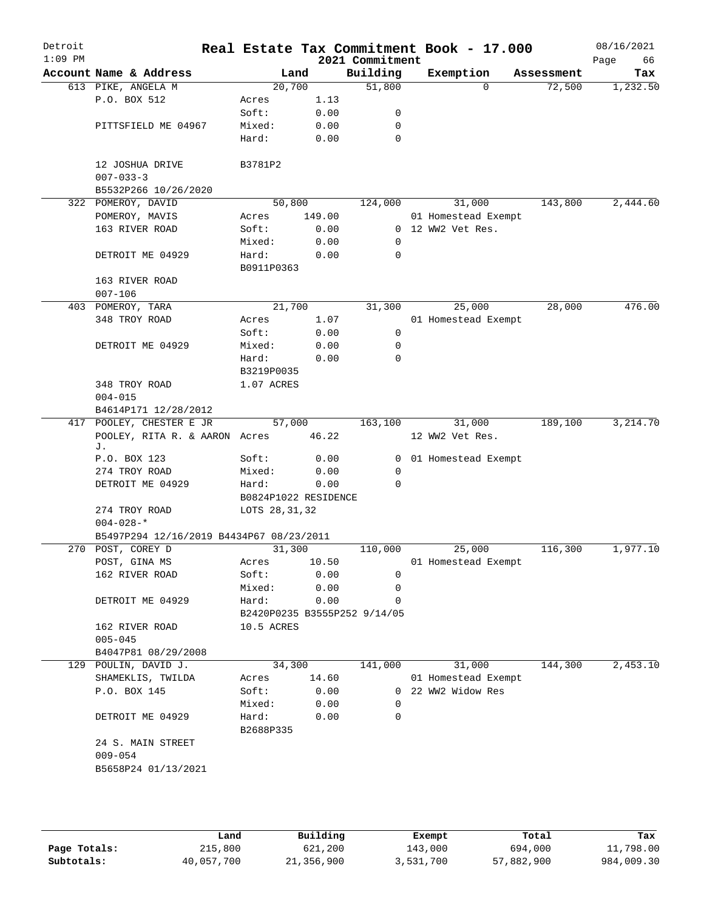# Real Estate Tax Commitment Book - 17.000

Detroit
1:09 PM

2021 Commitment

08/16/2021

| Account Name & Address | Land | | Building | Exemption | Assessment | Tax |
|---|---|---|---|---|---|---|
| 613 PIKE, ANGELA M | 20,700 | | 51,800 | 0 | 72,500 | 1,232.50 |
| P.O. BOX 512 | Acres | 1.13 | | | | |
| | Soft: | 0.00 | 0 | | | |
| PITTSFIELD ME 04967 | Mixed: | 0.00 | 0 | | | |
| | Hard: | 0.00 | 0 | | | |
| 12 JOSHUA DRIVE | B3781P2 | | | | | |
| 007-033-3 | | | | | | |
| B5532P266 10/26/2020 | | | | | | |
| 322 POMEROY, DAVID | 50,800 | | 124,000 | 31,000 | 143,800 | 2,444.60 |
| POMEROY, MAVIS | Acres | 149.00 | | 01 Homestead Exempt | | |
| 163 RIVER ROAD | Soft: | 0.00 | 0 | 12 WW2 Vet Res. | | |
| | Mixed: | 0.00 | 0 | | | |
| DETROIT ME 04929 | Hard: | 0.00 | 0 | | | |
| | B0911P0363 | | | | | |
| 163 RIVER ROAD | | | | | | |
| 007-106 | | | | | | |
| 403 POMEROY, TARA | 21,700 | | 31,300 | 25,000 | 28,000 | 476.00 |
| 348 TROY ROAD | Acres | 1.07 | | 01 Homestead Exempt | | |
| | Soft: | 0.00 | 0 | | | |
| DETROIT ME 04929 | Mixed: | 0.00 | 0 | | | |
| | Hard: | 0.00 | 0 | | | |
| | B3219P0035 | | | | | |
| 348 TROY ROAD | 1.07 ACRES | | | | | |
| 004-015 | | | | | | |
| B4614P171 12/28/2012 | | | | | | |
| 417 POOLEY, CHESTER E JR | 57,000 | | 163,100 | 31,000 | 189,100 | 3,214.70 |
| POOLEY, RITA R. & AARON J. | Acres | 46.22 | | 12 WW2 Vet Res. | | |
| P.O. BOX 123 | Soft: | 0.00 | 0 | 01 Homestead Exempt | | |
| 274 TROY ROAD | Mixed: | 0.00 | 0 | | | |
| DETROIT ME 04929 | Hard: | 0.00 | 0 | | | |
| | B0824P1022 RESIDENCE | | | | | |
| 274 TROY ROAD | LOTS 28,31,32 | | | | | |
| 004-028-* | | | | | | |
| B5497P294 12/16/2019 B4434P67 08/23/2011 | | | | | | |
| 270 POST, COREY D | 31,300 | | 110,000 | 25,000 | 116,300 | 1,977.10 |
| POST, GINA MS | Acres | 10.50 | | 01 Homestead Exempt | | |
| 162 RIVER ROAD | Soft: | 0.00 | 0 | | | |
| | Mixed: | 0.00 | 0 | | | |
| DETROIT ME 04929 | Hard: | 0.00 | 0 | | | |
| | B2420P0235 B3555P252 9/14/05 | | | | | |
| 162 RIVER ROAD | 10.5 ACRES | | | | | |
| 005-045 | | | | | | |
| B4047P81 08/29/2008 | | | | | | |
| 129 POULIN, DAVID J. | 34,300 | | 141,000 | 31,000 | 144,300 | 2,453.10 |
| SHAMEKLIS, TWILDA | Acres | 14.60 | | 01 Homestead Exempt | | |
| P.O. BOX 145 | Soft: | 0.00 | 0 | 22 WW2 Widow Res | | |
| | Mixed: | 0.00 | 0 | | | |
| DETROIT ME 04929 | Hard: | 0.00 | 0 | | | |
| | B2688P335 | | | | | |
| 24 S. MAIN STREET | | | | | | |
| 009-054 | | | | | | |
| B5658P24 01/13/2021 | | | | | | |

| | Land | Building | Exempt | Total | Tax |
|---|---|---|---|---|---|
| Page Totals: | 215,800 | 621,200 | 143,000 | 694,000 | 11,798.00 |
| Subtotals: | 40,057,700 | 21,356,900 | 3,531,700 | 57,882,900 | 984,009.30 |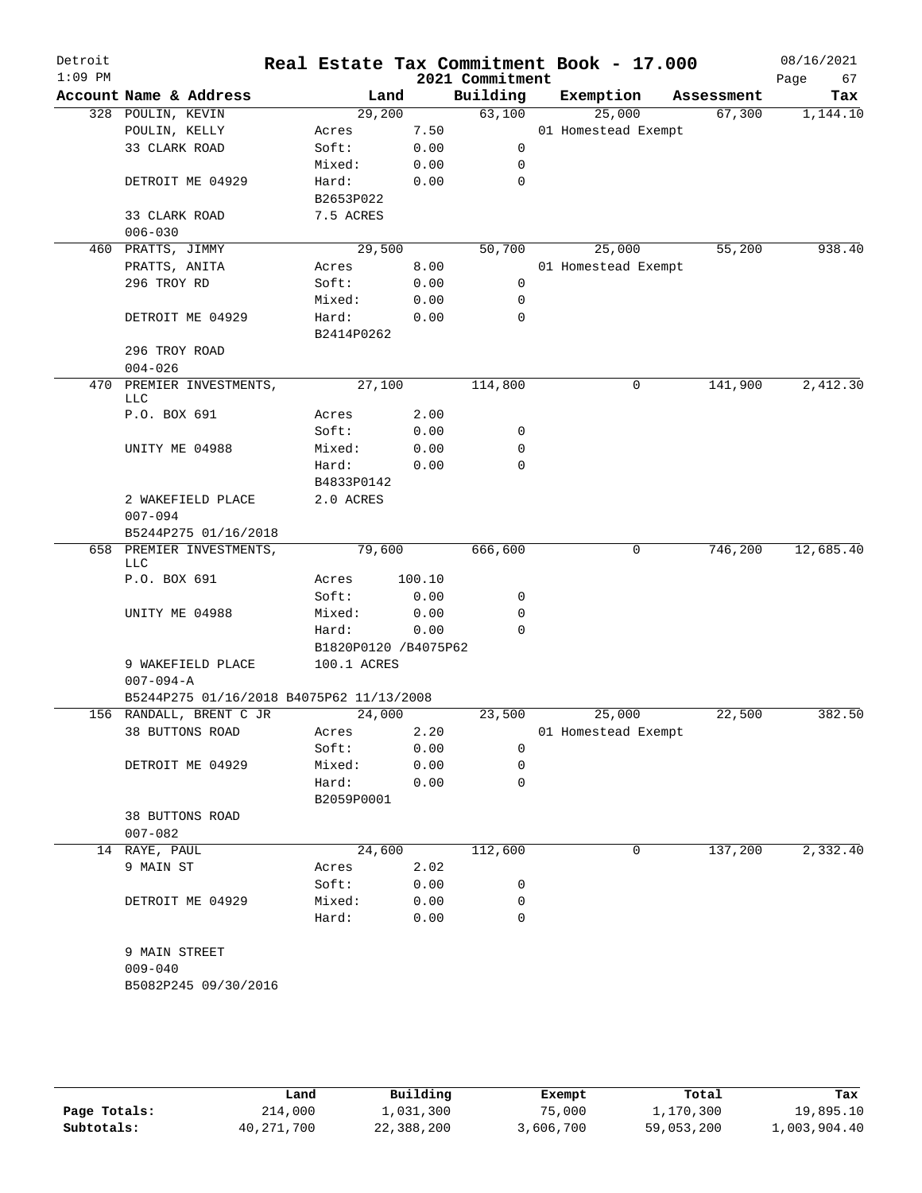# Real Estate Tax Commitment Book - 17.000

Detroit
1:09 PM

2021 Commitment

08/16/2021

| Account Name & Address | Land | | Building | Exemption | Assessment | Tax |
|---|---|---|---|---|---|---|
| 328 POULIN, KEVIN | 29,200 | | 63,100 | 25,000 | 67,300 | 1,144.10 |
| POULIN, KELLY | Acres | 7.50 | | 01 Homestead Exempt | | |
| 33 CLARK ROAD | Soft: | 0.00 | 0 | | | |
| | Mixed: | 0.00 | 0 | | | |
| DETROIT ME 04929 | Hard: | 0.00 | 0 | | | |
| | B2653P022 | | | | | |
| 33 CLARK ROAD | 7.5 ACRES | | | | | |
| 006-030 | | | | | | |
| 460 PRATTS, JIMMY | 29,500 | | 50,700 | 25,000 | 55,200 | 938.40 |
| PRATTS, ANITA | Acres | 8.00 | | 01 Homestead Exempt | | |
| 296 TROY RD | Soft: | 0.00 | 0 | | | |
| | Mixed: | 0.00 | 0 | | | |
| DETROIT ME 04929 | Hard: | 0.00 | 0 | | | |
| | B2414P0262 | | | | | |
| 296 TROY ROAD | | | | | | |
| 004-026 | | | | | | |
| 470 PREMIER INVESTMENTS, LLC | 27,100 | | 114,800 | 0 | 141,900 | 2,412.30 |
| P.O. BOX 691 | Acres | 2.00 | | | | |
| | Soft: | 0.00 | 0 | | | |
| UNITY ME 04988 | Mixed: | 0.00 | 0 | | | |
| | Hard: | 0.00 | 0 | | | |
| | B4833P0142 | | | | | |
| 2 WAKEFIELD PLACE | 2.0 ACRES | | | | | |
| 007-094 | | | | | | |
| B5244P275 01/16/2018 | | | | | | |
| 658 PREMIER INVESTMENTS, LLC | 79,600 | | 666,600 | 0 | 746,200 | 12,685.40 |
| P.O. BOX 691 | Acres | 100.10 | | | | |
| | Soft: | 0.00 | 0 | | | |
| UNITY ME 04988 | Mixed: | 0.00 | 0 | | | |
| | Hard: | 0.00 | 0 | | | |
| | B1820P0120 /B4075P62 | | | | | |
| 9 WAKEFIELD PLACE | 100.1 ACRES | | | | | |
| 007-094-A | | | | | | |
| B5244P275 01/16/2018 B4075P62 11/13/2008 | | | | | | |
| 156 RANDALL, BRENT C JR | 24,000 | | 23,500 | 25,000 | 22,500 | 382.50 |
| 38 BUTTONS ROAD | Acres | 2.20 | | 01 Homestead Exempt | | |
| | Soft: | 0.00 | 0 | | | |
| DETROIT ME 04929 | Mixed: | 0.00 | 0 | | | |
| | Hard: | 0.00 | 0 | | | |
| | B2059P0001 | | | | | |
| 38 BUTTONS ROAD | | | | | | |
| 007-082 | | | | | | |
| 14 RAYE, PAUL | 24,600 | | 112,600 | 0 | 137,200 | 2,332.40 |
| 9 MAIN ST | Acres | 2.02 | | | | |
| | Soft: | 0.00 | 0 | | | |
| DETROIT ME 04929 | Mixed: | 0.00 | 0 | | | |
| | Hard: | 0.00 | 0 | | | |
| 9 MAIN STREET | | | | | | |
| 009-040 | | | | | | |
| B5082P245 09/30/2016 | | | | | | |

| | Land | Building | Exempt | Total | Tax |
|---|---|---|---|---|---|
| Page Totals: | 214,000 | 1,031,300 | 75,000 | 1,170,300 | 19,895.10 |
| Subtotals: | 40,271,700 | 22,388,200 | 3,606,700 | 59,053,200 | 1,003,904.40 |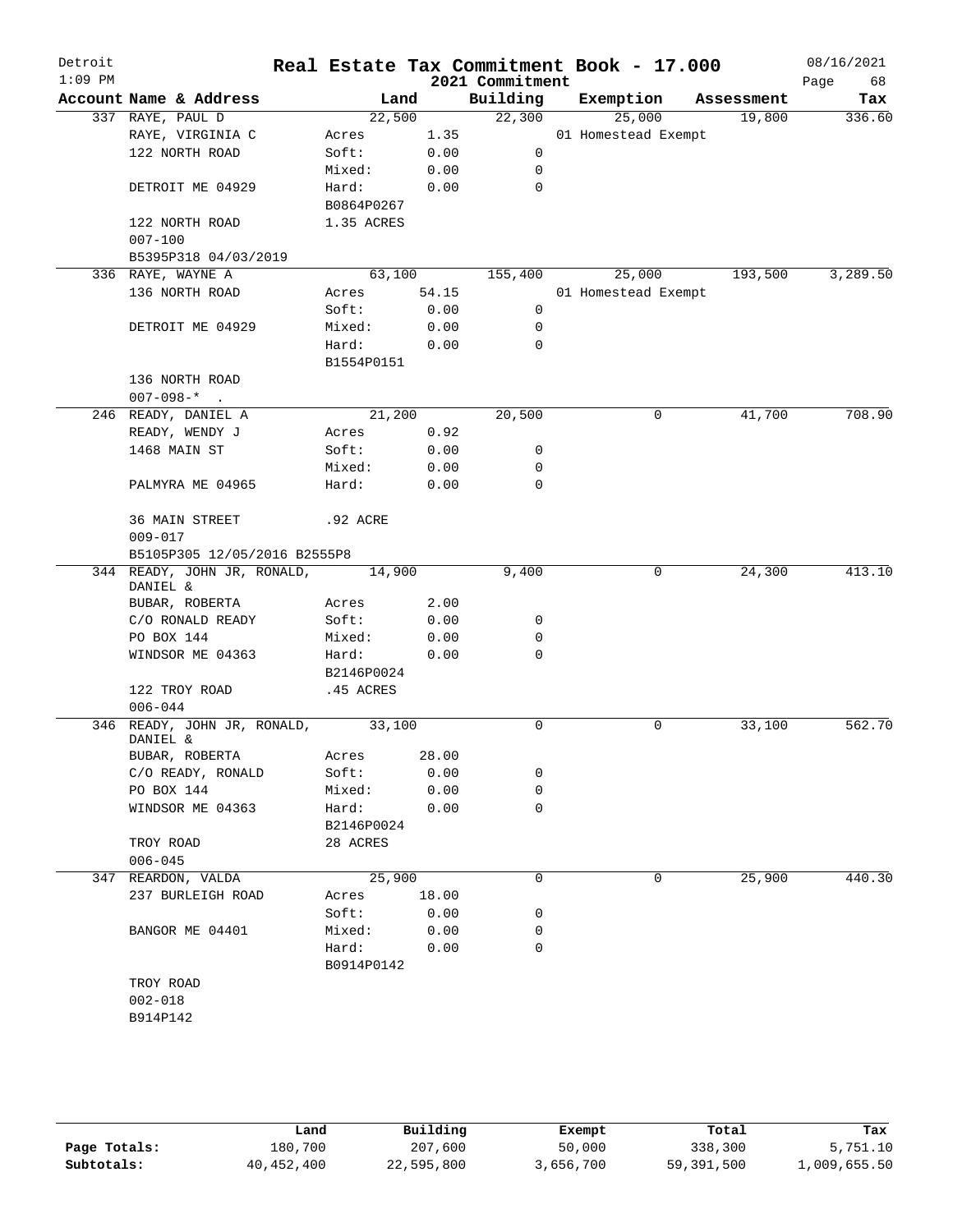# Real Estate Tax Commitment Book - 17.000

Detroit
1:09 PM

2021 Commitment

08/16/2021

| Account | Name & Address | Land | | Building | Exemption | Assessment | Tax |
|---|---|---|---|---|---|---|---|
| 337 | RAYE, PAUL D | 22,500 | | 22,300 | 25,000 | 19,800 | 336.60 |
| | RAYE, VIRGINIA C | Acres | 1.35 | | 01 Homestead Exempt | | |
| | 122 NORTH ROAD | Soft: | 0.00 | 0 | | | |
| | | Mixed: | 0.00 | 0 | | | |
| | DETROIT ME 04929 | Hard: | 0.00 | 0 | | | |
| | | B0864P0267 | | | | | |
| | 122 NORTH ROAD | 1.35 ACRES | | | | | |
| | 007-100 | | | | | | |
| | B5395P318 04/03/2019 | | | | | | |
| 336 | RAYE, WAYNE A | 63,100 | | 155,400 | 25,000 | 193,500 | 3,289.50 |
| | 136 NORTH ROAD | Acres | 54.15 | | 01 Homestead Exempt | | |
| | | Soft: | 0.00 | 0 | | | |
| | DETROIT ME 04929 | Mixed: | 0.00 | 0 | | | |
| | | Hard: | 0.00 | 0 | | | |
| | | B1554P0151 | | | | | |
| | 136 NORTH ROAD | | | | | | |
| | 007-098-* . | | | | | | |
| 246 | READY, DANIEL A | 21,200 | | 20,500 | 0 | 41,700 | 708.90 |
| | READY, WENDY J | Acres | 0.92 | | | | |
| | 1468 MAIN ST | Soft: | 0.00 | 0 | | | |
| | | Mixed: | 0.00 | 0 | | | |
| | PALMYRA ME 04965 | Hard: | 0.00 | 0 | | | |
| | 36 MAIN STREET | .92 ACRE | | | | | |
| | 009-017 | | | | | | |
| | B5105P305 12/05/2016 B2555P8 | | | | | | |
| 344 | READY, JOHN JR, RONALD, DANIEL & | 14,900 | | 9,400 | 0 | 24,300 | 413.10 |
| | BUBAR, ROBERTA | Acres | 2.00 | | | | |
| | C/O RONALD READY | Soft: | 0.00 | 0 | | | |
| | PO BOX 144 | Mixed: | 0.00 | 0 | | | |
| | WINDSOR ME 04363 | Hard: | 0.00 | 0 | | | |
| | | B2146P0024 | | | | | |
| | 122 TROY ROAD | .45 ACRES | | | | | |
| | 006-044 | | | | | | |
| 346 | READY, JOHN JR, RONALD, DANIEL & | 33,100 | | 0 | 0 | 33,100 | 562.70 |
| | BUBAR, ROBERTA | Acres | 28.00 | | | | |
| | C/O READY, RONALD | Soft: | 0.00 | 0 | | | |
| | PO BOX 144 | Mixed: | 0.00 | 0 | | | |
| | WINDSOR ME 04363 | Hard: | 0.00 | 0 | | | |
| | | B2146P0024 | | | | | |
| | TROY ROAD | 28 ACRES | | | | | |
| | 006-045 | | | | | | |
| 347 | REARDON, VALDA | 25,900 | | 0 | 0 | 25,900 | 440.30 |
| | 237 BURLEIGH ROAD | Acres | 18.00 | | | | |
| | | Soft: | 0.00 | 0 | | | |
| | BANGOR ME 04401 | Mixed: | 0.00 | 0 | | | |
| | | Hard: | 0.00 | 0 | | | |
| | | B0914P0142 | | | | | |
| | TROY ROAD | | | | | | |
| | 002-018 | | | | | | |
| | B914P142 | | | | | | |

| | Land | Building | Exempt | Total | Tax |
|---|---|---|---|---|---|
| Page Totals: | 180,700 | 207,600 | 50,000 | 338,300 | 5,751.10 |
| Subtotals: | 40,452,400 | 22,595,800 | 3,656,700 | 59,391,500 | 1,009,655.50 |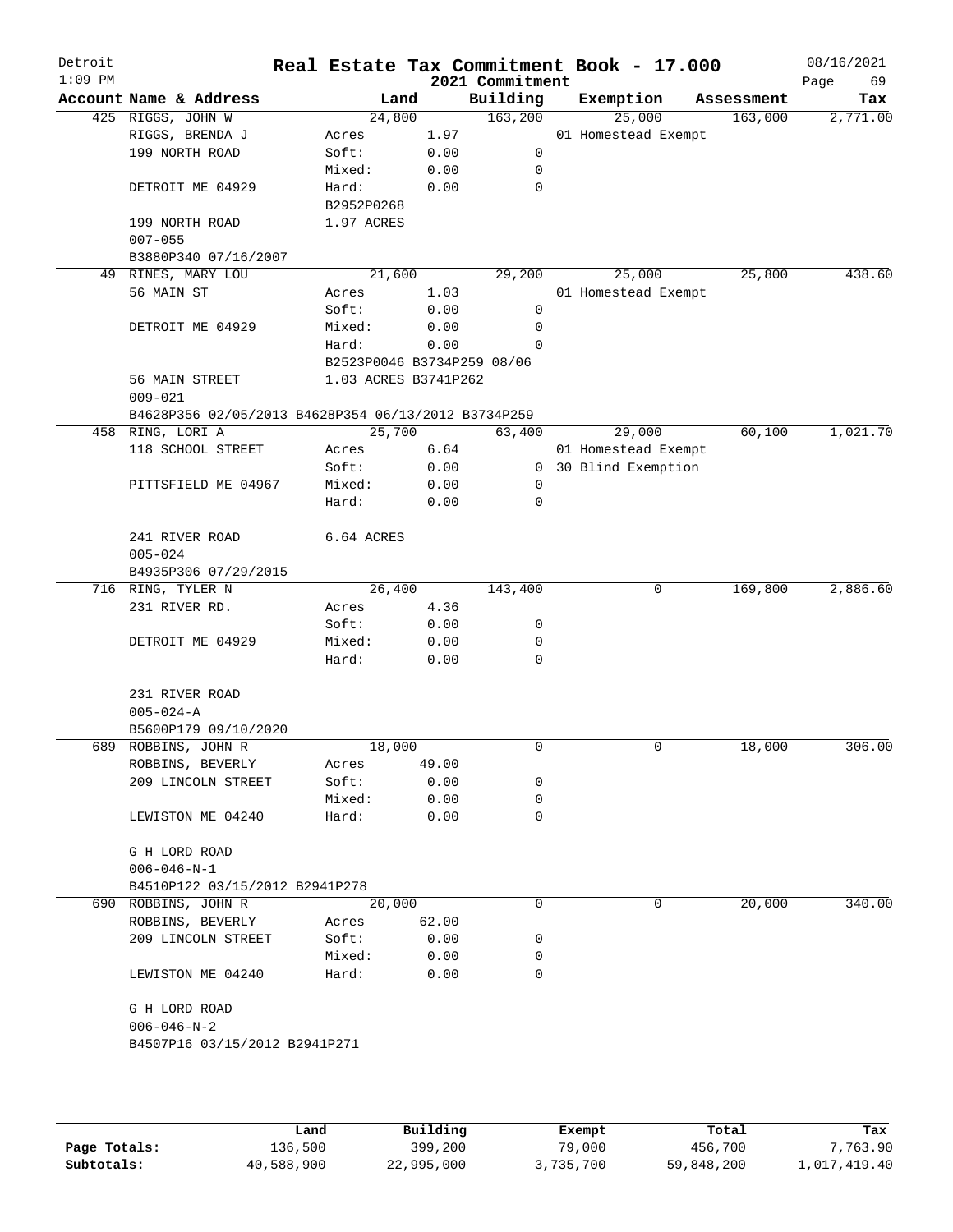# Real Estate Tax Commitment Book - 17.000

Detroit
1:09 PM
2021 Commitment
08/16/2021

| Account Name & Address | Land | | Building | Exemption | Assessment | Tax |
|---|---|---|---|---|---|---|
| 425 RIGGS, JOHN W | 24,800 | | 163,200 | 25,000 | 163,000 | 2,771.00 |
| RIGGS, BRENDA J | Acres | 1.97 | | 01 Homestead Exempt | | |
| 199 NORTH ROAD | Soft: | 0.00 | 0 | | | |
| | Mixed: | 0.00 | 0 | | | |
| DETROIT ME 04929 | Hard: | 0.00 | 0 | | | |
| | B2952P0268 | | | | | |
| 199 NORTH ROAD | 1.97 ACRES | | | | | |
| 007-055 | | | | | | |
| B3880P340 07/16/2007 | | | | | | |
| 49 RINES, MARY LOU | 21,600 | | 29,200 | 25,000 | 25,800 | 438.60 |
| 56 MAIN ST | Acres | 1.03 | | 01 Homestead Exempt | | |
| | Soft: | 0.00 | 0 | | | |
| DETROIT ME 04929 | Mixed: | 0.00 | 0 | | | |
| | Hard: | 0.00 | 0 | | | |
| | B2523P0046 B3734P259 08/06 | | | | | |
| 56 MAIN STREET | 1.03 ACRES B3741P262 | | | | | |
| 009-021 | | | | | | |
| B4628P356 02/05/2013 B4628P354 06/13/2012 B3734P259 | | | | | | |
| 458 RING, LORI A | 25,700 | | 63,400 | 29,000 | 60,100 | 1,021.70 |
| 118 SCHOOL STREET | Acres | 6.64 | | 01 Homestead Exempt | | |
| | Soft: | 0.00 | 0 | 30 Blind Exemption | | |
| PITTSFIELD ME 04967 | Mixed: | 0.00 | 0 | | | |
| | Hard: | 0.00 | 0 | | | |
| 241 RIVER ROAD | 6.64 ACRES | | | | | |
| 005-024 | | | | | | |
| B4935P306 07/29/2015 | | | | | | |
| 716 RING, TYLER N | 26,400 | | 143,400 | 0 | 169,800 | 2,886.60 |
| 231 RIVER RD. | Acres | 4.36 | | | | |
| | Soft: | 0.00 | 0 | | | |
| DETROIT ME 04929 | Mixed: | 0.00 | 0 | | | |
| | Hard: | 0.00 | 0 | | | |
| 231 RIVER ROAD | | | | | | |
| 005-024-A | | | | | | |
| B5600P179 09/10/2020 | | | | | | |
| 689 ROBBINS, JOHN R | 18,000 | | 0 | 0 | 18,000 | 306.00 |
| ROBBINS, BEVERLY | Acres | 49.00 | | | | |
| 209 LINCOLN STREET | Soft: | 0.00 | 0 | | | |
| | Mixed: | 0.00 | 0 | | | |
| LEWISTON ME 04240 | Hard: | 0.00 | 0 | | | |
| G H LORD ROAD | | | | | | |
| 006-046-N-1 | | | | | | |
| B4510P122 03/15/2012 B2941P278 | | | | | | |
| 690 ROBBINS, JOHN R | 20,000 | | 0 | 0 | 20,000 | 340.00 |
| ROBBINS, BEVERLY | Acres | 62.00 | | | | |
| 209 LINCOLN STREET | Soft: | 0.00 | 0 | | | |
| | Mixed: | 0.00 | 0 | | | |
| LEWISTON ME 04240 | Hard: | 0.00 | 0 | | | |
| G H LORD ROAD | | | | | | |
| 006-046-N-2 | | | | | | |
| B4507P16 03/15/2012 B2941P271 | | | | | | |

| | Land | Building | Exempt | Total | Tax |
|---|---|---|---|---|---|
| Page Totals: | 136,500 | 399,200 | 79,000 | 456,700 | 7,763.90 |
| Subtotals: | 40,588,900 | 22,995,000 | 3,735,700 | 59,848,200 | 1,017,419.40 |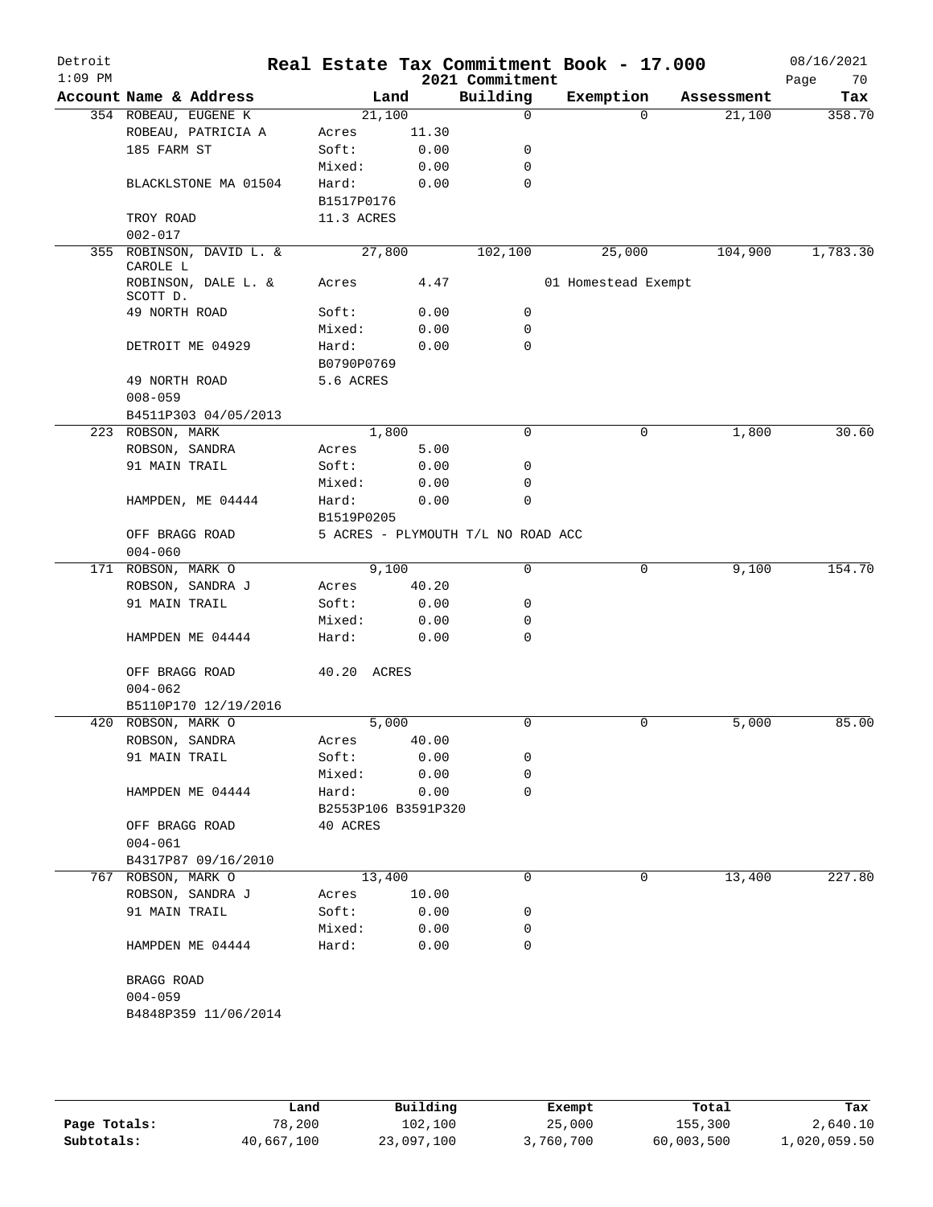# Detroit — Real Estate Tax Commitment Book - 17.000
## 2021 Commitment

1:09 PM — 08/16/2021

| Account Name & Address | Land | | Building | Exemption | Assessment | Tax |
|---|---|---|---|---|---|---|
| 354 ROBEAU, EUGENE K | 21,100 | | 0 | 0 | 21,100 | 358.70 |
| ROBEAU, PATRICIA A | Acres | 11.30 | | | | |
| 185 FARM ST | Soft: | 0.00 | 0 | | | |
| | Mixed: | 0.00 | 0 | | | |
| BLACKLSTONE MA 01504 | Hard: | 0.00 | 0 | | | |
| | B1517P0176 | | | | | |
| TROY ROAD | 11.3 ACRES | | | | | |
| 002-017 | | | | | | |
| 355 ROBINSON, DAVID L. & CAROLE L | 27,800 | | 102,100 | 25,000 | 104,900 | 1,783.30 |
| ROBINSON, DALE L. & SCOTT D. | Acres | 4.47 | | 01 Homestead Exempt | | |
| 49 NORTH ROAD | Soft: | 0.00 | 0 | | | |
| | Mixed: | 0.00 | 0 | | | |
| DETROIT ME 04929 | Hard: | 0.00 | 0 | | | |
| | B0790P0769 | | | | | |
| 49 NORTH ROAD | 5.6 ACRES | | | | | |
| 008-059 | | | | | | |
| B4511P303 04/05/2013 | | | | | | |
| 223 ROBSON, MARK | 1,800 | | 0 | 0 | 1,800 | 30.60 |
| ROBSON, SANDRA | Acres | 5.00 | | | | |
| 91 MAIN TRAIL | Soft: | 0.00 | 0 | | | |
| | Mixed: | 0.00 | 0 | | | |
| HAMPDEN, ME 04444 | Hard: | 0.00 | 0 | | | |
| | B1519P0205 | | | | | |
| OFF BRAGG ROAD | 5 ACRES - PLYMOUTH T/L NO ROAD ACC | | | | | |
| 004-060 | | | | | | |
| 171 ROBSON, MARK O | 9,100 | | 0 | 0 | 9,100 | 154.70 |
| ROBSON, SANDRA J | Acres | 40.20 | | | | |
| 91 MAIN TRAIL | Soft: | 0.00 | 0 | | | |
| | Mixed: | 0.00 | 0 | | | |
| HAMPDEN ME 04444 | Hard: | 0.00 | 0 | | | |
| OFF BRAGG ROAD | 40.20 ACRES | | | | | |
| 004-062 | | | | | | |
| B5110P170 12/19/2016 | | | | | | |
| 420 ROBSON, MARK O | 5,000 | | 0 | 0 | 5,000 | 85.00 |
| ROBSON, SANDRA | Acres | 40.00 | | | | |
| 91 MAIN TRAIL | Soft: | 0.00 | 0 | | | |
| | Mixed: | 0.00 | 0 | | | |
| HAMPDEN ME 04444 | Hard: | 0.00 | 0 | | | |
| | B2553P106 B3591P320 | | | | | |
| OFF BRAGG ROAD | 40 ACRES | | | | | |
| 004-061 | | | | | | |
| B4317P87 09/16/2010 | | | | | | |
| 767 ROBSON, MARK O | 13,400 | | 0 | 0 | 13,400 | 227.80 |
| ROBSON, SANDRA J | Acres | 10.00 | | | | |
| 91 MAIN TRAIL | Soft: | 0.00 | 0 | | | |
| | Mixed: | 0.00 | 0 | | | |
| HAMPDEN ME 04444 | Hard: | 0.00 | 0 | | | |
| BRAGG ROAD | | | | | | |
| 004-059 | | | | | | |
| B4848P359 11/06/2014 | | | | | | |

| | Land | Building | Exempt | Total | Tax |
|---|---|---|---|---|---|
| Page Totals: | 78,200 | 102,100 | 25,000 | 155,300 | 2,640.10 |
| Subtotals: | 40,667,100 | 23,097,100 | 3,760,700 | 60,003,500 | 1,020,059.50 |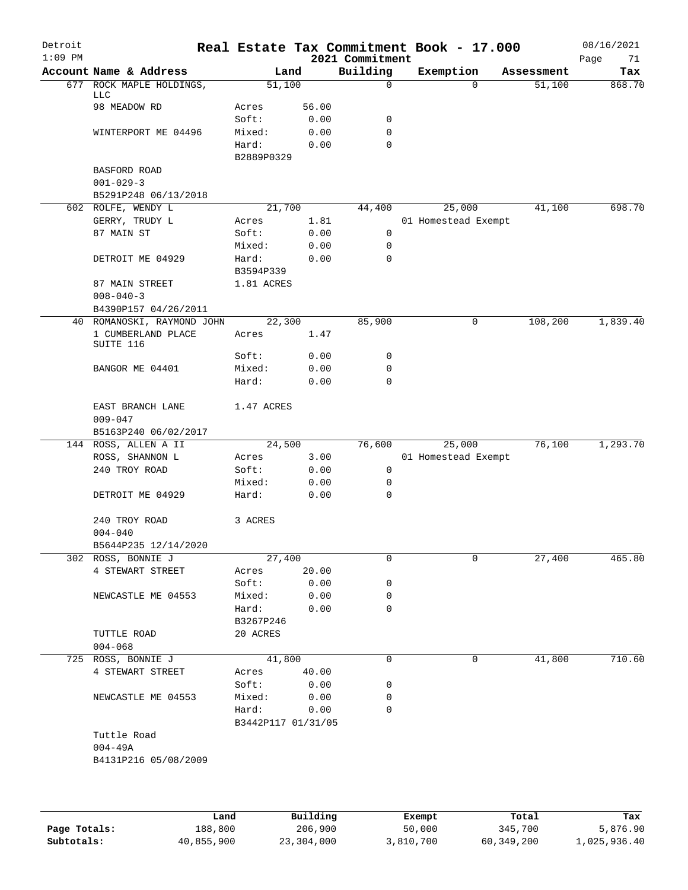# Real Estate Tax Commitment Book - 17.000

Detroit — 1:09 PM — 2021 Commitment — 08/16/2021

| Account Name & Address | Land | | Building | Exemption | Assessment | Tax |
|---|---|---|---|---|---|---|
| 677 ROCK MAPLE HOLDINGS, LLC | 51,100 | | 0 | 0 | 51,100 | 868.70 |
| 98 MEADOW RD | Acres | 56.00 | | | | |
| | Soft: | 0.00 | 0 | | | |
| WINTERPORT ME 04496 | Mixed: | 0.00 | 0 | | | |
| | Hard: | 0.00 | 0 | | | |
| | B2889P0329 | | | | | |
| BASFORD ROAD | | | | | | |
| 001-029-3 | | | | | | |
| B5291P248 06/13/2018 | | | | | | |
| 602 ROLFE, WENDY L | 21,700 | | 44,400 | 25,000 | 41,100 | 698.70 |
| GERRY, TRUDY L | Acres | 1.81 | | 01 Homestead Exempt | | |
| 87 MAIN ST | Soft: | 0.00 | 0 | | | |
| | Mixed: | 0.00 | 0 | | | |
| DETROIT ME 04929 | Hard: | 0.00 | 0 | | | |
| | B3594P339 | | | | | |
| 87 MAIN STREET | 1.81 ACRES | | | | | |
| 008-040-3 | | | | | | |
| B4390P157 04/26/2011 | | | | | | |
| 40 ROMANOSKI, RAYMOND JOHN | 22,300 | | 85,900 | 0 | 108,200 | 1,839.40 |
| 1 CUMBERLAND PLACE SUITE 116 | Acres | 1.47 | | | | |
| | Soft: | 0.00 | 0 | | | |
| BANGOR ME 04401 | Mixed: | 0.00 | 0 | | | |
| | Hard: | 0.00 | 0 | | | |
| EAST BRANCH LANE | 1.47 ACRES | | | | | |
| 009-047 | | | | | | |
| B5163P240 06/02/2017 | | | | | | |
| 144 ROSS, ALLEN A II | 24,500 | | 76,600 | 25,000 | 76,100 | 1,293.70 |
| ROSS, SHANNON L | Acres | 3.00 | | 01 Homestead Exempt | | |
| 240 TROY ROAD | Soft: | 0.00 | 0 | | | |
| | Mixed: | 0.00 | 0 | | | |
| DETROIT ME 04929 | Hard: | 0.00 | 0 | | | |
| 240 TROY ROAD | 3 ACRES | | | | | |
| 004-040 | | | | | | |
| B5644P235 12/14/2020 | | | | | | |
| 302 ROSS, BONNIE J | 27,400 | | 0 | 0 | 27,400 | 465.80 |
| 4 STEWART STREET | Acres | 20.00 | | | | |
| | Soft: | 0.00 | 0 | | | |
| NEWCASTLE ME 04553 | Mixed: | 0.00 | 0 | | | |
| | Hard: | 0.00 | 0 | | | |
| | B3267P246 | | | | | |
| TUTTLE ROAD | 20 ACRES | | | | | |
| 004-068 | | | | | | |
| 725 ROSS, BONNIE J | 41,800 | | 0 | 0 | 41,800 | 710.60 |
| 4 STEWART STREET | Acres | 40.00 | | | | |
| | Soft: | 0.00 | 0 | | | |
| NEWCASTLE ME 04553 | Mixed: | 0.00 | 0 | | | |
| | Hard: | 0.00 | 0 | | | |
| | B3442P117 01/31/05 | | | | | |
| Tuttle Road | | | | | | |
| 004-49A | | | | | | |
| B4131P216 05/08/2009 | | | | | | |

| | Land | Building | Exempt | Total | Tax |
|---|---|---|---|---|---|
| Page Totals: | 188,800 | 206,900 | 50,000 | 345,700 | 5,876.90 |
| Subtotals: | 40,855,900 | 23,304,000 | 3,810,700 | 60,349,200 | 1,025,936.40 |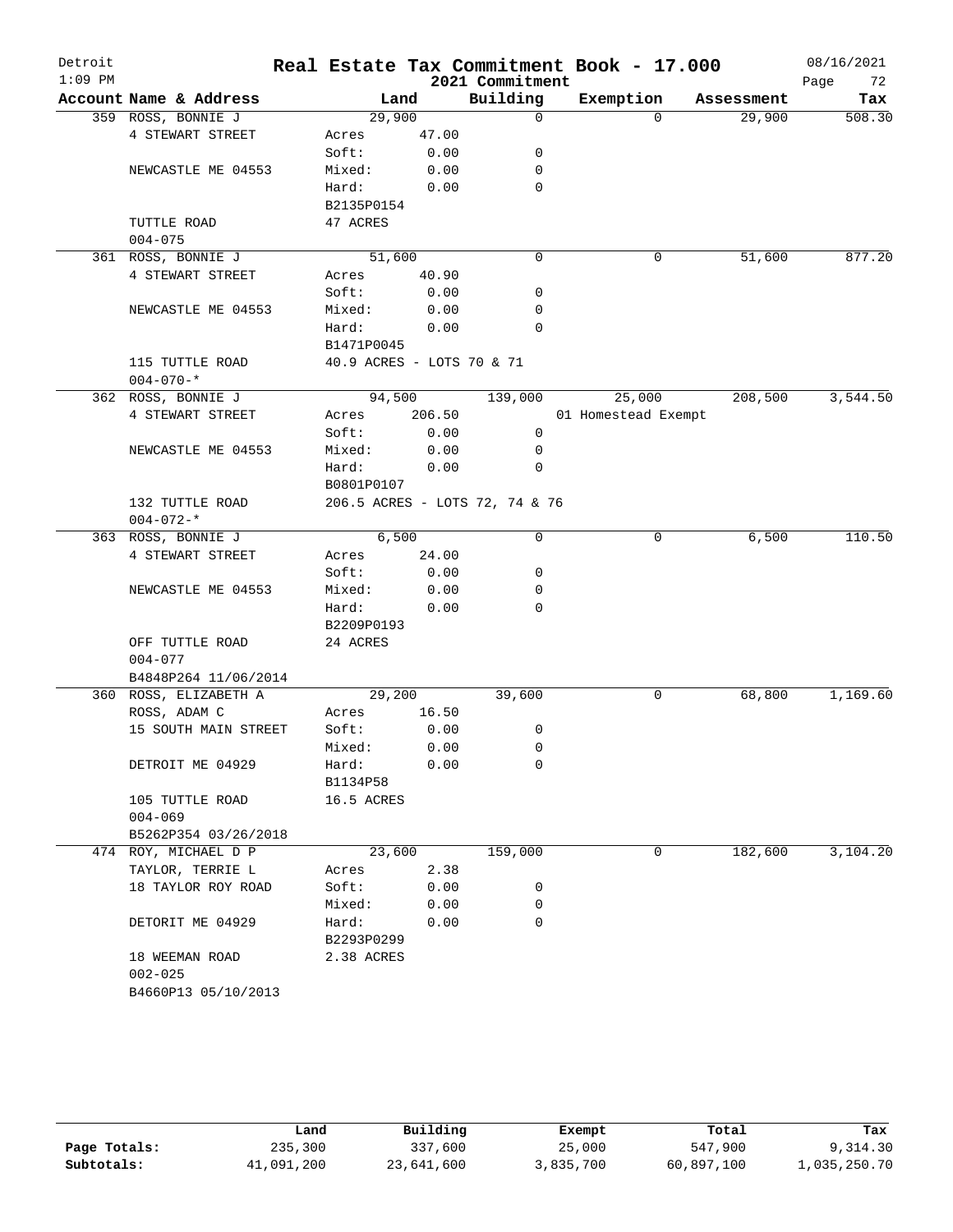Detroit 1:09 PM

# Real Estate Tax Commitment Book - 17.000

2021 Commitment

08/16/2021

| Account Name & Address | Land | | Building | Exemption | Assessment | Tax |
|---|---|---|---|---|---|---|
| 359 ROSS, BONNIE J | 29,900 | | 0 | 0 | 29,900 | 508.30 |
| 4 STEWART STREET | Acres | 47.00 | | | | |
| | Soft: | 0.00 | 0 | | | |
| NEWCASTLE ME 04553 | Mixed: | 0.00 | 0 | | | |
| | Hard: | 0.00 | 0 | | | |
| | B2135P0154 | | | | | |
| TUTTLE ROAD | 47 ACRES | | | | | |
| 004-075 | | | | | | |
| 361 ROSS, BONNIE J | 51,600 | | 0 | 0 | 51,600 | 877.20 |
| 4 STEWART STREET | Acres | 40.90 | | | | |
| | Soft: | 0.00 | 0 | | | |
| NEWCASTLE ME 04553 | Mixed: | 0.00 | 0 | | | |
| | Hard: | 0.00 | 0 | | | |
| | B1471P0045 | | | | | |
| 115 TUTTLE ROAD | 40.9 ACRES - LOTS 70 & 71 | | | | | |
| 004-070-* | | | | | | |
| 362 ROSS, BONNIE J | 94,500 | | 139,000 | 25,000 | 208,500 | 3,544.50 |
| 4 STEWART STREET | Acres | 206.50 | | 01 Homestead Exempt | | |
| | Soft: | 0.00 | 0 | | | |
| NEWCASTLE ME 04553 | Mixed: | 0.00 | 0 | | | |
| | Hard: | 0.00 | 0 | | | |
| | B0801P0107 | | | | | |
| 132 TUTTLE ROAD | 206.5 ACRES - LOTS 72, 74 & 76 | | | | | |
| 004-072-* | | | | | | |
| 363 ROSS, BONNIE J | 6,500 | | 0 | 0 | 6,500 | 110.50 |
| 4 STEWART STREET | Acres | 24.00 | | | | |
| | Soft: | 0.00 | 0 | | | |
| NEWCASTLE ME 04553 | Mixed: | 0.00 | 0 | | | |
| | Hard: | 0.00 | 0 | | | |
| | B2209P0193 | | | | | |
| OFF TUTTLE ROAD | 24 ACRES | | | | | |
| 004-077 | | | | | | |
| B4848P264 11/06/2014 | | | | | | |
| 360 ROSS, ELIZABETH A | 29,200 | | 39,600 | 0 | 68,800 | 1,169.60 |
| ROSS, ADAM C | Acres | 16.50 | | | | |
| 15 SOUTH MAIN STREET | Soft: | 0.00 | 0 | | | |
| | Mixed: | 0.00 | 0 | | | |
| DETROIT ME 04929 | Hard: | 0.00 | 0 | | | |
| | B1134P58 | | | | | |
| 105 TUTTLE ROAD | 16.5 ACRES | | | | | |
| 004-069 | | | | | | |
| B5262P354 03/26/2018 | | | | | | |
| 474 ROY, MICHAEL D P | 23,600 | | 159,000 | 0 | 182,600 | 3,104.20 |
| TAYLOR, TERRIE L | Acres | 2.38 | | | | |
| 18 TAYLOR ROY ROAD | Soft: | 0.00 | 0 | | | |
| | Mixed: | 0.00 | 0 | | | |
| DETORIT ME 04929 | Hard: | 0.00 | 0 | | | |
| | B2293P0299 | | | | | |
| 18 WEEMAN ROAD | 2.38 ACRES | | | | | |
| 002-025 | | | | | | |
| B4660P13 05/10/2013 | | | | | | |

| | Land | Building | Exempt | Total | Tax |
|---|---|---|---|---|---|
| Page Totals: | 235,300 | 337,600 | 25,000 | 547,900 | 9,314.30 |
| Subtotals: | 41,091,200 | 23,641,600 | 3,835,700 | 60,897,100 | 1,035,250.70 |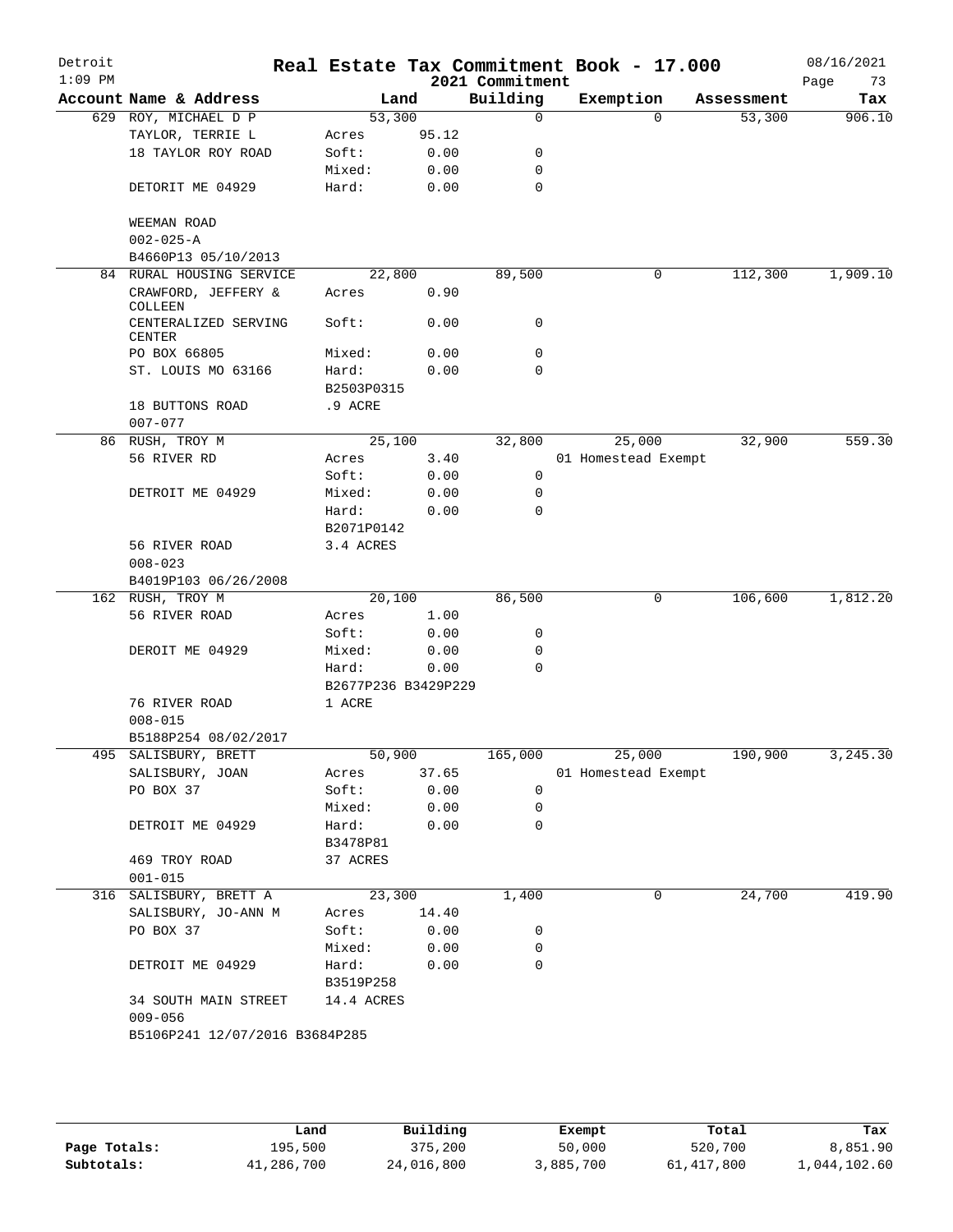# Real Estate Tax Commitment Book - 17.000

2021 Commitment

Detroit 1:09 PM — 08/16/2021

| Account Name & Address | Land | | Building | Exemption | Assessment | Tax |
|---|---|---|---|---|---|---|
| 629 ROY, MICHAEL D P | 53,300 | | 0 | 0 | 53,300 | 906.10 |
| TAYLOR, TERRIE L | Acres | 95.12 | | | | |
| 18 TAYLOR ROY ROAD | Soft: | 0.00 | 0 | | | |
| | Mixed: | 0.00 | 0 | | | |
| DETORIT ME 04929 | Hard: | 0.00 | 0 | | | |
| WEEMAN ROAD | | | | | | |
| 002-025-A | | | | | | |
| B4660P13 05/10/2013 | | | | | | |
| 84 RURAL HOUSING SERVICE | 22,800 | | 89,500 | 0 | 112,300 | 1,909.10 |
| CRAWFORD, JEFFERY & COLLEEN | Acres | 0.90 | | | | |
| CENTERALIZED SERVING CENTER | Soft: | 0.00 | 0 | | | |
| PO BOX 66805 | Mixed: | 0.00 | 0 | | | |
| ST. LOUIS MO 63166 | Hard: | 0.00 | 0 | | | |
| | B2503P0315 | | | | | |
| 18 BUTTONS ROAD | .9 ACRE | | | | | |
| 007-077 | | | | | | |
| 86 RUSH, TROY M | 25,100 | | 32,800 | 25,000 | 32,900 | 559.30 |
| 56 RIVER RD | Acres | 3.40 | | 01 Homestead Exempt | | |
| | Soft: | 0.00 | 0 | | | |
| DETROIT ME 04929 | Mixed: | 0.00 | 0 | | | |
| | Hard: | 0.00 | 0 | | | |
| | B2071P0142 | | | | | |
| 56 RIVER ROAD | 3.4 ACRES | | | | | |
| 008-023 | | | | | | |
| B4019P103 06/26/2008 | | | | | | |
| 162 RUSH, TROY M | 20,100 | | 86,500 | 0 | 106,600 | 1,812.20 |
| 56 RIVER ROAD | Acres | 1.00 | | | | |
| | Soft: | 0.00 | 0 | | | |
| DEROIT ME 04929 | Mixed: | 0.00 | 0 | | | |
| | Hard: | 0.00 | 0 | | | |
| | B2677P236 B3429P229 | | | | | |
| 76 RIVER ROAD | 1 ACRE | | | | | |
| 008-015 | | | | | | |
| B5188P254 08/02/2017 | | | | | | |
| 495 SALISBURY, BRETT | 50,900 | | 165,000 | 25,000 | 190,900 | 3,245.30 |
| SALISBURY, JOAN | Acres | 37.65 | | 01 Homestead Exempt | | |
| PO BOX 37 | Soft: | 0.00 | 0 | | | |
| | Mixed: | 0.00 | 0 | | | |
| DETROIT ME 04929 | Hard: | 0.00 | 0 | | | |
| | B3478P81 | | | | | |
| 469 TROY ROAD | 37 ACRES | | | | | |
| 001-015 | | | | | | |
| 316 SALISBURY, BRETT A | 23,300 | | 1,400 | 0 | 24,700 | 419.90 |
| SALISBURY, JO-ANN M | Acres | 14.40 | | | | |
| PO BOX 37 | Soft: | 0.00 | 0 | | | |
| | Mixed: | 0.00 | 0 | | | |
| DETROIT ME 04929 | Hard: | 0.00 | 0 | | | |
| | B3519P258 | | | | | |
| 34 SOUTH MAIN STREET | 14.4 ACRES | | | | | |
| 009-056 | | | | | | |
| B5106P241 12/07/2016 B3684P285 | | | | | | |

| | Land | Building | Exempt | Total | Tax |
|---|---|---|---|---|---|
| Page Totals: | 195,500 | 375,200 | 50,000 | 520,700 | 8,851.90 |
| Subtotals: | 41,286,700 | 24,016,800 | 3,885,700 | 61,417,800 | 1,044,102.60 |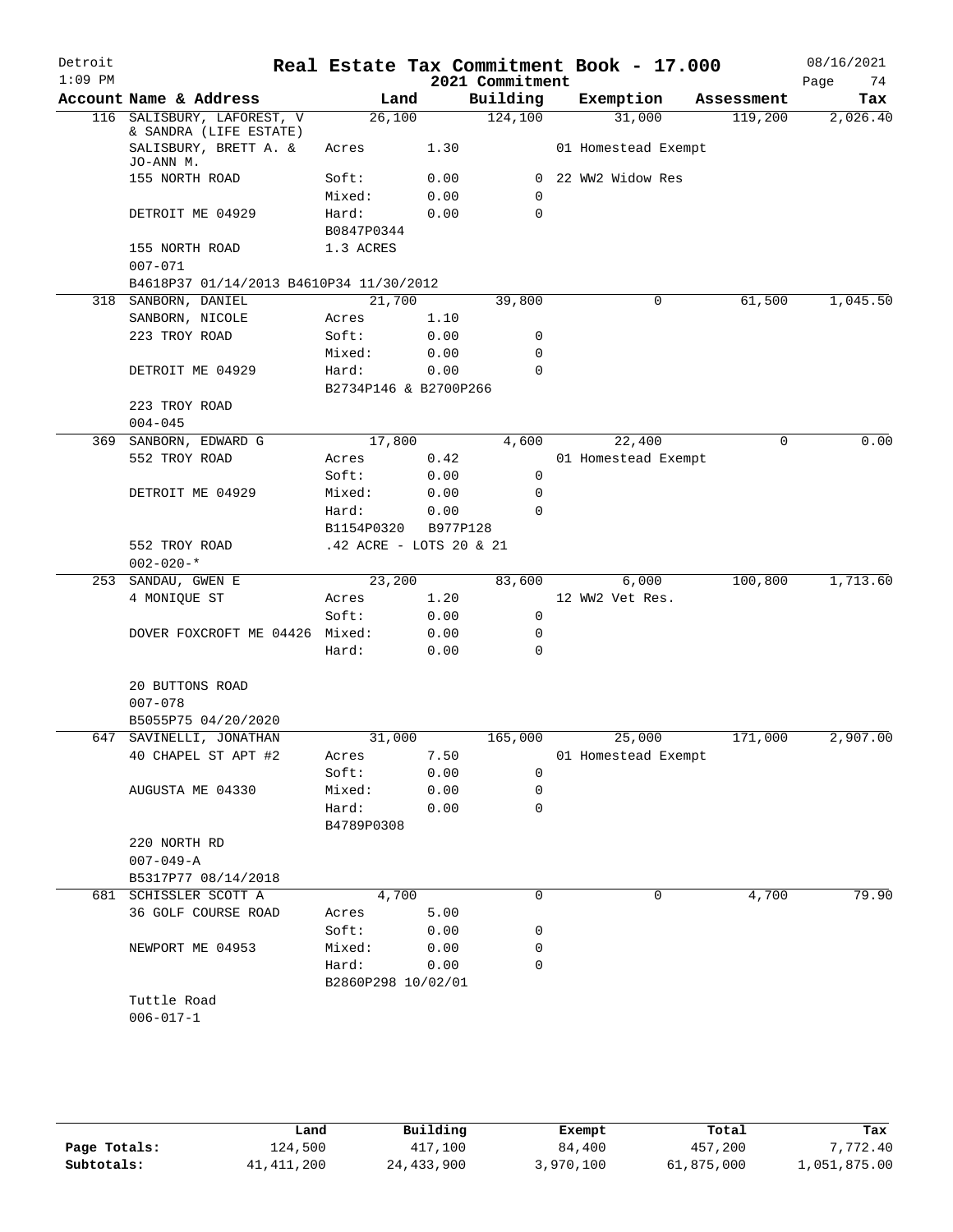# Real Estate Tax Commitment Book - 17.000

Detroit
1:09 PM
2021 Commitment
08/16/2021

| Account | Name & Address | Land | | Building | Exemption | Assessment | Tax |
|---|---|---|---|---|---|---|---|
| 116 | SALISBURY, LAFOREST, V & SANDRA (LIFE ESTATE) | 26,100 | | 124,100 | 31,000 | 119,200 | 2,026.40 |
| | SALISBURY, BRETT A. & JO-ANN M. | Acres | 1.30 | | 01 Homestead Exempt | | |
| | 155 NORTH ROAD | Soft: | 0.00 | 0 | 22 WW2 Widow Res | | |
| | | Mixed: | 0.00 | 0 | | | |
| | DETROIT ME 04929 | Hard: | 0.00 | 0 | | | |
| | | B0847P0344 | | | | | |
| | 155 NORTH ROAD | 1.3 ACRES | | | | | |
| | 007-071 | | | | | | |
| | B4618P37 01/14/2013 B4610P34 11/30/2012 | | | | | | |
| 318 | SANBORN, DANIEL | 21,700 | | 39,800 | 0 | 61,500 | 1,045.50 |
| | SANBORN, NICOLE | Acres | 1.10 | | | | |
| | 223 TROY ROAD | Soft: | 0.00 | 0 | | | |
| | | Mixed: | 0.00 | 0 | | | |
| | DETROIT ME 04929 | Hard: | 0.00 | 0 | | | |
| | | B2734P146 & B2700P266 | | | | | |
| | 223 TROY ROAD | | | | | | |
| | 004-045 | | | | | | |
| 369 | SANBORN, EDWARD G | 17,800 | | 4,600 | 22,400 | 0 | 0.00 |
| | 552 TROY ROAD | Acres | 0.42 | | 01 Homestead Exempt | | |
| | | Soft: | 0.00 | 0 | | | |
| | DETROIT ME 04929 | Mixed: | 0.00 | 0 | | | |
| | | Hard: | 0.00 | 0 | | | |
| | | B1154P0320 | B977P128 | | | | |
| | 552 TROY ROAD | .42 ACRE - LOTS 20 & 21 | | | | | |
| | 002-020-* | | | | | | |
| 253 | SANDAU, GWEN E | 23,200 | | 83,600 | 6,000 | 100,800 | 1,713.60 |
| | 4 MONIQUE ST | Acres | 1.20 | | 12 WW2 Vet Res. | | |
| | | Soft: | 0.00 | 0 | | | |
| | DOVER FOXCROFT ME 04426 | Mixed: | 0.00 | 0 | | | |
| | | Hard: | 0.00 | 0 | | | |
| | 20 BUTTONS ROAD | | | | | | |
| | 007-078 | | | | | | |
| | B5055P75 04/20/2020 | | | | | | |
| 647 | SAVINELLI, JONATHAN | 31,000 | | 165,000 | 25,000 | 171,000 | 2,907.00 |
| | 40 CHAPEL ST APT #2 | Acres | 7.50 | | 01 Homestead Exempt | | |
| | | Soft: | 0.00 | 0 | | | |
| | AUGUSTA ME 04330 | Mixed: | 0.00 | 0 | | | |
| | | Hard: | 0.00 | 0 | | | |
| | | B4789P0308 | | | | | |
| | 220 NORTH RD | | | | | | |
| | 007-049-A | | | | | | |
| | B5317P77 08/14/2018 | | | | | | |
| 681 | SCHISSLER SCOTT A | 4,700 | | 0 | 0 | 4,700 | 79.90 |
| | 36 GOLF COURSE ROAD | Acres | 5.00 | | | | |
| | | Soft: | 0.00 | 0 | | | |
| | NEWPORT ME 04953 | Mixed: | 0.00 | 0 | | | |
| | | Hard: | 0.00 | 0 | | | |
| | | B2860P298 10/02/01 | | | | | |
| | Tuttle Road | | | | | | |
| | 006-017-1 | | | | | | |

| | Land | Building | Exempt | Total | Tax |
|---|---|---|---|---|---|
| Page Totals: | 124,500 | 417,100 | 84,400 | 457,200 | 7,772.40 |
| Subtotals: | 41,411,200 | 24,433,900 | 3,970,100 | 61,875,000 | 1,051,875.00 |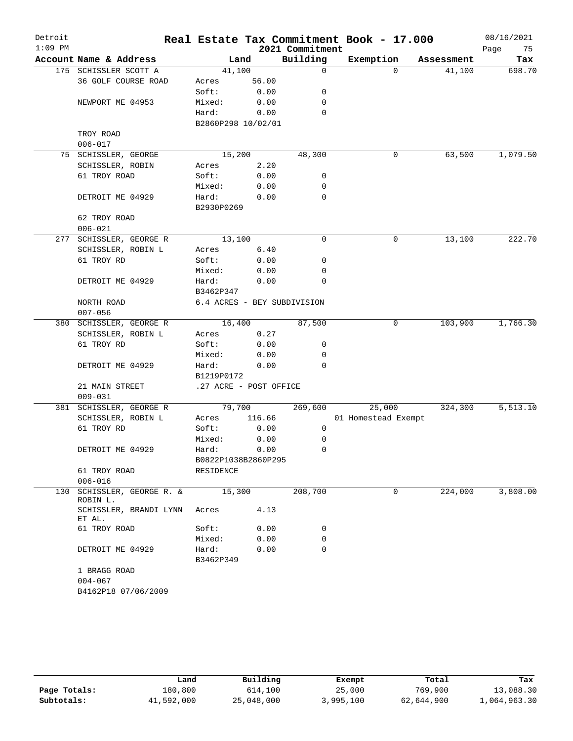# Real Estate Tax Commitment Book - 17.000

Detroit
1:09 PM
2021 Commitment
08/16/2021

| Account | Name & Address | Land | | Building | Exemption | Assessment | Tax |
|---|---|---|---|---|---|---|---|
| 175 | SCHISSLER SCOTT A | 41,100 | | 0 | 0 | 41,100 | 698.70 |
| | 36 GOLF COURSE ROAD | Acres | 56.00 | | | | |
| | | Soft: | 0.00 | 0 | | | |
| | NEWPORT ME 04953 | Mixed: | 0.00 | 0 | | | |
| | | Hard: | 0.00 | 0 | | | |
| | | B2860P298 10/02/01 | | | | | |
| | TROY ROAD | | | | | | |
| | 006-017 | | | | | | |
| 75 | SCHISSLER, GEORGE | 15,200 | | 48,300 | 0 | 63,500 | 1,079.50 |
| | SCHISSLER, ROBIN | Acres | 2.20 | | | | |
| | 61 TROY ROAD | Soft: | 0.00 | 0 | | | |
| | | Mixed: | 0.00 | 0 | | | |
| | DETROIT ME 04929 | Hard: | 0.00 | 0 | | | |
| | | B2930P0269 | | | | | |
| | 62 TROY ROAD | | | | | | |
| | 006-021 | | | | | | |
| 277 | SCHISSLER, GEORGE R | 13,100 | | 0 | 0 | 13,100 | 222.70 |
| | SCHISSLER, ROBIN L | Acres | 6.40 | | | | |
| | 61 TROY RD | Soft: | 0.00 | 0 | | | |
| | | Mixed: | 0.00 | 0 | | | |
| | DETROIT ME 04929 | Hard: | 0.00 | 0 | | | |
| | | B3462P347 | | | | | |
| | NORTH ROAD | 6.4 ACRES - BEY SUBDIVISION | | | | | |
| | 007-056 | | | | | | |
| 380 | SCHISSLER, GEORGE R | 16,400 | | 87,500 | 0 | 103,900 | 1,766.30 |
| | SCHISSLER, ROBIN L | Acres | 0.27 | | | | |
| | 61 TROY RD | Soft: | 0.00 | 0 | | | |
| | | Mixed: | 0.00 | 0 | | | |
| | DETROIT ME 04929 | Hard: | 0.00 | 0 | | | |
| | | B1219P0172 | | | | | |
| | 21 MAIN STREET | .27 ACRE - POST OFFICE | | | | | |
| | 009-031 | | | | | | |
| 381 | SCHISSLER, GEORGE R | 79,700 | | 269,600 | 25,000 | 324,300 | 5,513.10 |
| | SCHISSLER, ROBIN L | Acres | 116.66 | | 01 Homestead Exempt | | |
| | 61 TROY RD | Soft: | 0.00 | 0 | | | |
| | | Mixed: | 0.00 | 0 | | | |
| | DETROIT ME 04929 | Hard: | 0.00 | 0 | | | |
| | | B0822P1038B2860P295 | | | | | |
| | 61 TROY ROAD | RESIDENCE | | | | | |
| | 006-016 | | | | | | |
| 130 | SCHISSLER, GEORGE R. & ROBIN L. | 15,300 | | 208,700 | 0 | 224,000 | 3,808.00 |
| | SCHISSLER, BRANDI LYNN ET AL. | Acres | 4.13 | | | | |
| | 61 TROY ROAD | Soft: | 0.00 | 0 | | | |
| | | Mixed: | 0.00 | 0 | | | |
| | DETROIT ME 04929 | Hard: | 0.00 | 0 | | | |
| | | B3462P349 | | | | | |
| | 1 BRAGG ROAD | | | | | | |
| | 004-067 | | | | | | |
| | B4162P18 07/06/2009 | | | | | | |

| | Land | Building | Exempt | Total | Tax |
|---|---|---|---|---|---|
| Page Totals: | 180,800 | 614,100 | 25,000 | 769,900 | 13,088.30 |
| Subtotals: | 41,592,000 | 25,048,000 | 3,995,100 | 62,644,900 | 1,064,963.30 |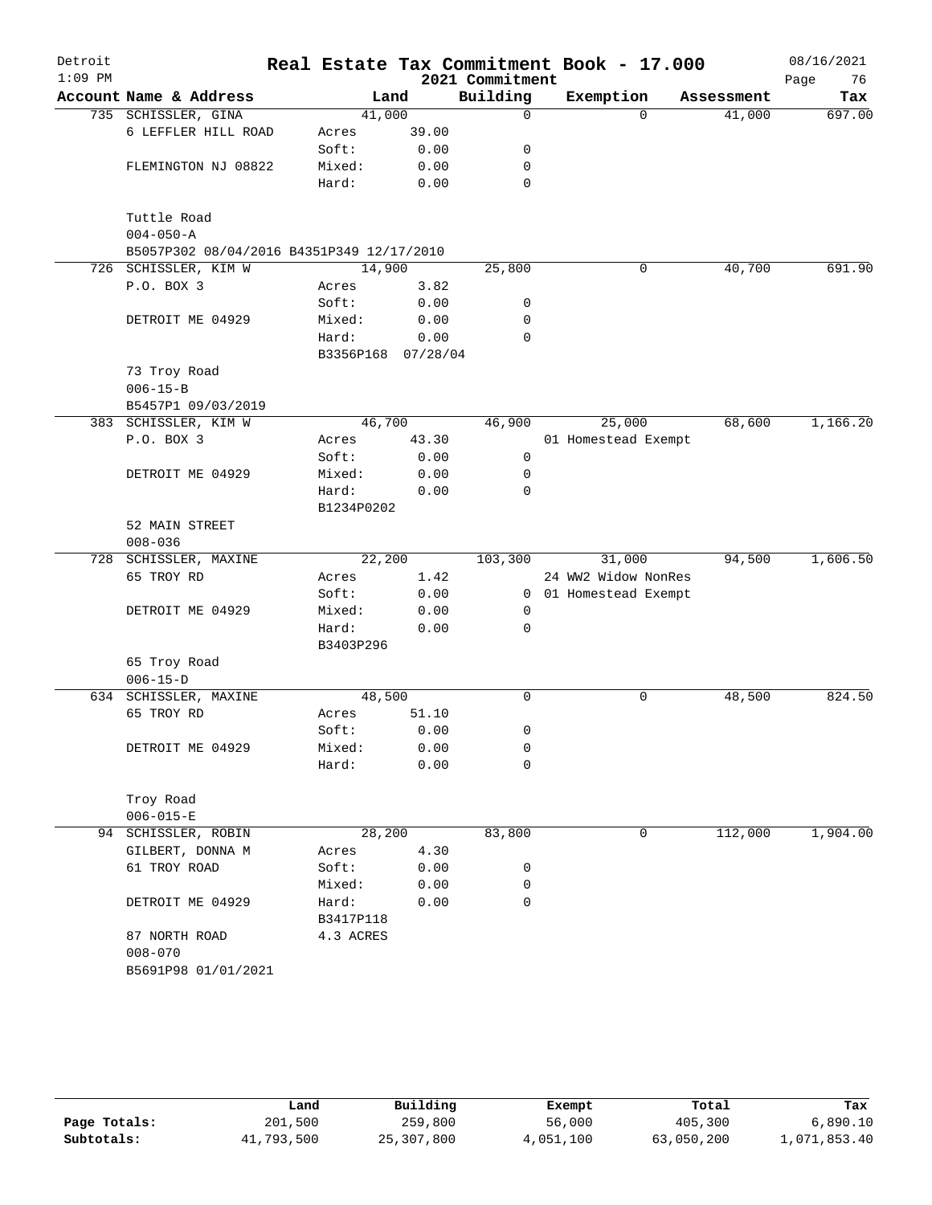# Real Estate Tax Commitment Book - 17.000

Detroit
1:09 PM

2021 Commitment

08/16/2021

| Account Name & Address | Land | | Building | Exemption | Assessment | Tax |
|---|---|---|---|---|---|---|
| 735 SCHISSLER, GINA | 41,000 | | 0 | 0 | 41,000 | 697.00 |
| 6 LEFFLER HILL ROAD | Acres | 39.00 | | | | |
| | Soft: | 0.00 | 0 | | | |
| FLEMINGTON NJ 08822 | Mixed: | 0.00 | 0 | | | |
| | Hard: | 0.00 | 0 | | | |
| Tuttle Road | | | | | | |
| 004-050-A | | | | | | |
| B5057P302 08/04/2016 B4351P349 12/17/2010 | | | | | | |
| 726 SCHISSLER, KIM W | 14,900 | | 25,800 | 0 | 40,700 | 691.90 |
| P.O. BOX 3 | Acres | 3.82 | | | | |
| | Soft: | 0.00 | 0 | | | |
| DETROIT ME 04929 | Mixed: | 0.00 | 0 | | | |
| | Hard: | 0.00 | 0 | | | |
| | B3356P168 | 07/28/04 | | | | |
| 73 Troy Road | | | | | | |
| 006-15-B | | | | | | |
| B5457P1 09/03/2019 | | | | | | |
| 383 SCHISSLER, KIM W | 46,700 | | 46,900 | 25,000 | 68,600 | 1,166.20 |
| P.O. BOX 3 | Acres | 43.30 | | 01 Homestead Exempt | | |
| | Soft: | 0.00 | 0 | | | |
| DETROIT ME 04929 | Mixed: | 0.00 | 0 | | | |
| | Hard: | 0.00 | 0 | | | |
| | B1234P0202 | | | | | |
| 52 MAIN STREET | | | | | | |
| 008-036 | | | | | | |
| 728 SCHISSLER, MAXINE | 22,200 | | 103,300 | 31,000 | 94,500 | 1,606.50 |
| 65 TROY RD | Acres | 1.42 | | 24 WW2 Widow NonRes | | |
| | Soft: | 0.00 | 0 | 01 Homestead Exempt | | |
| DETROIT ME 04929 | Mixed: | 0.00 | 0 | | | |
| | Hard: | 0.00 | 0 | | | |
| | B3403P296 | | | | | |
| 65 Troy Road | | | | | | |
| 006-15-D | | | | | | |
| 634 SCHISSLER, MAXINE | 48,500 | | 0 | 0 | 48,500 | 824.50 |
| 65 TROY RD | Acres | 51.10 | | | | |
| | Soft: | 0.00 | 0 | | | |
| DETROIT ME 04929 | Mixed: | 0.00 | 0 | | | |
| | Hard: | 0.00 | 0 | | | |
| Troy Road | | | | | | |
| 006-015-E | | | | | | |
| 94 SCHISSLER, ROBIN | 28,200 | | 83,800 | 0 | 112,000 | 1,904.00 |
| GILBERT, DONNA M | Acres | 4.30 | | | | |
| 61 TROY ROAD | Soft: | 0.00 | 0 | | | |
| | Mixed: | 0.00 | 0 | | | |
| DETROIT ME 04929 | Hard: | 0.00 | 0 | | | |
| | B3417P118 | | | | | |
| 87 NORTH ROAD | 4.3 ACRES | | | | | |
| 008-070 | | | | | | |
| B5691P98 01/01/2021 | | | | | | |

| | Land | Building | Exempt | Total | Tax |
|---|---|---|---|---|---|
| Page Totals: | 201,500 | 259,800 | 56,000 | 405,300 | 6,890.10 |
| Subtotals: | 41,793,500 | 25,307,800 | 4,051,100 | 63,050,200 | 1,071,853.40 |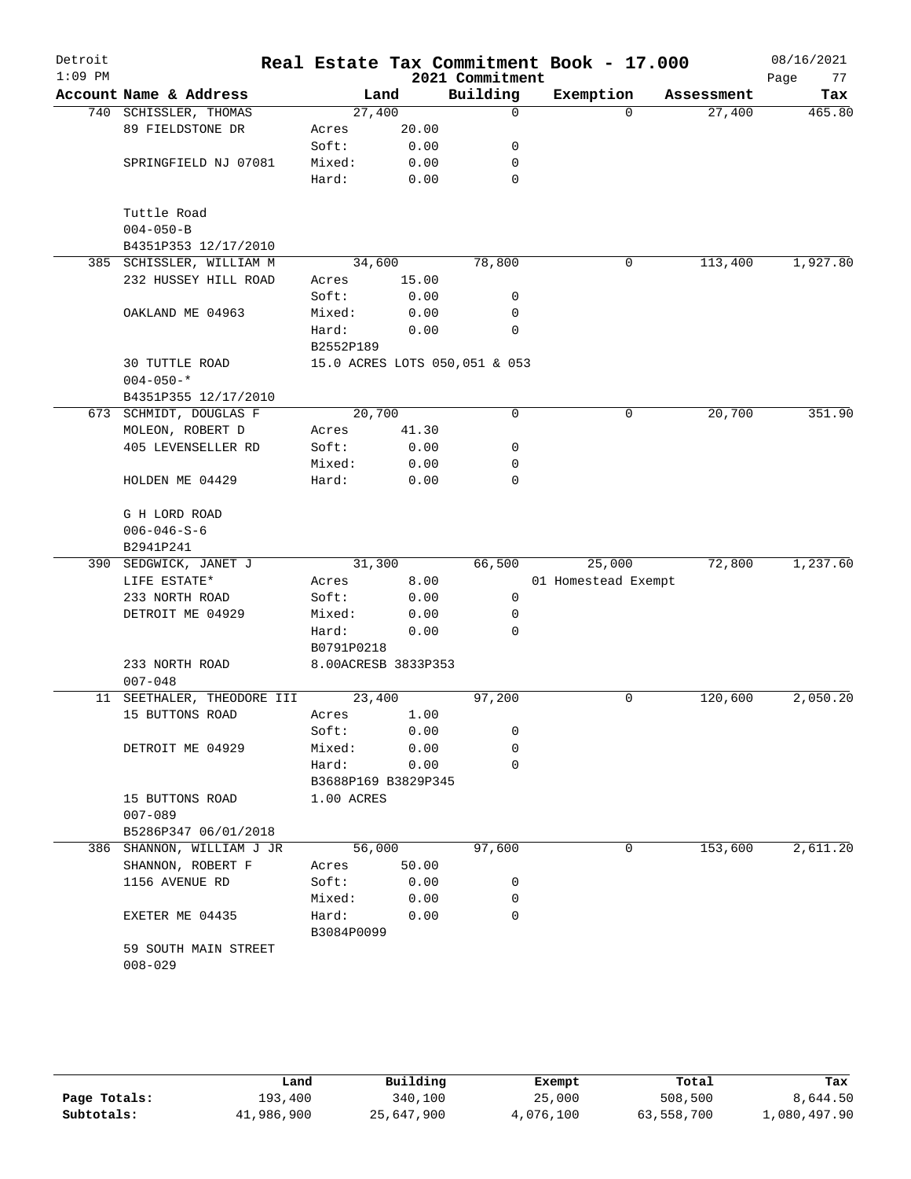# Real Estate Tax Commitment Book - 17.000

Detroit
1:09 PM

2021 Commitment

08/16/2021

| Account Name & Address | Land | | Building | Exemption | Assessment | Tax |
|---|---|---|---|---|---|---|
| 740 SCHISSLER, THOMAS | 27,400 | | 0 | 0 | 27,400 | 465.80 |
| 89 FIELDSTONE DR | Acres | 20.00 | | | | |
| | Soft: | 0.00 | 0 | | | |
| SPRINGFIELD NJ 07081 | Mixed: | 0.00 | 0 | | | |
| | Hard: | 0.00 | 0 | | | |
| Tuttle Road | | | | | | |
| 004-050-B | | | | | | |
| B4351P353 12/17/2010 | | | | | | |
| 385 SCHISSLER, WILLIAM M | 34,600 | | 78,800 | 0 | 113,400 | 1,927.80 |
| 232 HUSSEY HILL ROAD | Acres | 15.00 | | | | |
| | Soft: | 0.00 | 0 | | | |
| OAKLAND ME 04963 | Mixed: | 0.00 | 0 | | | |
| | Hard: | 0.00 | 0 | | | |
| | B2552P189 | | | | | |
| 30 TUTTLE ROAD | 15.0 ACRES LOTS 050,051 & 053 | | | | | |
| 004-050-* | | | | | | |
| B4351P355 12/17/2010 | | | | | | |
| 673 SCHMIDT, DOUGLAS F | 20,700 | | 0 | 0 | 20,700 | 351.90 |
| MOLEON, ROBERT D | Acres | 41.30 | | | | |
| 405 LEVENSELLER RD | Soft: | 0.00 | 0 | | | |
| | Mixed: | 0.00 | 0 | | | |
| HOLDEN ME 04429 | Hard: | 0.00 | 0 | | | |
| G H LORD ROAD | | | | | | |
| 006-046-S-6 | | | | | | |
| B2941P241 | | | | | | |
| 390 SEDGWICK, JANET J | 31,300 | | 66,500 | 25,000 | 72,800 | 1,237.60 |
| LIFE ESTATE* | Acres | 8.00 | | 01 Homestead Exempt | | |
| 233 NORTH ROAD | Soft: | 0.00 | 0 | | | |
| DETROIT ME 04929 | Mixed: | 0.00 | 0 | | | |
| | Hard: | 0.00 | 0 | | | |
| | B0791P0218 | | | | | |
| 233 NORTH ROAD | 8.00ACRESB 3833P353 | | | | | |
| 007-048 | | | | | | |
| 11 SEETHALER, THEODORE III | 23,400 | | 97,200 | 0 | 120,600 | 2,050.20 |
| 15 BUTTONS ROAD | Acres | 1.00 | | | | |
| | Soft: | 0.00 | 0 | | | |
| DETROIT ME 04929 | Mixed: | 0.00 | 0 | | | |
| | Hard: | 0.00 | 0 | | | |
| | B3688P169 B3829P345 | | | | | |
| 15 BUTTONS ROAD | 1.00 ACRES | | | | | |
| 007-089 | | | | | | |
| B5286P347 06/01/2018 | | | | | | |
| 386 SHANNON, WILLIAM J JR | 56,000 | | 97,600 | 0 | 153,600 | 2,611.20 |
| SHANNON, ROBERT F | Acres | 50.00 | | | | |
| 1156 AVENUE RD | Soft: | 0.00 | 0 | | | |
| | Mixed: | 0.00 | 0 | | | |
| EXETER ME 04435 | Hard: | 0.00 | 0 | | | |
| | B3084P0099 | | | | | |
| 59 SOUTH MAIN STREET | | | | | | |
| 008-029 | | | | | | |

| | Land | Building | Exempt | Total | Tax |
|---|---|---|---|---|---|
| Page Totals: | 193,400 | 340,100 | 25,000 | 508,500 | 8,644.50 |
| Subtotals: | 41,986,900 | 25,647,900 | 4,076,100 | 63,558,700 | 1,080,497.90 |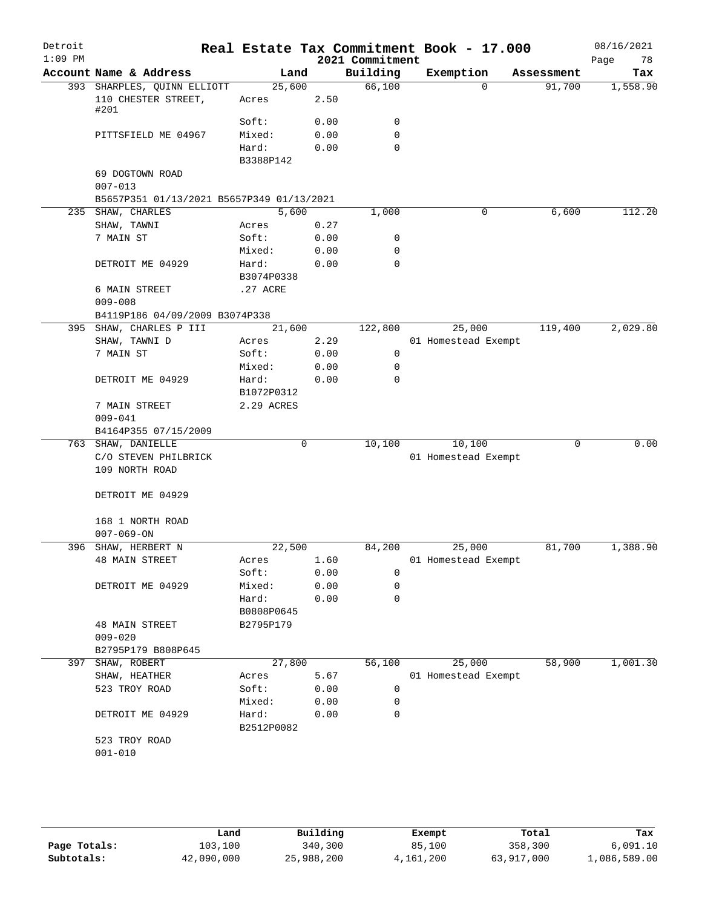Detroit
$1:09$ PM

# Real Estate Tax Commitment Book - 17.000
## 2021 Commitment

08/16/2021
Page 78

| Account Name & Address | Land | | Building | Exemption | Assessment | Tax |
|---|---|---|---|---|---|---|
| 393 SHARPLES, QUINN ELLIOTT | 25,600 | | 66,100 | 0 | 91,700 | 1,558.90 |
| 110 CHESTER STREET, #201 | Acres | 2.50 | | | | |
| | Soft: | 0.00 | 0 | | | |
| PITTSFIELD ME 04967 | Mixed: | 0.00 | 0 | | | |
| | Hard: | 0.00 | 0 | | | |
| | B3388P142 | | | | | |
| 69 DOGTOWN ROAD | | | | | | |
| 007-013 | | | | | | |
| B5657P351 01/13/2021 B5657P349 01/13/2021 | | | | | | |
| 235 SHAW, CHARLES | 5,600 | | 1,000 | 0 | 6,600 | 112.20 |
| SHAW, TAWNI | Acres | 0.27 | | | | |
| 7 MAIN ST | Soft: | 0.00 | 0 | | | |
| | Mixed: | 0.00 | 0 | | | |
| DETROIT ME 04929 | Hard: | 0.00 | 0 | | | |
| | B3074P0338 | | | | | |
| 6 MAIN STREET | .27 ACRE | | | | | |
| 009-008 | | | | | | |
| B4119P186 04/09/2009 B3074P338 | | | | | | |
| 395 SHAW, CHARLES P III | 21,600 | | 122,800 | 25,000 | 119,400 | 2,029.80 |
| SHAW, TAWNI D | Acres | 2.29 | | 01 Homestead Exempt | | |
| 7 MAIN ST | Soft: | 0.00 | 0 | | | |
| | Mixed: | 0.00 | 0 | | | |
| DETROIT ME 04929 | Hard: | 0.00 | 0 | | | |
| | B1072P0312 | | | | | |
| 7 MAIN STREET | 2.29 ACRES | | | | | |
| 009-041 | | | | | | |
| B4164P355 07/15/2009 | | | | | | |
| 763 SHAW, DANIELLE | 0 | | 10,100 | 10,100 | 0 | 0.00 |
| C/O STEVEN PHILBRICK | | | | 01 Homestead Exempt | | |
| 109 NORTH ROAD | | | | | | |
| DETROIT ME 04929 | | | | | | |
| 168 1 NORTH ROAD | | | | | | |
| 007-069-ON | | | | | | |
| 396 SHAW, HERBERT N | 22,500 | | 84,200 | 25,000 | 81,700 | 1,388.90 |
| 48 MAIN STREET | Acres | 1.60 | | 01 Homestead Exempt | | |
| | Soft: | 0.00 | 0 | | | |
| DETROIT ME 04929 | Mixed: | 0.00 | 0 | | | |
| | Hard: | 0.00 | 0 | | | |
| | B0808P0645 | | | | | |
| 48 MAIN STREET | B2795P179 | | | | | |
| 009-020 | | | | | | |
| B2795P179 B808P645 | | | | | | |
| 397 SHAW, ROBERT | 27,800 | | 56,100 | 25,000 | 58,900 | 1,001.30 |
| SHAW, HEATHER | Acres | 5.67 | | 01 Homestead Exempt | | |
| 523 TROY ROAD | Soft: | 0.00 | 0 | | | |
| | Mixed: | 0.00 | 0 | | | |
| DETROIT ME 04929 | Hard: | 0.00 | 0 | | | |
| | B2512P0082 | | | | | |
| 523 TROY ROAD | | | | | | |
| 001-010 | | | | | | |

| | Land | Building | Exempt | Total | Tax |
|---|---|---|---|---|---|
| Page Totals: | 103,100 | 340,300 | 85,100 | 358,300 | 6,091.10 |
| Subtotals: | 42,090,000 | 25,988,200 | 4,161,200 | 63,917,000 | 1,086,589.00 |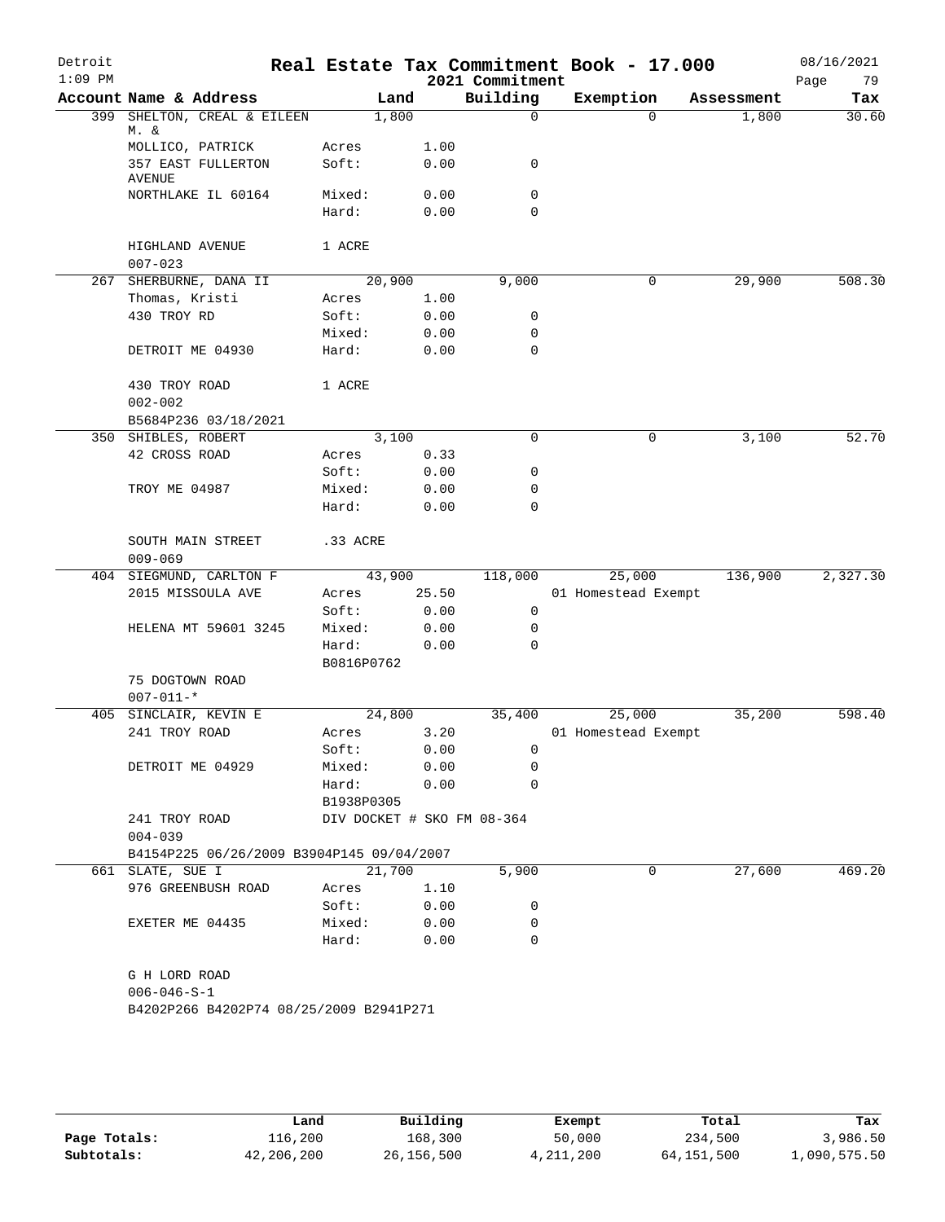# Real Estate Tax Commitment Book - 17.000

Detroit
1:09 PM

2021 Commitment

08/16/2021

| Account Name & Address | Land | | Building | Exemption | Assessment | Tax |
|---|---|---|---|---|---|---|
| 399 SHELTON, CREAL & EILEEN M. & | 1,800 | | 0 | 0 | 1,800 | 30.60 |
| MOLLICO, PATRICK | Acres | 1.00 | | | | |
| 357 EAST FULLERTON AVENUE | Soft: | 0.00 | 0 | | | |
| NORTHLAKE IL 60164 | Mixed: | 0.00 | 0 | | | |
| | Hard: | 0.00 | 0 | | | |
| HIGHLAND AVENUE | 1 ACRE | | | | | |
| 007-023 | | | | | | |
| 267 SHERBURNE, DANA II | 20,900 | | 9,000 | 0 | 29,900 | 508.30 |
| Thomas, Kristi | Acres | 1.00 | | | | |
| 430 TROY RD | Soft: | 0.00 | 0 | | | |
| | Mixed: | 0.00 | 0 | | | |
| DETROIT ME 04930 | Hard: | 0.00 | 0 | | | |
| 430 TROY ROAD | 1 ACRE | | | | | |
| 002-002 | | | | | | |
| B5684P236 03/18/2021 | | | | | | |
| 350 SHIBLES, ROBERT | 3,100 | | 0 | 0 | 3,100 | 52.70 |
| 42 CROSS ROAD | Acres | 0.33 | | | | |
| | Soft: | 0.00 | 0 | | | |
| TROY ME 04987 | Mixed: | 0.00 | 0 | | | |
| | Hard: | 0.00 | 0 | | | |
| SOUTH MAIN STREET | .33 ACRE | | | | | |
| 009-069 | | | | | | |
| 404 SIEGMUND, CARLTON F | 43,900 | | 118,000 | 25,000 | 136,900 | 2,327.30 |
| 2015 MISSOULA AVE | Acres | 25.50 | | 01 Homestead Exempt | | |
| | Soft: | 0.00 | 0 | | | |
| HELENA MT 59601 3245 | Mixed: | 0.00 | 0 | | | |
| | Hard: | 0.00 | 0 | | | |
| | B0816P0762 | | | | | |
| 75 DOGTOWN ROAD | | | | | | |
| 007-011-* | | | | | | |
| 405 SINCLAIR, KEVIN E | 24,800 | | 35,400 | 25,000 | 35,200 | 598.40 |
| 241 TROY ROAD | Acres | 3.20 | | 01 Homestead Exempt | | |
| | Soft: | 0.00 | 0 | | | |
| DETROIT ME 04929 | Mixed: | 0.00 | 0 | | | |
| | Hard: | 0.00 | 0 | | | |
| | B1938P0305 | | | | | |
| 241 TROY ROAD | DIV DOCKET # SKO FM 08-364 | | | | | |
| 004-039 | | | | | | |
| B4154P225 06/26/2009 B3904P145 09/04/2007 | | | | | | |
| 661 SLATE, SUE I | 21,700 | | 5,900 | 0 | 27,600 | 469.20 |
| 976 GREENBUSH ROAD | Acres | 1.10 | | | | |
| | Soft: | 0.00 | 0 | | | |
| EXETER ME 04435 | Mixed: | 0.00 | 0 | | | |
| | Hard: | 0.00 | 0 | | | |
| G H LORD ROAD | | | | | | |
| 006-046-S-1 | | | | | | |
| B4202P266 B4202P74 08/25/2009 B2941P271 | | | | | | |

| | Land | Building | Exempt | Total | Tax |
|---|---|---|---|---|---|
| Page Totals: | 116,200 | 168,300 | 50,000 | 234,500 | 3,986.50 |
| Subtotals: | 42,206,200 | 26,156,500 | 4,211,200 | 64,151,500 | 1,090,575.50 |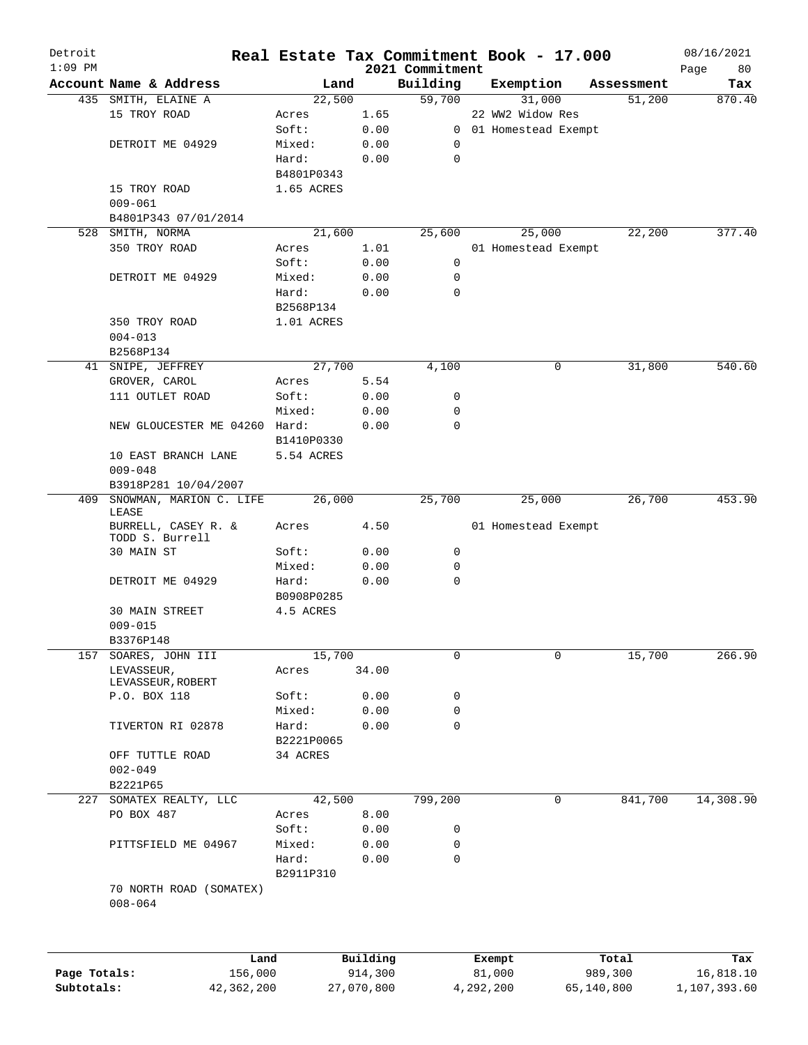# Real Estate Tax Commitment Book - 17.000

Detroit
1:09 PM

2021 Commitment

08/16/2021

| Account | Name & Address | Land | | Building | Exemption | Assessment | Tax |
|---|---|---|---|---|---|---|---|
| 435 | SMITH, ELAINE A | 22,500 | | 59,700 | 31,000 | 51,200 | 870.40 |
| | 15 TROY ROAD | Acres | 1.65 | | 22 WW2 Widow Res | | |
| | | Soft: | 0.00 | 0 | 01 Homestead Exempt | | |
| | DETROIT ME 04929 | Mixed: | 0.00 | 0 | | | |
| | | Hard: | 0.00 | 0 | | | |
| | | B4801P0343 | | | | | |
| | 15 TROY ROAD | 1.65 ACRES | | | | | |
| | 009-061 | | | | | | |
| | B4801P343 07/01/2014 | | | | | | |
| 528 | SMITH, NORMA | 21,600 | | 25,600 | 25,000 | 22,200 | 377.40 |
| | 350 TROY ROAD | Acres | 1.01 | | 01 Homestead Exempt | | |
| | | Soft: | 0.00 | 0 | | | |
| | DETROIT ME 04929 | Mixed: | 0.00 | 0 | | | |
| | | Hard: | 0.00 | 0 | | | |
| | | B2568P134 | | | | | |
| | 350 TROY ROAD | 1.01 ACRES | | | | | |
| | 004-013 | | | | | | |
| | B2568P134 | | | | | | |
| 41 | SNIPE, JEFFREY | 27,700 | | 4,100 | 0 | 31,800 | 540.60 |
| | GROVER, CAROL | Acres | 5.54 | | | | |
| | 111 OUTLET ROAD | Soft: | 0.00 | 0 | | | |
| | | Mixed: | 0.00 | 0 | | | |
| | NEW GLOUCESTER ME 04260 | Hard: | 0.00 | 0 | | | |
| | | B1410P0330 | | | | | |
| | 10 EAST BRANCH LANE | 5.54 ACRES | | | | | |
| | 009-048 | | | | | | |
| | B3918P281 10/04/2007 | | | | | | |
| 409 | SNOWMAN, MARION C. LIFE LEASE | 26,000 | | 25,700 | 25,000 | 26,700 | 453.90 |
| | BURRELL, CASEY R. & TODD S. Burrell | Acres | 4.50 | | 01 Homestead Exempt | | |
| | 30 MAIN ST | Soft: | 0.00 | 0 | | | |
| | | Mixed: | 0.00 | 0 | | | |
| | DETROIT ME 04929 | Hard: | 0.00 | 0 | | | |
| | | B0908P0285 | | | | | |
| | 30 MAIN STREET | 4.5 ACRES | | | | | |
| | 009-015 | | | | | | |
| | B3376P148 | | | | | | |
| 157 | SOARES, JOHN III | 15,700 | | 0 | 0 | 15,700 | 266.90 |
| | LEVASSEUR, LEVASSEUR, ROBERT | Acres | 34.00 | | | | |
| | P.O. BOX 118 | Soft: | 0.00 | 0 | | | |
| | | Mixed: | 0.00 | 0 | | | |
| | TIVERTON RI 02878 | Hard: | 0.00 | 0 | | | |
| | | B2221P0065 | | | | | |
| | OFF TUTTLE ROAD | 34 ACRES | | | | | |
| | 002-049 | | | | | | |
| | B2221P65 | | | | | | |
| 227 | SOMATEX REALTY, LLC | 42,500 | | 799,200 | 0 | 841,700 | 14,308.90 |
| | PO BOX 487 | Acres | 8.00 | | | | |
| | | Soft: | 0.00 | 0 | | | |
| | PITTSFIELD ME 04967 | Mixed: | 0.00 | 0 | | | |
| | | Hard: | 0.00 | 0 | | | |
| | | B2911P310 | | | | | |
| | 70 NORTH ROAD (SOMATEX) | | | | | | |
| | 008-064 | | | | | | |

| | Land | Building | Exempt | Total | Tax |
|---|---|---|---|---|---|
| Page Totals: | 156,000 | 914,300 | 81,000 | 989,300 | 16,818.10 |
| Subtotals: | 42,362,200 | 27,070,800 | 4,292,200 | 65,140,800 | 1,107,393.60 |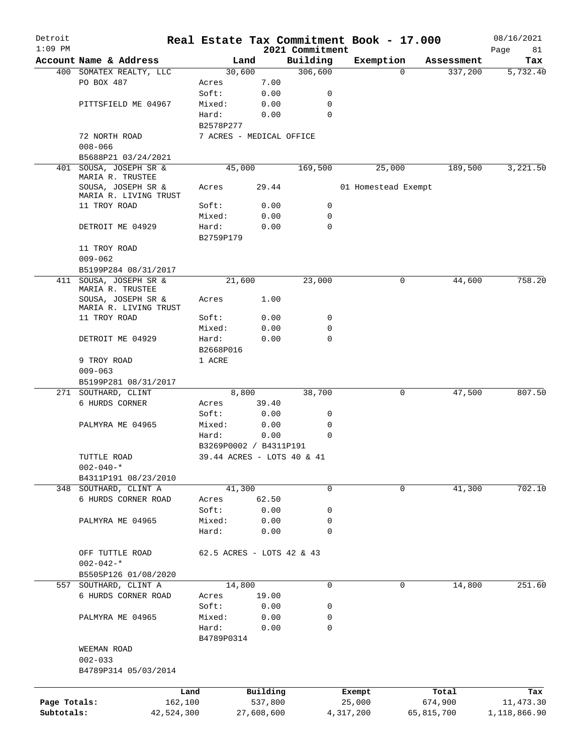Detroit
1:09 PM

# Real Estate Tax Commitment Book - 17.000

2021 Commitment

08/16/2021

| Account Name & Address | Land | | Building | Exemption | Assessment | Tax |
|---|---|---|---|---|---|---|
| 400 SOMATEX REALTY, LLC | 30,600 | | 306,600 | 0 | 337,200 | 5,732.40 |
| PO BOX 487 | Acres | 7.00 | | | | |
| | Soft: | 0.00 | 0 | | | |
| PITTSFIELD ME 04967 | Mixed: | 0.00 | 0 | | | |
| | Hard: | 0.00 | 0 | | | |
| | B2578P277 | | | | | |
| 72 NORTH ROAD | 7 ACRES - MEDICAL OFFICE | | | | | |
| 008-066 | | | | | | |
| B5688P21 03/24/2021 | | | | | | |
| 401 SOUSA, JOSEPH SR & MARIA R. TRUSTEE | 45,000 | | 169,500 | 25,000 | 189,500 | 3,221.50 |
| SOUSA, JOSEPH SR & MARIA R. LIVING TRUST | Acres | 29.44 | | 01 Homestead Exempt | | |
| 11 TROY ROAD | Soft: | 0.00 | 0 | | | |
| | Mixed: | 0.00 | 0 | | | |
| DETROIT ME 04929 | Hard: | 0.00 | 0 | | | |
| | B2759P179 | | | | | |
| 11 TROY ROAD | | | | | | |
| 009-062 | | | | | | |
| B5199P284 08/31/2017 | | | | | | |
| 411 SOUSA, JOSEPH SR & MARIA R. TRUSTEE | 21,600 | | 23,000 | 0 | 44,600 | 758.20 |
| SOUSA, JOSEPH SR & MARIA R. LIVING TRUST | Acres | 1.00 | | | | |
| 11 TROY ROAD | Soft: | 0.00 | 0 | | | |
| | Mixed: | 0.00 | 0 | | | |
| DETROIT ME 04929 | Hard: | 0.00 | 0 | | | |
| | B2668P016 | | | | | |
| 9 TROY ROAD | 1 ACRE | | | | | |
| 009-063 | | | | | | |
| B5199P281 08/31/2017 | | | | | | |
| 271 SOUTHARD, CLINT | 8,800 | | 38,700 | 0 | 47,500 | 807.50 |
| 6 HURDS CORNER | Acres | 39.40 | | | | |
| | Soft: | 0.00 | 0 | | | |
| PALMYRA ME 04965 | Mixed: | 0.00 | 0 | | | |
| | Hard: | 0.00 | 0 | | | |
| | B3269P0002 / B4311P191 | | | | | |
| TUTTLE ROAD | 39.44 ACRES - LOTS 40 & 41 | | | | | |
| 002-040-* | | | | | | |
| B4311P191 08/23/2010 | | | | | | |
| 348 SOUTHARD, CLINT A | 41,300 | | 0 | 0 | 41,300 | 702.10 |
| 6 HURDS CORNER ROAD | Acres | 62.50 | | | | |
| | Soft: | 0.00 | 0 | | | |
| PALMYRA ME 04965 | Mixed: | 0.00 | 0 | | | |
| | Hard: | 0.00 | 0 | | | |
| OFF TUTTLE ROAD | 62.5 ACRES - LOTS 42 & 43 | | | | | |
| 002-042-* | | | | | | |
| B5505P126 01/08/2020 | | | | | | |
| 557 SOUTHARD, CLINT A | 14,800 | | 0 | 0 | 14,800 | 251.60 |
| 6 HURDS CORNER ROAD | Acres | 19.00 | | | | |
| | Soft: | 0.00 | 0 | | | |
| PALMYRA ME 04965 | Mixed: | 0.00 | 0 | | | |
| | Hard: | 0.00 | 0 | | | |
| | B4789P0314 | | | | | |
| WEEMAN ROAD | | | | | | |
| 002-033 | | | | | | |
| B4789P314 05/03/2014 | | | | | | |

| | Land | Building | Exempt | Total | Tax |
|---|---|---|---|---|---|
| Page Totals: | 162,100 | 537,800 | 25,000 | 674,900 | 11,473.30 |
| Subtotals: | 42,524,300 | 27,608,600 | 4,317,200 | 65,815,700 | 1,118,866.90 |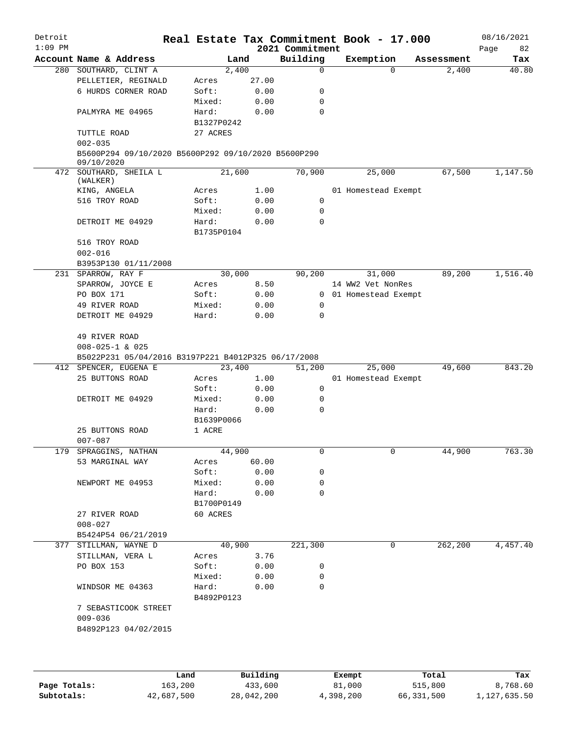# Real Estate Tax Commitment Book - 17.000

Detroit
1:09 PM

2021 Commitment

08/16/2021

| Account | Name & Address | Land | | Building | Exemption | Assessment | Tax |
|---|---|---|---|---|---|---|---|
| 280 | SOUTHARD, CLINT A | | 2,400 | 0 | 0 | 2,400 | 40.80 |
| | PELLETIER, REGINALD | Acres | 27.00 | | | | |
| | 6 HURDS CORNER ROAD | Soft: | 0.00 | 0 | | | |
| | | Mixed: | 0.00 | 0 | | | |
| | PALMYRA ME 04965 | Hard: | 0.00 | 0 | | | |
| | | B1327P0242 | | | | | |
| | TUTTLE ROAD | 27 ACRES | | | | | |
| | 002-035 | | | | | | |
| | B5600P294 09/10/2020 B5600P292 09/10/2020 B5600P290 09/10/2020 | | | | | | |
| 472 | SOUTHARD, SHEILA L (WALKER) | | 21,600 | 70,900 | 25,000 | 67,500 | 1,147.50 |
| | KING, ANGELA | Acres | 1.00 | | 01 Homestead Exempt | | |
| | 516 TROY ROAD | Soft: | 0.00 | 0 | | | |
| | | Mixed: | 0.00 | 0 | | | |
| | DETROIT ME 04929 | Hard: | 0.00 | 0 | | | |
| | | B1735P0104 | | | | | |
| | 516 TROY ROAD | | | | | | |
| | 002-016 | | | | | | |
| | B3953P130 01/11/2008 | | | | | | |
| 231 | SPARROW, RAY F | | 30,000 | 90,200 | 31,000 | 89,200 | 1,516.40 |
| | SPARROW, JOYCE E | Acres | 8.50 | | 14 WW2 Vet NonRes | | |
| | PO BOX 171 | Soft: | 0.00 | 0 | 01 Homestead Exempt | | |
| | 49 RIVER ROAD | Mixed: | 0.00 | 0 | | | |
| | DETROIT ME 04929 | Hard: | 0.00 | 0 | | | |
| | 49 RIVER ROAD | | | | | | |
| | 008-025-1 & 025 | | | | | | |
| | B5022P231 05/04/2016 B3197P221 B4012P325 06/17/2008 | | | | | | |
| 412 | SPENCER, EUGENA E | | 23,400 | 51,200 | 25,000 | 49,600 | 843.20 |
| | 25 BUTTONS ROAD | Acres | 1.00 | | 01 Homestead Exempt | | |
| | | Soft: | 0.00 | 0 | | | |
| | DETROIT ME 04929 | Mixed: | 0.00 | 0 | | | |
| | | Hard: | 0.00 | 0 | | | |
| | | B1639P0066 | | | | | |
| | 25 BUTTONS ROAD | 1 ACRE | | | | | |
| | 007-087 | | | | | | |
| 179 | SPRAGGINS, NATHAN | | 44,900 | 0 | 0 | 44,900 | 763.30 |
| | 53 MARGINAL WAY | Acres | 60.00 | | | | |
| | | Soft: | 0.00 | 0 | | | |
| | NEWPORT ME 04953 | Mixed: | 0.00 | 0 | | | |
| | | Hard: | 0.00 | 0 | | | |
| | | B1700P0149 | | | | | |
| | 27 RIVER ROAD | 60 ACRES | | | | | |
| | 008-027 | | | | | | |
| | B5424P54 06/21/2019 | | | | | | |
| 377 | STILLMAN, WAYNE D | | 40,900 | 221,300 | 0 | 262,200 | 4,457.40 |
| | STILLMAN, VERA L | Acres | 3.76 | | | | |
| | PO BOX 153 | Soft: | 0.00 | 0 | | | |
| | | Mixed: | 0.00 | 0 | | | |
| | WINDSOR ME 04363 | Hard: | 0.00 | 0 | | | |
| | | B4892P0123 | | | | | |
| | 7 SEBASTICOOK STREET | | | | | | |
| | 009-036 | | | | | | |
| | B4892P123 04/02/2015 | | | | | | |

| | Land | Building | Exempt | Total | Tax |
|---|---|---|---|---|---|
| Page Totals: | 163,200 | 433,600 | 81,000 | 515,800 | 8,768.60 |
| Subtotals: | 42,687,500 | 28,042,200 | 4,398,200 | 66,331,500 | 1,127,635.50 |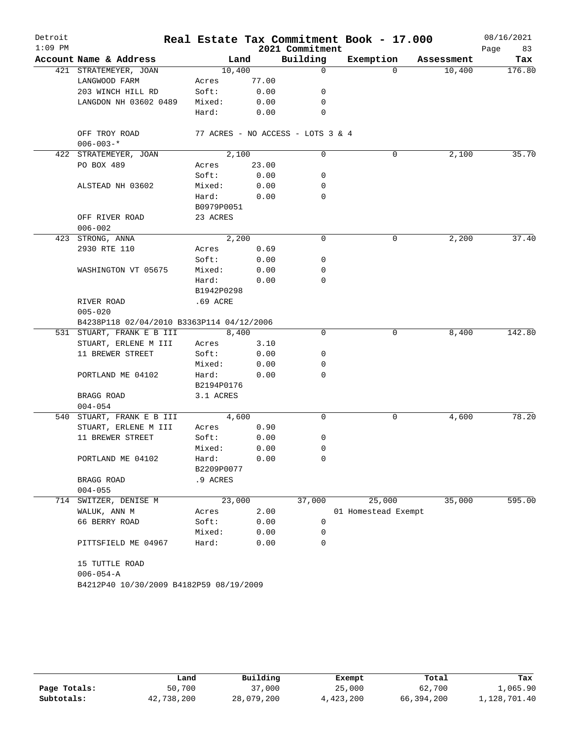Detroit 1:09 PM

# Real Estate Tax Commitment Book - 17.000

2021 Commitment

08/16/2021

| Account Name & Address | Land | | Building | Exemption | Assessment | Tax |
|---|---|---|---|---|---|---|
| 421 STRATEMEYER, JOAN | 10,400 | | 0 | 0 | 10,400 | 176.80 |
| LANGWOOD FARM | Acres | 77.00 | | | | |
| 203 WINCH HILL RD | Soft: | 0.00 | 0 | | | |
| LANGDON NH 03602 0489 | Mixed: | 0.00 | 0 | | | |
| | Hard: | 0.00 | 0 | | | |
| OFF TROY ROAD | 77 ACRES - NO ACCESS - LOTS 3 & 4 | | | | | |
| 006-003-* | | | | | | |
| 422 STRATEMEYER, JOAN | 2,100 | | 0 | 0 | 2,100 | 35.70 |
| PO BOX 489 | Acres | 23.00 | | | | |
| | Soft: | 0.00 | 0 | | | |
| ALSTEAD NH 03602 | Mixed: | 0.00 | 0 | | | |
| | Hard: | 0.00 | 0 | | | |
| | B0979P0051 | | | | | |
| OFF RIVER ROAD | 23 ACRES | | | | | |
| 006-002 | | | | | | |
| 423 STRONG, ANNA | 2,200 | | 0 | 0 | 2,200 | 37.40 |
| 2930 RTE 110 | Acres | 0.69 | | | | |
| | Soft: | 0.00 | 0 | | | |
| WASHINGTON VT 05675 | Mixed: | 0.00 | 0 | | | |
| | Hard: | 0.00 | 0 | | | |
| | B1942P0298 | | | | | |
| RIVER ROAD | .69 ACRE | | | | | |
| 005-020 | | | | | | |
| B4238P118 02/04/2010 B3363P114 04/12/2006 | | | | | | |
| 531 STUART, FRANK E B III | 8,400 | | 0 | 0 | 8,400 | 142.80 |
| STUART, ERLENE M III | Acres | 3.10 | | | | |
| 11 BREWER STREET | Soft: | 0.00 | 0 | | | |
| | Mixed: | 0.00 | 0 | | | |
| PORTLAND ME 04102 | Hard: | 0.00 | 0 | | | |
| | B2194P0176 | | | | | |
| BRAGG ROAD | 3.1 ACRES | | | | | |
| 004-054 | | | | | | |
| 540 STUART, FRANK E B III | 4,600 | | 0 | 0 | 4,600 | 78.20 |
| STUART, ERLENE M III | Acres | 0.90 | | | | |
| 11 BREWER STREET | Soft: | 0.00 | 0 | | | |
| | Mixed: | 0.00 | 0 | | | |
| PORTLAND ME 04102 | Hard: | 0.00 | 0 | | | |
| | B2209P0077 | | | | | |
| BRAGG ROAD | .9 ACRES | | | | | |
| 004-055 | | | | | | |
| 714 SWITZER, DENISE M | 23,000 | | 37,000 | 25,000 | 35,000 | 595.00 |
| WALUK, ANN M | Acres | 2.00 | | 01 Homestead Exempt | | |
| 66 BERRY ROAD | Soft: | 0.00 | 0 | | | |
| | Mixed: | 0.00 | 0 | | | |
| PITTSFIELD ME 04967 | Hard: | 0.00 | 0 | | | |
| 15 TUTTLE ROAD | | | | | | |
| 006-054-A | | | | | | |
| B4212P40 10/30/2009 B4182P59 08/19/2009 | | | | | | |

| | Land | Building | Exempt | Total | Tax |
|---|---|---|---|---|---|
| Page Totals: | 50,700 | 37,000 | 25,000 | 62,700 | 1,065.90 |
| Subtotals: | 42,738,200 | 28,079,200 | 4,423,200 | 66,394,200 | 1,128,701.40 |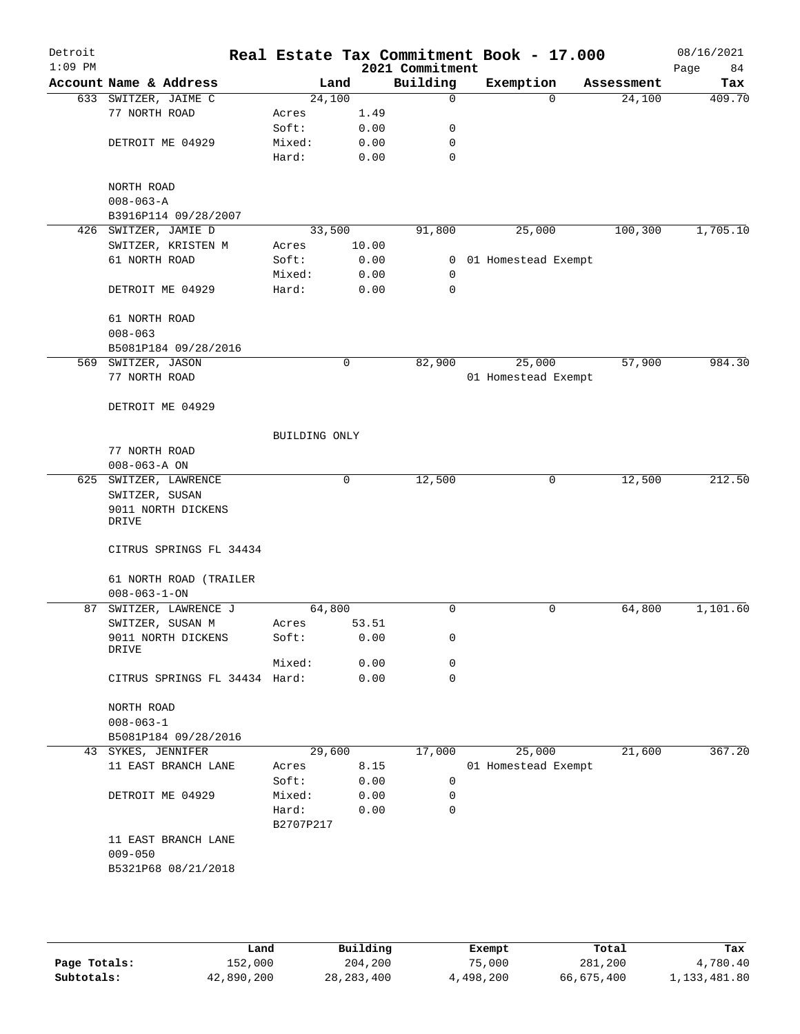# Real Estate Tax Commitment Book - 17.000

Detroit
2021 Commitment
08/16/2021

| Account Name & Address | Land | | Building | Exemption | Assessment | Tax |
|---|---|---|---|---|---|---|
| 633 SWITZER, JAIME C | 24,100 | | 0 | 0 | 24,100 | 409.70 |
| 77 NORTH ROAD | Acres | 1.49 | | | | |
| | Soft: | 0.00 | 0 | | | |
| DETROIT ME 04929 | Mixed: | 0.00 | 0 | | | |
| | Hard: | 0.00 | 0 | | | |
| NORTH ROAD | | | | | | |
| 008-063-A | | | | | | |
| B3916P114 09/28/2007 | | | | | | |
| 426 SWITZER, JAMIE D | 33,500 | | 91,800 | 25,000 | 100,300 | 1,705.10 |
| SWITZER, KRISTEN M | Acres | 10.00 | | | | |
| 61 NORTH ROAD | Soft: | 0.00 | 0 | 01 Homestead Exempt | | |
| | Mixed: | 0.00 | 0 | | | |
| DETROIT ME 04929 | Hard: | 0.00 | 0 | | | |
| 61 NORTH ROAD | | | | | | |
| 008-063 | | | | | | |
| B5081P184 09/28/2016 | | | | | | |
| 569 SWITZER, JASON | 0 | | 82,900 | 25,000 | 57,900 | 984.30 |
| 77 NORTH ROAD | | | | 01 Homestead Exempt | | |
| DETROIT ME 04929 | | | | | | |
| | BUILDING ONLY | | | | | |
| 77 NORTH ROAD | | | | | | |
| 008-063-A ON | | | | | | |
| 625 SWITZER, LAWRENCE | 0 | | 12,500 | 0 | 12,500 | 212.50 |
| SWITZER, SUSAN | | | | | | |
| 9011 NORTH DICKENS DRIVE | | | | | | |
| CITRUS SPRINGS FL 34434 | | | | | | |
| 61 NORTH ROAD (TRAILER | | | | | | |
| 008-063-1-ON | | | | | | |
| 87 SWITZER, LAWRENCE J | 64,800 | | 0 | 0 | 64,800 | 1,101.60 |
| SWITZER, SUSAN M | Acres | 53.51 | | | | |
| 9011 NORTH DICKENS DRIVE | Soft: | 0.00 | 0 | | | |
| | Mixed: | 0.00 | 0 | | | |
| CITRUS SPRINGS FL 34434 | Hard: | 0.00 | 0 | | | |
| NORTH ROAD | | | | | | |
| 008-063-1 | | | | | | |
| B5081P184 09/28/2016 | | | | | | |
| 43 SYKES, JENNIFER | 29,600 | | 17,000 | 25,000 | 21,600 | 367.20 |
| 11 EAST BRANCH LANE | Acres | 8.15 | | 01 Homestead Exempt | | |
| | Soft: | 0.00 | 0 | | | |
| DETROIT ME 04929 | Mixed: | 0.00 | 0 | | | |
| | Hard: | 0.00 | 0 | | | |
| | B2707P217 | | | | | |
| 11 EAST BRANCH LANE | | | | | | |
| 009-050 | | | | | | |
| B5321P68 08/21/2018 | | | | | | |

| | Land | Building | Exempt | Total | Tax |
|---|---|---|---|---|---|
| Page Totals: | 152,000 | 204,200 | 75,000 | 281,200 | 4,780.40 |
| Subtotals: | 42,890,200 | 28,283,400 | 4,498,200 | 66,675,400 | 1,133,481.80 |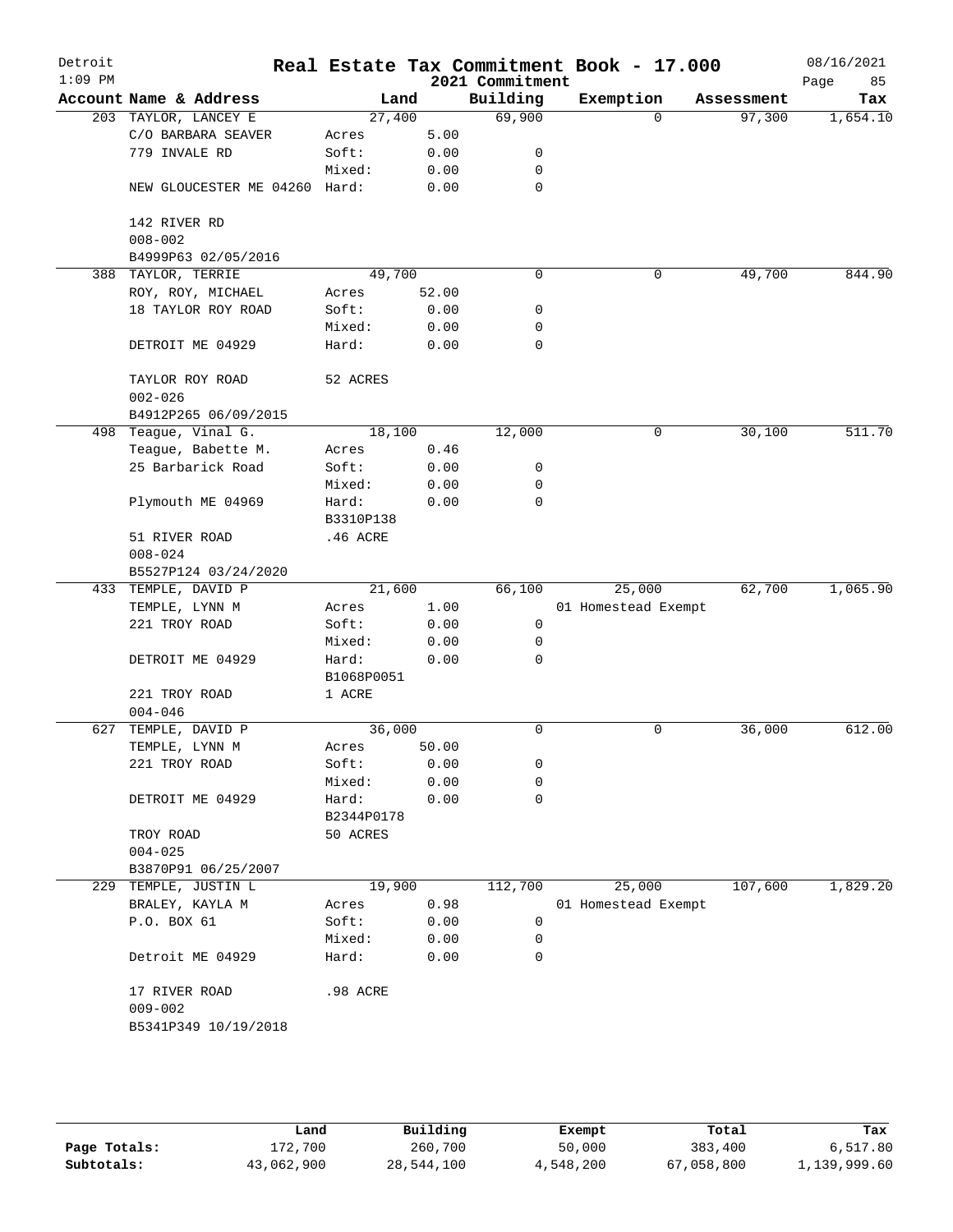# Real Estate Tax Commitment Book - 17.000

Detroit 1:09 PM — 2021 Commitment — 08/16/2021

| Account Name & Address | Land | | Building | Exemption | Assessment | Tax |
|---|---|---|---|---|---|---|
| 203 TAYLOR, LANCEY E | 27,400 | | 69,900 | 0 | 97,300 | 1,654.10 |
| C/O BARBARA SEAVER | Acres | 5.00 | | | | |
| 779 INVALE RD | Soft: | 0.00 | 0 | | | |
| | Mixed: | 0.00 | 0 | | | |
| NEW GLOUCESTER ME 04260 | Hard: | 0.00 | 0 | | | |
| 142 RIVER RD | | | | | | |
| 008-002 | | | | | | |
| B4999P63 02/05/2016 | | | | | | |
| 388 TAYLOR, TERRIE | 49,700 | | 0 | 0 | 49,700 | 844.90 |
| ROY, ROY, MICHAEL | Acres | 52.00 | | | | |
| 18 TAYLOR ROY ROAD | Soft: | 0.00 | 0 | | | |
| | Mixed: | 0.00 | 0 | | | |
| DETROIT ME 04929 | Hard: | 0.00 | 0 | | | |
| TAYLOR ROY ROAD | 52 ACRES | | | | | |
| 002-026 | | | | | | |
| B4912P265 06/09/2015 | | | | | | |
| 498 Teague, Vinal G. | 18,100 | | 12,000 | 0 | 30,100 | 511.70 |
| Teague, Babette M. | Acres | 0.46 | | | | |
| 25 Barbarick Road | Soft: | 0.00 | 0 | | | |
| | Mixed: | 0.00 | 0 | | | |
| Plymouth ME 04969 | Hard: | 0.00 | 0 | | | |
| | B3310P138 | | | | | |
| 51 RIVER ROAD | .46 ACRE | | | | | |
| 008-024 | | | | | | |
| B5527P124 03/24/2020 | | | | | | |
| 433 TEMPLE, DAVID P | 21,600 | | 66,100 | 25,000 | 62,700 | 1,065.90 |
| TEMPLE, LYNN M | Acres | 1.00 | | 01 Homestead Exempt | | |
| 221 TROY ROAD | Soft: | 0.00 | 0 | | | |
| | Mixed: | 0.00 | 0 | | | |
| DETROIT ME 04929 | Hard: | 0.00 | 0 | | | |
| | B1068P0051 | | | | | |
| 221 TROY ROAD | 1 ACRE | | | | | |
| 004-046 | | | | | | |
| 627 TEMPLE, DAVID P | 36,000 | | 0 | 0 | 36,000 | 612.00 |
| TEMPLE, LYNN M | Acres | 50.00 | | | | |
| 221 TROY ROAD | Soft: | 0.00 | 0 | | | |
| | Mixed: | 0.00 | 0 | | | |
| DETROIT ME 04929 | Hard: | 0.00 | 0 | | | |
| | B2344P0178 | | | | | |
| TROY ROAD | 50 ACRES | | | | | |
| 004-025 | | | | | | |
| B3870P91 06/25/2007 | | | | | | |
| 229 TEMPLE, JUSTIN L | 19,900 | | 112,700 | 25,000 | 107,600 | 1,829.20 |
| BRALEY, KAYLA M | Acres | 0.98 | | 01 Homestead Exempt | | |
| P.O. BOX 61 | Soft: | 0.00 | 0 | | | |
| | Mixed: | 0.00 | 0 | | | |
| Detroit ME 04929 | Hard: | 0.00 | 0 | | | |
| 17 RIVER ROAD | .98 ACRE | | | | | |
| 009-002 | | | | | | |
| B5341P349 10/19/2018 | | | | | | |

| | Land | Building | Exempt | Total | Tax |
|---|---|---|---|---|---|
| Page Totals: | 172,700 | 260,700 | 50,000 | 383,400 | 6,517.80 |
| Subtotals: | 43,062,900 | 28,544,100 | 4,548,200 | 67,058,800 | 1,139,999.60 |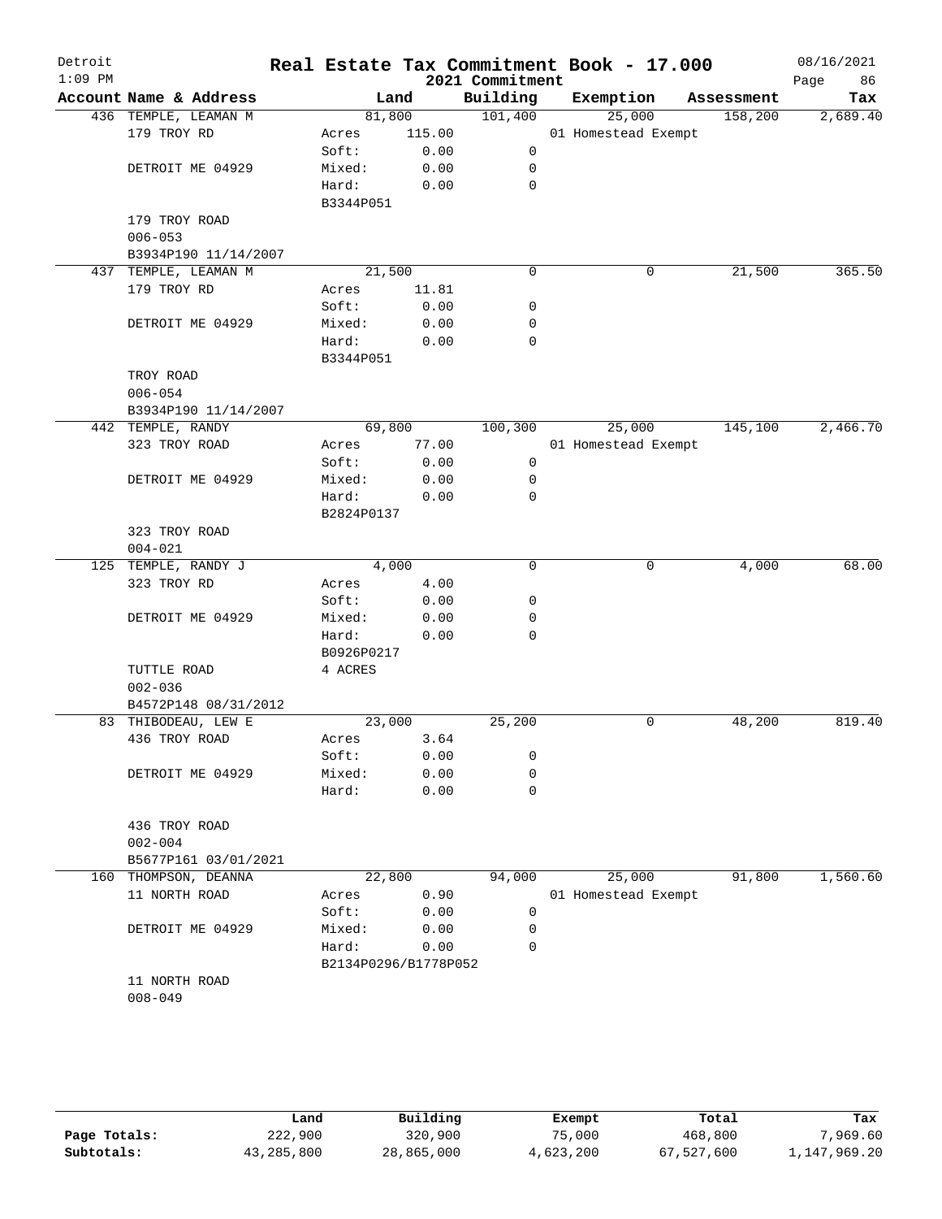# Real Estate Tax Commitment Book - 17.000

Detroit
1:09 PM

2021 Commitment

08/16/2021
Page 86

| Account Name & Address | Land | | Building | Exemption | Assessment | Tax |
|---|---|---|---|---|---|---|
| 436 TEMPLE, LEAMAN M | 81,800 | | 101,400 | 25,000 | 158,200 | 2,689.40 |
| 179 TROY RD | Acres | 115.00 | | 01 Homestead Exempt | | |
| | Soft: | 0.00 | 0 | | | |
| DETROIT ME 04929 | Mixed: | 0.00 | 0 | | | |
| | Hard: | 0.00 | 0 | | | |
| | B3344P051 | | | | | |
| 179 TROY ROAD | | | | | | |
| 006-053 | | | | | | |
| B3934P190 11/14/2007 | | | | | | |
| 437 TEMPLE, LEAMAN M | 21,500 | | 0 | 0 | 21,500 | 365.50 |
| 179 TROY RD | Acres | 11.81 | | | | |
| | Soft: | 0.00 | 0 | | | |
| DETROIT ME 04929 | Mixed: | 0.00 | 0 | | | |
| | Hard: | 0.00 | 0 | | | |
| | B3344P051 | | | | | |
| TROY ROAD | | | | | | |
| 006-054 | | | | | | |
| B3934P190 11/14/2007 | | | | | | |
| 442 TEMPLE, RANDY | 69,800 | | 100,300 | 25,000 | 145,100 | 2,466.70 |
| 323 TROY ROAD | Acres | 77.00 | | 01 Homestead Exempt | | |
| | Soft: | 0.00 | 0 | | | |
| DETROIT ME 04929 | Mixed: | 0.00 | 0 | | | |
| | Hard: | 0.00 | 0 | | | |
| | B2824P0137 | | | | | |
| 323 TROY ROAD | | | | | | |
| 004-021 | | | | | | |
| 125 TEMPLE, RANDY J | 4,000 | | 0 | 0 | 4,000 | 68.00 |
| 323 TROY RD | Acres | 4.00 | | | | |
| | Soft: | 0.00 | 0 | | | |
| DETROIT ME 04929 | Mixed: | 0.00 | 0 | | | |
| | Hard: | 0.00 | 0 | | | |
| | B0926P0217 | | | | | |
| TUTTLE ROAD | 4 ACRES | | | | | |
| 002-036 | | | | | | |
| B4572P148 08/31/2012 | | | | | | |
| 83 THIBODEAU, LEW E | 23,000 | | 25,200 | 0 | 48,200 | 819.40 |
| 436 TROY ROAD | Acres | 3.64 | | | | |
| | Soft: | 0.00 | 0 | | | |
| DETROIT ME 04929 | Mixed: | 0.00 | 0 | | | |
| | Hard: | 0.00 | 0 | | | |
| 436 TROY ROAD | | | | | | |
| 002-004 | | | | | | |
| B5677P161 03/01/2021 | | | | | | |
| 160 THOMPSON, DEANNA | 22,800 | | 94,000 | 25,000 | 91,800 | 1,560.60 |
| 11 NORTH ROAD | Acres | 0.90 | | 01 Homestead Exempt | | |
| | Soft: | 0.00 | 0 | | | |
| DETROIT ME 04929 | Mixed: | 0.00 | 0 | | | |
| | Hard: | 0.00 | 0 | | | |
| | B2134P0296/B1778P052 | | | | | |
| 11 NORTH ROAD | | | | | | |
| 008-049 | | | | | | |

| | Land | Building | Exempt | Total | Tax |
|---|---|---|---|---|---|
| Page Totals: | 222,900 | 320,900 | 75,000 | 468,800 | 7,969.60 |
| Subtotals: | 43,285,800 | 28,865,000 | 4,623,200 | 67,527,600 | 1,147,969.20 |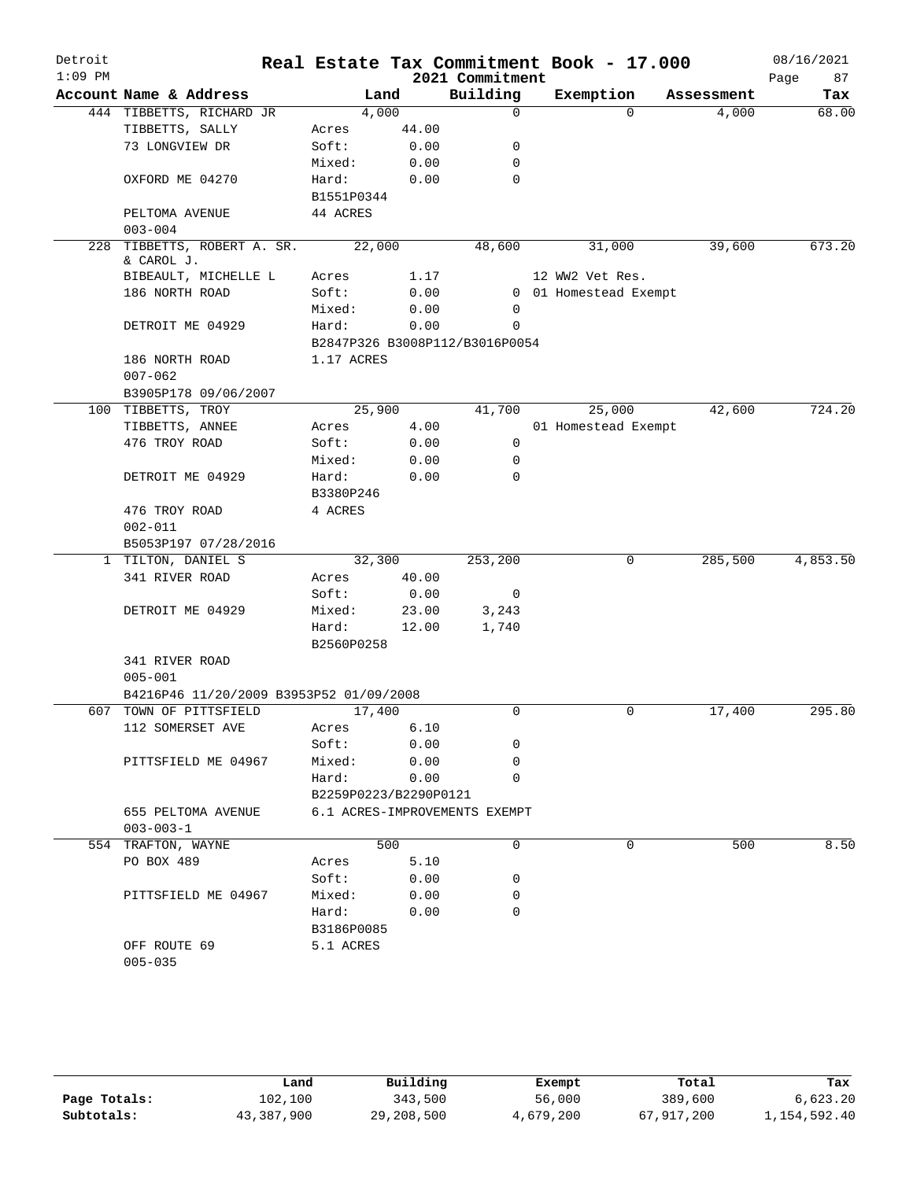# Real Estate Tax Commitment Book - 17.000

Detroit
1:09 PM

2021 Commitment

08/16/2021
Page 87

| Account | Name & Address | Land | | Building | Exemption | Assessment | Tax |
|---|---|---|---|---|---|---|---|
| 444 | TIBBETTS, RICHARD JR | 4,000 | | 0 | 0 | 4,000 | 68.00 |
| | TIBBETTS, SALLY | Acres | 44.00 | | | | |
| | 73 LONGVIEW DR | Soft: | 0.00 | 0 | | | |
| | | Mixed: | 0.00 | 0 | | | |
| | OXFORD ME 04270 | Hard: | 0.00 | 0 | | | |
| | | B1551P0344 | | | | | |
| | PELTOMA AVENUE | 44 ACRES | | | | | |
| | 003-004 | | | | | | |
| 228 | TIBBETTS, ROBERT A. SR. & CAROL J. | 22,000 | | 48,600 | 31,000 | 39,600 | 673.20 |
| | BIBEAULT, MICHELLE L | Acres | 1.17 | | 12 WW2 Vet Res. | | |
| | 186 NORTH ROAD | Soft: | 0.00 | 0 | 01 Homestead Exempt | | |
| | | Mixed: | 0.00 | 0 | | | |
| | DETROIT ME 04929 | Hard: | 0.00 | 0 | | | |
| | | B2847P326 B3008P112/B3016P0054 | | | | | |
| | 186 NORTH ROAD | 1.17 ACRES | | | | | |
| | 007-062 | | | | | | |
| | B3905P178 09/06/2007 | | | | | | |
| 100 | TIBBETTS, TROY | 25,900 | | 41,700 | 25,000 | 42,600 | 724.20 |
| | TIBBETTS, ANNEE | Acres | 4.00 | | 01 Homestead Exempt | | |
| | 476 TROY ROAD | Soft: | 0.00 | 0 | | | |
| | | Mixed: | 0.00 | 0 | | | |
| | DETROIT ME 04929 | Hard: | 0.00 | 0 | | | |
| | | B3380P246 | | | | | |
| | 476 TROY ROAD | 4 ACRES | | | | | |
| | 002-011 | | | | | | |
| | B5053P197 07/28/2016 | | | | | | |
| 1 | TILTON, DANIEL S | 32,300 | | 253,200 | 0 | 285,500 | 4,853.50 |
| | 341 RIVER ROAD | Acres | 40.00 | | | | |
| | | Soft: | 0.00 | 0 | | | |
| | DETROIT ME 04929 | Mixed: | 23.00 | 3,243 | | | |
| | | Hard: | 12.00 | 1,740 | | | |
| | | B2560P0258 | | | | | |
| | 341 RIVER ROAD | | | | | | |
| | 005-001 | | | | | | |
| | B4216P46 11/20/2009 B3953P52 01/09/2008 | | | | | | |
| 607 | TOWN OF PITTSFIELD | 17,400 | | 0 | 0 | 17,400 | 295.80 |
| | 112 SOMERSET AVE | Acres | 6.10 | | | | |
| | | Soft: | 0.00 | 0 | | | |
| | PITTSFIELD ME 04967 | Mixed: | 0.00 | 0 | | | |
| | | Hard: | 0.00 | 0 | | | |
| | | B2259P0223/B2290P0121 | | | | | |
| | 655 PELTOMA AVENUE | 6.1 ACRES-IMPROVEMENTS EXEMPT | | | | | |
| | 003-003-1 | | | | | | |
| 554 | TRAFTON, WAYNE | 500 | | 0 | 0 | 500 | 8.50 |
| | PO BOX 489 | Acres | 5.10 | | | | |
| | | Soft: | 0.00 | 0 | | | |
| | PITTSFIELD ME 04967 | Mixed: | 0.00 | 0 | | | |
| | | Hard: | 0.00 | 0 | | | |
| | | B3186P0085 | | | | | |
| | OFF ROUTE 69 | 5.1 ACRES | | | | | |
| | 005-035 | | | | | | |

| | Land | Building | Exempt | Total | Tax |
|---|---|---|---|---|---|
| Page Totals: | 102,100 | 343,500 | 56,000 | 389,600 | 6,623.20 |
| Subtotals: | 43,387,900 | 29,208,500 | 4,679,200 | 67,917,200 | 1,154,592.40 |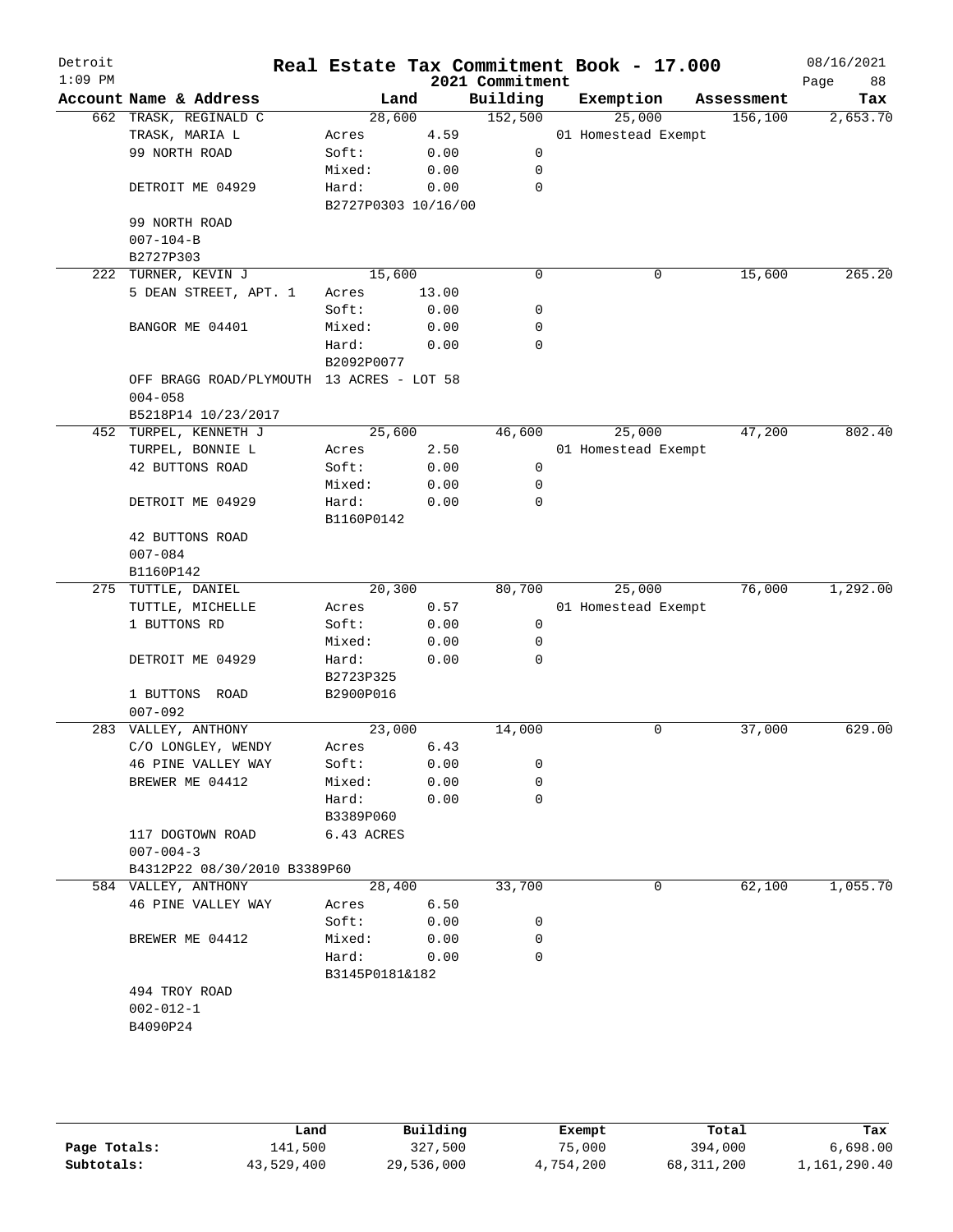# Real Estate Tax Commitment Book - 17.000

Detroit
1:09 PM

2021 Commitment

08/16/2021

| Account Name & Address | Land | | Building | Exemption | Assessment | Tax |
|---|---|---|---|---|---|---|
| 662 TRASK, REGINALD C | 28,600 | | 152,500 | 25,000 | 156,100 | 2,653.70 |
| TRASK, MARIA L | Acres | 4.59 | | 01 Homestead Exempt | | |
| 99 NORTH ROAD | Soft: | 0.00 | 0 | | | |
| | Mixed: | 0.00 | 0 | | | |
| DETROIT ME 04929 | Hard: | 0.00 | 0 | | | |
| | B2727P0303 10/16/00 | | | | | |
| 99 NORTH ROAD | | | | | | |
| 007-104-B | | | | | | |
| B2727P303 | | | | | | |
| 222 TURNER, KEVIN J | 15,600 | | 0 | 0 | 15,600 | 265.20 |
| 5 DEAN STREET, APT. 1 | Acres | 13.00 | | | | |
| | Soft: | 0.00 | 0 | | | |
| BANGOR ME 04401 | Mixed: | 0.00 | 0 | | | |
| | Hard: | 0.00 | 0 | | | |
| | B2092P0077 | | | | | |
| OFF BRAGG ROAD/PLYMOUTH | 13 ACRES - LOT 58 | | | | | |
| 004-058 | | | | | | |
| B5218P14 10/23/2017 | | | | | | |
| 452 TURPEL, KENNETH J | 25,600 | | 46,600 | 25,000 | 47,200 | 802.40 |
| TURPEL, BONNIE L | Acres | 2.50 | | 01 Homestead Exempt | | |
| 42 BUTTONS ROAD | Soft: | 0.00 | 0 | | | |
| | Mixed: | 0.00 | 0 | | | |
| DETROIT ME 04929 | Hard: | 0.00 | 0 | | | |
| | B1160P0142 | | | | | |
| 42 BUTTONS ROAD | | | | | | |
| 007-084 | | | | | | |
| B1160P142 | | | | | | |
| 275 TUTTLE, DANIEL | 20,300 | | 80,700 | 25,000 | 76,000 | 1,292.00 |
| TUTTLE, MICHELLE | Acres | 0.57 | | 01 Homestead Exempt | | |
| 1 BUTTONS RD | Soft: | 0.00 | 0 | | | |
| | Mixed: | 0.00 | 0 | | | |
| DETROIT ME 04929 | Hard: | 0.00 | 0 | | | |
| | B2723P325 | | | | | |
| 1 BUTTONS ROAD | B2900P016 | | | | | |
| 007-092 | | | | | | |
| 283 VALLEY, ANTHONY | 23,000 | | 14,000 | 0 | 37,000 | 629.00 |
| C/O LONGLEY, WENDY | Acres | 6.43 | | | | |
| 46 PINE VALLEY WAY | Soft: | 0.00 | 0 | | | |
| BREWER ME 04412 | Mixed: | 0.00 | 0 | | | |
| | Hard: | 0.00 | 0 | | | |
| | B3389P060 | | | | | |
| 117 DOGTOWN ROAD | 6.43 ACRES | | | | | |
| 007-004-3 | | | | | | |
| B4312P22 08/30/2010 B3389P60 | | | | | | |
| 584 VALLEY, ANTHONY | 28,400 | | 33,700 | 0 | 62,100 | 1,055.70 |
| 46 PINE VALLEY WAY | Acres | 6.50 | | | | |
| | Soft: | 0.00 | 0 | | | |
| BREWER ME 04412 | Mixed: | 0.00 | 0 | | | |
| | Hard: | 0.00 | 0 | | | |
| | B3145P0181&182 | | | | | |
| 494 TROY ROAD | | | | | | |
| 002-012-1 | | | | | | |
| B4090P24 | | | | | | |

| | Land | Building | Exempt | Total | Tax |
|---|---|---|---|---|---|
| Page Totals: | 141,500 | 327,500 | 75,000 | 394,000 | 6,698.00 |
| Subtotals: | 43,529,400 | 29,536,000 | 4,754,200 | 68,311,200 | 1,161,290.40 |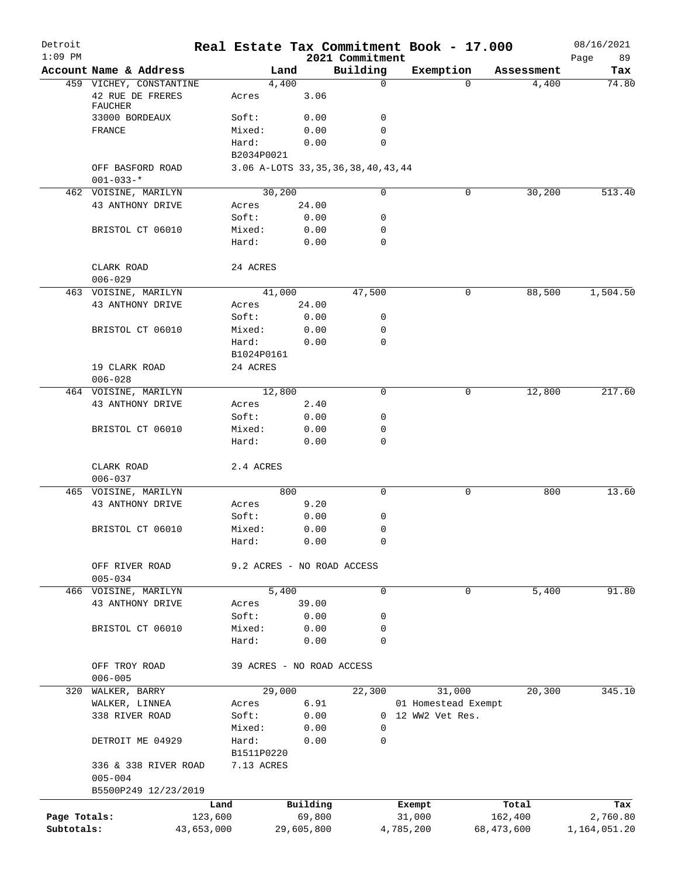# Real Estate Tax Commitment Book - 17.000

Detroit
1:09 PM

2021 Commitment

08/16/2021

| Account Name & Address | Land | | Building | Exemption | Assessment | Tax |
|---|---|---|---|---|---|---|
| 459 VICHEY, CONSTANTINE | 4,400 | | 0 | 0 | 4,400 | 74.80 |
| 42 RUE DE FRERES FAUCHER | Acres | 3.06 | | | | |
| 33000 BORDEAUX | Soft: | 0.00 | 0 | | | |
| FRANCE | Mixed: | 0.00 | 0 | | | |
| | Hard: | 0.00 | 0 | | | |
| | B2034P0021 | | | | | |
| OFF BASFORD ROAD | 3.06 A-LOTS 33,35,36,38,40,43,44 | | | | | |
| 001-033-* | | | | | | |
| 462 VOISINE, MARILYN | 30,200 | | 0 | 0 | 30,200 | 513.40 |
| 43 ANTHONY DRIVE | Acres | 24.00 | | | | |
| | Soft: | 0.00 | 0 | | | |
| BRISTOL CT 06010 | Mixed: | 0.00 | 0 | | | |
| | Hard: | 0.00 | 0 | | | |
| CLARK ROAD | 24 ACRES | | | | | |
| 006-029 | | | | | | |
| 463 VOISINE, MARILYN | 41,000 | | 47,500 | 0 | 88,500 | 1,504.50 |
| 43 ANTHONY DRIVE | Acres | 24.00 | | | | |
| | Soft: | 0.00 | 0 | | | |
| BRISTOL CT 06010 | Mixed: | 0.00 | 0 | | | |
| | Hard: | 0.00 | 0 | | | |
| | B1024P0161 | | | | | |
| 19 CLARK ROAD | 24 ACRES | | | | | |
| 006-028 | | | | | | |
| 464 VOISINE, MARILYN | 12,800 | | 0 | 0 | 12,800 | 217.60 |
| 43 ANTHONY DRIVE | Acres | 2.40 | | | | |
| | Soft: | 0.00 | 0 | | | |
| BRISTOL CT 06010 | Mixed: | 0.00 | 0 | | | |
| | Hard: | 0.00 | 0 | | | |
| CLARK ROAD | 2.4 ACRES | | | | | |
| 006-037 | | | | | | |
| 465 VOISINE, MARILYN | 800 | | 0 | 0 | 800 | 13.60 |
| 43 ANTHONY DRIVE | Acres | 9.20 | | | | |
| | Soft: | 0.00 | 0 | | | |
| BRISTOL CT 06010 | Mixed: | 0.00 | 0 | | | |
| | Hard: | 0.00 | 0 | | | |
| OFF RIVER ROAD | 9.2 ACRES - NO ROAD ACCESS | | | | | |
| 005-034 | | | | | | |
| 466 VOISINE, MARILYN | 5,400 | | 0 | 0 | 5,400 | 91.80 |
| 43 ANTHONY DRIVE | Acres | 39.00 | | | | |
| | Soft: | 0.00 | 0 | | | |
| BRISTOL CT 06010 | Mixed: | 0.00 | 0 | | | |
| | Hard: | 0.00 | 0 | | | |
| OFF TROY ROAD | 39 ACRES - NO ROAD ACCESS | | | | | |
| 006-005 | | | | | | |
| 320 WALKER, BARRY | 29,000 | | 22,300 | 31,000 | 20,300 | 345.10 |
| WALKER, LINNEA | Acres | 6.91 | | 01 Homestead Exempt | | |
| 338 RIVER ROAD | Soft: | 0.00 | 0 | 12 WW2 Vet Res. | | |
| | Mixed: | 0.00 | 0 | | | |
| DETROIT ME 04929 | Hard: | 0.00 | 0 | | | |
| | B1511P0220 | | | | | |
| 336 & 338 RIVER ROAD | 7.13 ACRES | | | | | |
| 005-004 | | | | | | |
| B5500P249 12/23/2019 | | | | | | |

| | Land | Building | Exempt | Total | Tax |
|---|---|---|---|---|---|
| Page Totals: | 123,600 | 69,800 | 31,000 | 162,400 | 2,760.80 |
| Subtotals: | 43,653,000 | 29,605,800 | 4,785,200 | 68,473,600 | 1,164,051.20 |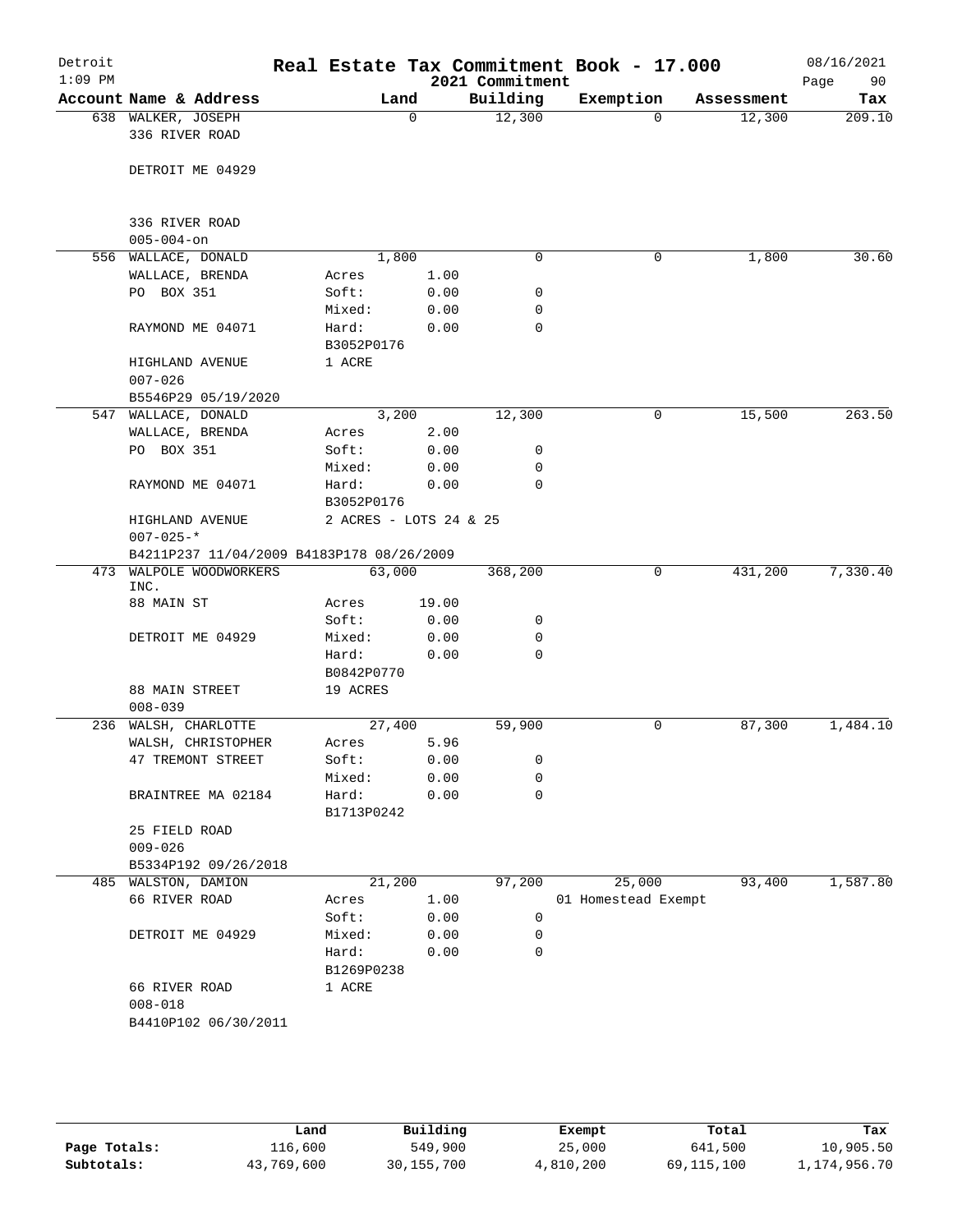# Real Estate Tax Commitment Book - 17.000

Detroit 1:09 PM — 2021 Commitment — 08/16/2021

| Account Name & Address | Land | | Building | Exemption | Assessment | Tax |
|---|---|---|---|---|---|---|
| 638 WALKER, JOSEPH | 0 | | 12,300 | 0 | 12,300 | 209.10 |
| 336 RIVER ROAD | | | | | | |
| DETROIT ME 04929 | | | | | | |
| 336 RIVER ROAD | | | | | | |
| 005-004-on | | | | | | |
| 556 WALLACE, DONALD | 1,800 | | 0 | 0 | 1,800 | 30.60 |
| WALLACE, BRENDA | Acres | 1.00 | | | | |
| PO BOX 351 | Soft: | 0.00 | 0 | | | |
| | Mixed: | 0.00 | 0 | | | |
| RAYMOND ME 04071 | Hard: | 0.00 | 0 | | | |
| | B3052P0176 | | | | | |
| HIGHLAND AVENUE | 1 ACRE | | | | | |
| 007-026 | | | | | | |
| B5546P29 05/19/2020 | | | | | | |
| 547 WALLACE, DONALD | 3,200 | | 12,300 | 0 | 15,500 | 263.50 |
| WALLACE, BRENDA | Acres | 2.00 | | | | |
| PO BOX 351 | Soft: | 0.00 | 0 | | | |
| | Mixed: | 0.00 | 0 | | | |
| RAYMOND ME 04071 | Hard: | 0.00 | 0 | | | |
| | B3052P0176 | | | | | |
| HIGHLAND AVENUE | 2 ACRES - LOTS 24 & 25 | | | | | |
| 007-025-* | | | | | | |
| B4211P237 11/04/2009 B4183P178 08/26/2009 | | | | | | |
| 473 WALPOLE WOODWORKERS INC. | 63,000 | | 368,200 | 0 | 431,200 | 7,330.40 |
| 88 MAIN ST | Acres | 19.00 | | | | |
| | Soft: | 0.00 | 0 | | | |
| DETROIT ME 04929 | Mixed: | 0.00 | 0 | | | |
| | Hard: | 0.00 | 0 | | | |
| | B0842P0770 | | | | | |
| 88 MAIN STREET | 19 ACRES | | | | | |
| 008-039 | | | | | | |
| 236 WALSH, CHARLOTTE | 27,400 | | 59,900 | 0 | 87,300 | 1,484.10 |
| WALSH, CHRISTOPHER | Acres | 5.96 | | | | |
| 47 TREMONT STREET | Soft: | 0.00 | 0 | | | |
| | Mixed: | 0.00 | 0 | | | |
| BRAINTREE MA 02184 | Hard: | 0.00 | 0 | | | |
| | B1713P0242 | | | | | |
| 25 FIELD ROAD | | | | | | |
| 009-026 | | | | | | |
| B5334P192 09/26/2018 | | | | | | |
| 485 WALSTON, DAMION | 21,200 | | 97,200 | 25,000 | 93,400 | 1,587.80 |
| 66 RIVER ROAD | Acres | 1.00 | | 01 Homestead Exempt | | |
| | Soft: | 0.00 | 0 | | | |
| DETROIT ME 04929 | Mixed: | 0.00 | 0 | | | |
| | Hard: | 0.00 | 0 | | | |
| | B1269P0238 | | | | | |
| 66 RIVER ROAD | 1 ACRE | | | | | |
| 008-018 | | | | | | |
| B4410P102 06/30/2011 | | | | | | |

| | Land | Building | Exempt | Total | Tax |
|---|---|---|---|---|---|
| Page Totals: | 116,600 | 549,900 | 25,000 | 641,500 | 10,905.50 |
| Subtotals: | 43,769,600 | 30,155,700 | 4,810,200 | 69,115,100 | 1,174,956.70 |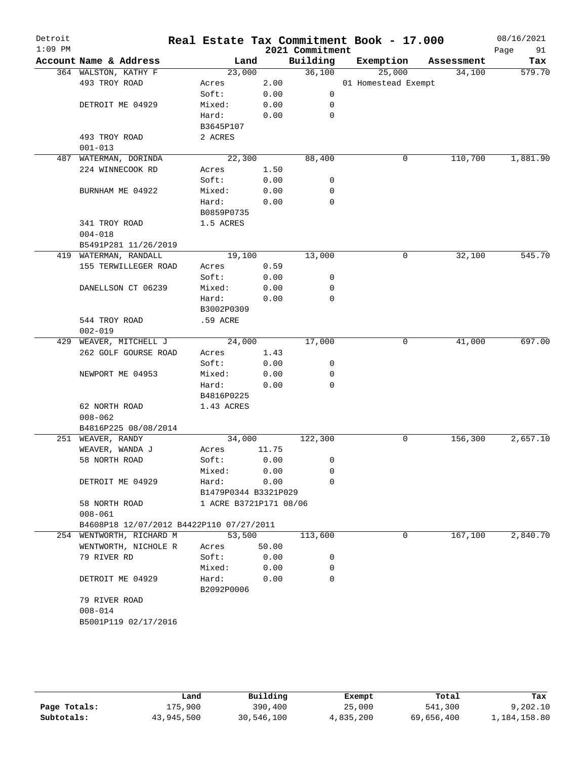# Real Estate Tax Commitment Book - 17.000

Detroit
1:09 PM

2021 Commitment

08/16/2021

| Account Name & Address | Land | | Building | Exemption | Assessment | Tax |
|---|---|---|---|---|---|---|
| 364 WALSTON, KATHY F | 23,000 | | 36,100 | 25,000 | 34,100 | 579.70 |
| 493 TROY ROAD | Acres | 2.00 | | 01 Homestead Exempt | | |
| | Soft: | 0.00 | 0 | | | |
| DETROIT ME 04929 | Mixed: | 0.00 | 0 | | | |
| | Hard: | 0.00 | 0 | | | |
| | B3645P107 | | | | | |
| 493 TROY ROAD | 2 ACRES | | | | | |
| 001-013 | | | | | | |
| 487 WATERMAN, DORINDA | 22,300 | | 88,400 | 0 | 110,700 | 1,881.90 |
| 224 WINNECOOK RD | Acres | 1.50 | | | | |
| | Soft: | 0.00 | 0 | | | |
| BURNHAM ME 04922 | Mixed: | 0.00 | 0 | | | |
| | Hard: | 0.00 | 0 | | | |
| | B0859P0735 | | | | | |
| 341 TROY ROAD | 1.5 ACRES | | | | | |
| 004-018 | | | | | | |
| B5491P281 11/26/2019 | | | | | | |
| 419 WATERMAN, RANDALL | 19,100 | | 13,000 | 0 | 32,100 | 545.70 |
| 155 TERWILLEGER ROAD | Acres | 0.59 | | | | |
| | Soft: | 0.00 | 0 | | | |
| DANELLSON CT 06239 | Mixed: | 0.00 | 0 | | | |
| | Hard: | 0.00 | 0 | | | |
| | B3002P0309 | | | | | |
| 544 TROY ROAD | .59 ACRE | | | | | |
| 002-019 | | | | | | |
| 429 WEAVER, MITCHELL J | 24,000 | | 17,000 | 0 | 41,000 | 697.00 |
| 262 GOLF GOURSE ROAD | Acres | 1.43 | | | | |
| | Soft: | 0.00 | 0 | | | |
| NEWPORT ME 04953 | Mixed: | 0.00 | 0 | | | |
| | Hard: | 0.00 | 0 | | | |
| | B4816P0225 | | | | | |
| 62 NORTH ROAD | 1.43 ACRES | | | | | |
| 008-062 | | | | | | |
| B4816P225 08/08/2014 | | | | | | |
| 251 WEAVER, RANDY | 34,000 | | 122,300 | 0 | 156,300 | 2,657.10 |
| WEAVER, WANDA J | Acres | 11.75 | | | | |
| 58 NORTH ROAD | Soft: | 0.00 | 0 | | | |
| | Mixed: | 0.00 | 0 | | | |
| DETROIT ME 04929 | Hard: | 0.00 | 0 | | | |
| | B1479P0344 B3321P029 | | | | | |
| 58 NORTH ROAD | 1 ACRE B3721P171 08/06 | | | | | |
| 008-061 | | | | | | |
| B4608P18 12/07/2012 B4422P110 07/27/2011 | | | | | | |
| 254 WENTWORTH, RICHARD M | 53,500 | | 113,600 | 0 | 167,100 | 2,840.70 |
| WENTWORTH, NICHOLE R | Acres | 50.00 | | | | |
| 79 RIVER RD | Soft: | 0.00 | 0 | | | |
| | Mixed: | 0.00 | 0 | | | |
| DETROIT ME 04929 | Hard: | 0.00 | 0 | | | |
| | B2092P0006 | | | | | |
| 79 RIVER ROAD | | | | | | |
| 008-014 | | | | | | |
| B5001P119 02/17/2016 | | | | | | |

| | Land | Building | Exempt | Total | Tax |
|---|---|---|---|---|---|
| Page Totals: | 175,900 | 390,400 | 25,000 | 541,300 | 9,202.10 |
| Subtotals: | 43,945,500 | 30,546,100 | 4,835,200 | 69,656,400 | 1,184,158.80 |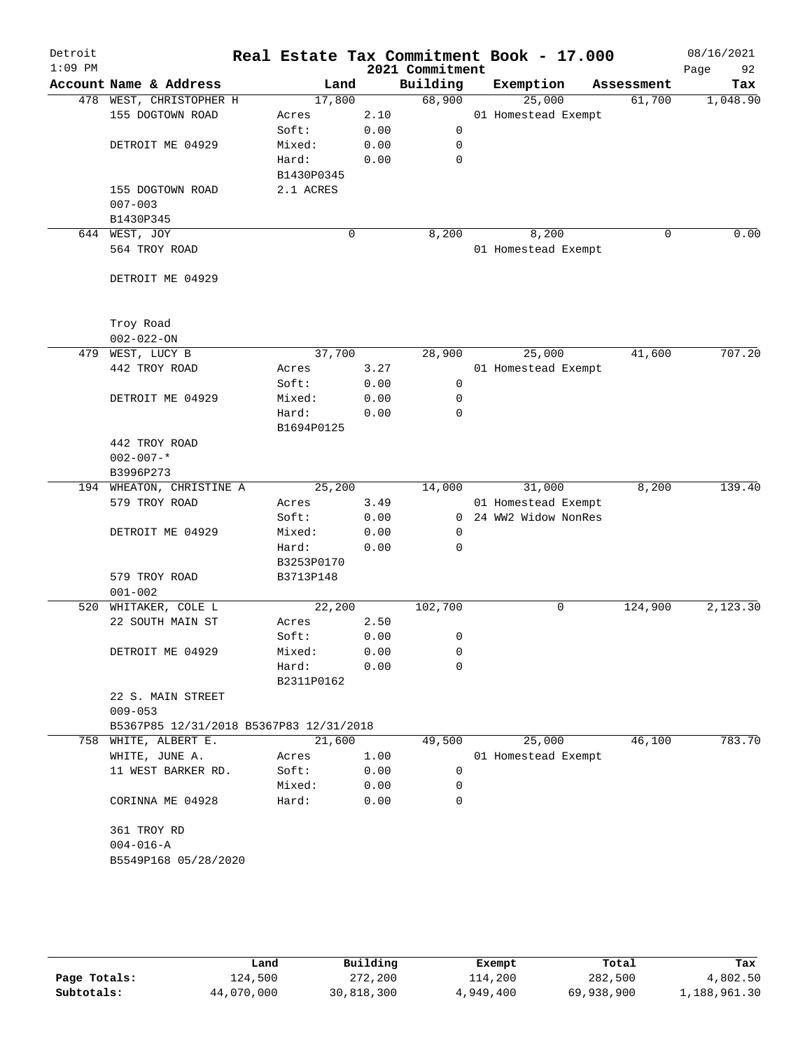# Real Estate Tax Commitment Book - 17.000

Detroit
1:09 PM

2021 Commitment

08/16/2021

| Account | Name & Address | Land | | Building | Exemption | Assessment | Tax |
|---|---|---|---|---|---|---|---|
| 478 | WEST, CHRISTOPHER H | 17,800 | | 68,900 | 25,000 | 61,700 | 1,048.90 |
| | 155 DOGTOWN ROAD | Acres | 2.10 | | 01 Homestead Exempt | | |
| | | Soft: | 0.00 | 0 | | | |
| | DETROIT ME 04929 | Mixed: | 0.00 | 0 | | | |
| | | Hard: | 0.00 | 0 | | | |
| | | B1430P0345 | | | | | |
| | 155 DOGTOWN ROAD | 2.1 ACRES | | | | | |
| | 007-003 | | | | | | |
| | B1430P345 | | | | | | |
| 644 | WEST, JOY | 0 | | 8,200 | 8,200 | 0 | 0.00 |
| | 564 TROY ROAD | | | | 01 Homestead Exempt | | |
| | DETROIT ME 04929 | | | | | | |
| | Troy Road | | | | | | |
| | 002-022-ON | | | | | | |
| 479 | WEST, LUCY B | 37,700 | | 28,900 | 25,000 | 41,600 | 707.20 |
| | 442 TROY ROAD | Acres | 3.27 | | 01 Homestead Exempt | | |
| | | Soft: | 0.00 | 0 | | | |
| | DETROIT ME 04929 | Mixed: | 0.00 | 0 | | | |
| | | Hard: | 0.00 | 0 | | | |
| | | B1694P0125 | | | | | |
| | 442 TROY ROAD | | | | | | |
| | 002-007-* | | | | | | |
| | B3996P273 | | | | | | |
| 194 | WHEATON, CHRISTINE A | 25,200 | | 14,000 | 31,000 | 8,200 | 139.40 |
| | 579 TROY ROAD | Acres | 3.49 | | 01 Homestead Exempt | | |
| | | Soft: | 0.00 | 0 | 24 WW2 Widow NonRes | | |
| | DETROIT ME 04929 | Mixed: | 0.00 | 0 | | | |
| | | Hard: | 0.00 | 0 | | | |
| | | B3253P0170 | | | | | |
| | 579 TROY ROAD | B3713P148 | | | | | |
| | 001-002 | | | | | | |
| 520 | WHITAKER, COLE L | 22,200 | | 102,700 | 0 | 124,900 | 2,123.30 |
| | 22 SOUTH MAIN ST | Acres | 2.50 | | | | |
| | | Soft: | 0.00 | 0 | | | |
| | DETROIT ME 04929 | Mixed: | 0.00 | 0 | | | |
| | | Hard: | 0.00 | 0 | | | |
| | | B2311P0162 | | | | | |
| | 22 S. MAIN STREET | | | | | | |
| | 009-053 | | | | | | |
| | B5367P85 12/31/2018 B5367P83 12/31/2018 | | | | | | |
| 758 | WHITE, ALBERT E. | 21,600 | | 49,500 | 25,000 | 46,100 | 783.70 |
| | WHITE, JUNE A. | Acres | 1.00 | | 01 Homestead Exempt | | |
| | 11 WEST BARKER RD. | Soft: | 0.00 | 0 | | | |
| | | Mixed: | 0.00 | 0 | | | |
| | CORINNA ME 04928 | Hard: | 0.00 | 0 | | | |
| | 361 TROY RD | | | | | | |
| | 004-016-A | | | | | | |
| | B5549P168 05/28/2020 | | | | | | |

| | Land | Building | Exempt | Total | Tax |
|---|---|---|---|---|---|
| Page Totals: | 124,500 | 272,200 | 114,200 | 282,500 | 4,802.50 |
| Subtotals: | 44,070,000 | 30,818,300 | 4,949,400 | 69,938,900 | 1,188,961.30 |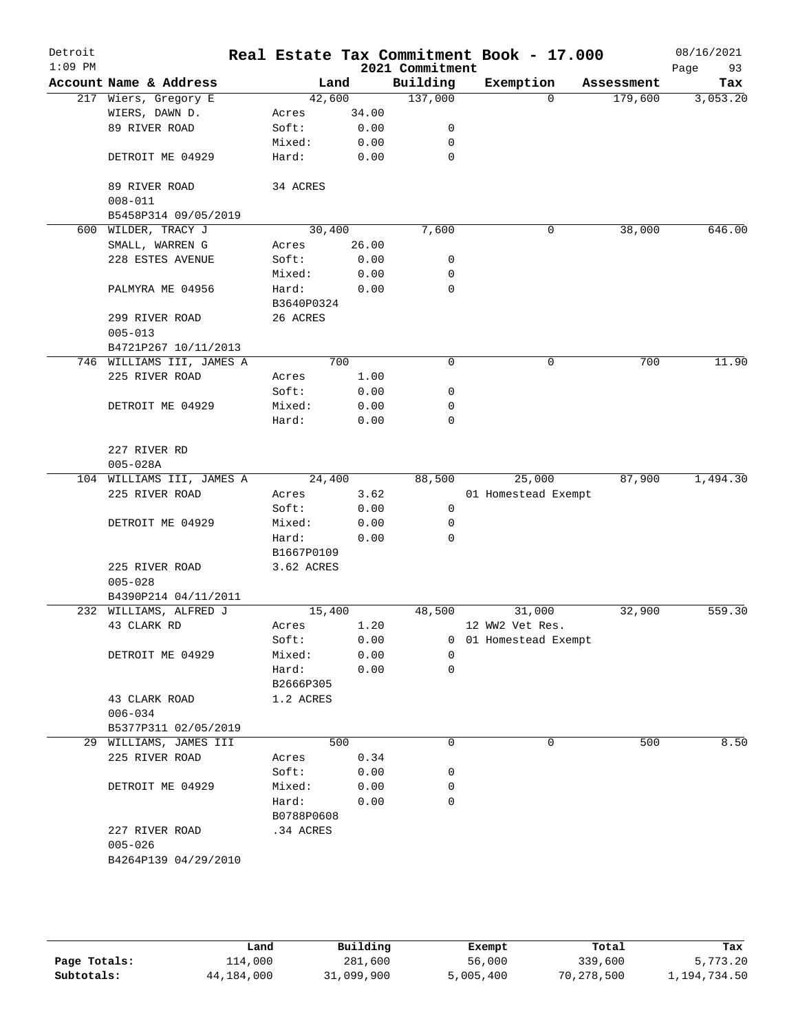# Real Estate Tax Commitment Book - 17.000

Detroit
1:09 PM

2021 Commitment

08/16/2021

| Account Name & Address | Land | | Building | Exemption | Assessment | Tax |
|---|---|---|---|---|---|---|
| 217 Wiers, Gregory E | 42,600 | | 137,000 | 0 | 179,600 | 3,053.20 |
| WIERS, DAWN D. | Acres | 34.00 | | | | |
| 89 RIVER ROAD | Soft: | 0.00 | 0 | | | |
| | Mixed: | 0.00 | 0 | | | |
| DETROIT ME 04929 | Hard: | 0.00 | 0 | | | |
| 89 RIVER ROAD | 34 ACRES | | | | | |
| 008-011 | | | | | | |
| B5458P314 09/05/2019 | | | | | | |
| 600 WILDER, TRACY J | 30,400 | | 7,600 | 0 | 38,000 | 646.00 |
| SMALL, WARREN G | Acres | 26.00 | | | | |
| 228 ESTES AVENUE | Soft: | 0.00 | 0 | | | |
| | Mixed: | 0.00 | 0 | | | |
| PALMYRA ME 04956 | Hard: | 0.00 | 0 | | | |
| | B3640P0324 | | | | | |
| 299 RIVER ROAD | 26 ACRES | | | | | |
| 005-013 | | | | | | |
| B4721P267 10/11/2013 | | | | | | |
| 746 WILLIAMS III, JAMES A | 700 | | 0 | 0 | 700 | 11.90 |
| 225 RIVER ROAD | Acres | 1.00 | | | | |
| | Soft: | 0.00 | 0 | | | |
| DETROIT ME 04929 | Mixed: | 0.00 | 0 | | | |
| | Hard: | 0.00 | 0 | | | |
| 227 RIVER RD | | | | | | |
| 005-028A | | | | | | |
| 104 WILLIAMS III, JAMES A | 24,400 | | 88,500 | 25,000 | 87,900 | 1,494.30 |
| 225 RIVER ROAD | Acres | 3.62 | | 01 Homestead Exempt | | |
| | Soft: | 0.00 | 0 | | | |
| DETROIT ME 04929 | Mixed: | 0.00 | 0 | | | |
| | Hard: | 0.00 | 0 | | | |
| | B1667P0109 | | | | | |
| 225 RIVER ROAD | 3.62 ACRES | | | | | |
| 005-028 | | | | | | |
| B4390P214 04/11/2011 | | | | | | |
| 232 WILLIAMS, ALFRED J | 15,400 | | 48,500 | 31,000 | 32,900 | 559.30 |
| 43 CLARK RD | Acres | 1.20 | | 12 WW2 Vet Res. | | |
| | Soft: | 0.00 | 0 | 01 Homestead Exempt | | |
| DETROIT ME 04929 | Mixed: | 0.00 | 0 | | | |
| | Hard: | 0.00 | 0 | | | |
| | B2666P305 | | | | | |
| 43 CLARK ROAD | 1.2 ACRES | | | | | |
| 006-034 | | | | | | |
| B5377P311 02/05/2019 | | | | | | |
| 29 WILLIAMS, JAMES III | 500 | | 0 | 0 | 500 | 8.50 |
| 225 RIVER ROAD | Acres | 0.34 | | | | |
| | Soft: | 0.00 | 0 | | | |
| DETROIT ME 04929 | Mixed: | 0.00 | 0 | | | |
| | Hard: | 0.00 | 0 | | | |
| | B0788P0608 | | | | | |
| 227 RIVER ROAD | .34 ACRES | | | | | |
| 005-026 | | | | | | |
| B4264P139 04/29/2010 | | | | | | |

| | Land | Building | Exempt | Total | Tax |
|---|---|---|---|---|---|
| Page Totals: | 114,000 | 281,600 | 56,000 | 339,600 | 5,773.20 |
| Subtotals: | 44,184,000 | 31,099,900 | 5,005,400 | 70,278,500 | 1,194,734.50 |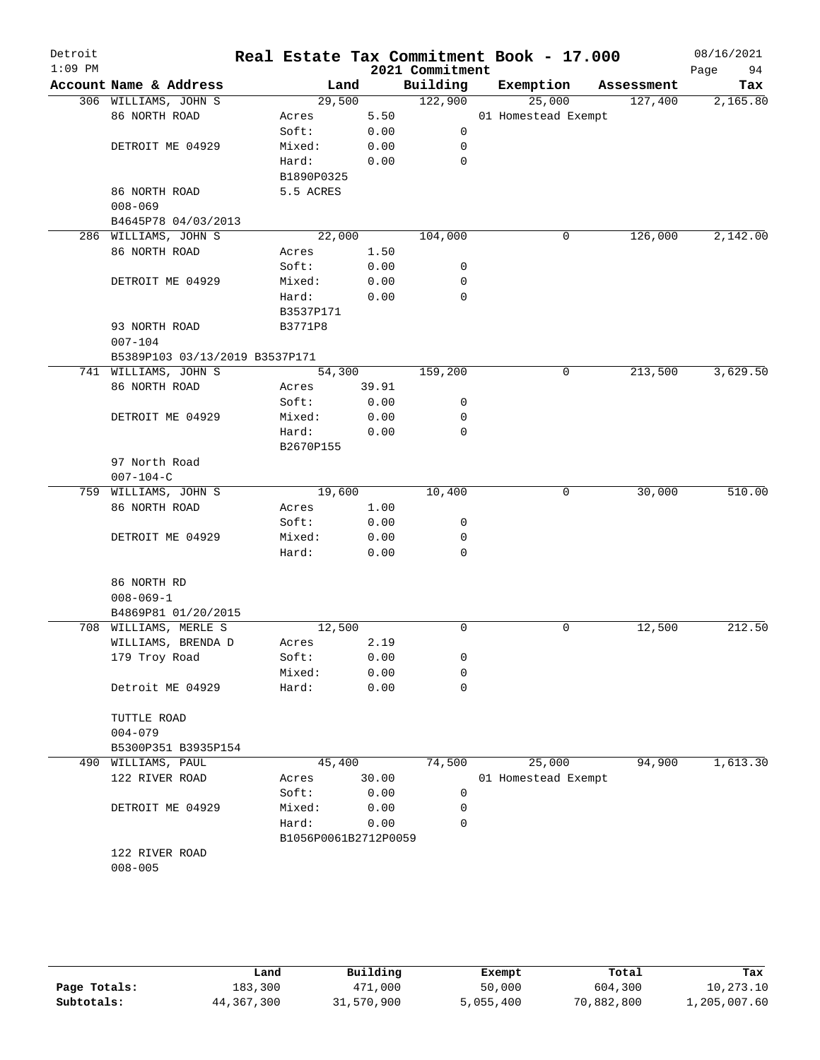# Real Estate Tax Commitment Book - 17.000

Detroit
1:09 PM
2021 Commitment
08/16/2021

| Account Name & Address | Land | | Building | Exemption | Assessment | Tax |
|---|---|---|---|---|---|---|
| 306 WILLIAMS, JOHN S | 29,500 | | 122,900 | 25,000 | 127,400 | 2,165.80 |
| 86 NORTH ROAD | Acres | 5.50 | | 01 Homestead Exempt | | |
| | Soft: | 0.00 | 0 | | | |
| DETROIT ME 04929 | Mixed: | 0.00 | 0 | | | |
| | Hard: | 0.00 | 0 | | | |
| | B1890P0325 | | | | | |
| 86 NORTH ROAD | 5.5 ACRES | | | | | |
| 008-069 | | | | | | |
| B4645P78 04/03/2013 | | | | | | |
| 286 WILLIAMS, JOHN S | 22,000 | | 104,000 | 0 | 126,000 | 2,142.00 |
| 86 NORTH ROAD | Acres | 1.50 | | | | |
| | Soft: | 0.00 | 0 | | | |
| DETROIT ME 04929 | Mixed: | 0.00 | 0 | | | |
| | Hard: | 0.00 | 0 | | | |
| | B3537P171 | | | | | |
| 93 NORTH ROAD | B3771P8 | | | | | |
| 007-104 | | | | | | |
| B5389P103 03/13/2019 B3537P171 | | | | | | |
| 741 WILLIAMS, JOHN S | 54,300 | | 159,200 | 0 | 213,500 | 3,629.50 |
| 86 NORTH ROAD | Acres | 39.91 | | | | |
| | Soft: | 0.00 | 0 | | | |
| DETROIT ME 04929 | Mixed: | 0.00 | 0 | | | |
| | Hard: | 0.00 | 0 | | | |
| | B2670P155 | | | | | |
| 97 North Road | | | | | | |
| 007-104-C | | | | | | |
| 759 WILLIAMS, JOHN S | 19,600 | | 10,400 | 0 | 30,000 | 510.00 |
| 86 NORTH ROAD | Acres | 1.00 | | | | |
| | Soft: | 0.00 | 0 | | | |
| DETROIT ME 04929 | Mixed: | 0.00 | 0 | | | |
| | Hard: | 0.00 | 0 | | | |
| 86 NORTH RD | | | | | | |
| 008-069-1 | | | | | | |
| B4869P81 01/20/2015 | | | | | | |
| 708 WILLIAMS, MERLE S | 12,500 | | 0 | 0 | 12,500 | 212.50 |
| WILLIAMS, BRENDA D | Acres | 2.19 | | | | |
| 179 Troy Road | Soft: | 0.00 | 0 | | | |
| | Mixed: | 0.00 | 0 | | | |
| Detroit ME 04929 | Hard: | 0.00 | 0 | | | |
| TUTTLE ROAD | | | | | | |
| 004-079 | | | | | | |
| B5300P351 B3935P154 | | | | | | |
| 490 WILLIAMS, PAUL | 45,400 | | 74,500 | 25,000 | 94,900 | 1,613.30 |
| 122 RIVER ROAD | Acres | 30.00 | | 01 Homestead Exempt | | |
| | Soft: | 0.00 | 0 | | | |
| DETROIT ME 04929 | Mixed: | 0.00 | 0 | | | |
| | Hard: | 0.00 | 0 | | | |
| | B1056P0061B2712P0059 | | | | | |
| 122 RIVER ROAD | | | | | | |
| 008-005 | | | | | | |

| | Land | Building | Exempt | Total | Tax |
|---|---|---|---|---|---|
| Page Totals: | 183,300 | 471,000 | 50,000 | 604,300 | 10,273.10 |
| Subtotals: | 44,367,300 | 31,570,900 | 5,055,400 | 70,882,800 | 1,205,007.60 |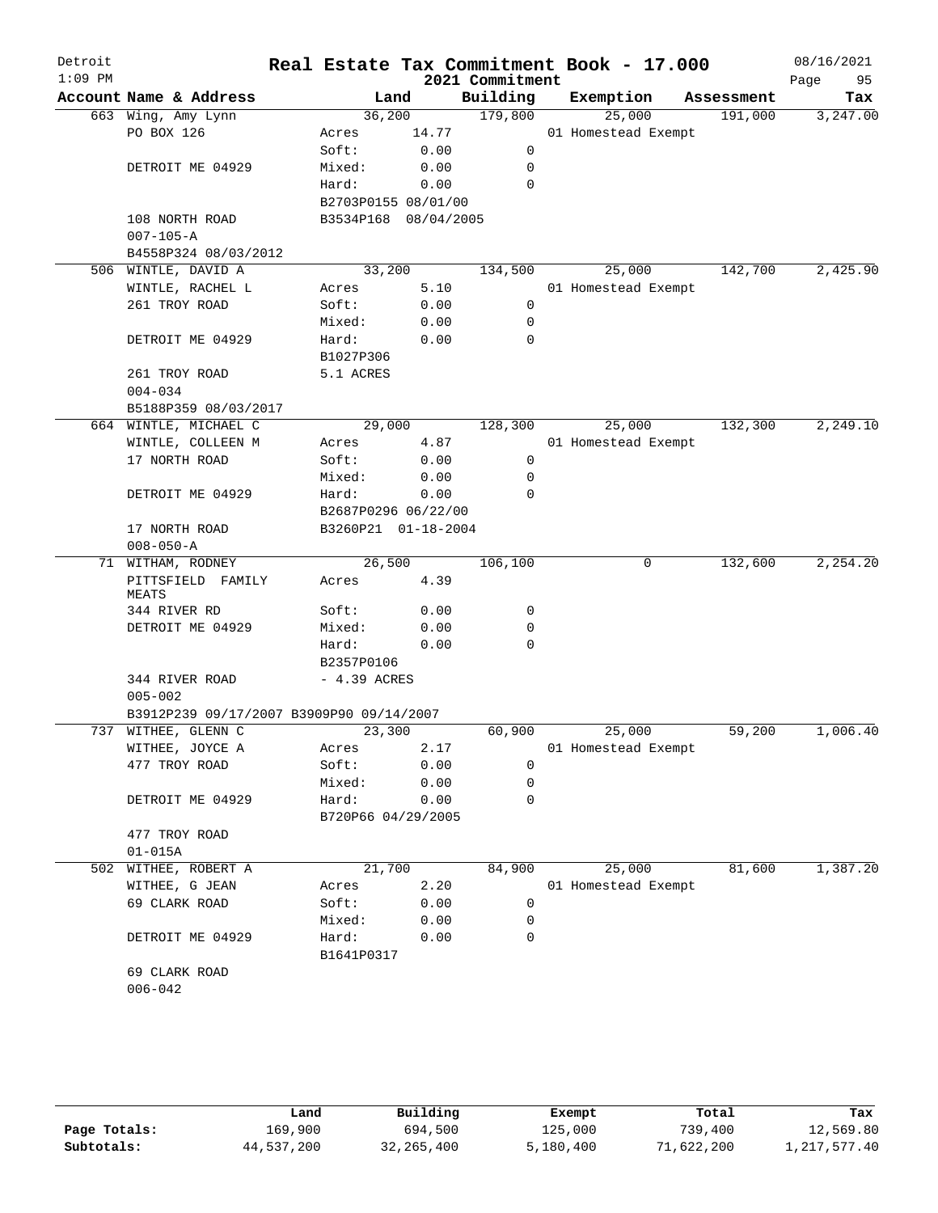# Real Estate Tax Commitment Book - 17.000

Detroit 1:09 PM — 2021 Commitment — 08/16/2021

| Account Name & Address | Land | | Building | Exemption | Assessment | Tax |
|---|---|---|---|---|---|---|
| 663 Wing, Amy Lynn | 36,200 | | 179,800 | 25,000 | 191,000 | 3,247.00 |
| PO BOX 126 | Acres | 14.77 | | 01 Homestead Exempt | | |
| | Soft: | 0.00 | 0 | | | |
| DETROIT ME 04929 | Mixed: | 0.00 | 0 | | | |
| | Hard: | 0.00 | 0 | | | |
| | B2703P0155 08/01/00 | | | | | |
| 108 NORTH ROAD | B3534P168 08/04/2005 | | | | | |
| 007-105-A | | | | | | |
| B4558P324 08/03/2012 | | | | | | |
| 506 WINTLE, DAVID A | 33,200 | | 134,500 | 25,000 | 142,700 | 2,425.90 |
| WINTLE, RACHEL L | Acres | 5.10 | | 01 Homestead Exempt | | |
| 261 TROY ROAD | Soft: | 0.00 | 0 | | | |
| | Mixed: | 0.00 | 0 | | | |
| DETROIT ME 04929 | Hard: | 0.00 | 0 | | | |
| | B1027P306 | | | | | |
| 261 TROY ROAD | 5.1 ACRES | | | | | |
| 004-034 | | | | | | |
| B5188P359 08/03/2017 | | | | | | |
| 664 WINTLE, MICHAEL C | 29,000 | | 128,300 | 25,000 | 132,300 | 2,249.10 |
| WINTLE, COLLEEN M | Acres | 4.87 | | 01 Homestead Exempt | | |
| 17 NORTH ROAD | Soft: | 0.00 | 0 | | | |
| | Mixed: | 0.00 | 0 | | | |
| DETROIT ME 04929 | Hard: | 0.00 | 0 | | | |
| | B2687P0296 06/22/00 | | | | | |
| 17 NORTH ROAD | B3260P21 01-18-2004 | | | | | |
| 008-050-A | | | | | | |
| 71 WITHAM, RODNEY | 26,500 | | 106,100 | 0 | 132,600 | 2,254.20 |
| PITTSFIELD FAMILY MEATS | Acres | 4.39 | | | | |
| 344 RIVER RD | Soft: | 0.00 | 0 | | | |
| DETROIT ME 04929 | Mixed: | 0.00 | 0 | | | |
| | Hard: | 0.00 | 0 | | | |
| | B2357P0106 | | | | | |
| 344 RIVER ROAD | - 4.39 ACRES | | | | | |
| 005-002 | | | | | | |
| B3912P239 09/17/2007 B3909P90 09/14/2007 | | | | | | |
| 737 WITHEE, GLENN C | 23,300 | | 60,900 | 25,000 | 59,200 | 1,006.40 |
| WITHEE, JOYCE A | Acres | 2.17 | | 01 Homestead Exempt | | |
| 477 TROY ROAD | Soft: | 0.00 | 0 | | | |
| | Mixed: | 0.00 | 0 | | | |
| DETROIT ME 04929 | Hard: | 0.00 | 0 | | | |
| | B720P66 04/29/2005 | | | | | |
| 477 TROY ROAD | | | | | | |
| 01-015A | | | | | | |
| 502 WITHEE, ROBERT A | 21,700 | | 84,900 | 25,000 | 81,600 | 1,387.20 |
| WITHEE, G JEAN | Acres | 2.20 | | 01 Homestead Exempt | | |
| 69 CLARK ROAD | Soft: | 0.00 | 0 | | | |
| | Mixed: | 0.00 | 0 | | | |
| DETROIT ME 04929 | Hard: | 0.00 | 0 | | | |
| | B1641P0317 | | | | | |
| 69 CLARK ROAD | | | | | | |
| 006-042 | | | | | | |

| | Land | Building | Exempt | Total | Tax |
|---|---|---|---|---|---|
| Page Totals: | 169,900 | 694,500 | 125,000 | 739,400 | 12,569.80 |
| Subtotals: | 44,537,200 | 32,265,400 | 5,180,400 | 71,622,200 | 1,217,577.40 |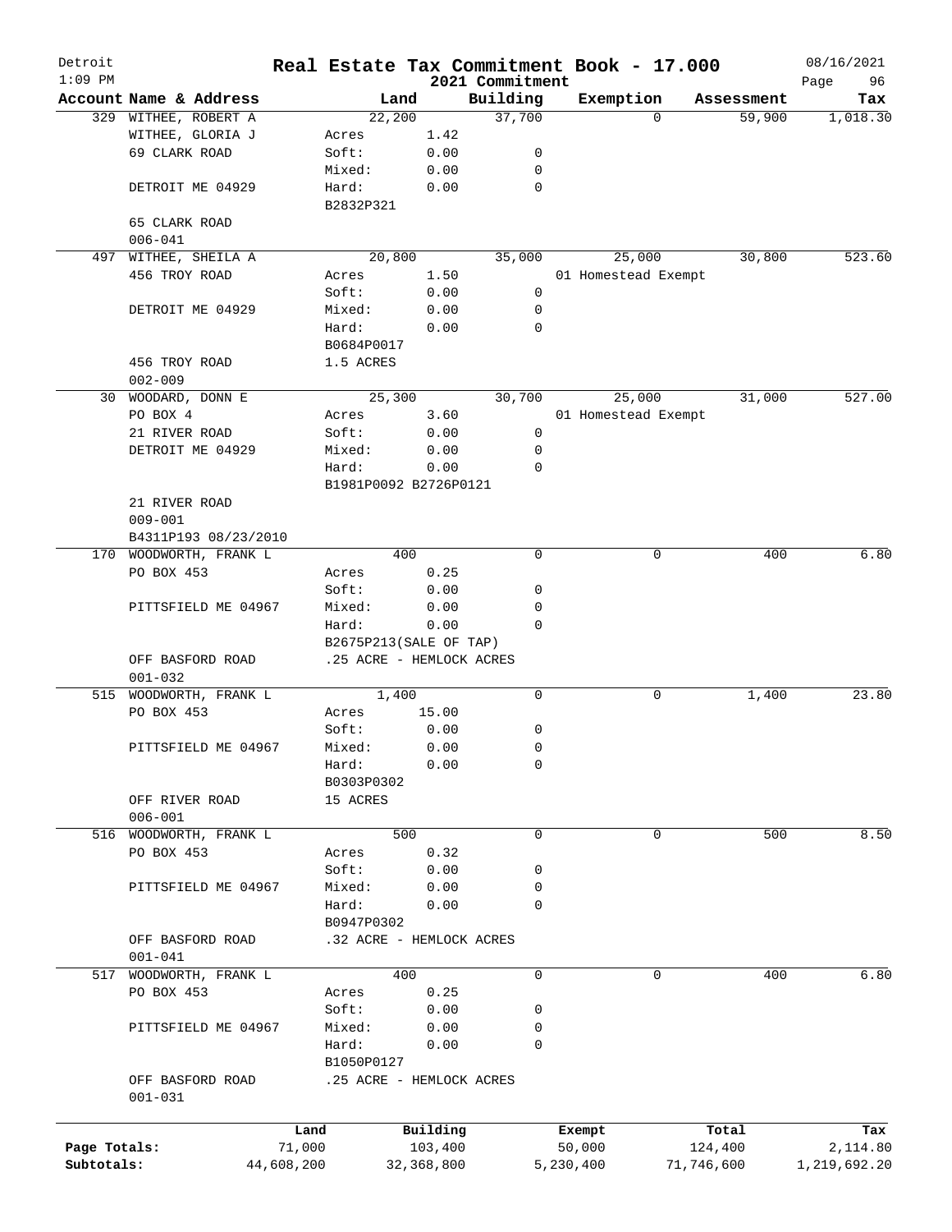# Real Estate Tax Commitment Book - 17.000

Detroit
1:09 PM

2021 Commitment

08/16/2021

| Account | Name & Address | Land | | Building | Exemption | Assessment | Tax |
|---|---|---|---|---|---|---|---|
| 329 | WITHEE, ROBERT A | 22,200 | | 37,700 | 0 | 59,900 | 1,018.30 |
| | WITHEE, GLORIA J | Acres | 1.42 | | | | |
| | 69 CLARK ROAD | Soft: | 0.00 | 0 | | | |
| | | Mixed: | 0.00 | 0 | | | |
| | DETROIT ME 04929 | Hard: | 0.00 | 0 | | | |
| | | B2832P321 | | | | | |
| | 65 CLARK ROAD | | | | | | |
| | 006-041 | | | | | | |
| 497 | WITHEE, SHEILA A | 20,800 | | 35,000 | 25,000 | 30,800 | 523.60 |
| | 456 TROY ROAD | Acres | 1.50 | | 01 Homestead Exempt | | |
| | | Soft: | 0.00 | 0 | | | |
| | DETROIT ME 04929 | Mixed: | 0.00 | 0 | | | |
| | | Hard: | 0.00 | 0 | | | |
| | | B0684P0017 | | | | | |
| | 456 TROY ROAD | 1.5 ACRES | | | | | |
| | 002-009 | | | | | | |
| 30 | WOODARD, DONN E | 25,300 | | 30,700 | 25,000 | 31,000 | 527.00 |
| | PO BOX 4 | Acres | 3.60 | | 01 Homestead Exempt | | |
| | 21 RIVER ROAD | Soft: | 0.00 | 0 | | | |
| | DETROIT ME 04929 | Mixed: | 0.00 | 0 | | | |
| | | Hard: | 0.00 | 0 | | | |
| | | B1981P0092 B2726P0121 | | | | | |
| | 21 RIVER ROAD | | | | | | |
| | 009-001 | | | | | | |
| | B4311P193 08/23/2010 | | | | | | |
| 170 | WOODWORTH, FRANK L | 400 | | 0 | 0 | 400 | 6.80 |
| | PO BOX 453 | Acres | 0.25 | | | | |
| | | Soft: | 0.00 | 0 | | | |
| | PITTSFIELD ME 04967 | Mixed: | 0.00 | 0 | | | |
| | | Hard: | 0.00 | 0 | | | |
| | | B2675P213(SALE OF TAP) | | | | | |
| | OFF BASFORD ROAD | .25 ACRE - HEMLOCK ACRES | | | | | |
| | 001-032 | | | | | | |
| 515 | WOODWORTH, FRANK L | 1,400 | | 0 | 0 | 1,400 | 23.80 |
| | PO BOX 453 | Acres | 15.00 | | | | |
| | | Soft: | 0.00 | 0 | | | |
| | PITTSFIELD ME 04967 | Mixed: | 0.00 | 0 | | | |
| | | Hard: | 0.00 | 0 | | | |
| | | B0303P0302 | | | | | |
| | OFF RIVER ROAD | 15 ACRES | | | | | |
| | 006-001 | | | | | | |
| 516 | WOODWORTH, FRANK L | 500 | | 0 | 0 | 500 | 8.50 |
| | PO BOX 453 | Acres | 0.32 | | | | |
| | | Soft: | 0.00 | 0 | | | |
| | PITTSFIELD ME 04967 | Mixed: | 0.00 | 0 | | | |
| | | Hard: | 0.00 | 0 | | | |
| | | B0947P0302 | | | | | |
| | OFF BASFORD ROAD | .32 ACRE - HEMLOCK ACRES | | | | | |
| | 001-041 | | | | | | |
| 517 | WOODWORTH, FRANK L | 400 | | 0 | 0 | 400 | 6.80 |
| | PO BOX 453 | Acres | 0.25 | | | | |
| | | Soft: | 0.00 | 0 | | | |
| | PITTSFIELD ME 04967 | Mixed: | 0.00 | 0 | | | |
| | | Hard: | 0.00 | 0 | | | |
| | | B1050P0127 | | | | | |
| | OFF BASFORD ROAD | .25 ACRE - HEMLOCK ACRES | | | | | |
| | 001-031 | | | | | | |

| | Land | Building | Exempt | Total | Tax |
|---|---|---|---|---|---|
| Page Totals: | 71,000 | 103,400 | 50,000 | 124,400 | 2,114.80 |
| Subtotals: | 44,608,200 | 32,368,800 | 5,230,400 | 71,746,600 | 1,219,692.20 |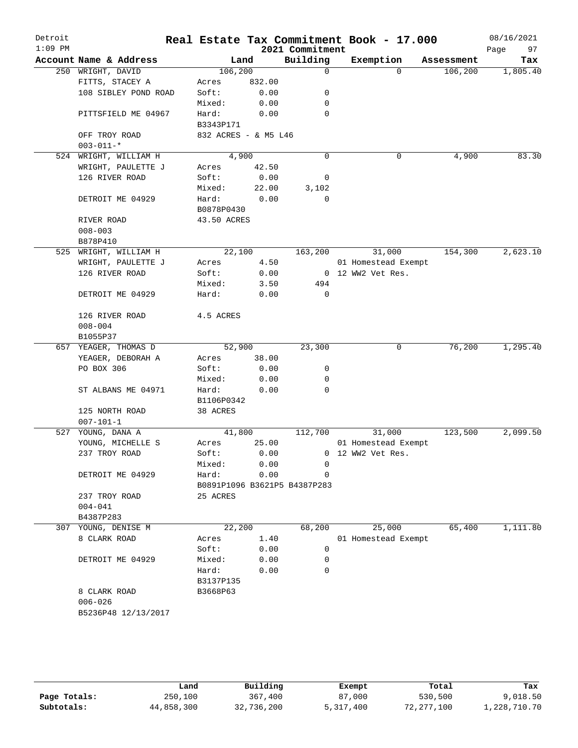# Real Estate Tax Commitment Book - 17.000

Detroit
1:09 PM

2021 Commitment

08/16/2021

| Account | Name & Address | Land | | Building | Exemption | Assessment | Tax |
|---|---|---|---|---|---|---|---|
| 250 | WRIGHT, DAVID | 106,200 | | 0 | 0 | 106,200 | 1,805.40 |
| | FITTS, STACEY A | Acres | 832.00 | | | | |
| | 108 SIBLEY POND ROAD | Soft: | 0.00 | 0 | | | |
| | | Mixed: | 0.00 | 0 | | | |
| | PITTSFIELD ME 04967 | Hard: | 0.00 | 0 | | | |
| | | B3343P171 | | | | | |
| | OFF TROY ROAD | 832 ACRES - & M5 L46 | | | | | |
| | 003-011-* | | | | | | |
| 524 | WRIGHT, WILLIAM H | 4,900 | | 0 | 0 | 4,900 | 83.30 |
| | WRIGHT, PAULETTE J | Acres | 42.50 | | | | |
| | 126 RIVER ROAD | Soft: | 0.00 | 0 | | | |
| | | Mixed: | 22.00 | 3,102 | | | |
| | DETROIT ME 04929 | Hard: | 0.00 | 0 | | | |
| | | B0878P0430 | | | | | |
| | RIVER ROAD | 43.50 ACRES | | | | | |
| | 008-003 | | | | | | |
| | B878P410 | | | | | | |
| 525 | WRIGHT, WILLIAM H | 22,100 | | 163,200 | 31,000 | 154,300 | 2,623.10 |
| | WRIGHT, PAULETTE J | Acres | 4.50 | | 01 Homestead Exempt | | |
| | 126 RIVER ROAD | Soft: | 0.00 | 0 | 12 WW2 Vet Res. | | |
| | | Mixed: | 3.50 | 494 | | | |
| | DETROIT ME 04929 | Hard: | 0.00 | 0 | | | |
| | 126 RIVER ROAD | 4.5 ACRES | | | | | |
| | 008-004 | | | | | | |
| | B1055P37 | | | | | | |
| 657 | YEAGER, THOMAS D | 52,900 | | 23,300 | 0 | 76,200 | 1,295.40 |
| | YEAGER, DEBORAH A | Acres | 38.00 | | | | |
| | PO BOX 306 | Soft: | 0.00 | 0 | | | |
| | | Mixed: | 0.00 | 0 | | | |
| | ST ALBANS ME 04971 | Hard: | 0.00 | 0 | | | |
| | | B1106P0342 | | | | | |
| | 125 NORTH ROAD | 38 ACRES | | | | | |
| | 007-101-1 | | | | | | |
| 527 | YOUNG, DANA A | 41,800 | | 112,700 | 31,000 | 123,500 | 2,099.50 |
| | YOUNG, MICHELLE S | Acres | 25.00 | | 01 Homestead Exempt | | |
| | 237 TROY ROAD | Soft: | 0.00 | 0 | 12 WW2 Vet Res. | | |
| | | Mixed: | 0.00 | 0 | | | |
| | DETROIT ME 04929 | Hard: | 0.00 | 0 | | | |
| | | B0891P1096 B3621P5 B4387P283 | | | | | |
| | 237 TROY ROAD | 25 ACRES | | | | | |
| | 004-041 | | | | | | |
| | B4387P283 | | | | | | |
| 307 | YOUNG, DENISE M | 22,200 | | 68,200 | 25,000 | 65,400 | 1,111.80 |
| | 8 CLARK ROAD | Acres | 1.40 | | 01 Homestead Exempt | | |
| | | Soft: | 0.00 | 0 | | | |
| | DETROIT ME 04929 | Mixed: | 0.00 | 0 | | | |
| | | Hard: | 0.00 | 0 | | | |
| | | B3137P135 | | | | | |
| | 8 CLARK ROAD | B3668P63 | | | | | |
| | 006-026 | | | | | | |
| | B5236P48 12/13/2017 | | | | | | |

| | Land | Building | Exempt | Total | Tax |
|---|---|---|---|---|---|
| Page Totals: | 250,100 | 367,400 | 87,000 | 530,500 | 9,018.50 |
| Subtotals: | 44,858,300 | 32,736,200 | 5,317,400 | 72,277,100 | 1,228,710.70 |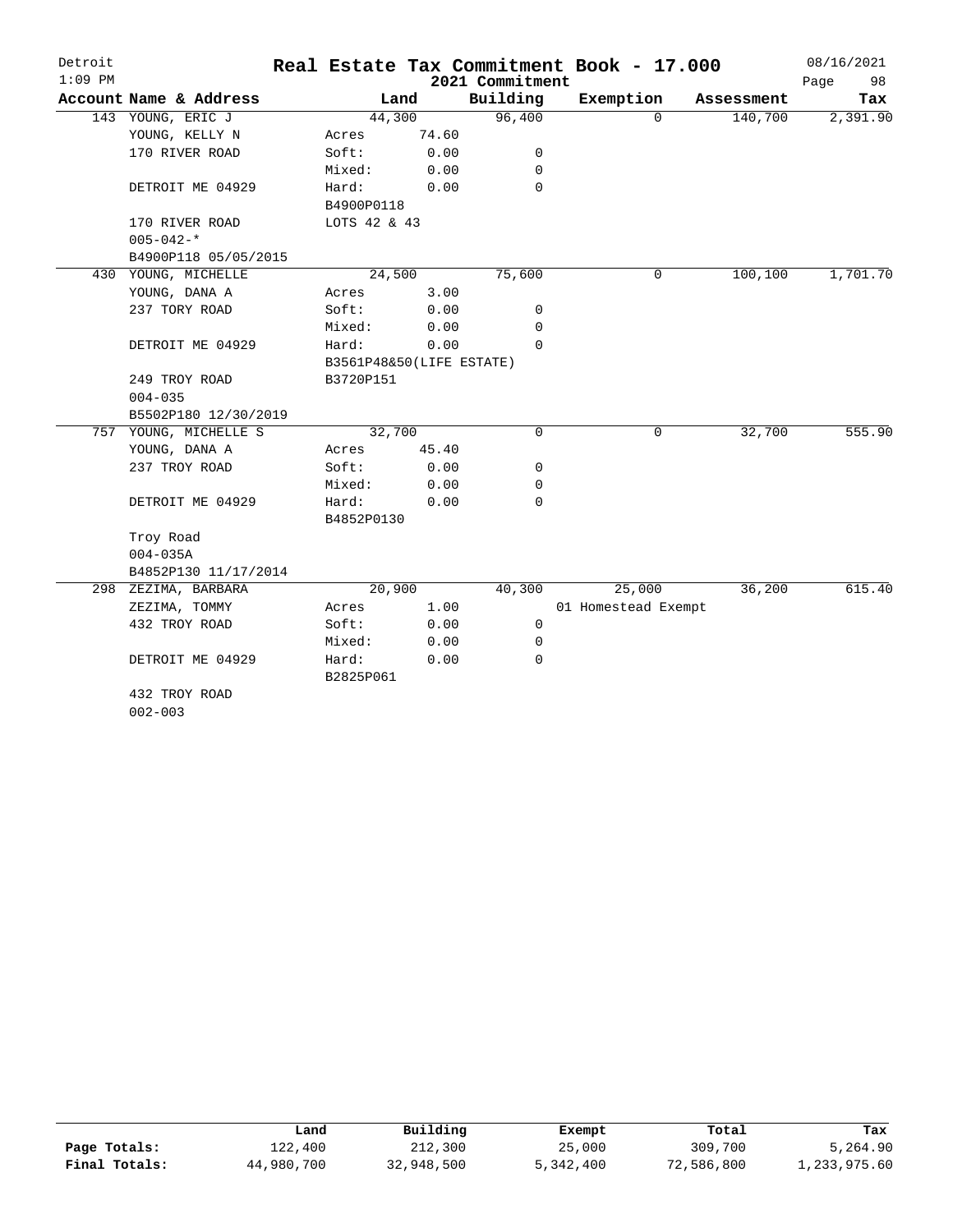# Real Estate Tax Commitment Book - 17.000

Detroit
1:09 PM

2021 Commitment

08/16/2021

| Account Name & Address | Land | | Building | Exemption | Assessment | Tax |
|---|---|---|---|---|---|---|
| 143 YOUNG, ERIC J | 44,300 | | 96,400 | 0 | 140,700 | 2,391.90 |
| YOUNG, KELLY N | Acres | 74.60 | | | | |
| 170 RIVER ROAD | Soft: | 0.00 | 0 | | | |
| | Mixed: | 0.00 | 0 | | | |
| DETROIT ME 04929 | Hard: | 0.00 | 0 | | | |
| | B4900P0118 | | | | | |
| 170 RIVER ROAD | LOTS 42 & 43 | | | | | |
| 005-042-* | | | | | | |
| B4900P118 05/05/2015 | | | | | | |
| 430 YOUNG, MICHELLE | 24,500 | | 75,600 | 0 | 100,100 | 1,701.70 |
| YOUNG, DANA A | Acres | 3.00 | | | | |
| 237 TORY ROAD | Soft: | 0.00 | 0 | | | |
| | Mixed: | 0.00 | 0 | | | |
| DETROIT ME 04929 | Hard: | 0.00 | 0 | | | |
| | B3561P48&50(LIFE ESTATE) | | | | | |
| 249 TROY ROAD | B3720P151 | | | | | |
| 004-035 | | | | | | |
| B5502P180 12/30/2019 | | | | | | |
| 757 YOUNG, MICHELLE S | 32,700 | | 0 | 0 | 32,700 | 555.90 |
| YOUNG, DANA A | Acres | 45.40 | | | | |
| 237 TROY ROAD | Soft: | 0.00 | 0 | | | |
| | Mixed: | 0.00 | 0 | | | |
| DETROIT ME 04929 | Hard: | 0.00 | 0 | | | |
| | B4852P0130 | | | | | |
| Troy Road | | | | | | |
| 004-035A | | | | | | |
| B4852P130 11/17/2014 | | | | | | |
| 298 ZEZIMA, BARBARA | 20,900 | | 40,300 | 25,000 | 36,200 | 615.40 |
| ZEZIMA, TOMMY | Acres | 1.00 | | 01 Homestead Exempt | | |
| 432 TROY ROAD | Soft: | 0.00 | 0 | | | |
| | Mixed: | 0.00 | 0 | | | |
| DETROIT ME 04929 | Hard: | 0.00 | 0 | | | |
| | B2825P061 | | | | | |
| 432 TROY ROAD | | | | | | |
| 002-003 | | | | | | |

| | Land | Building | Exempt | Total | Tax |
|---|---|---|---|---|---|
| Page Totals: | 122,400 | 212,300 | 25,000 | 309,700 | 5,264.90 |
| Final Totals: | 44,980,700 | 32,948,500 | 5,342,400 | 72,586,800 | 1,233,975.60 |